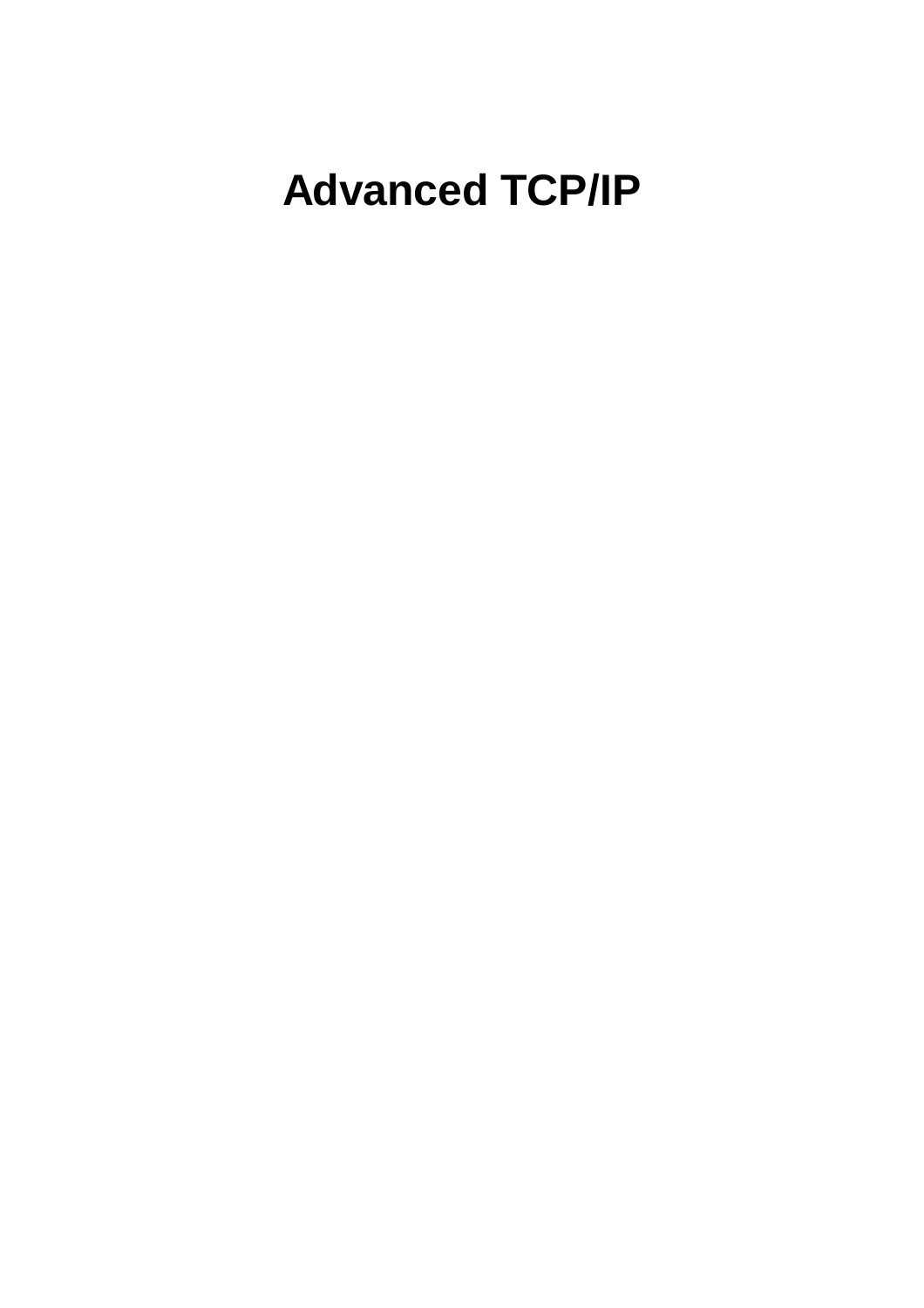# Advanced TCP/IP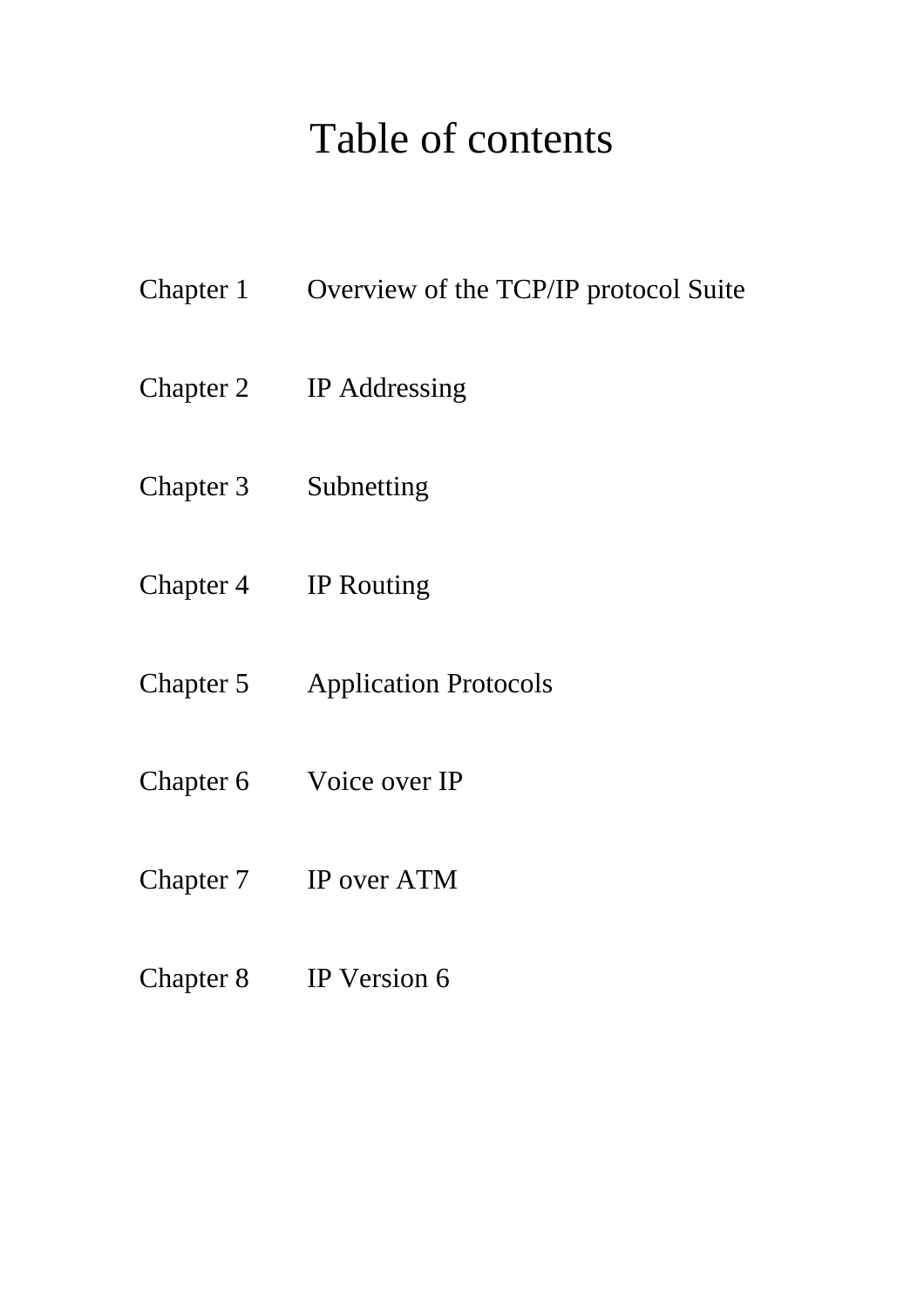# Table of contents

| | |
|---|---|
| Chapter 1 | Overview of the TCP/IP protocol Suite |
| Chapter 2 | IP Addressing |
| Chapter 3 | Subnetting |
| Chapter 4 | IP Routing |
| Chapter 5 | Application Protocols |
| Chapter 6 | Voice over IP |
| Chapter 7 | IP over ATM |
| Chapter 8 | IP Version 6 |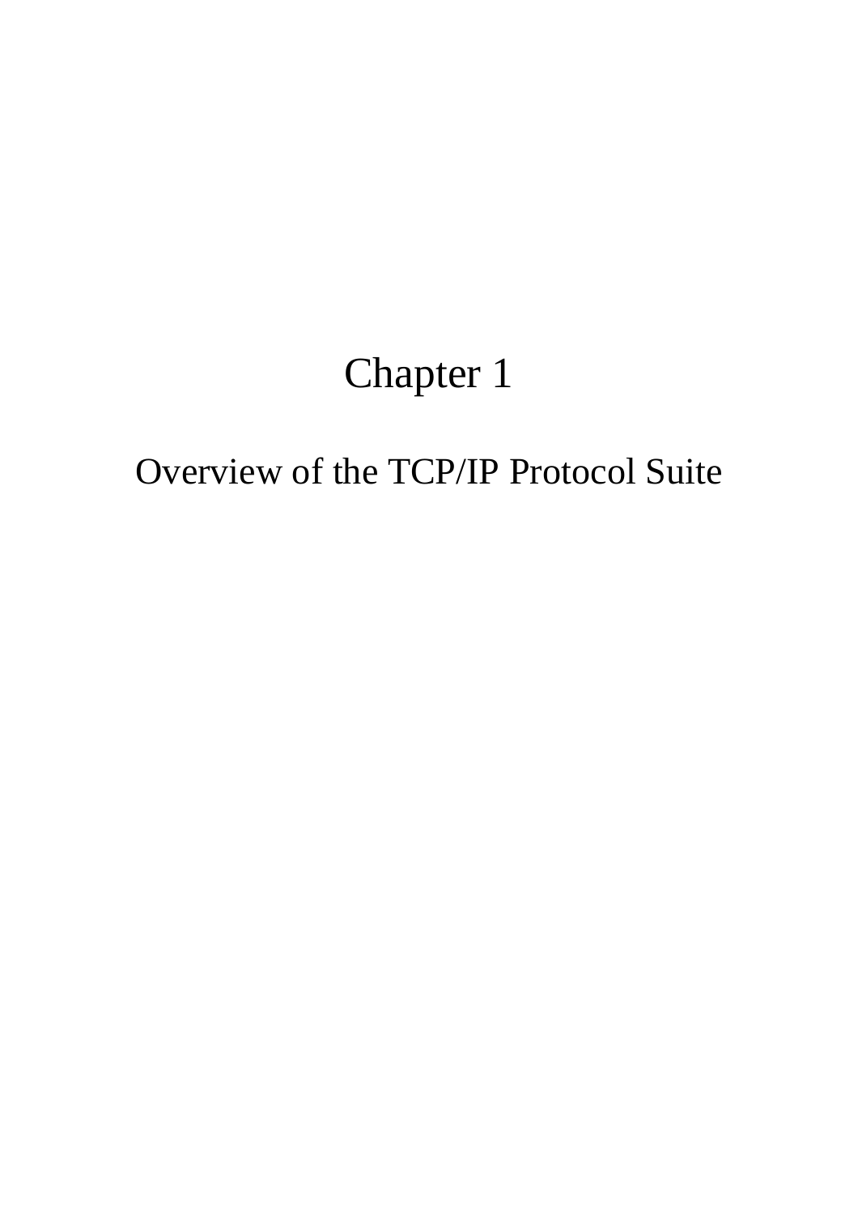# Chapter 1

## Overview of the TCP/IP Protocol Suite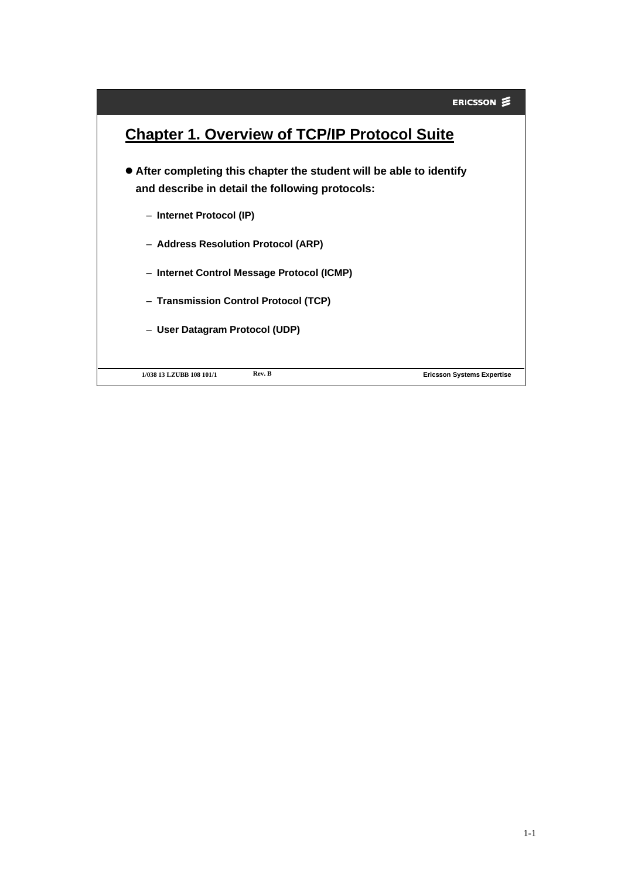## Chapter 1. Overview of TCP/IP Protocol Suite

- **After completing this chapter the student will be able to identify and describe in detail the following protocols:**
  - **Internet Protocol (IP)**
  - **Address Resolution Protocol (ARP)**
  - **Internet Control Message Protocol (ICMP)**
  - **Transmission Control Protocol (TCP)**
  - **User Datagram Protocol (UDP)**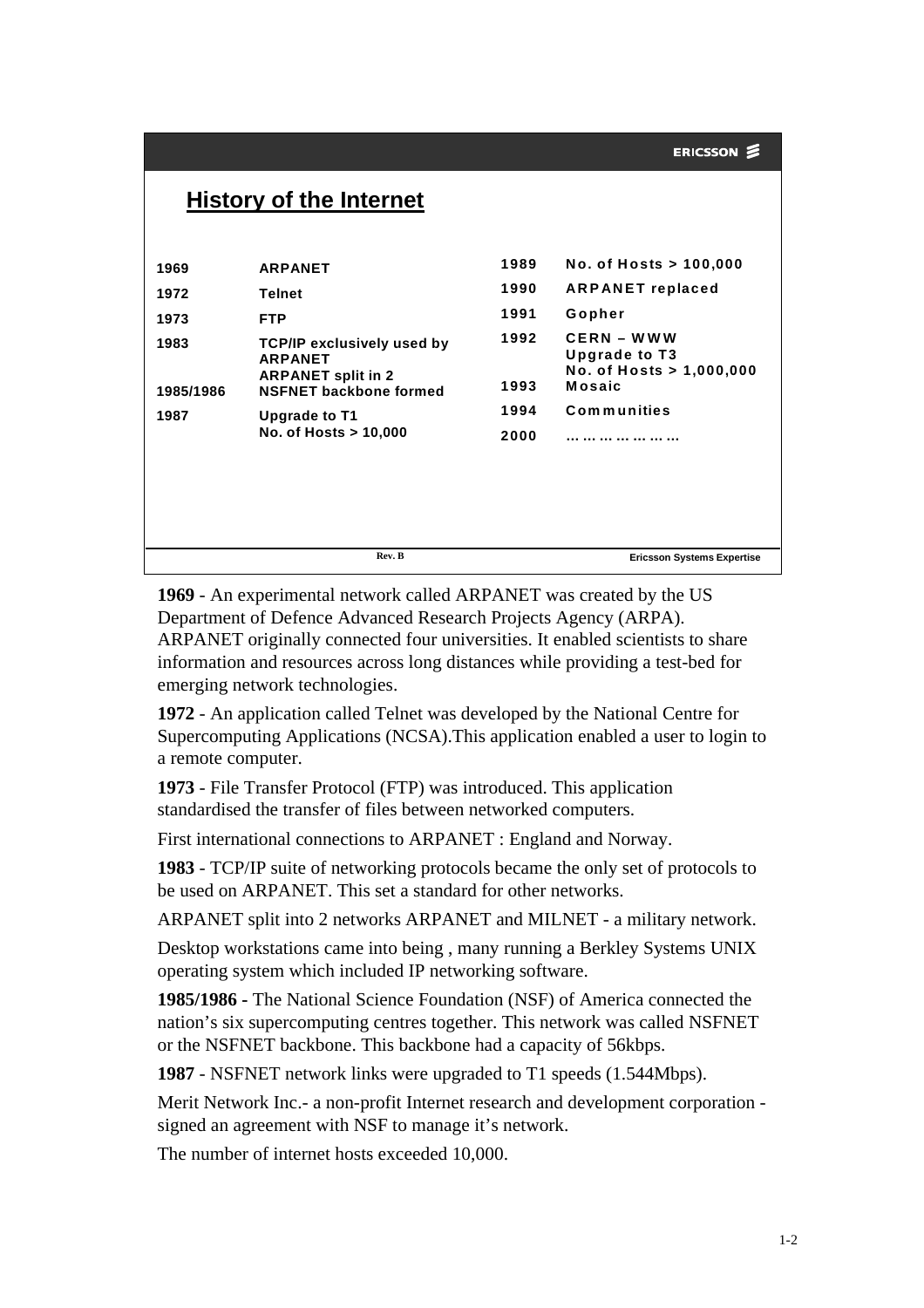## History of the Internet

| | |
|---|---|
| 1969 | ARPANET |
| 1972 | Telnet |
| 1973 | FTP |
| 1983 | TCP/IP exclusively used by ARPANET<br>ARPANET split in 2 |
| 1985/1986 | NSFNET backbone formed |
| 1987 | Upgrade to T1<br>No. of Hosts > 10,000 |
| 1989 | No. of Hosts > 100,000 |
| 1990 | ARPANET replaced |
| 1991 | Gopher |
| 1992 | CERN – WWW<br>Upgrade to T3<br>No. of Hosts > 1,000,000 |
| 1993 | Mosaic |
| 1994 | Communities |
| 2000 | … … … … … … |

**1969** - An experimental network called ARPANET was created by the US Department of Defence Advanced Research Projects Agency (ARPA). ARPANET originally connected four universities. It enabled scientists to share information and resources across long distances while providing a test-bed for emerging network technologies.

**1972** - An application called Telnet was developed by the National Centre for Supercomputing Applications (NCSA).This application enabled a user to login to a remote computer.

**1973** - File Transfer Protocol (FTP) was introduced. This application standardised the transfer of files between networked computers.

First international connections to ARPANET : England and Norway.

**1983** - TCP/IP suite of networking protocols became the only set of protocols to be used on ARPANET. This set a standard for other networks.

ARPANET split into 2 networks ARPANET and MILNET - a military network.

Desktop workstations came into being , many running a Berkley Systems UNIX operating system which included IP networking software.

**1985/1986 -** The National Science Foundation (NSF) of America connected the nation's six supercomputing centres together. This network was called NSFNET or the NSFNET backbone. This backbone had a capacity of 56kbps.

**1987** - NSFNET network links were upgraded to T1 speeds (1.544Mbps).

Merit Network Inc.- a non-profit Internet research and development corporation - signed an agreement with NSF to manage it's network.

The number of internet hosts exceeded 10,000.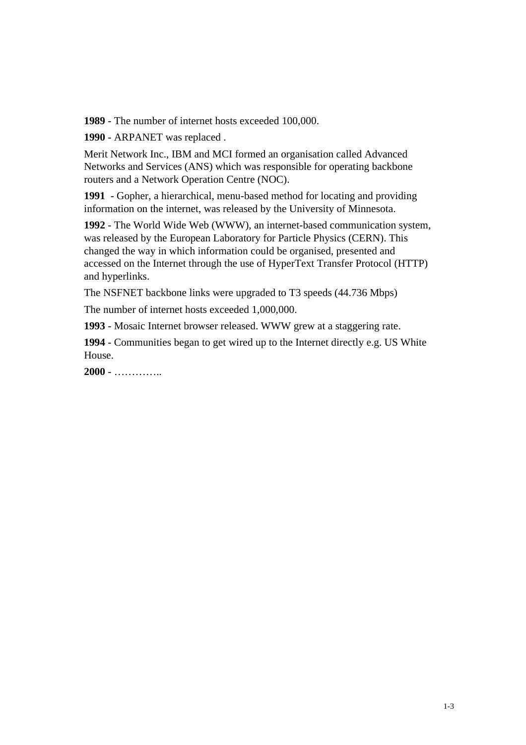**1989** - The number of internet hosts exceeded 100,000.

**1990** - ARPANET was replaced .

Merit Network Inc., IBM and MCI formed an organisation called Advanced Networks and Services (ANS) which was responsible for operating backbone routers and a Network Operation Centre (NOC).

**1991** - Gopher, a hierarchical, menu-based method for locating and providing information on the internet, was released by the University of Minnesota.

**1992** - The World Wide Web (WWW), an internet-based communication system, was released by the European Laboratory for Particle Physics (CERN). This changed the way in which information could be organised, presented and accessed on the Internet through the use of HyperText Transfer Protocol (HTTP) and hyperlinks.

The NSFNET backbone links were upgraded to T3 speeds (44.736 Mbps)

The number of internet hosts exceeded 1,000,000.

**1993** - Mosaic Internet browser released. WWW grew at a staggering rate.

**1994** - Communities began to get wired up to the Internet directly e.g. US White House.

**2000** - …………..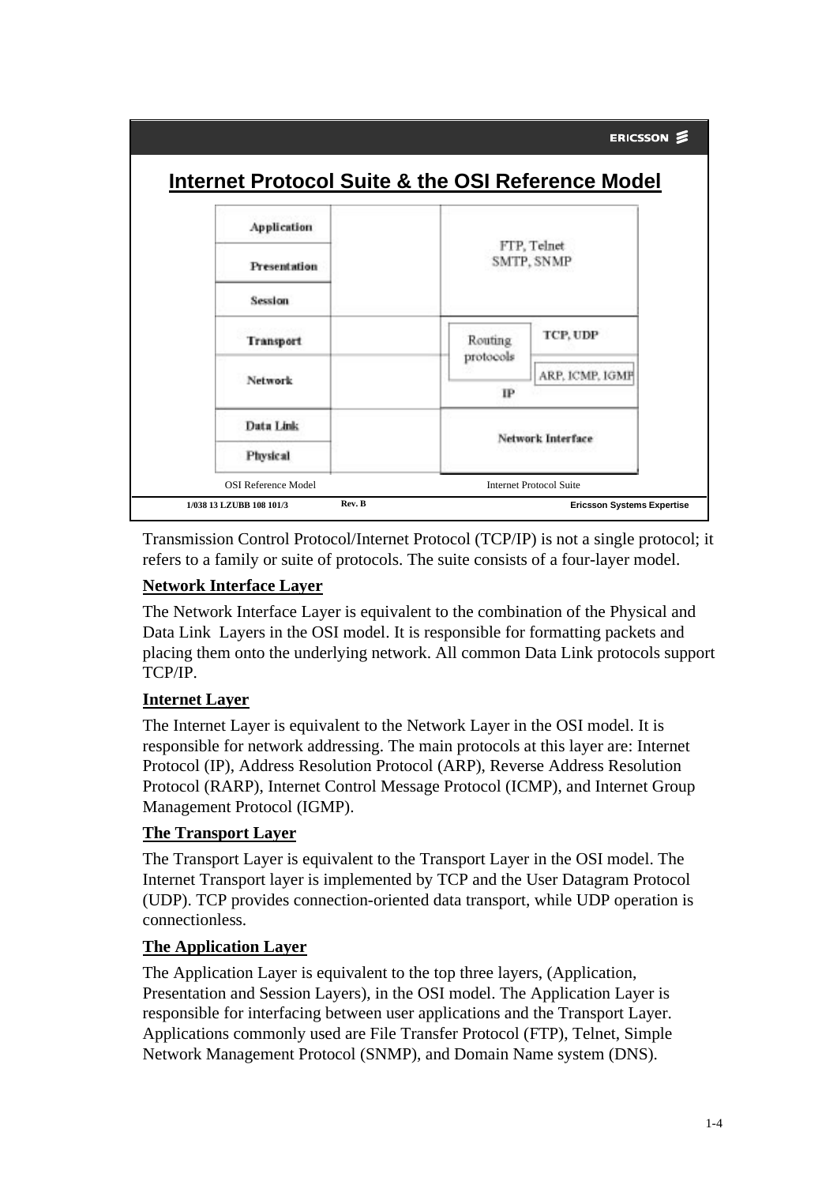# Internet Protocol Suite & the OSI Reference Model

| OSI Reference Model | | Internet Protocol Suite | |
|---|---|---|---|
| Application | | FTP, Telnet SMTP, SNMP | |
| Presentation | | | |
| Session | | | |
| Transport | | Routing protocols | TCP, UDP |
| Network | | IP | ARP, ICMP, IGMP |
| Data Link | | Network Interface | |
| Physical | | | |

Transmission Control Protocol/Internet Protocol (TCP/IP) is not a single protocol; it refers to a family or suite of protocols. The suite consists of a four-layer model.

**Network Interface Layer**

The Network Interface Layer is equivalent to the combination of the Physical and Data Link Layers in the OSI model. It is responsible for formatting packets and placing them onto the underlying network. All common Data Link protocols support TCP/IP.

**Internet Layer**

The Internet Layer is equivalent to the Network Layer in the OSI model. It is responsible for network addressing. The main protocols at this layer are: Internet Protocol (IP), Address Resolution Protocol (ARP), Reverse Address Resolution Protocol (RARP), Internet Control Message Protocol (ICMP), and Internet Group Management Protocol (IGMP).

**The Transport Layer**

The Transport Layer is equivalent to the Transport Layer in the OSI model. The Internet Transport layer is implemented by TCP and the User Datagram Protocol (UDP). TCP provides connection-oriented data transport, while UDP operation is connectionless.

**The Application Layer**

The Application Layer is equivalent to the top three layers, (Application, Presentation and Session Layers), in the OSI model. The Application Layer is responsible for interfacing between user applications and the Transport Layer. Applications commonly used are File Transfer Protocol (FTP), Telnet, Simple Network Management Protocol (SNMP), and Domain Name system (DNS).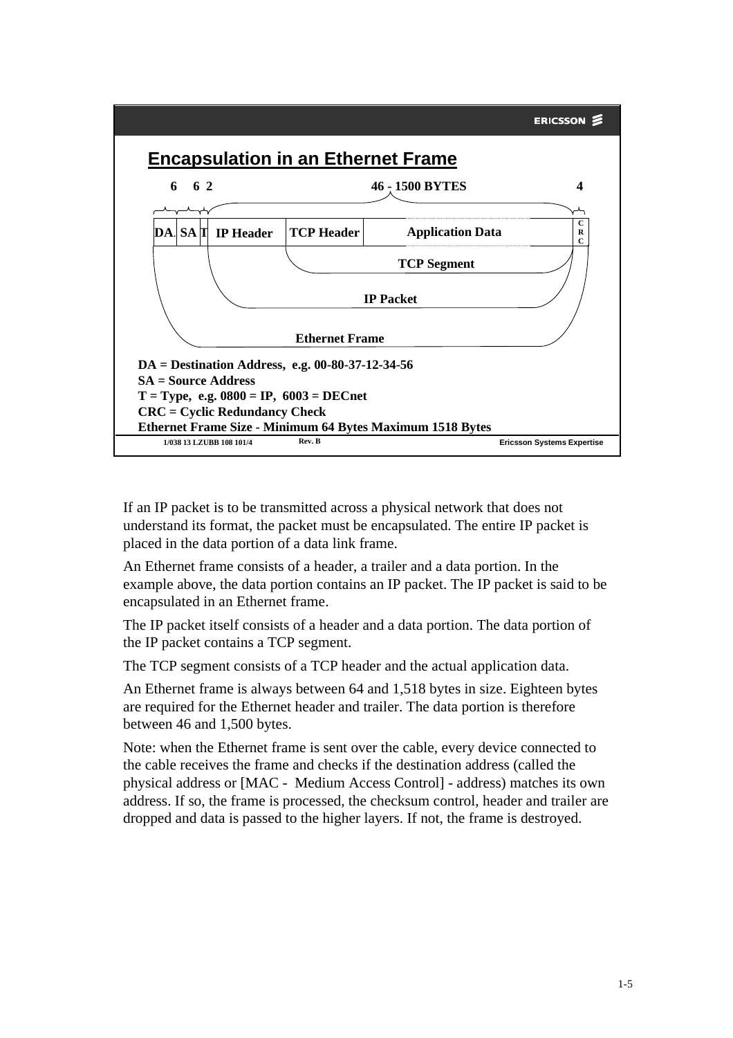## Encapsulation in an Ethernet Frame

| 6 | 6 | 2 | 46 - 1500 BYTES | | | 4 |
|---|---|---|---|---|---|---|
| DA | SA | T | IP Header | TCP Header | Application Data | CRC |

TCP Segment

IP Packet

Ethernet Frame

**DA = Destination Address, e.g. 00-80-37-12-34-56**
**SA = Source Address**
**T = Type, e.g. 0800 = IP, 6003 = DECnet**
**CRC = Cyclic Redundancy Check**
**Ethernet Frame Size - Minimum 64 Bytes Maximum 1518 Bytes**

1/038 13 LZUBB 108 101/4 Rev. B Ericsson Systems Expertise

If an IP packet is to be transmitted across a physical network that does not understand its format, the packet must be encapsulated. The entire IP packet is placed in the data portion of a data link frame.

An Ethernet frame consists of a header, a trailer and a data portion. In the example above, the data portion contains an IP packet. The IP packet is said to be encapsulated in an Ethernet frame.

The IP packet itself consists of a header and a data portion. The data portion of the IP packet contains a TCP segment.

The TCP segment consists of a TCP header and the actual application data.

An Ethernet frame is always between 64 and 1,518 bytes in size. Eighteen bytes are required for the Ethernet header and trailer. The data portion is therefore between 46 and 1,500 bytes.

Note: when the Ethernet frame is sent over the cable, every device connected to the cable receives the frame and checks if the destination address (called the physical address or [MAC - Medium Access Control] - address) matches its own address. If so, the frame is processed, the checksum control, header and trailer are dropped and data is passed to the higher layers. If not, the frame is destroyed.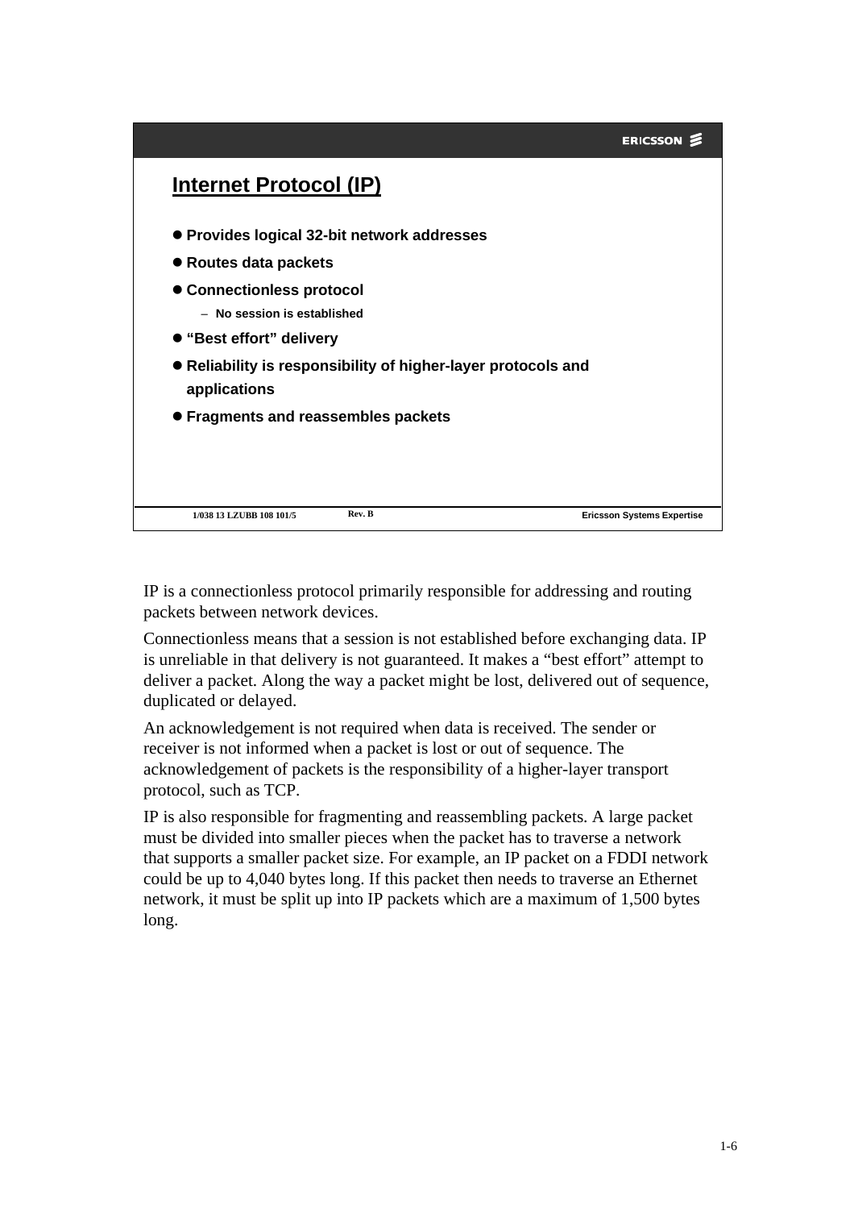## Internet Protocol (IP)

- Provides logical 32-bit network addresses
- Routes data packets
- Connectionless protocol
  - No session is established
- "Best effort" delivery
- Reliability is responsibility of higher-layer protocols and applications
- Fragments and reassembles packets

IP is a connectionless protocol primarily responsible for addressing and routing packets between network devices.

Connectionless means that a session is not established before exchanging data. IP is unreliable in that delivery is not guaranteed. It makes a "best effort" attempt to deliver a packet. Along the way a packet might be lost, delivered out of sequence, duplicated or delayed.

An acknowledgement is not required when data is received. The sender or receiver is not informed when a packet is lost or out of sequence. The acknowledgement of packets is the responsibility of a higher-layer transport protocol, such as TCP.

IP is also responsible for fragmenting and reassembling packets. A large packet must be divided into smaller pieces when the packet has to traverse a network that supports a smaller packet size. For example, an IP packet on a FDDI network could be up to 4,040 bytes long. If this packet then needs to traverse an Ethernet network, it must be split up into IP packets which are a maximum of 1,500 bytes long.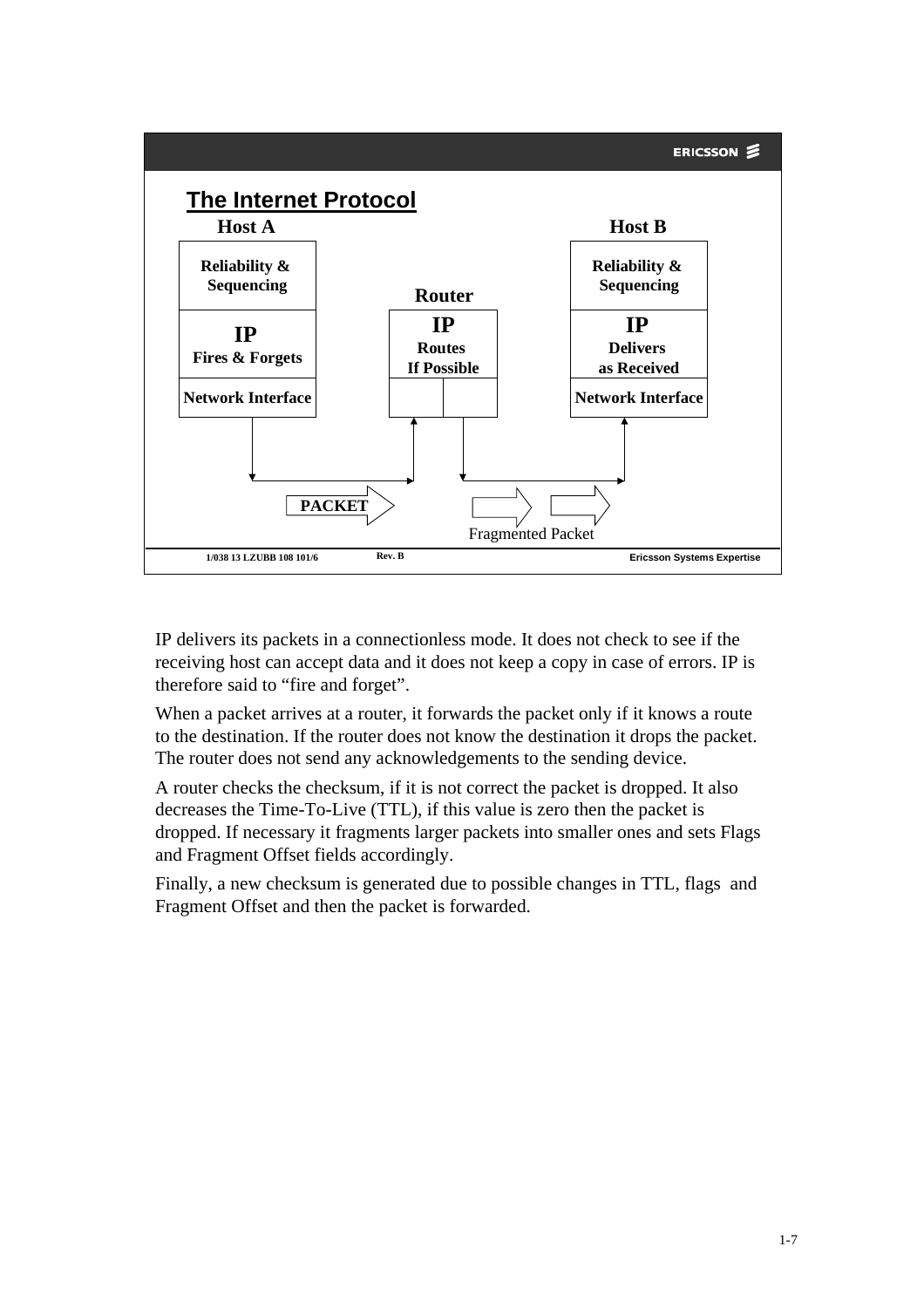## The Internet Protocol

| Host A | Router | Host B |
|---|---|---|
| Reliability & Sequencing | | Reliability & Sequencing |
| IP Fires & Forgets | IP Routes If Possible | IP Delivers as Received |
| Network Interface | | Network Interface |

PACKET

Fragmented Packet

IP delivers its packets in a connectionless mode. It does not check to see if the receiving host can accept data and it does not keep a copy in case of errors. IP is therefore said to "fire and forget".

When a packet arrives at a router, it forwards the packet only if it knows a route to the destination. If the router does not know the destination it drops the packet. The router does not send any acknowledgements to the sending device.

A router checks the checksum, if it is not correct the packet is dropped. It also decreases the Time-To-Live (TTL), if this value is zero then the packet is dropped. If necessary it fragments larger packets into smaller ones and sets Flags and Fragment Offset fields accordingly.

Finally, a new checksum is generated due to possible changes in TTL, flags and Fragment Offset and then the packet is forwarded.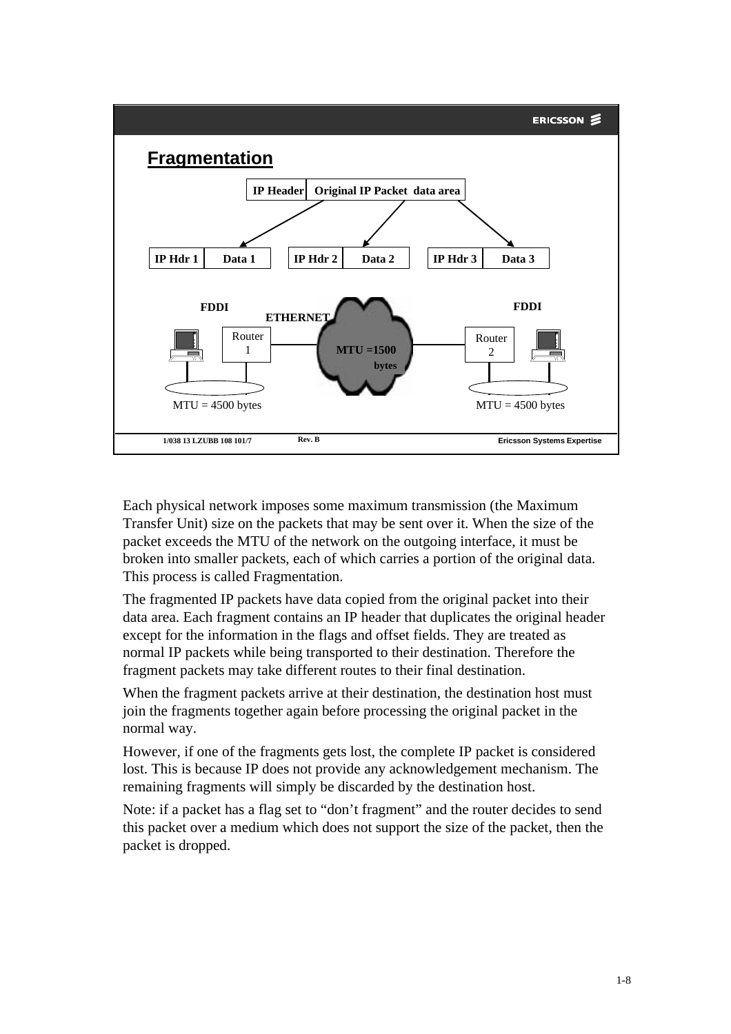## Fragmentation

IP Header | Original IP Packet data area

IP Hdr 1 | Data 1 — IP Hdr 2 | Data 2 — IP Hdr 3 | Data 3

FDDI — Router 1 — ETHERNET (MTU =1500 bytes) — Router 2 — FDDI

MTU = 4500 bytes | MTU = 4500 bytes

Each physical network imposes some maximum transmission (the Maximum Transfer Unit) size on the packets that may be sent over it. When the size of the packet exceeds the MTU of the network on the outgoing interface, it must be broken into smaller packets, each of which carries a portion of the original data. This process is called Fragmentation.

The fragmented IP packets have data copied from the original packet into their data area. Each fragment contains an IP header that duplicates the original header except for the information in the flags and offset fields. They are treated as normal IP packets while being transported to their destination. Therefore the fragment packets may take different routes to their final destination.

When the fragment packets arrive at their destination, the destination host must join the fragments together again before processing the original packet in the normal way.

However, if one of the fragments gets lost, the complete IP packet is considered lost. This is because IP does not provide any acknowledgement mechanism. The remaining fragments will simply be discarded by the destination host.

Note: if a packet has a flag set to “don’t fragment” and the router decides to send this packet over a medium which does not support the size of the packet, then the packet is dropped.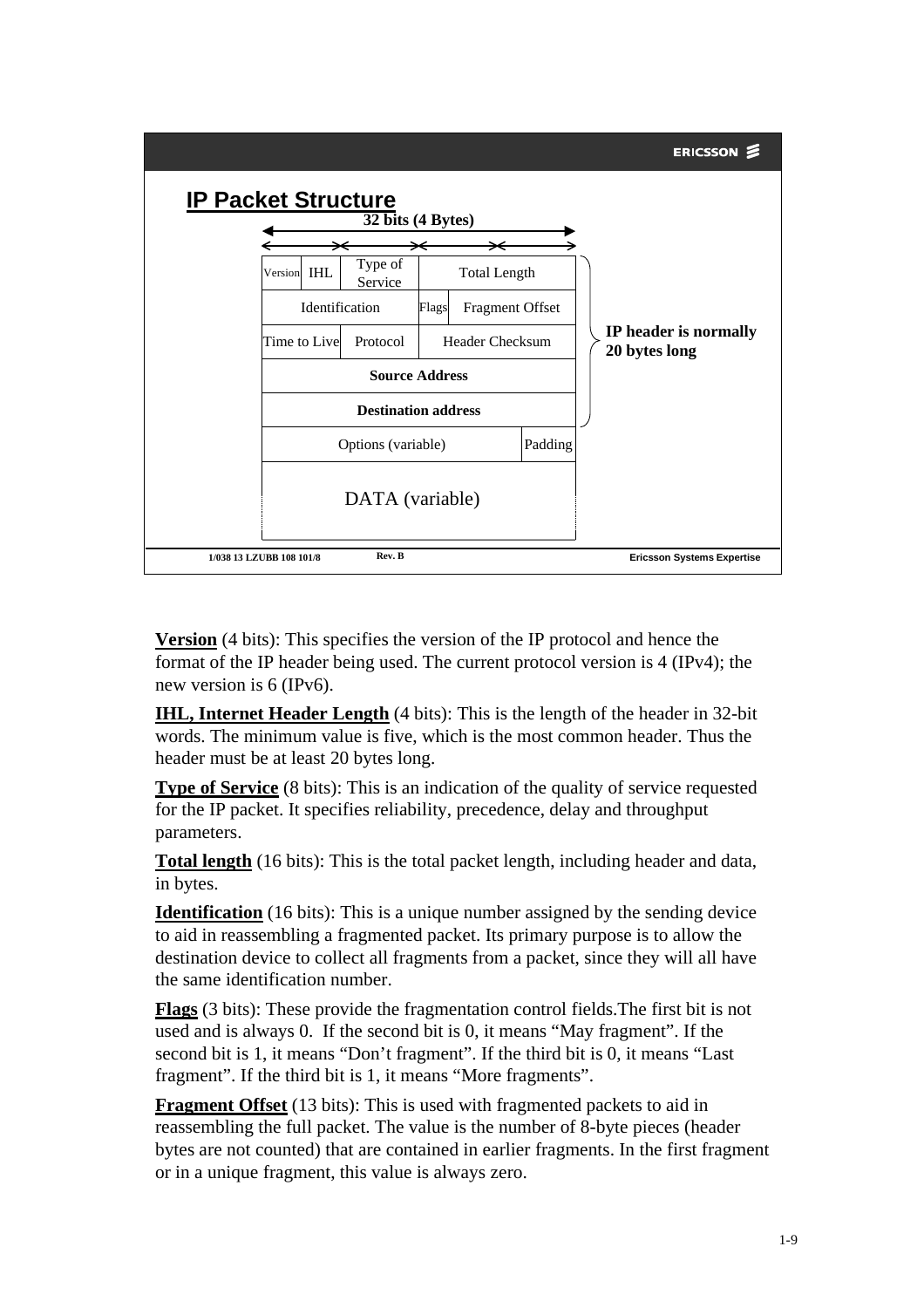## IP Packet Structure

32 bits (4 Bytes)

| Version | IHL | Type of Service | Flags | Total Length |
|---|---|---|---|---|
| Identification | | | Flags | Fragment Offset |
| Time to Live | | Protocol | Header Checksum | |
| **Source Address** | | | | |
| **Destination address** | | | | |
| Options (variable) | | | | Padding |
| DATA (variable) | | | | |

**IP header is normally 20 bytes long**

**Version** (4 bits): This specifies the version of the IP protocol and hence the format of the IP header being used. The current protocol version is 4 (IPv4); the new version is 6 (IPv6).

**IHL, Internet Header Length** (4 bits): This is the length of the header in 32-bit words. The minimum value is five, which is the most common header. Thus the header must be at least 20 bytes long.

**Type of Service** (8 bits): This is an indication of the quality of service requested for the IP packet. It specifies reliability, precedence, delay and throughput parameters.

**Total length** (16 bits): This is the total packet length, including header and data, in bytes.

**Identification** (16 bits): This is a unique number assigned by the sending device to aid in reassembling a fragmented packet. Its primary purpose is to allow the destination device to collect all fragments from a packet, since they will all have the same identification number.

**Flags** (3 bits): These provide the fragmentation control fields.The first bit is not used and is always 0. If the second bit is 0, it means "May fragment". If the second bit is 1, it means "Don't fragment". If the third bit is 0, it means "Last fragment". If the third bit is 1, it means "More fragments".

**Fragment Offset** (13 bits): This is used with fragmented packets to aid in reassembling the full packet. The value is the number of 8-byte pieces (header bytes are not counted) that are contained in earlier fragments. In the first fragment or in a unique fragment, this value is always zero.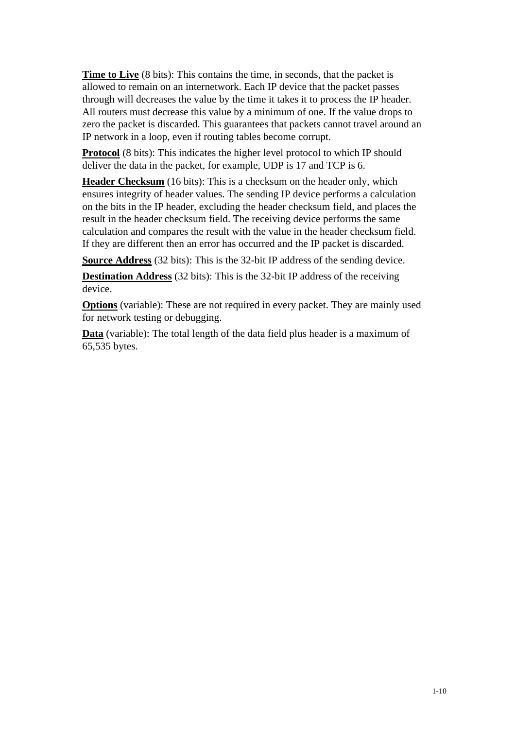**Time to Live** (8 bits): This contains the time, in seconds, that the packet is allowed to remain on an internetwork. Each IP device that the packet passes through will decreases the value by the time it takes it to process the IP header. All routers must decrease this value by a minimum of one. If the value drops to zero the packet is discarded. This guarantees that packets cannot travel around an IP network in a loop, even if routing tables become corrupt.

**Protocol** (8 bits): This indicates the higher level protocol to which IP should deliver the data in the packet, for example, UDP is 17 and TCP is 6.

**Header Checksum** (16 bits): This is a checksum on the header only, which ensures integrity of header values. The sending IP device performs a calculation on the bits in the IP header, excluding the header checksum field, and places the result in the header checksum field. The receiving device performs the same calculation and compares the result with the value in the header checksum field. If they are different then an error has occurred and the IP packet is discarded.

**Source Address** (32 bits): This is the 32-bit IP address of the sending device.

**Destination Address** (32 bits): This is the 32-bit IP address of the receiving device.

**Options** (variable): These are not required in every packet. They are mainly used for network testing or debugging.

**Data** (variable): The total length of the data field plus header is a maximum of 65,535 bytes.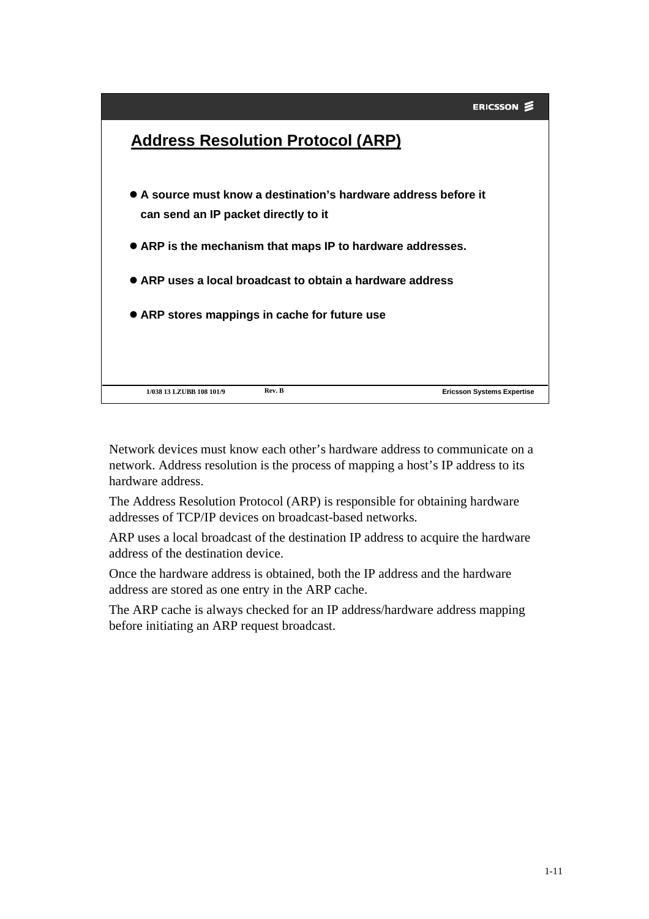## Address Resolution Protocol (ARP)

- A source must know a destination's hardware address before it can send an IP packet directly to it
- ARP is the mechanism that maps IP to hardware addresses.
- ARP uses a local broadcast to obtain a hardware address
- ARP stores mappings in cache for future use

Network devices must know each other's hardware address to communicate on a network. Address resolution is the process of mapping a host's IP address to its hardware address.

The Address Resolution Protocol (ARP) is responsible for obtaining hardware addresses of TCP/IP devices on broadcast-based networks.

ARP uses a local broadcast of the destination IP address to acquire the hardware address of the destination device.

Once the hardware address is obtained, both the IP address and the hardware address are stored as one entry in the ARP cache.

The ARP cache is always checked for an IP address/hardware address mapping before initiating an ARP request broadcast.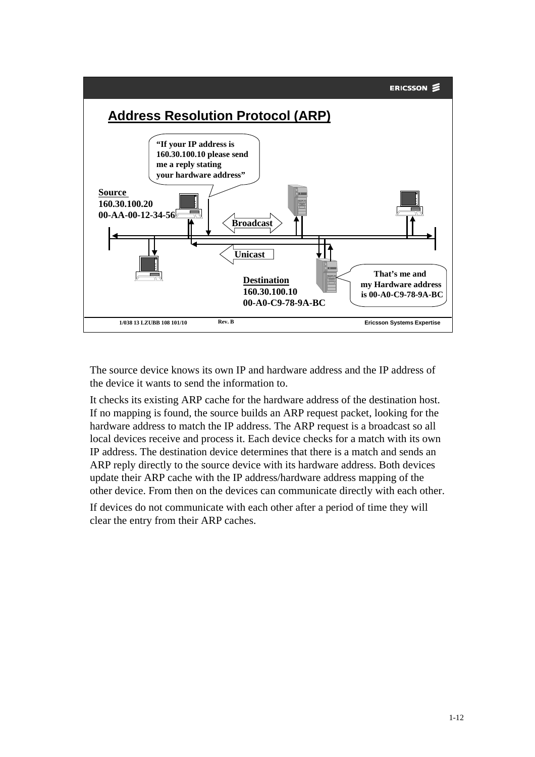## Address Resolution Protocol (ARP)

"If your IP address is 160.30.100.10 please send me a reply stating your hardware address"

**Source**
160.30.100.20
00-AA-00-12-34-56

Broadcast

Unicast

**Destination**
160.30.100.10
00-A0-C9-78-9A-BC

That's me and my Hardware address is 00-A0-C9-78-9A-BC

1/038 13 LZUBB 108 101/10 Rev. B Ericsson Systems Expertise

The source device knows its own IP and hardware address and the IP address of the device it wants to send the information to.

It checks its existing ARP cache for the hardware address of the destination host. If no mapping is found, the source builds an ARP request packet, looking for the hardware address to match the IP address. The ARP request is a broadcast so all local devices receive and process it. Each device checks for a match with its own IP address. The destination device determines that there is a match and sends an ARP reply directly to the source device with its hardware address. Both devices update their ARP cache with the IP address/hardware address mapping of the other device. From then on the devices can communicate directly with each other.

If devices do not communicate with each other after a period of time they will clear the entry from their ARP caches.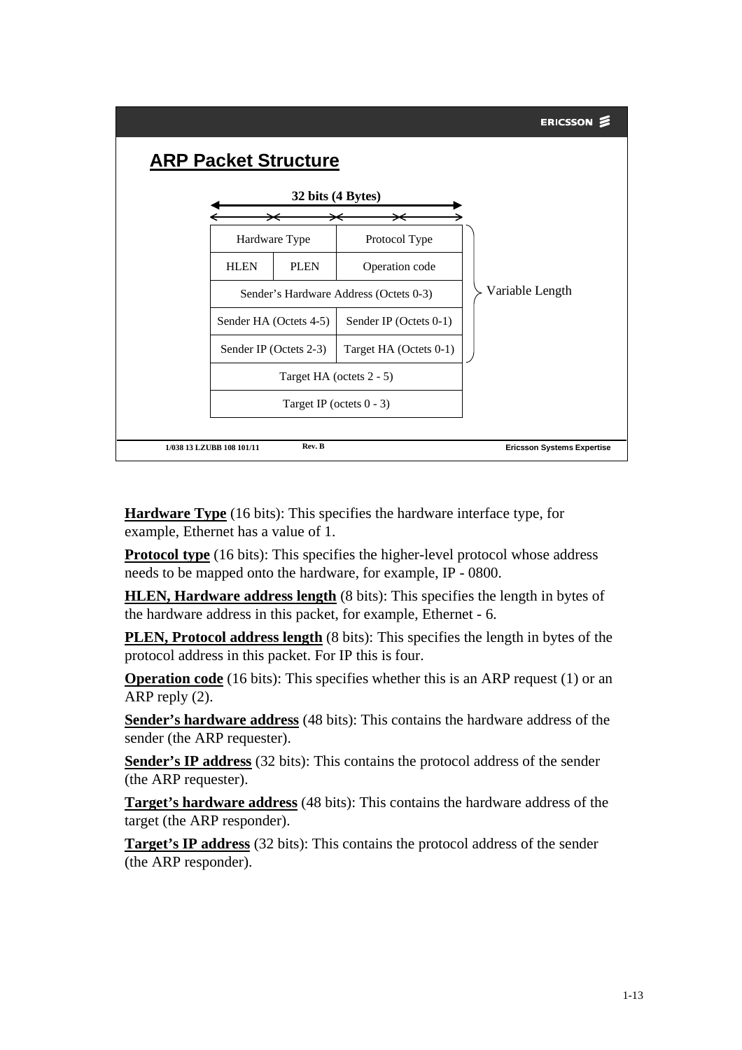## ARP Packet Structure

**32 bits (4 Bytes)**

| | | |
|---|---|---|
| Hardware Type | | Protocol Type |
| HLEN | PLEN | Operation code |
| Sender's Hardware Address (Octets 0-3) | | |
| Sender HA (Octets 4-5) | | Sender IP (Octets 0-1) |
| Sender IP (Octets 2-3) | | Target HA (Octets 0-1) |
| Target HA (octets 2 - 5) | | |
| Target IP (octets 0 - 3) | | |

Variable Length

1/038 13 LZUBB 108 101/11 Rev. B Ericsson Systems Expertise

**Hardware Type** (16 bits): This specifies the hardware interface type, for example, Ethernet has a value of 1.

**Protocol type** (16 bits): This specifies the higher-level protocol whose address needs to be mapped onto the hardware, for example, IP - 0800.

**HLEN, Hardware address length** (8 bits): This specifies the length in bytes of the hardware address in this packet, for example, Ethernet - 6.

**PLEN, Protocol address length** (8 bits): This specifies the length in bytes of the protocol address in this packet. For IP this is four.

**Operation code** (16 bits): This specifies whether this is an ARP request (1) or an ARP reply (2).

**Sender's hardware address** (48 bits): This contains the hardware address of the sender (the ARP requester).

**Sender's IP address** (32 bits): This contains the protocol address of the sender (the ARP requester).

**Target's hardware address** (48 bits): This contains the hardware address of the target (the ARP responder).

**Target's IP address** (32 bits): This contains the protocol address of the sender (the ARP responder).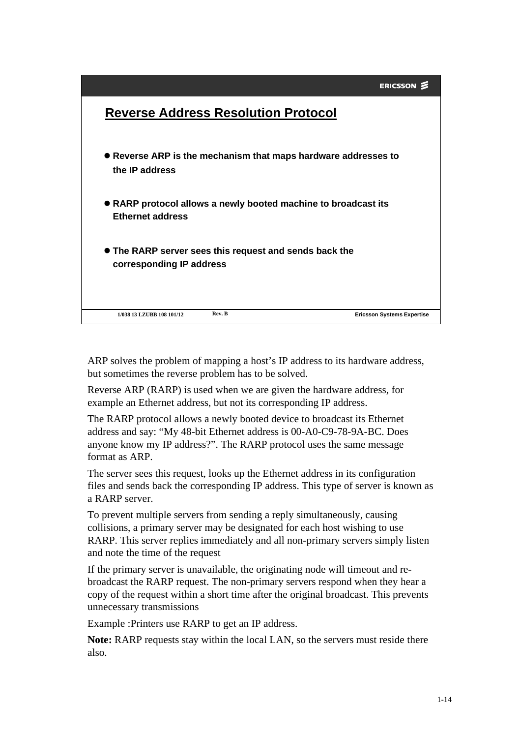## Reverse Address Resolution Protocol

- **Reverse ARP is the mechanism that maps hardware addresses to the IP address**
- **RARP protocol allows a newly booted machine to broadcast its Ethernet address**
- **The RARP server sees this request and sends back the corresponding IP address**

ARP solves the problem of mapping a host's IP address to its hardware address, but sometimes the reverse problem has to be solved.

Reverse ARP (RARP) is used when we are given the hardware address, for example an Ethernet address, but not its corresponding IP address.

The RARP protocol allows a newly booted device to broadcast its Ethernet address and say: "My 48-bit Ethernet address is 00-A0-C9-78-9A-BC. Does anyone know my IP address?". The RARP protocol uses the same message format as ARP.

The server sees this request, looks up the Ethernet address in its configuration files and sends back the corresponding IP address. This type of server is known as a RARP server.

To prevent multiple servers from sending a reply simultaneously, causing collisions, a primary server may be designated for each host wishing to use RARP. This server replies immediately and all non-primary servers simply listen and note the time of the request

If the primary server is unavailable, the originating node will timeout and re-broadcast the RARP request. The non-primary servers respond when they hear a copy of the request within a short time after the original broadcast. This prevents unnecessary transmissions

Example :Printers use RARP to get an IP address.

**Note:** RARP requests stay within the local LAN, so the servers must reside there also.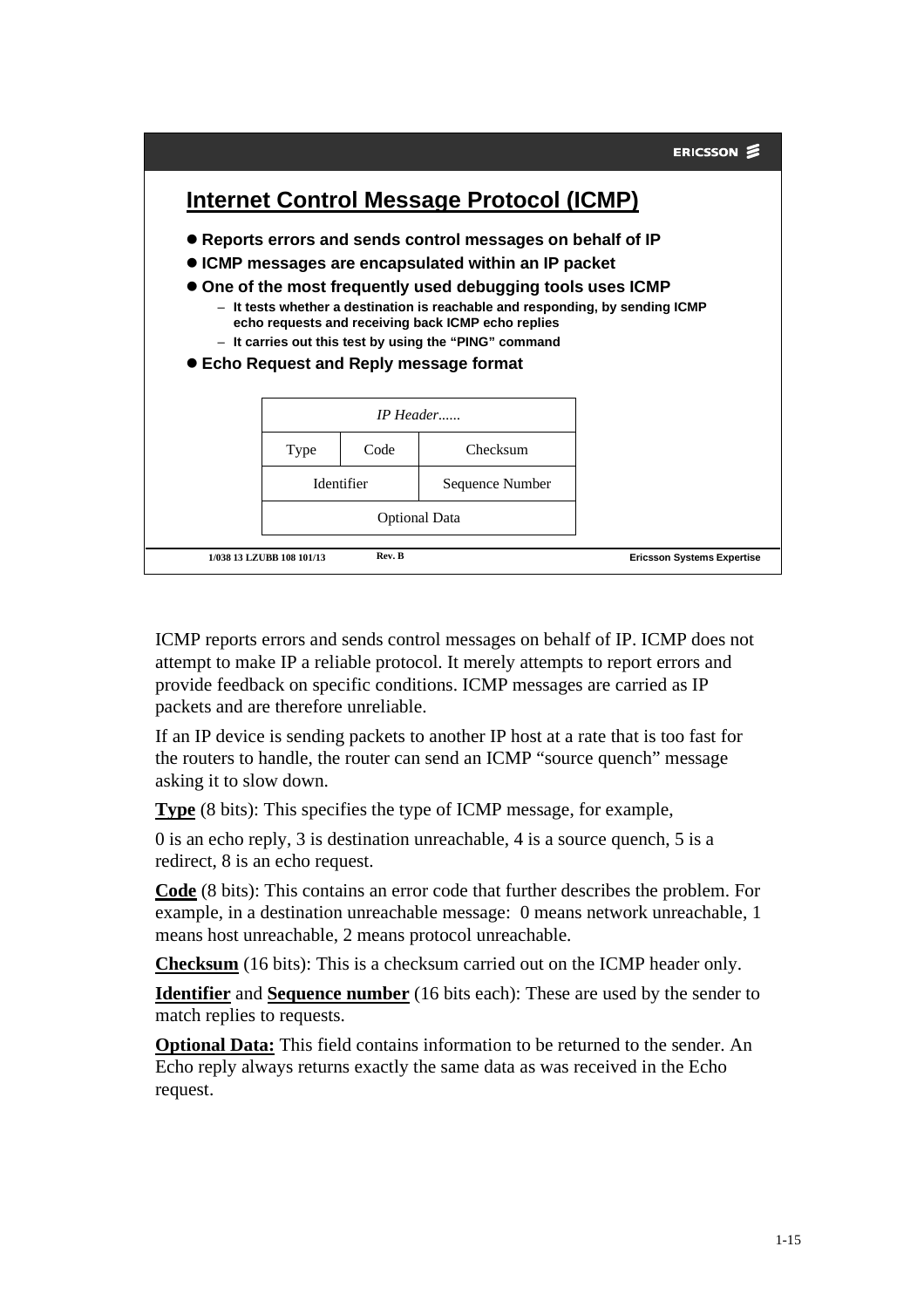## Internet Control Message Protocol (ICMP)

- **Reports errors and sends control messages on behalf of IP**
- **ICMP messages are encapsulated within an IP packet**
- **One of the most frequently used debugging tools uses ICMP**
  - **It tests whether a destination is reachable and responding, by sending ICMP echo requests and receiving back ICMP echo replies**
  - **It carries out this test by using the "PING" command**
- **Echo Request and Reply message format**

| *IP Header......* | | |
|---|---|---|
| Type | Code | Checksum |
| Identifier | | Sequence Number |
| Optional Data | | |

1/038 13 LZUBB 108 101/13 Rev. B Ericsson Systems Expertise

ICMP reports errors and sends control messages on behalf of IP. ICMP does not attempt to make IP a reliable protocol. It merely attempts to report errors and provide feedback on specific conditions. ICMP messages are carried as IP packets and are therefore unreliable.

If an IP device is sending packets to another IP host at a rate that is too fast for the routers to handle, the router can send an ICMP "source quench" message asking it to slow down.

**Type** (8 bits): This specifies the type of ICMP message, for example,

0 is an echo reply, 3 is destination unreachable, 4 is a source quench, 5 is a redirect, 8 is an echo request.

**Code** (8 bits): This contains an error code that further describes the problem. For example, in a destination unreachable message: 0 means network unreachable, 1 means host unreachable, 2 means protocol unreachable.

**Checksum** (16 bits): This is a checksum carried out on the ICMP header only.

**Identifier** and **Sequence number** (16 bits each): These are used by the sender to match replies to requests.

**Optional Data:** This field contains information to be returned to the sender. An Echo reply always returns exactly the same data as was received in the Echo request.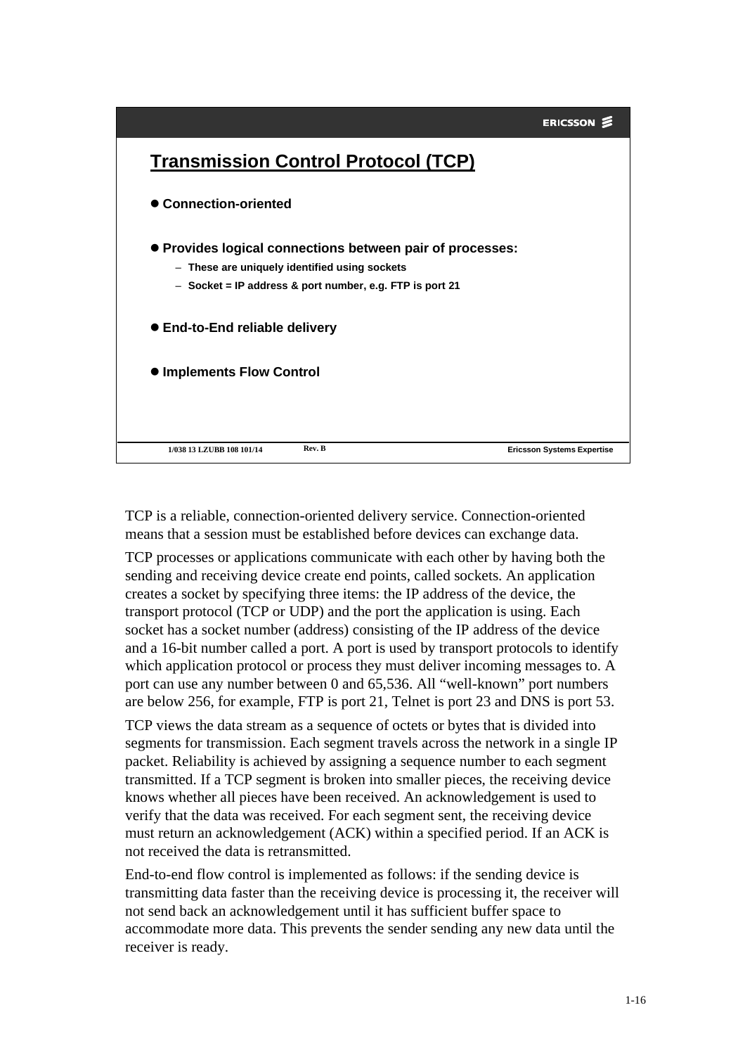## Transmission Control Protocol (TCP)

- **Connection-oriented**
- **Provides logical connections between pair of processes:**
  - **These are uniquely identified using sockets**
  - **Socket = IP address & port number, e.g. FTP is port 21**
- **End-to-End reliable delivery**
- **Implements Flow Control**

TCP is a reliable, connection-oriented delivery service. Connection-oriented means that a session must be established before devices can exchange data.

TCP processes or applications communicate with each other by having both the sending and receiving device create end points, called sockets. An application creates a socket by specifying three items: the IP address of the device, the transport protocol (TCP or UDP) and the port the application is using. Each socket has a socket number (address) consisting of the IP address of the device and a 16-bit number called a port. A port is used by transport protocols to identify which application protocol or process they must deliver incoming messages to. A port can use any number between 0 and 65,536. All "well-known" port numbers are below 256, for example, FTP is port 21, Telnet is port 23 and DNS is port 53.

TCP views the data stream as a sequence of octets or bytes that is divided into segments for transmission. Each segment travels across the network in a single IP packet. Reliability is achieved by assigning a sequence number to each segment transmitted. If a TCP segment is broken into smaller pieces, the receiving device knows whether all pieces have been received. An acknowledgement is used to verify that the data was received. For each segment sent, the receiving device must return an acknowledgement (ACK) within a specified period. If an ACK is not received the data is retransmitted.

End-to-end flow control is implemented as follows: if the sending device is transmitting data faster than the receiving device is processing it, the receiver will not send back an acknowledgement until it has sufficient buffer space to accommodate more data. This prevents the sender sending any new data until the receiver is ready.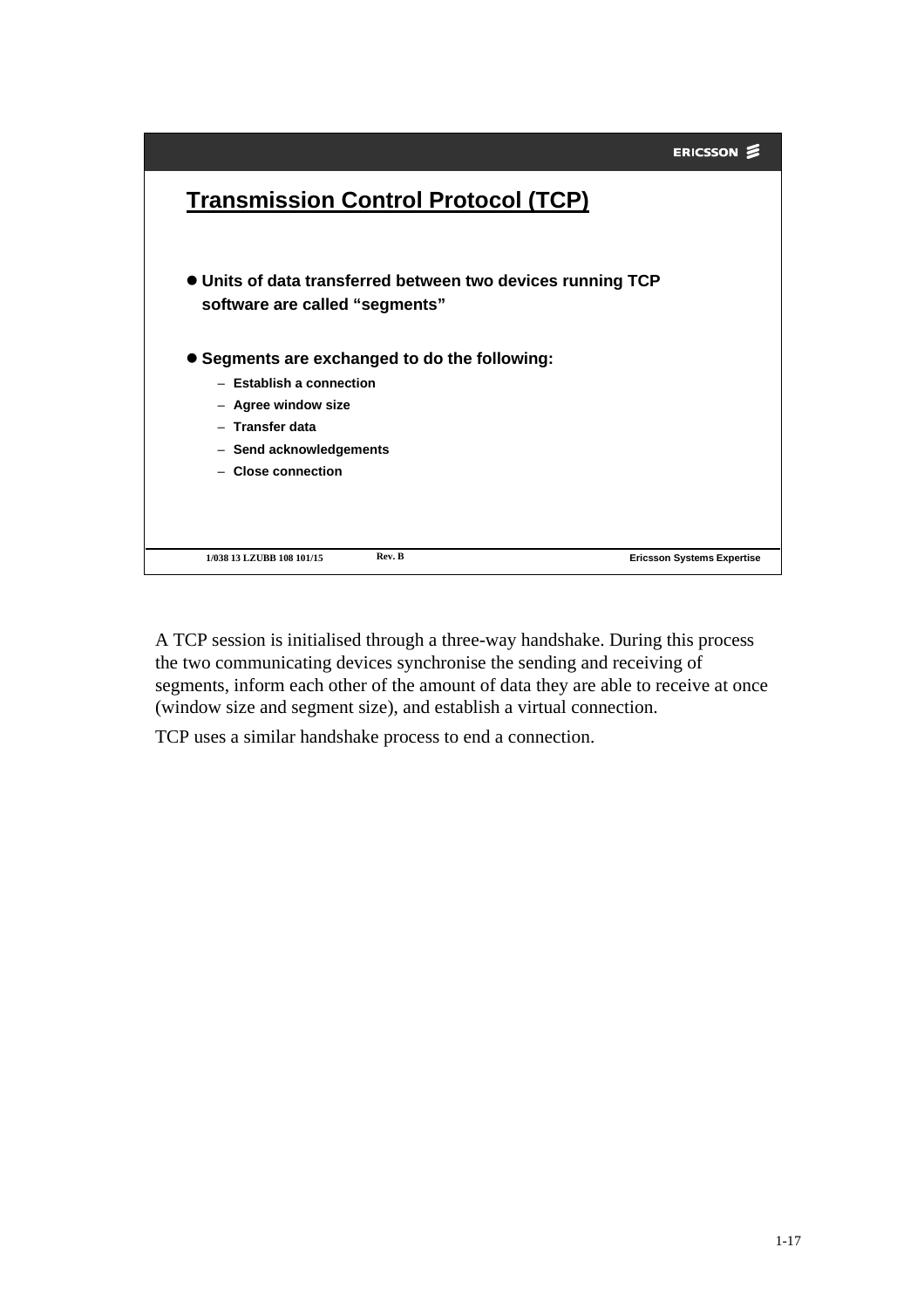## Transmission Control Protocol (TCP)

- **Units of data transferred between two devices running TCP software are called "segments"**
- **Segments are exchanged to do the following:**
  - **Establish a connection**
  - **Agree window size**
  - **Transfer data**
  - **Send acknowledgements**
  - **Close connection**

A TCP session is initialised through a three-way handshake. During this process the two communicating devices synchronise the sending and receiving of segments, inform each other of the amount of data they are able to receive at once (window size and segment size), and establish a virtual connection.

TCP uses a similar handshake process to end a connection.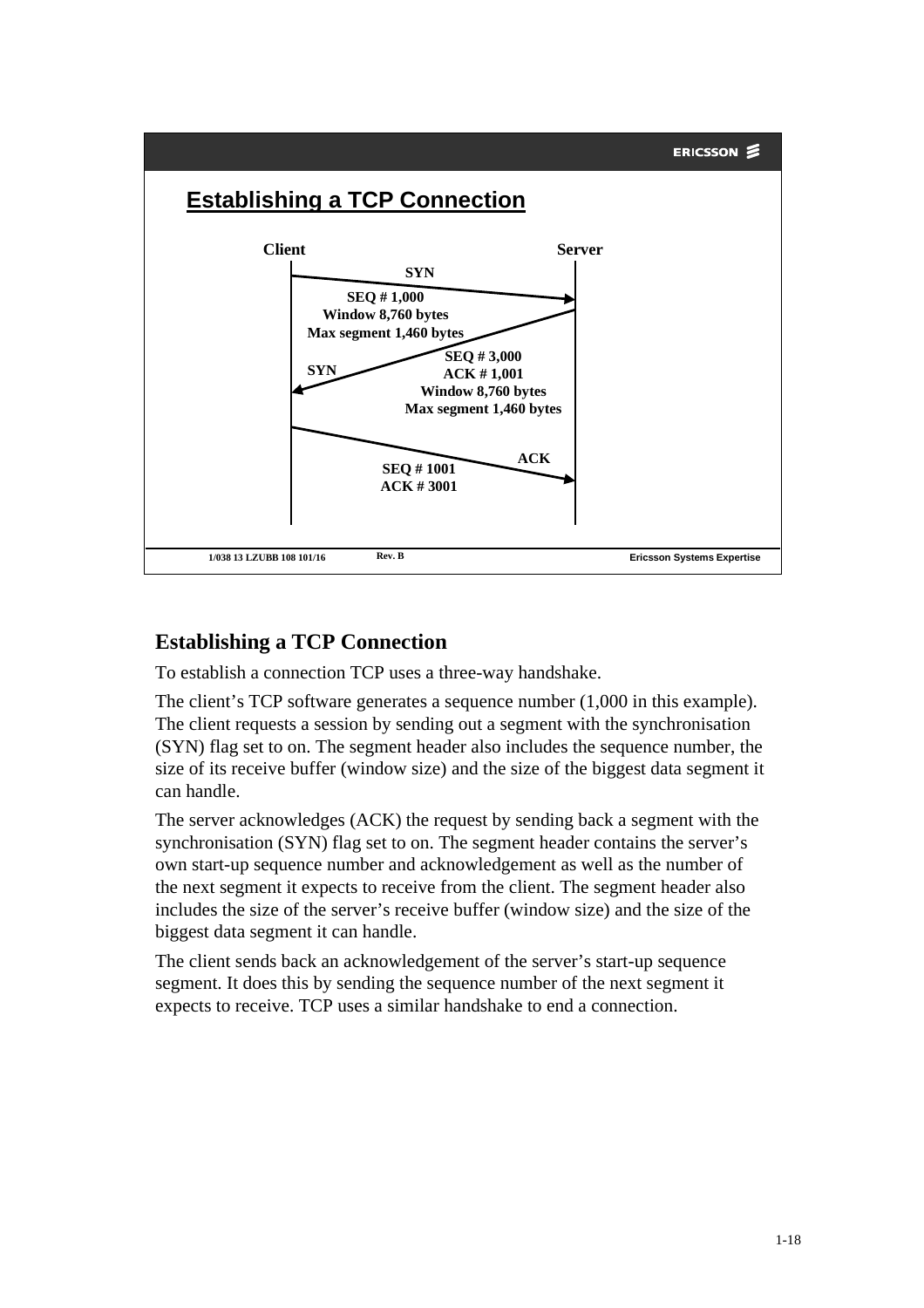## Establishing a TCP Connection

Client | Server

SYN — SEQ # 1,000, Window 8,760 bytes, Max segment 1,460 bytes

SYN — SEQ # 3,000, ACK # 1,001, Window 8,760 bytes, Max segment 1,460 bytes

ACK — SEQ # 1001, ACK # 3001

1/038 13 LZUBB 108 101/16 Rev. B Ericsson Systems Expertise

## Establishing a TCP Connection

To establish a connection TCP uses a three-way handshake.

The client's TCP software generates a sequence number (1,000 in this example). The client requests a session by sending out a segment with the synchronisation (SYN) flag set to on. The segment header also includes the sequence number, the size of its receive buffer (window size) and the size of the biggest data segment it can handle.

The server acknowledges (ACK) the request by sending back a segment with the synchronisation (SYN) flag set to on. The segment header contains the server's own start-up sequence number and acknowledgement as well as the number of the next segment it expects to receive from the client. The segment header also includes the size of the server's receive buffer (window size) and the size of the biggest data segment it can handle.

The client sends back an acknowledgement of the server's start-up sequence segment. It does this by sending the sequence number of the next segment it expects to receive. TCP uses a similar handshake to end a connection.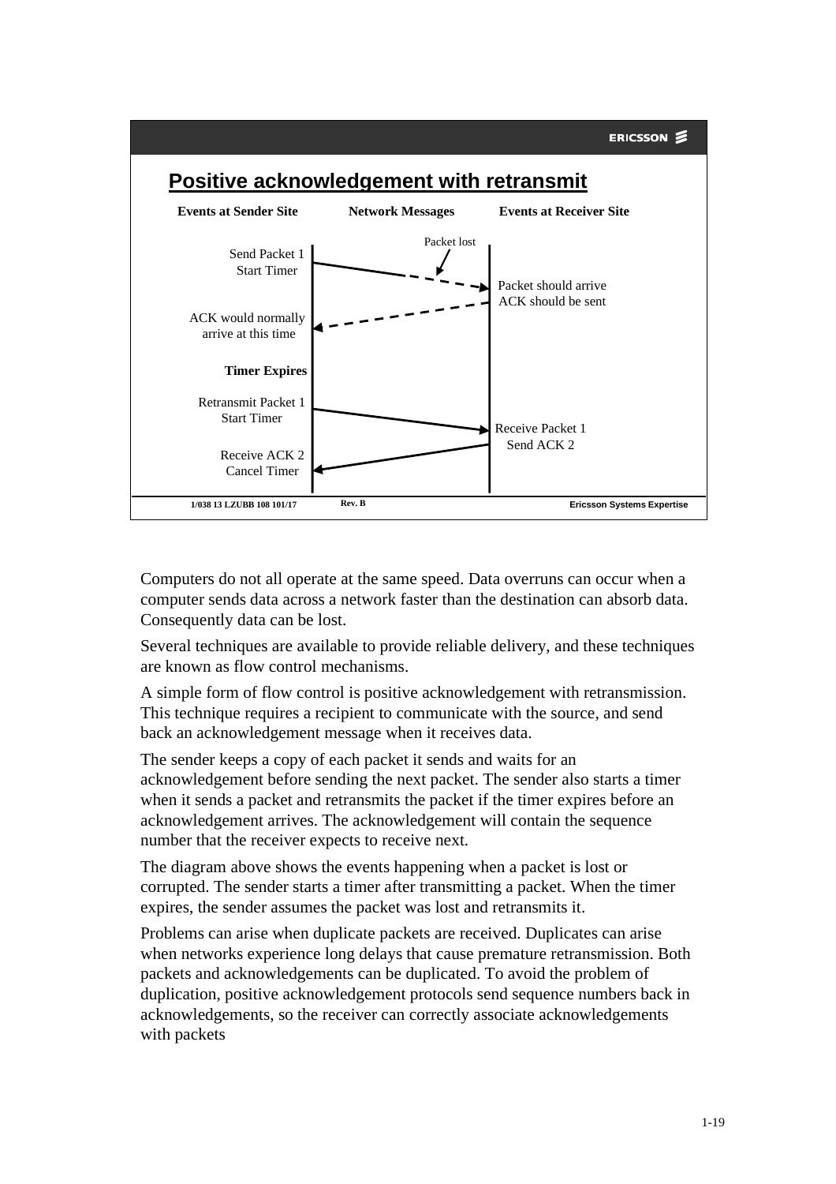## Positive acknowledgement with retransmit

| Events at Sender Site | Network Messages | Events at Receiver Site |
|---|---|---|
| Send Packet 1<br>Start Timer | Packet lost | Packet should arrive<br>ACK should be sent |
| ACK would normally arrive at this time | | |
| **Timer Expires** | | |
| Retransmit Packet 1<br>Start Timer | | Receive Packet 1<br>Send ACK 2 |
| Receive ACK 2<br>Cancel Timer | | |

Computers do not all operate at the same speed. Data overruns can occur when a computer sends data across a network faster than the destination can absorb data. Consequently data can be lost.

Several techniques are available to provide reliable delivery, and these techniques are known as flow control mechanisms.

A simple form of flow control is positive acknowledgement with retransmission. This technique requires a recipient to communicate with the source, and send back an acknowledgement message when it receives data.

The sender keeps a copy of each packet it sends and waits for an acknowledgement before sending the next packet. The sender also starts a timer when it sends a packet and retransmits the packet if the timer expires before an acknowledgement arrives. The acknowledgement will contain the sequence number that the receiver expects to receive next.

The diagram above shows the events happening when a packet is lost or corrupted. The sender starts a timer after transmitting a packet. When the timer expires, the sender assumes the packet was lost and retransmits it.

Problems can arise when duplicate packets are received. Duplicates can arise when networks experience long delays that cause premature retransmission. Both packets and acknowledgements can be duplicated. To avoid the problem of duplication, positive acknowledgement protocols send sequence numbers back in acknowledgements, so the receiver can correctly associate acknowledgements with packets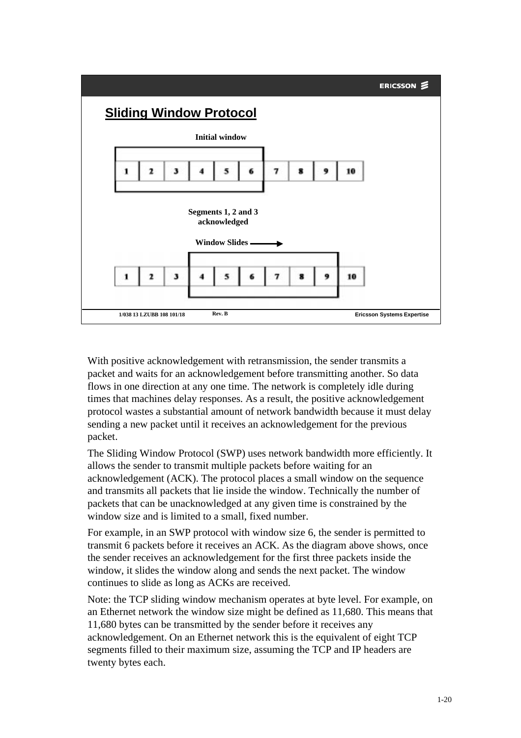## Sliding Window Protocol

Initial window

| 1 | 2 | 3 | 4 | 5 | 6 | 7 | 8 | 9 | 10 |
|---|---|---|---|---|---|---|---|---|---|

Segments 1, 2 and 3 acknowledged

Window Slides →

| 1 | 2 | 3 | 4 | 5 | 6 | 7 | 8 | 9 | 10 |
|---|---|---|---|---|---|---|---|---|---|

With positive acknowledgement with retransmission, the sender transmits a packet and waits for an acknowledgement before transmitting another. So data flows in one direction at any one time. The network is completely idle during times that machines delay responses. As a result, the positive acknowledgement protocol wastes a substantial amount of network bandwidth because it must delay sending a new packet until it receives an acknowledgement for the previous packet.

The Sliding Window Protocol (SWP) uses network bandwidth more efficiently. It allows the sender to transmit multiple packets before waiting for an acknowledgement (ACK). The protocol places a small window on the sequence and transmits all packets that lie inside the window. Technically the number of packets that can be unacknowledged at any given time is constrained by the window size and is limited to a small, fixed number.

For example, in an SWP protocol with window size 6, the sender is permitted to transmit 6 packets before it receives an ACK. As the diagram above shows, once the sender receives an acknowledgement for the first three packets inside the window, it slides the window along and sends the next packet. The window continues to slide as long as ACKs are received.

Note: the TCP sliding window mechanism operates at byte level. For example, on an Ethernet network the window size might be defined as 11,680. This means that 11,680 bytes can be transmitted by the sender before it receives any acknowledgement. On an Ethernet network this is the equivalent of eight TCP segments filled to their maximum size, assuming the TCP and IP headers are twenty bytes each.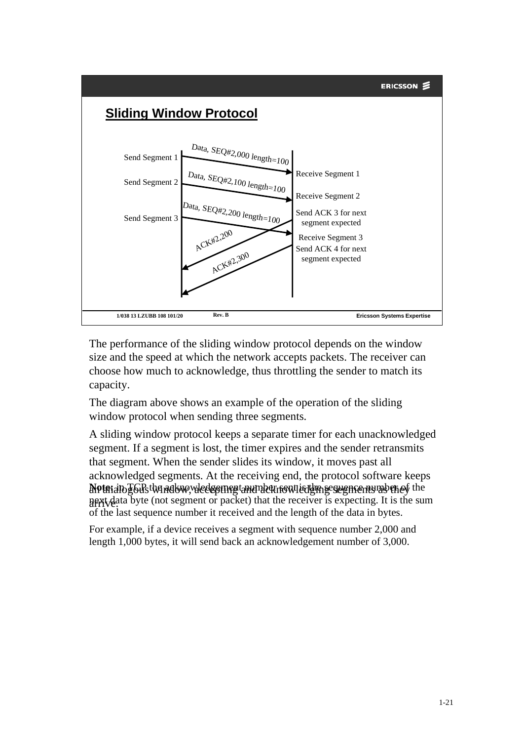## Sliding Window Protocol

Send Segment 1 — Data, SEQ#2,000 length=100 → Receive Segment 1

Send Segment 2 — Data, SEQ#2,100 length=100 → Receive Segment 2

Send ACK 3 for next segment expected — ACK#2,200

Send Segment 3 — Data, SEQ#2,200 length=100 → Receive Segment 3

Send ACK 4 for next segment expected — ACK#2,300

The performance of the sliding window protocol depends on the window size and the speed at which the network accepts packets. The receiver can choose how much to acknowledge, thus throttling the sender to match its capacity.

The diagram above shows an example of the operation of the sliding window protocol when sending three segments.

A sliding window protocol keeps a separate timer for each unacknowledged segment. If a segment is lost, the timer expires and the sender retransmits that segment. When the sender slides its window, it moves past all acknowledged segments. At the receiving end, the protocol software keeps an analogous window, accepting and acknowledging segments as they arrive.

**Note:** in TCP the acknowledgement number sent is the sequence number of the next data byte (not segment or packet) that the receiver is expecting. It is the sum of the last sequence number it received and the length of the data in bytes.

For example, if a device receives a segment with sequence number 2,000 and length 1,000 bytes, it will send back an acknowledgement number of 3,000.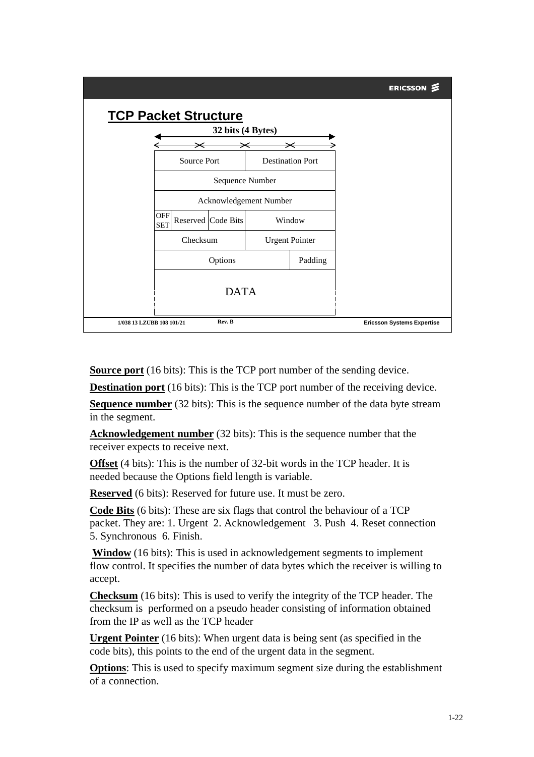## TCP Packet Structure

**32 bits (4 Bytes)**

| | | | | |
|---|---|---|---|---|
| Source Port | | | Destination Port | |
| Sequence Number | | | | |
| Acknowledgement Number | | | | |
| OFF SET | Reserved | Code Bits | Window | |
| Checksum | | | Urgent Pointer | |
| Options | | | | Padding |
| DATA | | | | |

1/038 13 LZUBB 108 101/21 Rev. B Ericsson Systems Expertise

**Source port** (16 bits): This is the TCP port number of the sending device.

**Destination port** (16 bits): This is the TCP port number of the receiving device.

**Sequence number** (32 bits): This is the sequence number of the data byte stream in the segment.

**Acknowledgement number** (32 bits): This is the sequence number that the receiver expects to receive next.

**Offset** (4 bits): This is the number of 32-bit words in the TCP header. It is needed because the Options field length is variable.

**Reserved** (6 bits): Reserved for future use. It must be zero.

**Code Bits** (6 bits): These are six flags that control the behaviour of a TCP packet. They are: 1. Urgent 2. Acknowledgement 3. Push 4. Reset connection 5. Synchronous 6. Finish.

**Window** (16 bits): This is used in acknowledgement segments to implement flow control. It specifies the number of data bytes which the receiver is willing to accept.

**Checksum** (16 bits): This is used to verify the integrity of the TCP header. The checksum is performed on a pseudo header consisting of information obtained from the IP as well as the TCP header

**Urgent Pointer** (16 bits): When urgent data is being sent (as specified in the code bits), this points to the end of the urgent data in the segment.

**Options**: This is used to specify maximum segment size during the establishment of a connection.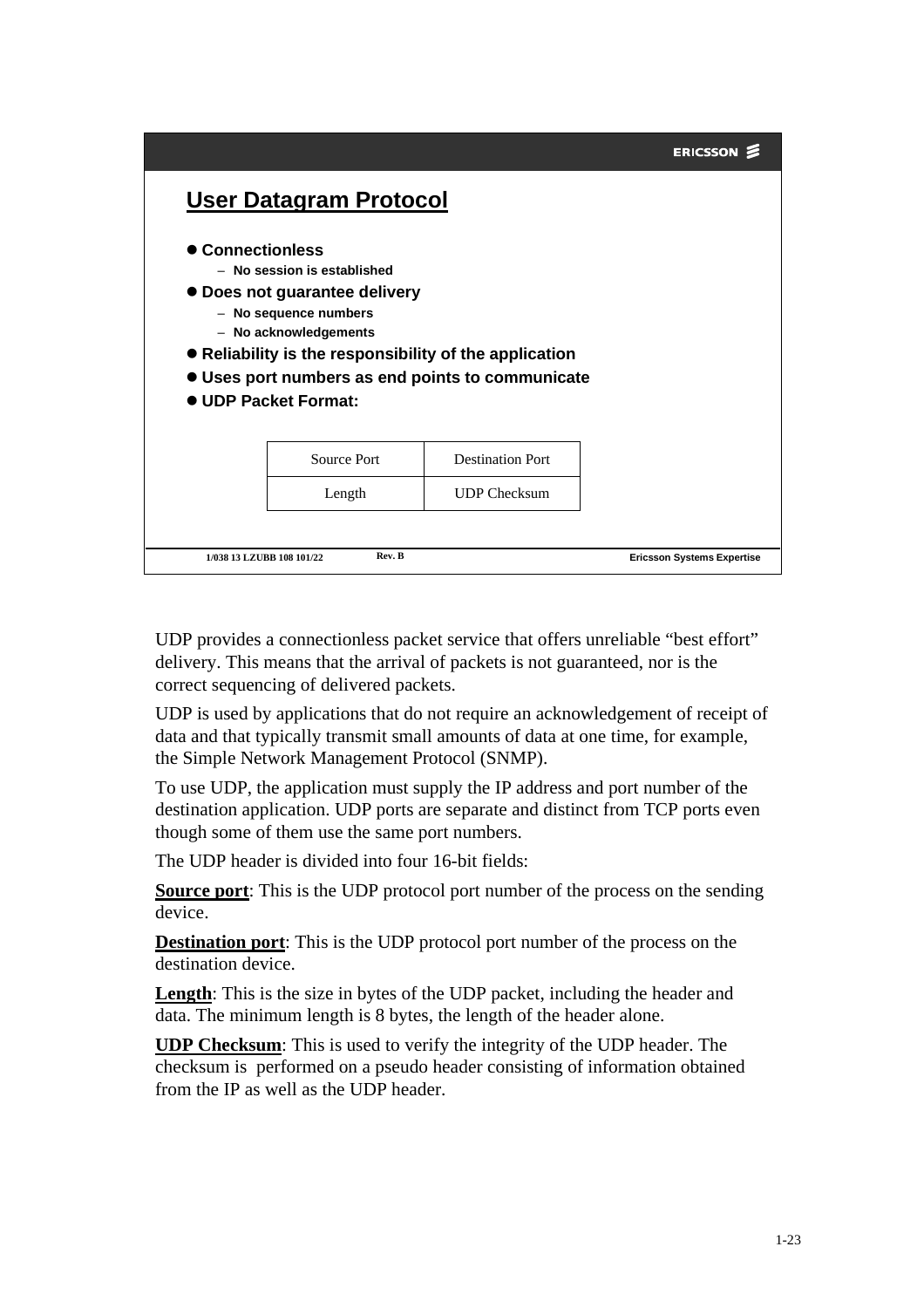## User Datagram Protocol

- **Connectionless**
  - **No session is established**
- **Does not guarantee delivery**
  - **No sequence numbers**
  - **No acknowledgements**
- **Reliability is the responsibility of the application**
- **Uses port numbers as end points to communicate**
- **UDP Packet Format:**

| Source Port | Destination Port |
|---|---|
| Length | UDP Checksum |

UDP provides a connectionless packet service that offers unreliable “best effort” delivery. This means that the arrival of packets is not guaranteed, nor is the correct sequencing of delivered packets.

UDP is used by applications that do not require an acknowledgement of receipt of data and that typically transmit small amounts of data at one time, for example, the Simple Network Management Protocol (SNMP).

To use UDP, the application must supply the IP address and port number of the destination application. UDP ports are separate and distinct from TCP ports even though some of them use the same port numbers.

The UDP header is divided into four 16-bit fields:

**Source port**: This is the UDP protocol port number of the process on the sending device.

**Destination port**: This is the UDP protocol port number of the process on the destination device.

**Length**: This is the size in bytes of the UDP packet, including the header and data. The minimum length is 8 bytes, the length of the header alone.

**UDP Checksum**: This is used to verify the integrity of the UDP header. The checksum is performed on a pseudo header consisting of information obtained from the IP as well as the UDP header.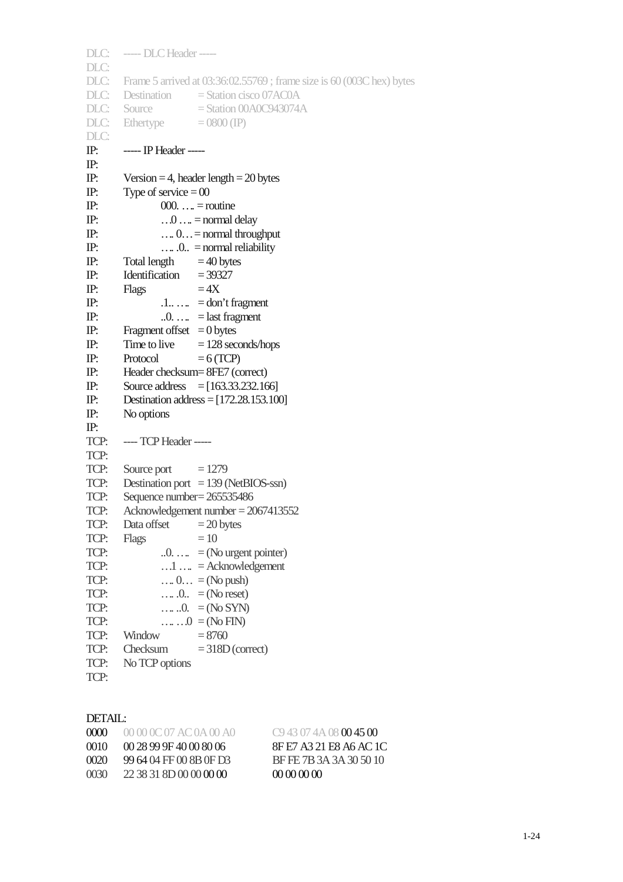```
DLC:   ----- DLC Header -----
DLC:
DLC:   Frame 5 arrived at 03:36:02.55769 ; frame size is 60 (003C hex) bytes
DLC:   Destination        = Station cisco 07AC0A
DLC:   Source             = Station 00A0C943074A
DLC:   Ethertype          = 0800 (IP)
DLC:
IP:    ----- IP Header -----
IP:
IP:    Version = 4, header length = 20 bytes
IP:    Type of service = 00
IP:              000. …. = routine
IP:              …0 …. = normal delay
IP:              …. 0… = normal throughput
IP:              …. .0.. = normal reliability
IP:    Total length       = 40 bytes
IP:    Identification     = 39327
IP:    Flags              = 4X
IP:              .1.. ….  = don't fragment
IP:              ..0. ….  = last fragment
IP:    Fragment offset    = 0 bytes
IP:    Time to live       = 128 seconds/hops
IP:    Protocol           = 6 (TCP)
IP:    Header checksum= 8FE7 (correct)
IP:    Source address     = [163.33.232.166]
IP:    Destination address = [172.28.153.100]
IP:    No options
IP:
TCP:   ---- TCP Header -----
TCP:
TCP:   Source port        = 1279
TCP:   Destination port   = 139 (NetBIOS-ssn)
TCP:   Sequence number= 265535486
TCP:   Acknowledgement number = 2067413552
TCP:   Data offset        = 20 bytes
TCP:   Flags              = 10
TCP:             ..0. ….  = (No urgent pointer)
TCP:             …1 ….  = Acknowledgement
TCP:             …. 0…  = (No push)
TCP:             …. .0..  = (No reset)
TCP:             …. ..0.  = (No SYN)
TCP:             …. …0  = (No FIN)
TCP:   Window             = 8760
TCP:   Checksum           = 318D (correct)
TCP:   No TCP options
TCP:
```

DETAIL:

```
0000   00 00 0C 07 AC 0A 00 A0     C9 43 07 4A 08 00 45 00
0010   00 28 99 9F 40 00 80 06     8F E7 A3 21 E8 A6 AC 1C
0020   99 64 04 FF 00 8B 0F D3     BF FE 7B 3A 3A 30 50 10
0030   22 38 31 8D 00 00 00 00     00 00 00 00
```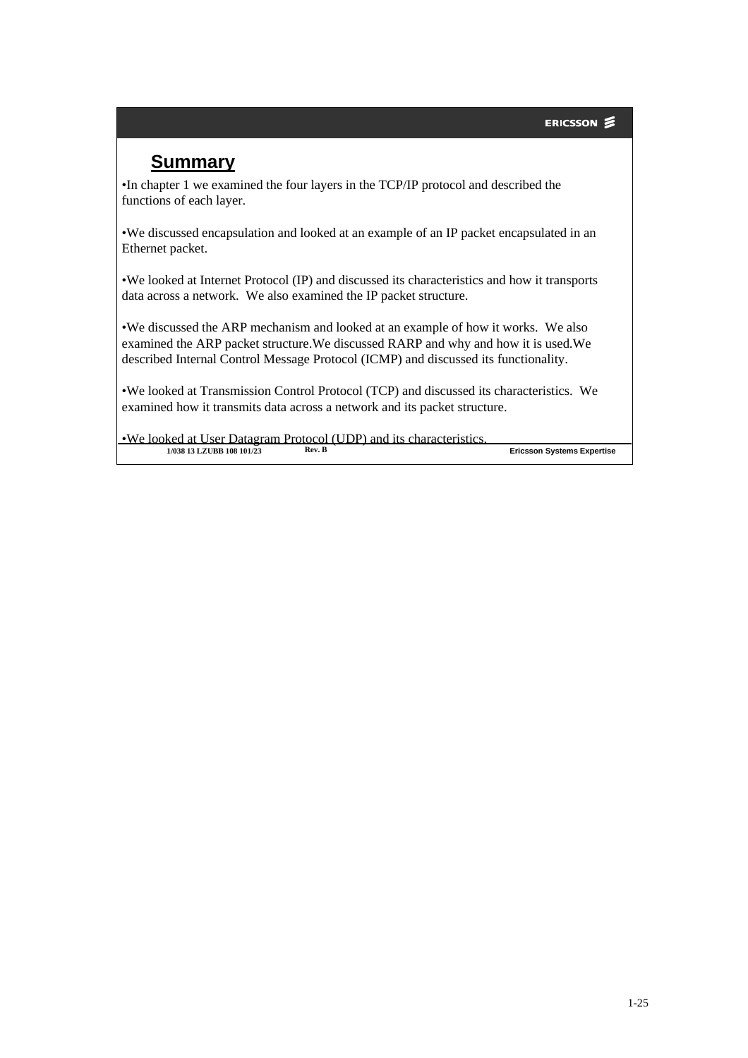## Summary

- In chapter 1 we examined the four layers in the TCP/IP protocol and described the functions of each layer.
- We discussed encapsulation and looked at an example of an IP packet encapsulated in an Ethernet packet.
- We looked at Internet Protocol (IP) and discussed its characteristics and how it transports data across a network. We also examined the IP packet structure.
- We discussed the ARP mechanism and looked at an example of how it works. We also examined the ARP packet structure.We discussed RARP and why and how it is used.We described Internal Control Message Protocol (ICMP) and discussed its functionality.
- We looked at Transmission Control Protocol (TCP) and discussed its characteristics. We examined how it transmits data across a network and its packet structure.
- We looked at User Datagram Protocol (UDP) and its characteristics.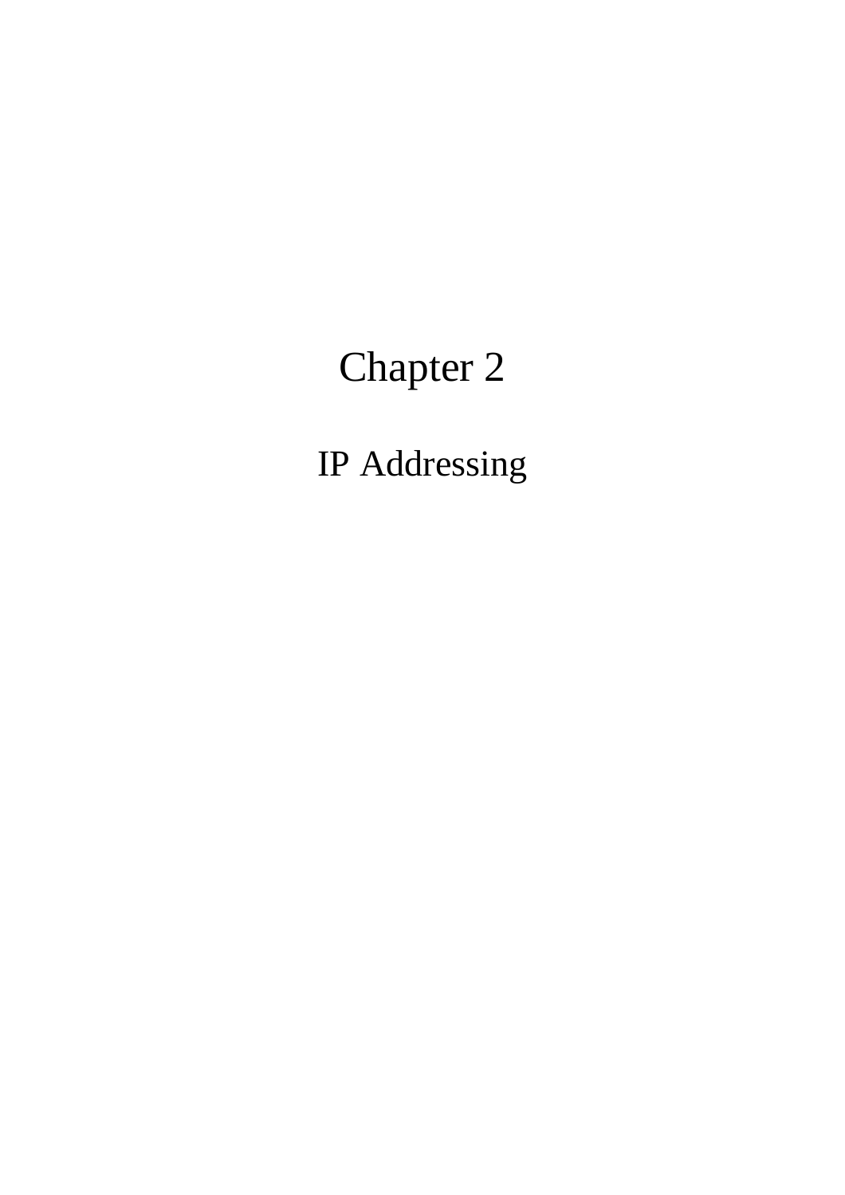# Chapter 2

## IP Addressing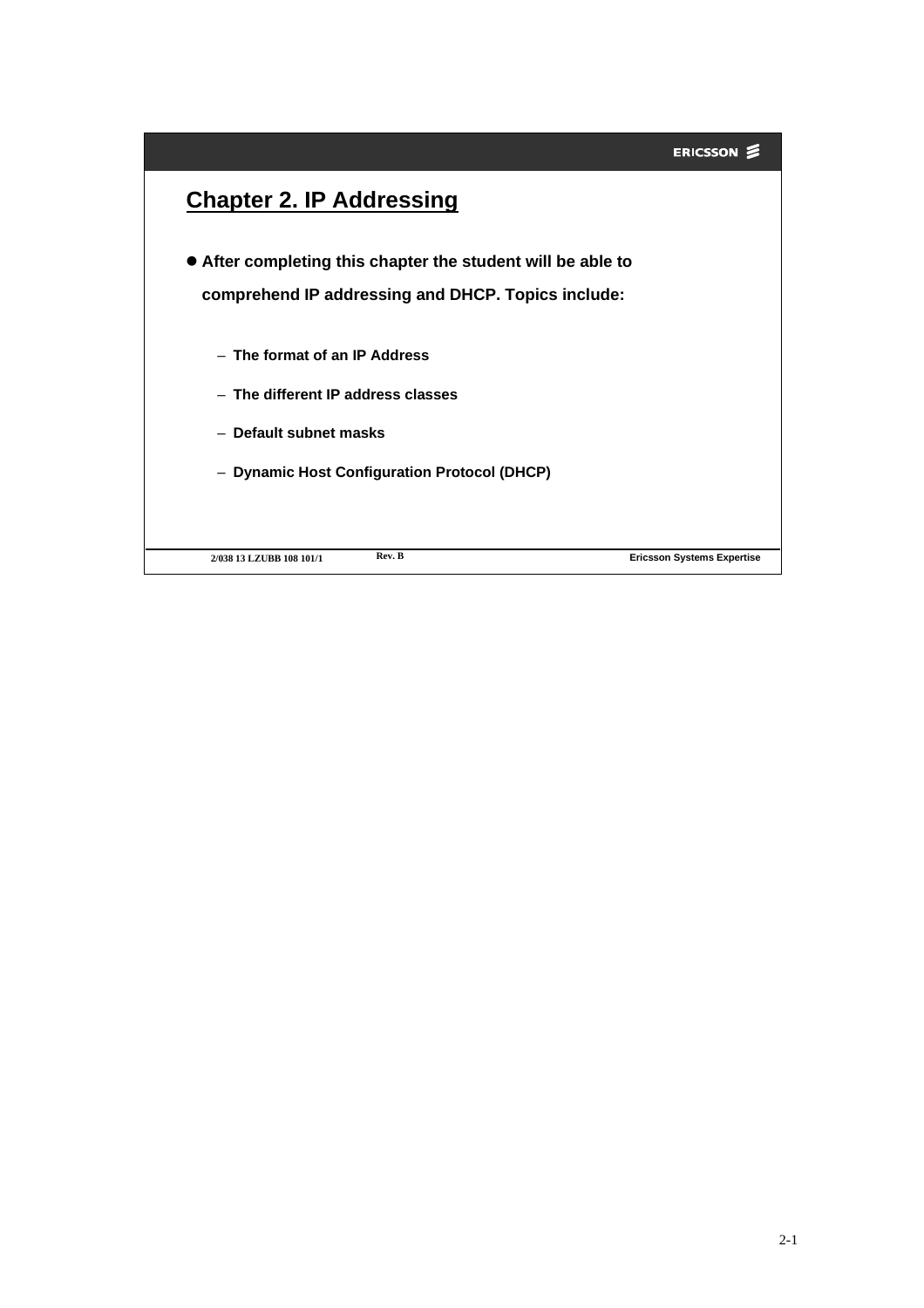# Chapter 2. IP Addressing

- **After completing this chapter the student will be able to comprehend IP addressing and DHCP. Topics include:**
  - **The format of an IP Address**
  - **The different IP address classes**
  - **Default subnet masks**
  - **Dynamic Host Configuration Protocol (DHCP)**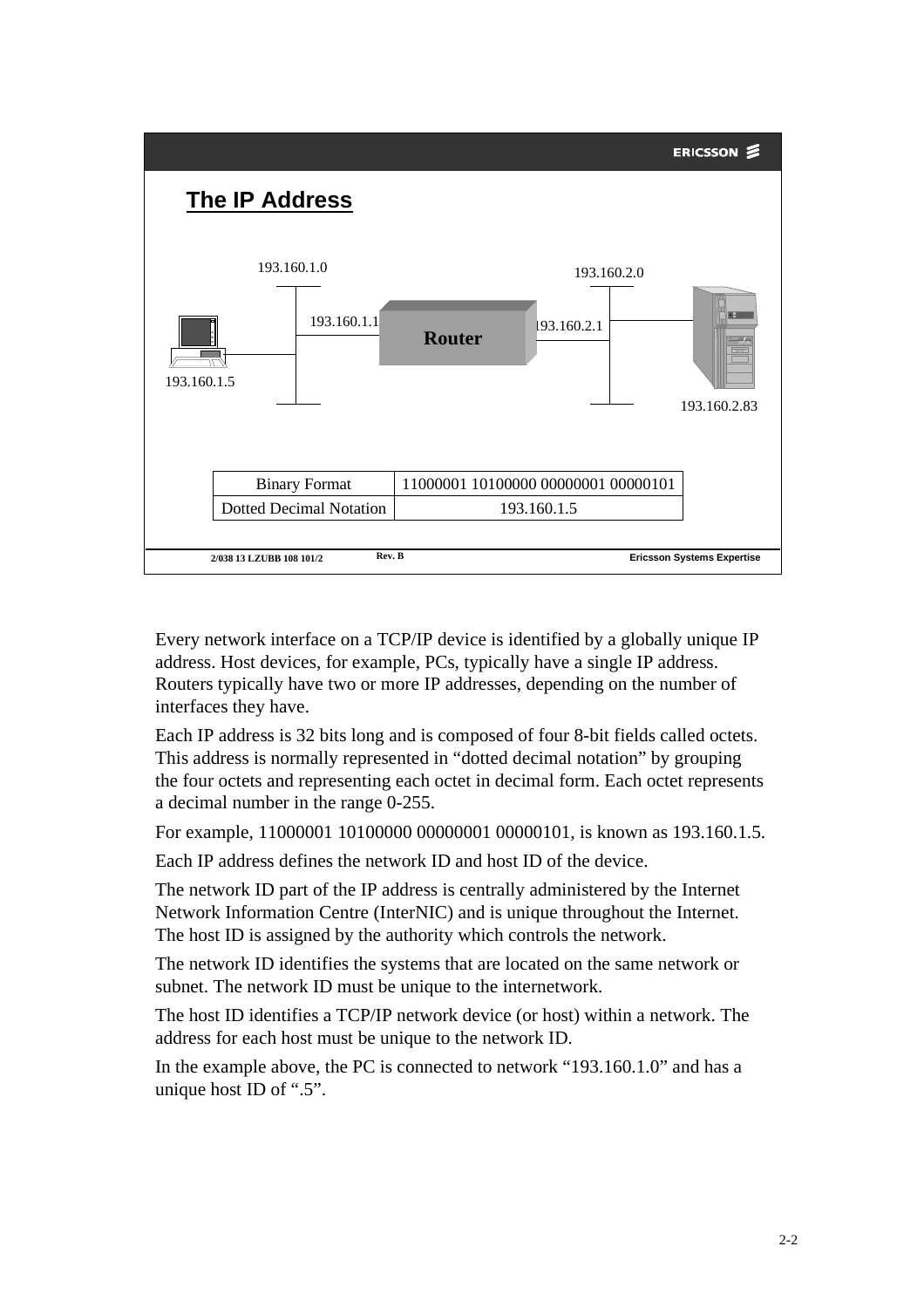## The IP Address

| Binary Format | 11000001 10100000 00000001 00000101 |
|---|---|
| Dotted Decimal Notation | 193.160.1.5 |

Every network interface on a TCP/IP device is identified by a globally unique IP address. Host devices, for example, PCs, typically have a single IP address. Routers typically have two or more IP addresses, depending on the number of interfaces they have.

Each IP address is 32 bits long and is composed of four 8-bit fields called octets. This address is normally represented in “dotted decimal notation” by grouping the four octets and representing each octet in decimal form. Each octet represents a decimal number in the range 0-255.

For example, 11000001 10100000 00000001 00000101, is known as 193.160.1.5.

Each IP address defines the network ID and host ID of the device.

The network ID part of the IP address is centrally administered by the Internet Network Information Centre (InterNIC) and is unique throughout the Internet. The host ID is assigned by the authority which controls the network.

The network ID identifies the systems that are located on the same network or subnet. The network ID must be unique to the internetwork.

The host ID identifies a TCP/IP network device (or host) within a network. The address for each host must be unique to the network ID.

In the example above, the PC is connected to network “193.160.1.0” and has a unique host ID of “.5”.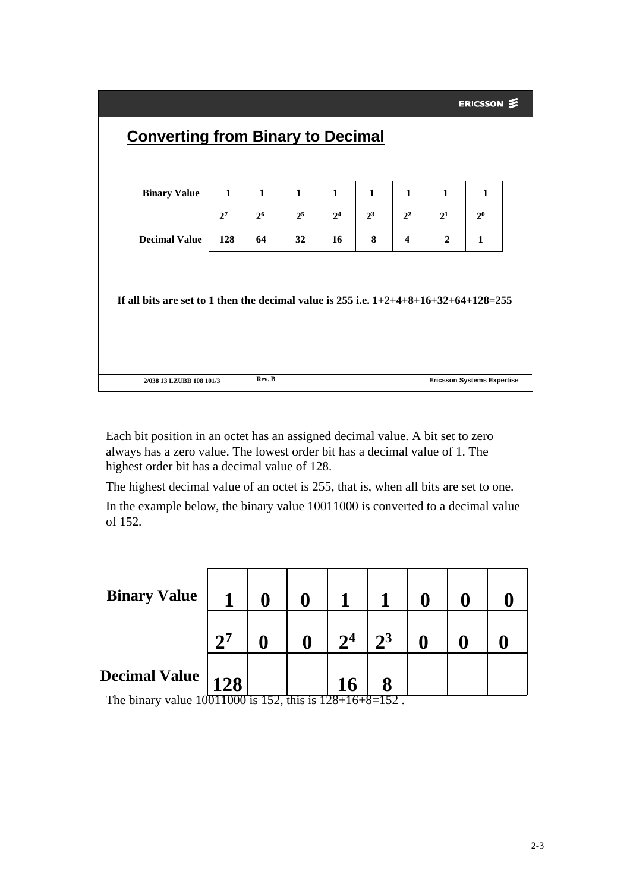## Converting from Binary to Decimal

| Binary Value | 1 | 1 | 1 | 1 | 1 | 1 | 1 | 1 |
|---|---|---|---|---|---|---|---|---|
| | $2^7$ | $2^6$ | $2^5$ | $2^4$ | $2^3$ | $2^2$ | $2^1$ | $2^0$ |
| Decimal Value | 128 | 64 | 32 | 16 | 8 | 4 | 2 | 1 |

**If all bits are set to 1 then the decimal value is 255 i.e. 1+2+4+8+16+32+64+128=255**

2/038 13 LZUBB 108 101/3 Rev. B Ericsson Systems Expertise

Each bit position in an octet has an assigned decimal value. A bit set to zero always has a zero value. The lowest order bit has a decimal value of 1. The highest order bit has a decimal value of 128.

The highest decimal value of an octet is 255, that is, when all bits are set to one.

In the example below, the binary value 10011000 is converted to a decimal value of 152.

| Binary Value | 1 | 0 | 0 | 1 | 1 | 0 | 0 | 0 |
|---|---|---|---|---|---|---|---|---|
| | $2^7$ | 0 | 0 | $2^4$ | $2^3$ | 0 | 0 | 0 |
| Decimal Value | 128 | | | 16 | 8 | | | |

The binary value 10011000 is 152, this is 128+16+8=152 .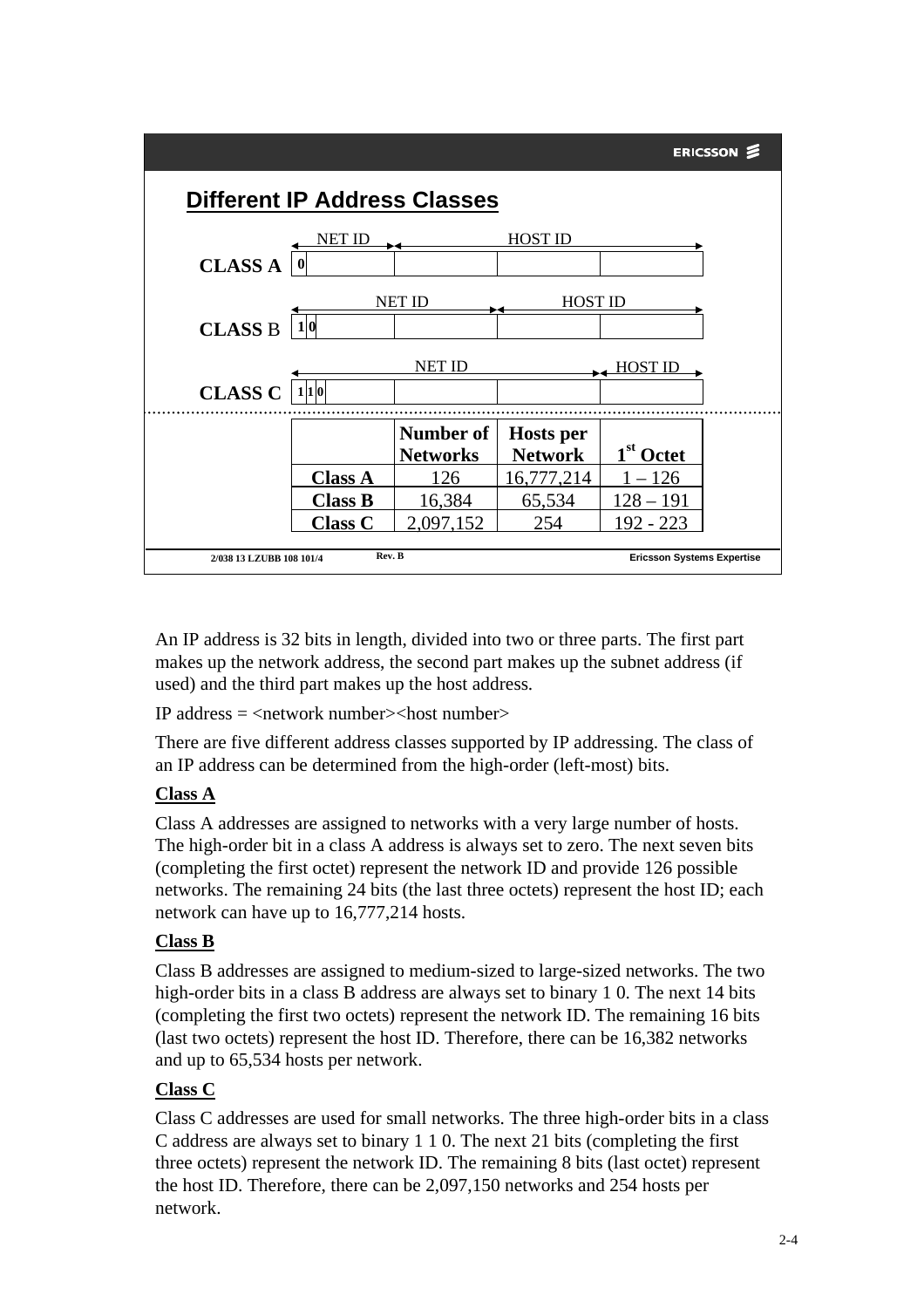## Different IP Address Classes

| | NET ID | | HOST ID | |
|---|---|---|---|---|
| **CLASS A** | 0 | | | |

| | NET ID | | HOST ID | |
|---|---|---|---|---|
| **CLASS B** | 1 0 | | | |

| | NET ID | | | HOST ID |
|---|---|---|---|---|
| **CLASS C** | 1 1 0 | | | |

| | Number of Networks | Hosts per Network | 1st Octet |
|---|---|---|---|
| **Class A** | 126 | 16,777,214 | 1 – 126 |
| **Class B** | 16,384 | 65,534 | 128 – 191 |
| **Class C** | 2,097,152 | 254 | 192 - 223 |

An IP address is 32 bits in length, divided into two or three parts. The first part makes up the network address, the second part makes up the subnet address (if used) and the third part makes up the host address.

IP address = <network number><host number>

There are five different address classes supported by IP addressing. The class of an IP address can be determined from the high-order (left-most) bits.

**Class A**

Class A addresses are assigned to networks with a very large number of hosts. The high-order bit in a class A address is always set to zero. The next seven bits (completing the first octet) represent the network ID and provide 126 possible networks. The remaining 24 bits (the last three octets) represent the host ID; each network can have up to 16,777,214 hosts.

**Class B**

Class B addresses are assigned to medium-sized to large-sized networks. The two high-order bits in a class B address are always set to binary 1 0. The next 14 bits (completing the first two octets) represent the network ID. The remaining 16 bits (last two octets) represent the host ID. Therefore, there can be 16,382 networks and up to 65,534 hosts per network.

**Class C**

Class C addresses are used for small networks. The three high-order bits in a class C address are always set to binary 1 1 0. The next 21 bits (completing the first three octets) represent the network ID. The remaining 8 bits (last octet) represent the host ID. Therefore, there can be 2,097,150 networks and 254 hosts per network.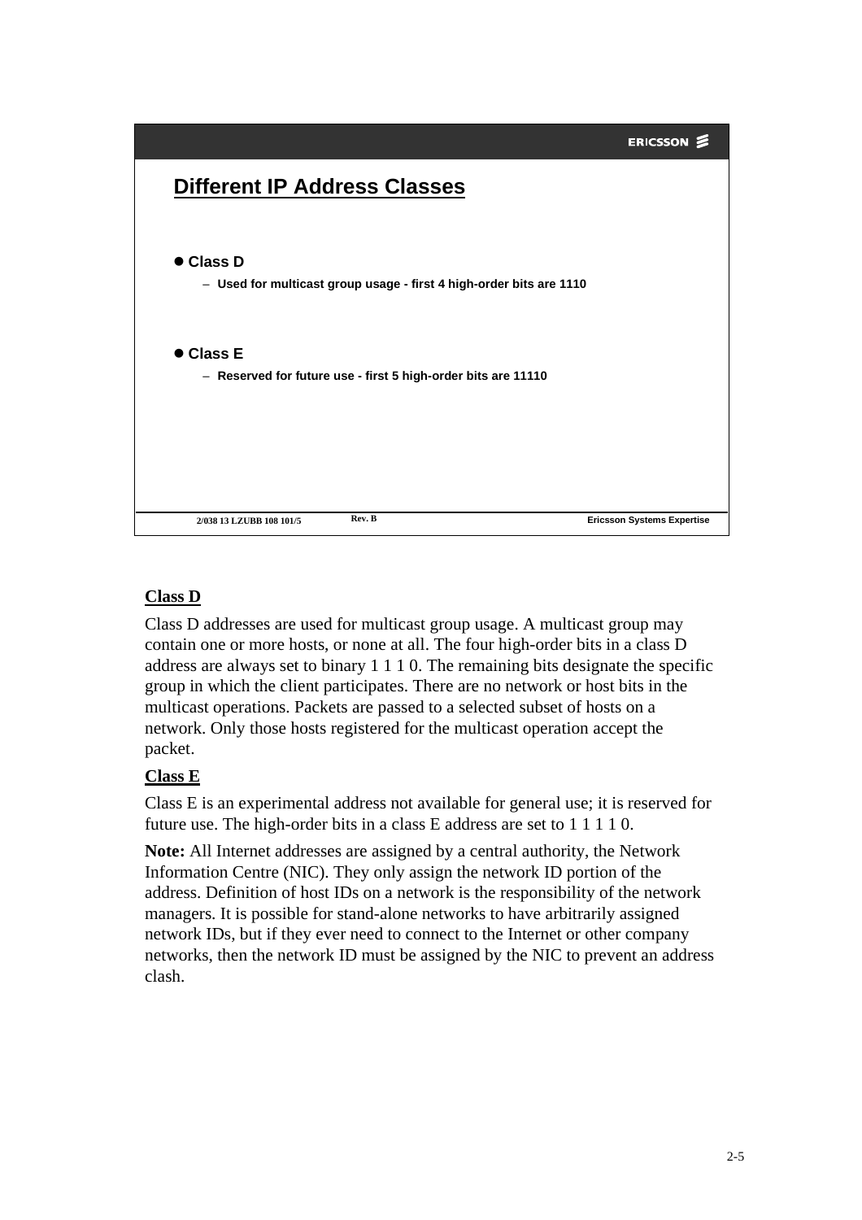## Different IP Address Classes

- **Class D**
  - **Used for multicast group usage - first 4 high-order bits are 1110**
- **Class E**
  - **Reserved for future use - first 5 high-order bits are 11110**

2/038 13 LZUBB 108 101/5 Rev. B Ericsson Systems Expertise

### Class D

Class D addresses are used for multicast group usage. A multicast group may contain one or more hosts, or none at all. The four high-order bits in a class D address are always set to binary 1 1 1 0. The remaining bits designate the specific group in which the client participates. There are no network or host bits in the multicast operations. Packets are passed to a selected subset of hosts on a network. Only those hosts registered for the multicast operation accept the packet.

### Class E

Class E is an experimental address not available for general use; it is reserved for future use. The high-order bits in a class E address are set to 1 1 1 1 0.

**Note:** All Internet addresses are assigned by a central authority, the Network Information Centre (NIC). They only assign the network ID portion of the address. Definition of host IDs on a network is the responsibility of the network managers. It is possible for stand-alone networks to have arbitrarily assigned network IDs, but if they ever need to connect to the Internet or other company networks, then the network ID must be assigned by the NIC to prevent an address clash.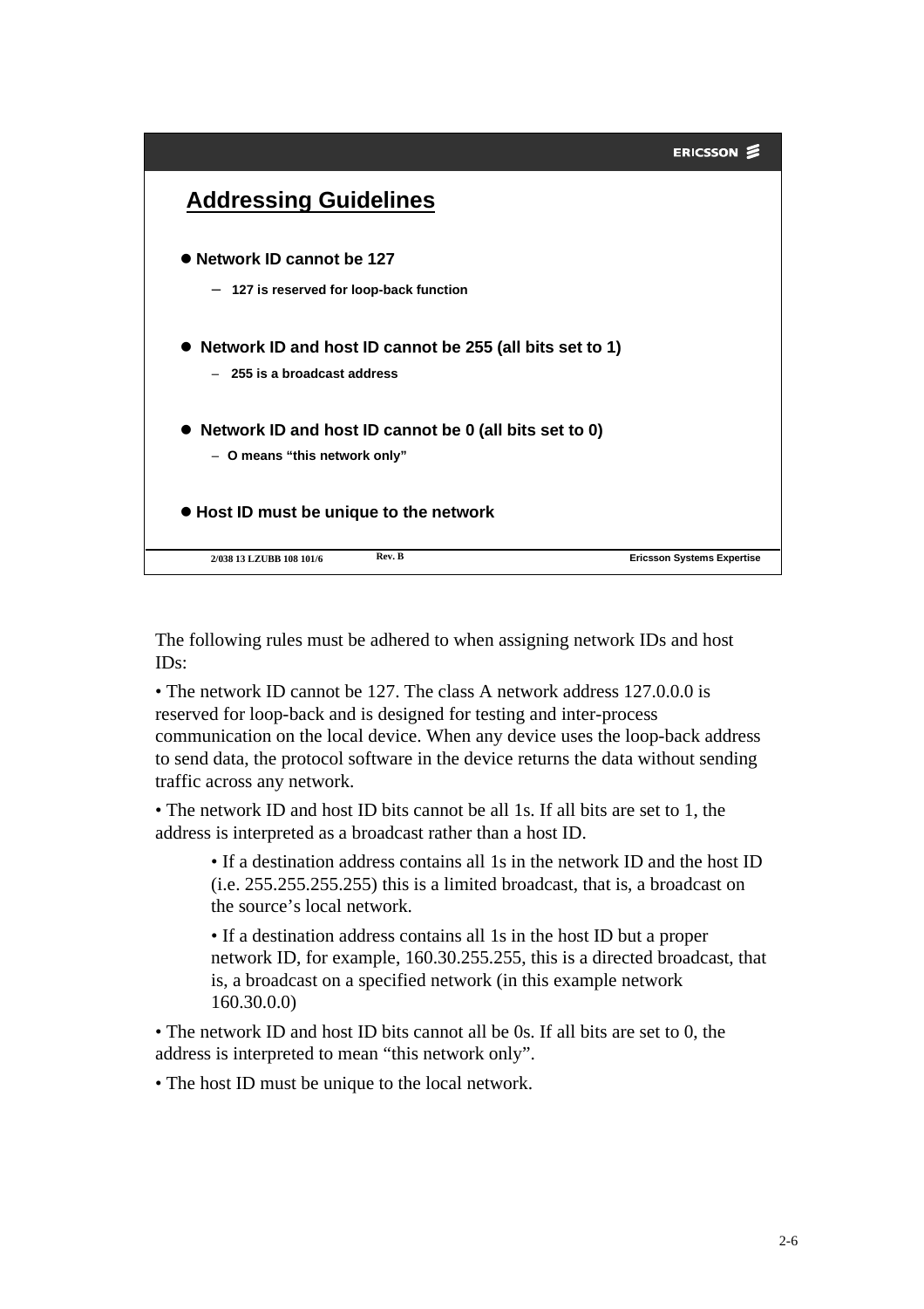## Addressing Guidelines

- **Network ID cannot be 127**
  - **127 is reserved for loop-back function**
- **Network ID and host ID cannot be 255 (all bits set to 1)**
  - **255 is a broadcast address**
- **Network ID and host ID cannot be 0 (all bits set to 0)**
  - **O means “this network only”**
- **Host ID must be unique to the network**

The following rules must be adhered to when assigning network IDs and host IDs:

- The network ID cannot be 127. The class A network address 127.0.0.0 is reserved for loop-back and is designed for testing and inter-process communication on the local device. When any device uses the loop-back address to send data, the protocol software in the device returns the data without sending traffic across any network.
- The network ID and host ID bits cannot be all 1s. If all bits are set to 1, the address is interpreted as a broadcast rather than a host ID.
  - If a destination address contains all 1s in the network ID and the host ID (i.e. 255.255.255.255) this is a limited broadcast, that is, a broadcast on the source’s local network.
  - If a destination address contains all 1s in the host ID but a proper network ID, for example, 160.30.255.255, this is a directed broadcast, that is, a broadcast on a specified network (in this example network 160.30.0.0)
- The network ID and host ID bits cannot all be 0s. If all bits are set to 0, the address is interpreted to mean “this network only”.
- The host ID must be unique to the local network.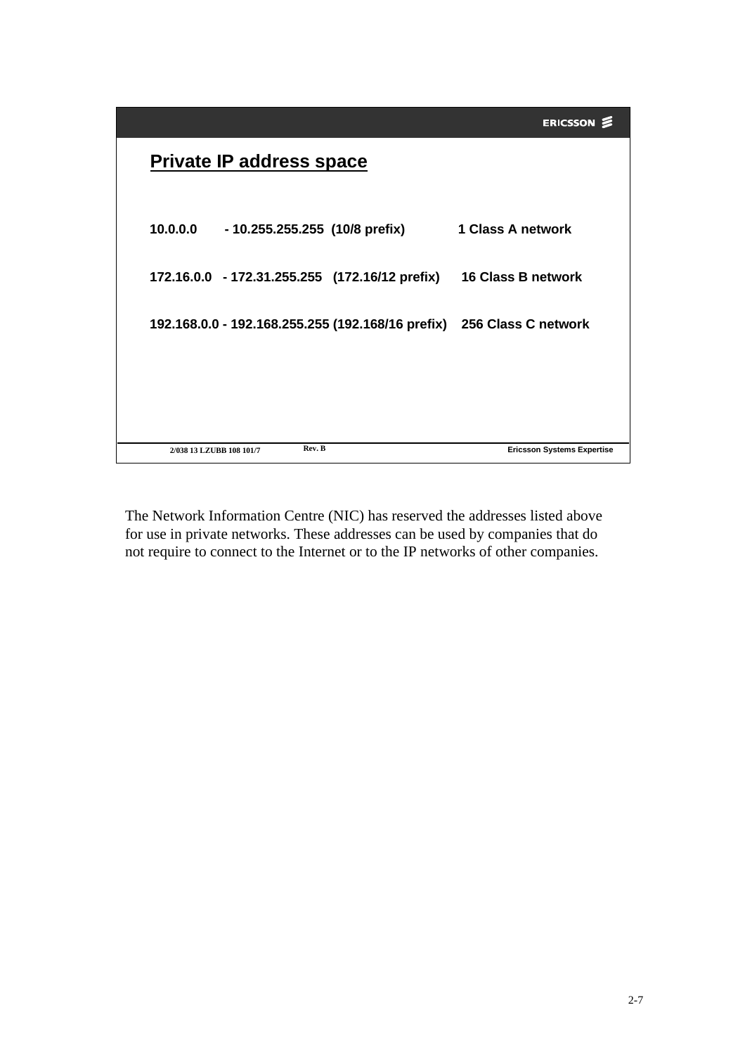## Private IP address space

| | | |
|---|---|---|
| 10.0.0.0 - 10.255.255.255 | (10/8 prefix) | 1 Class A network |
| 172.16.0.0 - 172.31.255.255 | (172.16/12 prefix) | 16 Class B network |
| 192.168.0.0 - 192.168.255.255 | (192.168/16 prefix) | 256 Class C network |

2/038 13 LZUBB 108 101/7 Rev. B Ericsson Systems Expertise

The Network Information Centre (NIC) has reserved the addresses listed above for use in private networks. These addresses can be used by companies that do not require to connect to the Internet or to the IP networks of other companies.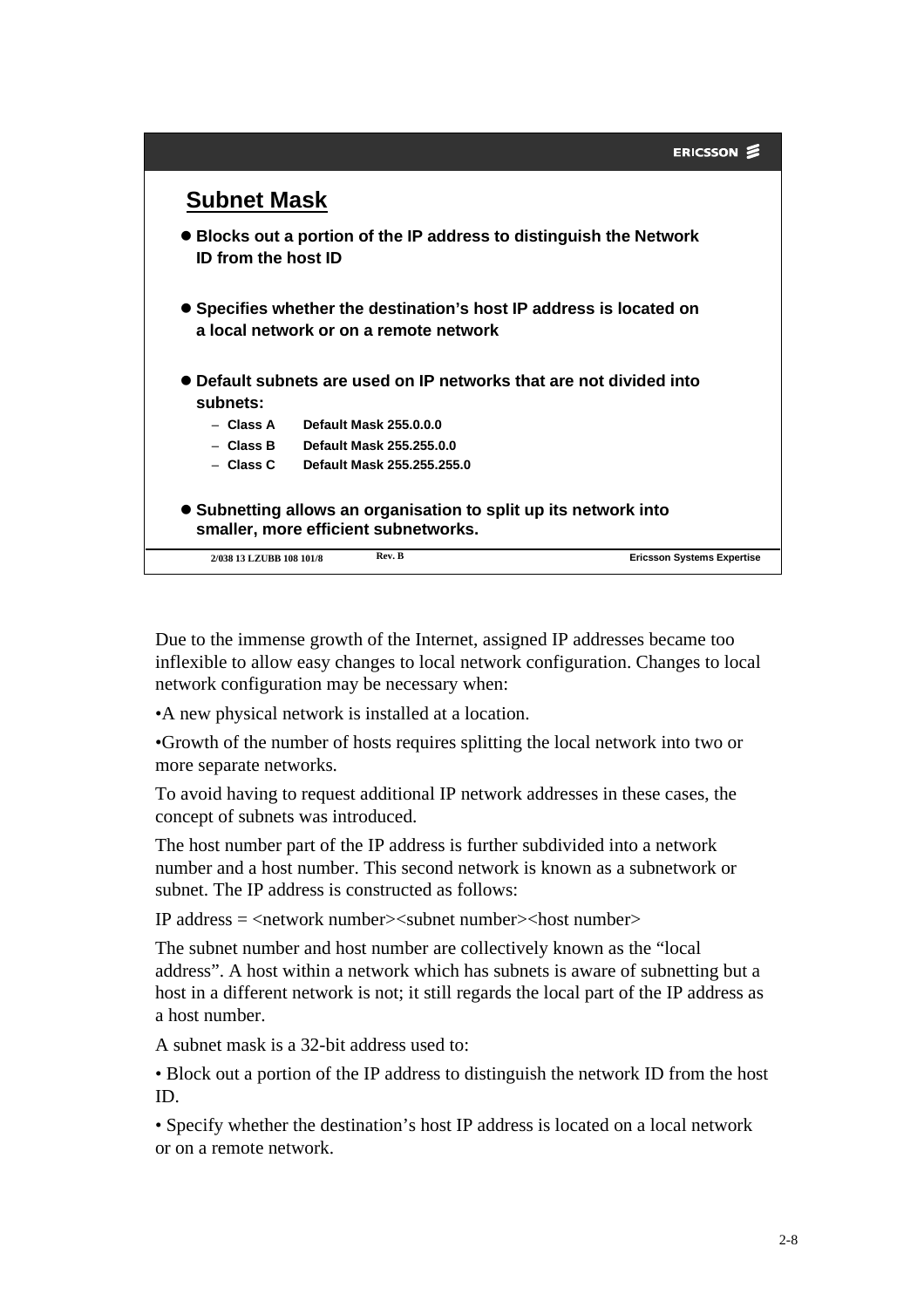## Subnet Mask

- Blocks out a portion of the IP address to distinguish the Network ID from the host ID
- Specifies whether the destination's host IP address is located on a local network or on a remote network
- Default subnets are used on IP networks that are not divided into subnets:
  - Class A Default Mask 255.0.0.0
  - Class B Default Mask 255.255.0.0
  - Class C Default Mask 255.255.255.0
- Subnetting allows an organisation to split up its network into smaller, more efficient subnetworks.

Due to the immense growth of the Internet, assigned IP addresses became too inflexible to allow easy changes to local network configuration. Changes to local network configuration may be necessary when:

•A new physical network is installed at a location.

•Growth of the number of hosts requires splitting the local network into two or more separate networks.

To avoid having to request additional IP network addresses in these cases, the concept of subnets was introduced.

The host number part of the IP address is further subdivided into a network number and a host number. This second network is known as a subnetwork or subnet. The IP address is constructed as follows:

IP address = <network number><subnet number><host number>

The subnet number and host number are collectively known as the "local address". A host within a network which has subnets is aware of subnetting but a host in a different network is not; it still regards the local part of the IP address as a host number.

A subnet mask is a 32-bit address used to:

• Block out a portion of the IP address to distinguish the network ID from the host ID.

• Specify whether the destination's host IP address is located on a local network or on a remote network.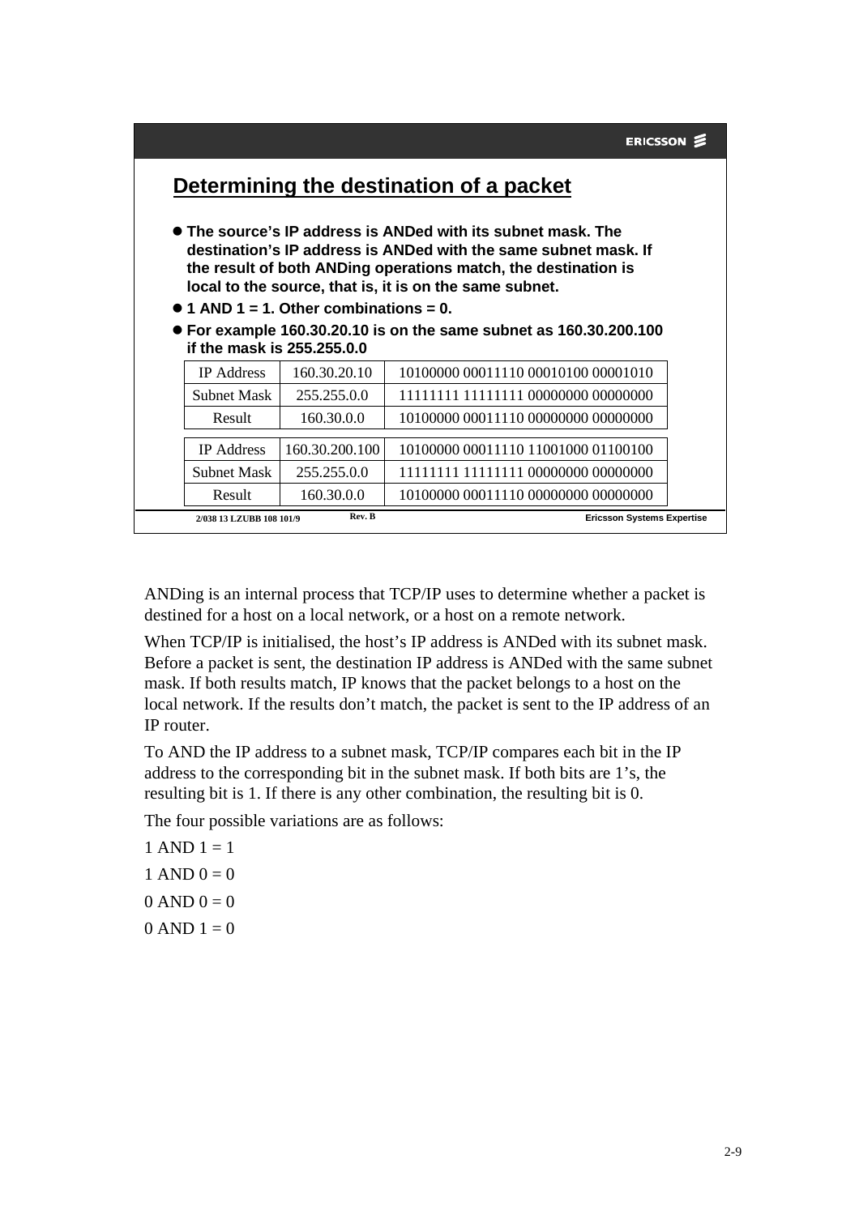## Determining the destination of a packet

- **The source's IP address is ANDed with its subnet mask. The destination's IP address is ANDed with the same subnet mask. If the result of both ANDing operations match, the destination is local to the source, that is, it is on the same subnet.**
- **1 AND 1 = 1. Other combinations = 0.**
- **For example 160.30.20.10 is on the same subnet as 160.30.200.100 if the mask is 255.255.0.0**

| IP Address | 160.30.20.10 | 10100000 00011110 00010100 00001010 |
|---|---|---|
| Subnet Mask | 255.255.0.0 | 11111111 11111111 00000000 00000000 |
| Result | 160.30.0.0 | 10100000 00011110 00000000 00000000 |

| IP Address | 160.30.200.100 | 10100000 00011110 11001000 01100100 |
|---|---|---|
| Subnet Mask | 255.255.0.0 | 11111111 11111111 00000000 00000000 |
| Result | 160.30.0.0 | 10100000 00011110 00000000 00000000 |

ANDing is an internal process that TCP/IP uses to determine whether a packet is destined for a host on a local network, or a host on a remote network.

When TCP/IP is initialised, the host's IP address is ANDed with its subnet mask. Before a packet is sent, the destination IP address is ANDed with the same subnet mask. If both results match, IP knows that the packet belongs to a host on the local network. If the results don't match, the packet is sent to the IP address of an IP router.

To AND the IP address to a subnet mask, TCP/IP compares each bit in the IP address to the corresponding bit in the subnet mask. If both bits are 1's, the resulting bit is 1. If there is any other combination, the resulting bit is 0.

The four possible variations are as follows:

1 AND 1 = 1

1 AND 0 = 0

0 AND 0 = 0

0 AND 1 = 0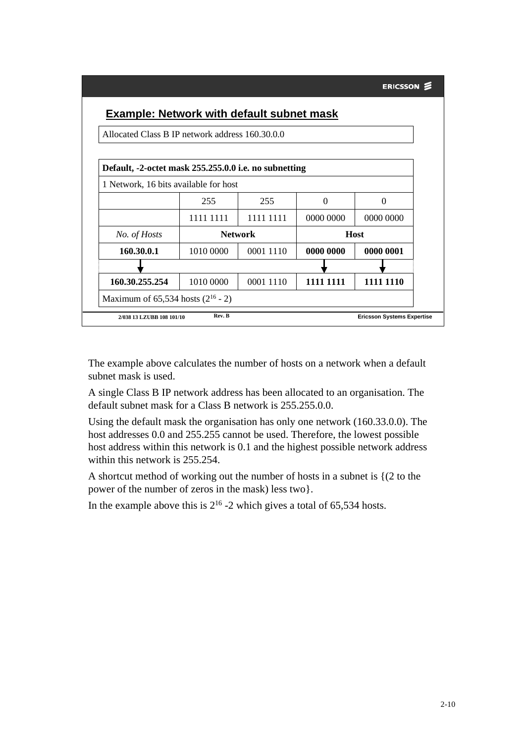## Example: Network with default subnet mask

Allocated Class B IP network address 160.30.0.0

| **Default, -2-octet mask 255.255.0.0 i.e. no subnetting** | | | | |
|---|---|---|---|---|
| 1 Network, 16 bits available for host | | | | |
| | 255 | 255 | 0 | 0 |
| | 1111 1111 | 1111 1111 | 0000 0000 | 0000 0000 |
| *No. of Hosts* | **Network** | | **Host** | |
| **160.30.0.1** | 1010 0000 | 0001 1110 | **0000 0000** | **0000 0001** |
| ↓ | | | ↓ | ↓ |
| **160.30.255.254** | 1010 0000 | 0001 1110 | **1111 1111** | **1111 1110** |
| Maximum of 65,534 hosts ($2^{16}$ - 2) | | | | |

The example above calculates the number of hosts on a network when a default subnet mask is used.

A single Class B IP network address has been allocated to an organisation. The default subnet mask for a Class B network is 255.255.0.0.

Using the default mask the organisation has only one network (160.33.0.0). The host addresses 0.0 and 255.255 cannot be used. Therefore, the lowest possible host address within this network is 0.1 and the highest possible network address within this network is 255.254.

A shortcut method of working out the number of hosts in a subnet is {(2 to the power of the number of zeros in the mask) less two}.

In the example above this is $2^{16}$ -2 which gives a total of 65,534 hosts.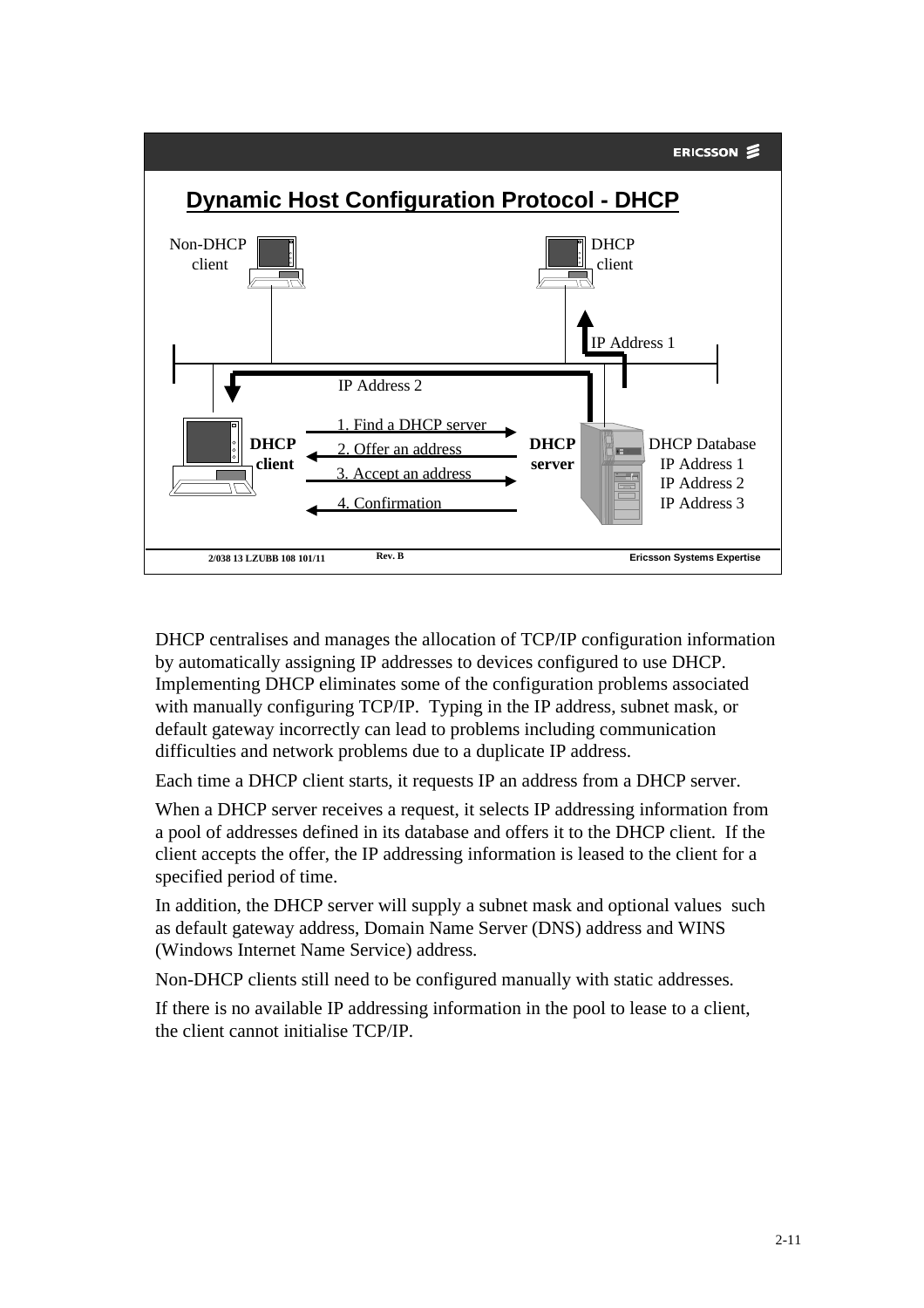## Dynamic Host Configuration Protocol - DHCP

Non-DHCP client

DHCP client

IP Address 1

IP Address 2

DHCP client

1. Find a DHCP server
2. Offer an address
3. Accept an address
4. Confirmation

DHCP server

DHCP Database
IP Address 1
IP Address 2
IP Address 3

2/038 13 LZUBB 108 101/11 Rev. B Ericsson Systems Expertise

DHCP centralises and manages the allocation of TCP/IP configuration information by automatically assigning IP addresses to devices configured to use DHCP. Implementing DHCP eliminates some of the configuration problems associated with manually configuring TCP/IP. Typing in the IP address, subnet mask, or default gateway incorrectly can lead to problems including communication difficulties and network problems due to a duplicate IP address.

Each time a DHCP client starts, it requests IP an address from a DHCP server.

When a DHCP server receives a request, it selects IP addressing information from a pool of addresses defined in its database and offers it to the DHCP client. If the client accepts the offer, the IP addressing information is leased to the client for a specified period of time.

In addition, the DHCP server will supply a subnet mask and optional values such as default gateway address, Domain Name Server (DNS) address and WINS (Windows Internet Name Service) address.

Non-DHCP clients still need to be configured manually with static addresses.

If there is no available IP addressing information in the pool to lease to a client, the client cannot initialise TCP/IP.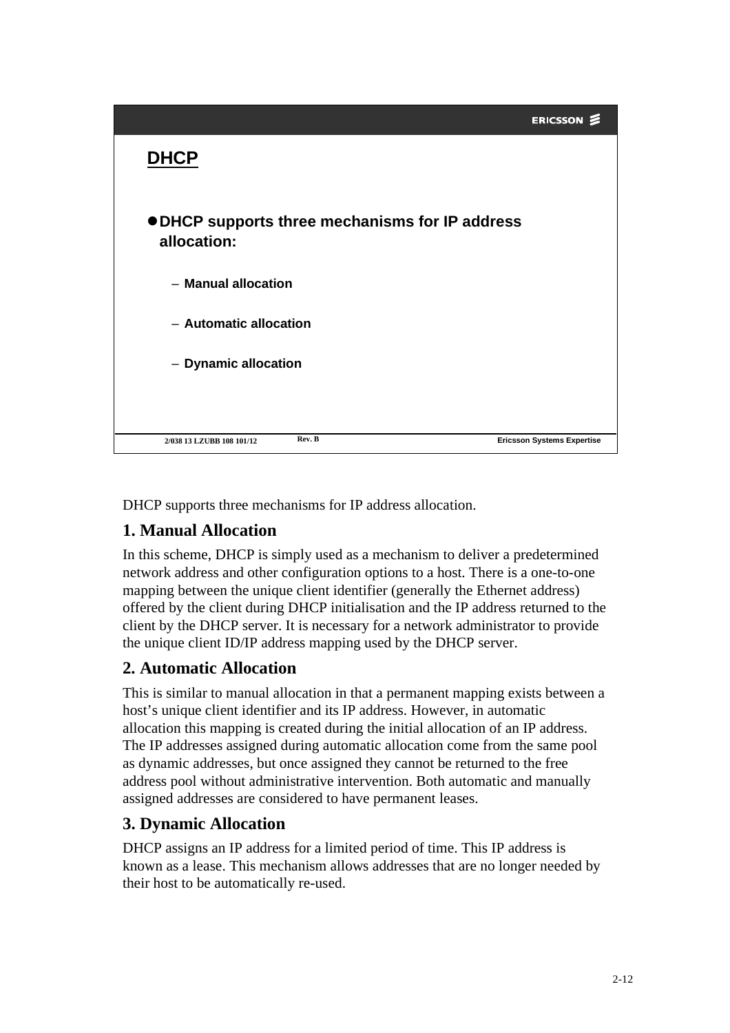## DHCP

- DHCP supports three mechanisms for IP address allocation:
  - Manual allocation
  - Automatic allocation
  - Dynamic allocation

DHCP supports three mechanisms for IP address allocation.

### 1. Manual Allocation

In this scheme, DHCP is simply used as a mechanism to deliver a predetermined network address and other configuration options to a host. There is a one-to-one mapping between the unique client identifier (generally the Ethernet address) offered by the client during DHCP initialisation and the IP address returned to the client by the DHCP server. It is necessary for a network administrator to provide the unique client ID/IP address mapping used by the DHCP server.

### 2. Automatic Allocation

This is similar to manual allocation in that a permanent mapping exists between a host's unique client identifier and its IP address. However, in automatic allocation this mapping is created during the initial allocation of an IP address. The IP addresses assigned during automatic allocation come from the same pool as dynamic addresses, but once assigned they cannot be returned to the free address pool without administrative intervention. Both automatic and manually assigned addresses are considered to have permanent leases.

### 3. Dynamic Allocation

DHCP assigns an IP address for a limited period of time. This IP address is known as a lease. This mechanism allows addresses that are no longer needed by their host to be automatically re-used.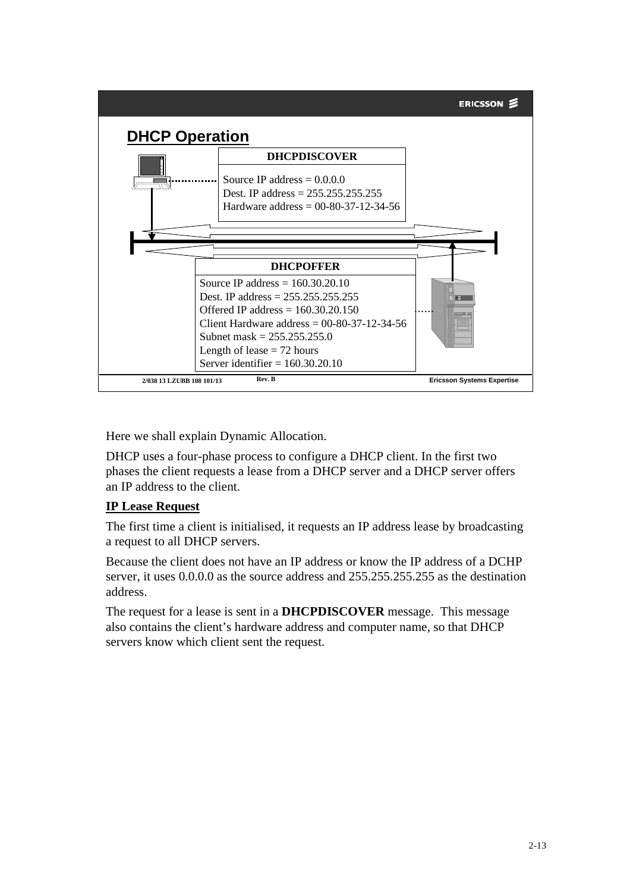## DHCP Operation

**DHCPDISCOVER**

Source IP address = 0.0.0.0
Dest. IP address = 255.255.255.255
Hardware address = 00-80-37-12-34-56

**DHCPOFFER**

Source IP address = 160.30.20.10
Dest. IP address = 255.255.255.255
Offered IP address = 160.30.20.150
Client Hardware address = 00-80-37-12-34-56
Subnet mask = 255.255.255.0
Length of lease = 72 hours
Server identifier = 160.30.20.10

Here we shall explain Dynamic Allocation.

DHCP uses a four-phase process to configure a DHCP client. In the first two phases the client requests a lease from a DHCP server and a DHCP server offers an IP address to the client.

**IP Lease Request**

The first time a client is initialised, it requests an IP address lease by broadcasting a request to all DHCP servers.

Because the client does not have an IP address or know the IP address of a DCHP server, it uses 0.0.0.0 as the source address and 255.255.255.255 as the destination address.

The request for a lease is sent in a **DHCPDISCOVER** message. This message also contains the client's hardware address and computer name, so that DHCP servers know which client sent the request.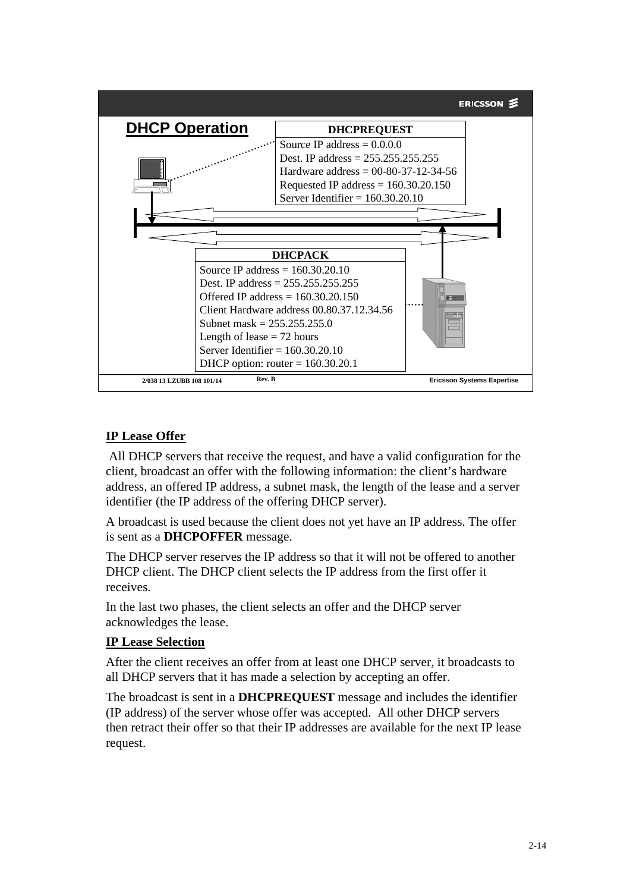## DHCP Operation

**DHCPREQUEST**

Source IP address = 0.0.0.0
Dest. IP address = 255.255.255.255
Hardware address = 00-80-37-12-34-56
Requested IP address = 160.30.20.150
Server Identifier = 160.30.20.10

**DHCPACK**

Source IP address = 160.30.20.10
Dest. IP address = 255.255.255.255
Offered IP address = 160.30.20.150
Client Hardware address 00.80.37.12.34.56
Subnet mask = 255.255.255.0
Length of lease = 72 hours
Server Identifier = 160.30.20.10
DHCP option: router = 160.30.20.1

**IP Lease Offer**

All DHCP servers that receive the request, and have a valid configuration for the client, broadcast an offer with the following information: the client's hardware address, an offered IP address, a subnet mask, the length of the lease and a server identifier (the IP address of the offering DHCP server).

A broadcast is used because the client does not yet have an IP address. The offer is sent as a **DHCPOFFER** message.

The DHCP server reserves the IP address so that it will not be offered to another DHCP client. The DHCP client selects the IP address from the first offer it receives.

In the last two phases, the client selects an offer and the DHCP server acknowledges the lease.

**IP Lease Selection**

After the client receives an offer from at least one DHCP server, it broadcasts to all DHCP servers that it has made a selection by accepting an offer.

The broadcast is sent in a **DHCPREQUEST** message and includes the identifier (IP address) of the server whose offer was accepted. All other DHCP servers then retract their offer so that their IP addresses are available for the next IP lease request.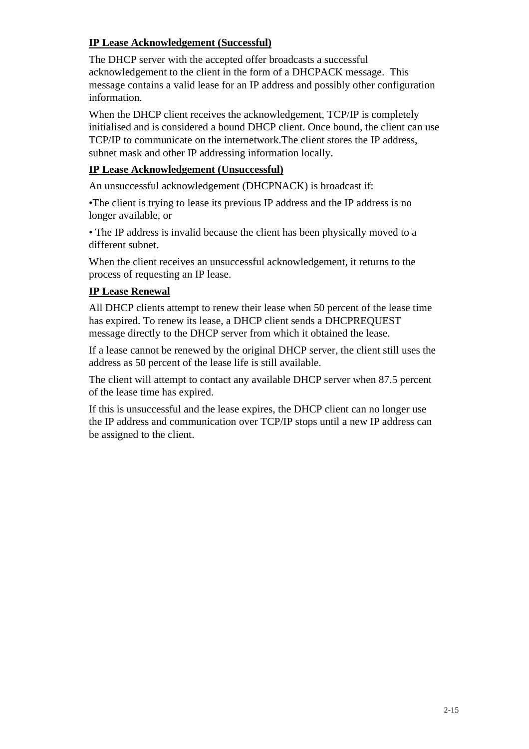**IP Lease Acknowledgement (Successful)**

The DHCP server with the accepted offer broadcasts a successful acknowledgement to the client in the form of a DHCPACK message. This message contains a valid lease for an IP address and possibly other configuration information.

When the DHCP client receives the acknowledgement, TCP/IP is completely initialised and is considered a bound DHCP client. Once bound, the client can use TCP/IP to communicate on the internetwork.The client stores the IP address, subnet mask and other IP addressing information locally.

**IP Lease Acknowledgement (Unsuccessful)**

An unsuccessful acknowledgement (DHCPNACK) is broadcast if:

•The client is trying to lease its previous IP address and the IP address is no longer available, or

• The IP address is invalid because the client has been physically moved to a different subnet.

When the client receives an unsuccessful acknowledgement, it returns to the process of requesting an IP lease.

**IP Lease Renewal**

All DHCP clients attempt to renew their lease when 50 percent of the lease time has expired. To renew its lease, a DHCP client sends a DHCPREQUEST message directly to the DHCP server from which it obtained the lease.

If a lease cannot be renewed by the original DHCP server, the client still uses the address as 50 percent of the lease life is still available.

The client will attempt to contact any available DHCP server when 87.5 percent of the lease time has expired.

If this is unsuccessful and the lease expires, the DHCP client can no longer use the IP address and communication over TCP/IP stops until a new IP address can be assigned to the client.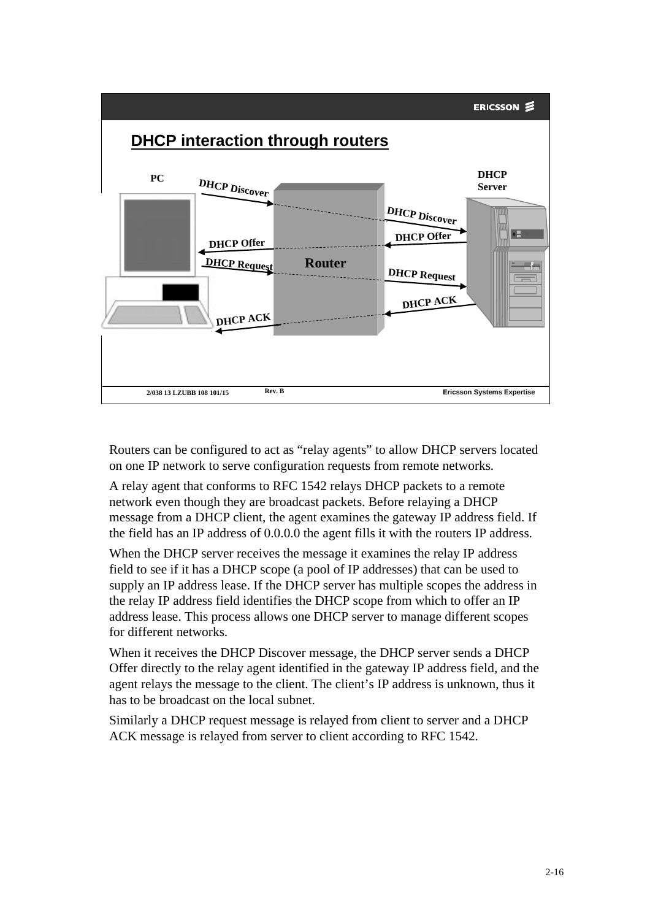## DHCP interaction through routers

PC

DHCP Server

Router

DHCP Discover

DHCP Discover

DHCP Offer

DHCP Offer

DHCP Request

DHCP Request

DHCP ACK

DHCP ACK

Routers can be configured to act as “relay agents” to allow DHCP servers located on one IP network to serve configuration requests from remote networks.

A relay agent that conforms to RFC 1542 relays DHCP packets to a remote network even though they are broadcast packets. Before relaying a DHCP message from a DHCP client, the agent examines the gateway IP address field. If the field has an IP address of 0.0.0.0 the agent fills it with the routers IP address.

When the DHCP server receives the message it examines the relay IP address field to see if it has a DHCP scope (a pool of IP addresses) that can be used to supply an IP address lease. If the DHCP server has multiple scopes the address in the relay IP address field identifies the DHCP scope from which to offer an IP address lease. This process allows one DHCP server to manage different scopes for different networks.

When it receives the DHCP Discover message, the DHCP server sends a DHCP Offer directly to the relay agent identified in the gateway IP address field, and the agent relays the message to the client. The client’s IP address is unknown, thus it has to be broadcast on the local subnet.

Similarly a DHCP request message is relayed from client to server and a DHCP ACK message is relayed from server to client according to RFC 1542.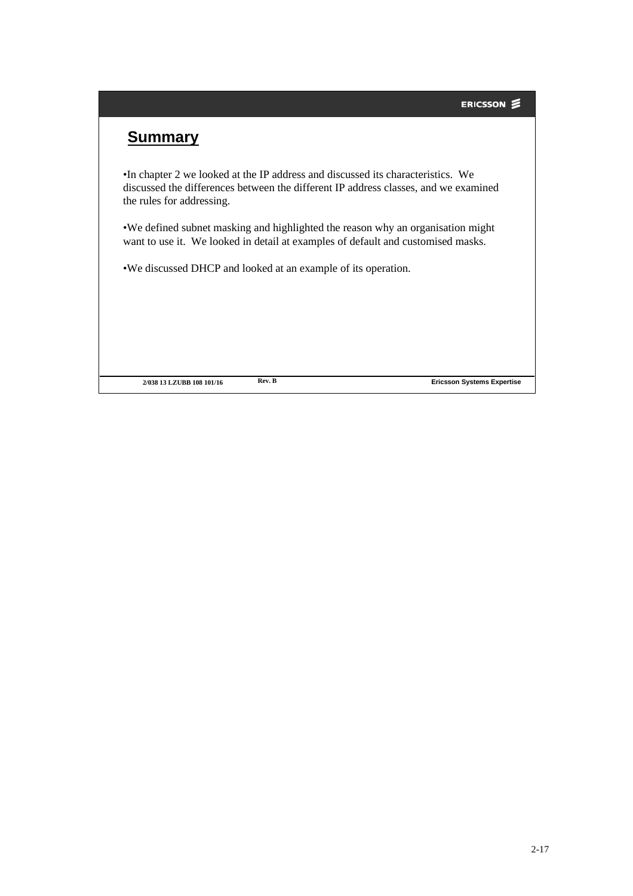## Summary

- In chapter 2 we looked at the IP address and discussed its characteristics. We discussed the differences between the different IP address classes, and we examined the rules for addressing.

- We defined subnet masking and highlighted the reason why an organisation might want to use it. We looked in detail at examples of default and customised masks.

- We discussed DHCP and looked at an example of its operation.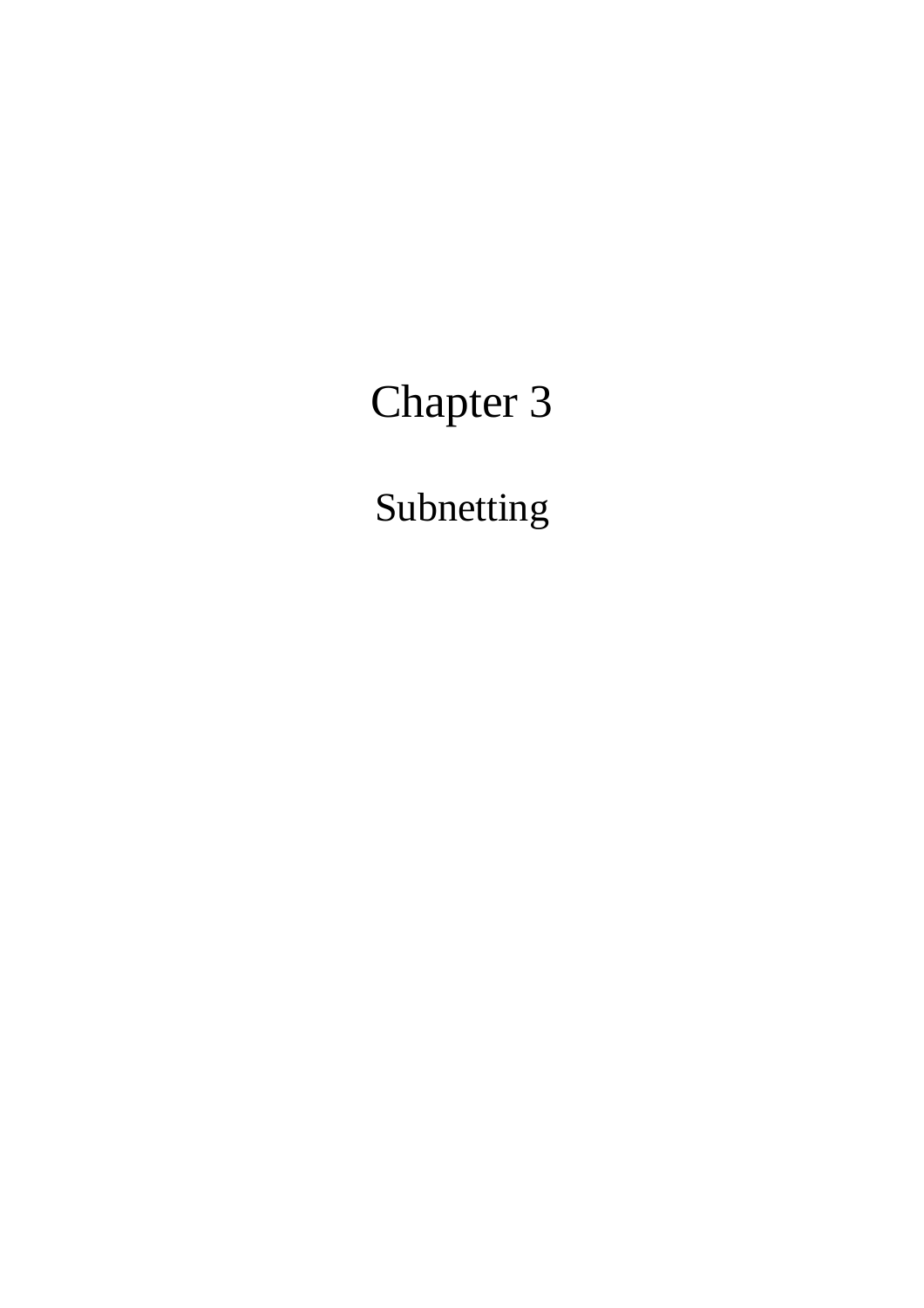# Chapter 3

## Subnetting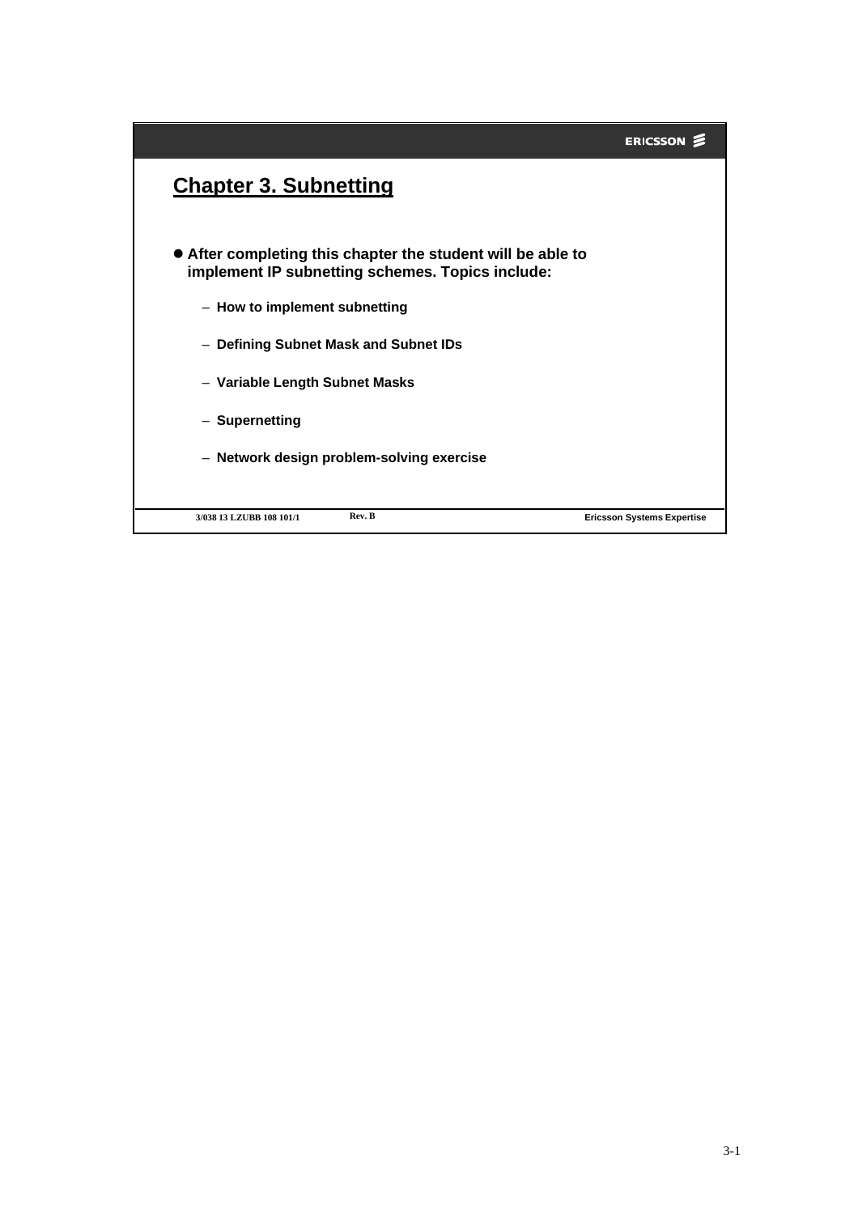## Chapter 3. Subnetting

- **After completing this chapter the student will be able to implement IP subnetting schemes. Topics include:**
  - **How to implement subnetting**
  - **Defining Subnet Mask and Subnet IDs**
  - **Variable Length Subnet Masks**
  - **Supernetting**
  - **Network design problem-solving exercise**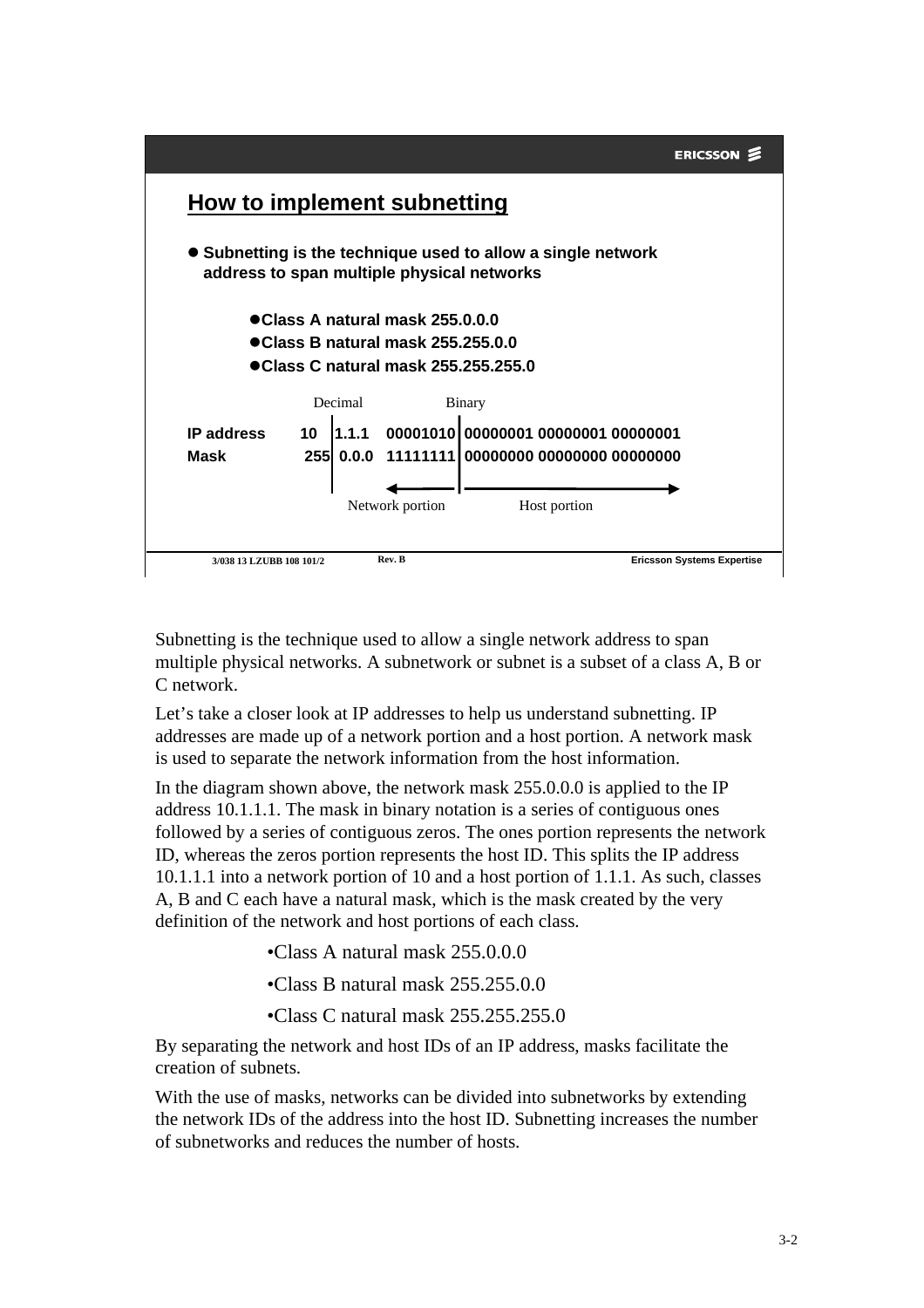## How to implement subnetting

- **Subnetting is the technique used to allow a single network address to span multiple physical networks**
  - **Class A natural mask 255.0.0.0**
  - **Class B natural mask 255.255.0.0**
  - **Class C natural mask 255.255.255.0**

| | Decimal | | Binary | |
|---|---|---|---|---|
| **IP address** | **10** | **1.1.1** | **00001010** | **00000001 00000001 00000001** |
| **Mask** | **255** | **0.0.0** | **11111111** | **00000000 00000000 00000000** |
| | | | Network portion | Host portion |

Subnetting is the technique used to allow a single network address to span multiple physical networks. A subnetwork or subnet is a subset of a class A, B or C network.

Let's take a closer look at IP addresses to help us understand subnetting. IP addresses are made up of a network portion and a host portion. A network mask is used to separate the network information from the host information.

In the diagram shown above, the network mask 255.0.0.0 is applied to the IP address 10.1.1.1. The mask in binary notation is a series of contiguous ones followed by a series of contiguous zeros. The ones portion represents the network ID, whereas the zeros portion represents the host ID. This splits the IP address 10.1.1.1 into a network portion of 10 and a host portion of 1.1.1. As such, classes A, B and C each have a natural mask, which is the mask created by the very definition of the network and host portions of each class.

- Class A natural mask 255.0.0.0
- Class B natural mask 255.255.0.0
- Class C natural mask 255.255.255.0

By separating the network and host IDs of an IP address, masks facilitate the creation of subnets.

With the use of masks, networks can be divided into subnetworks by extending the network IDs of the address into the host ID. Subnetting increases the number of subnetworks and reduces the number of hosts.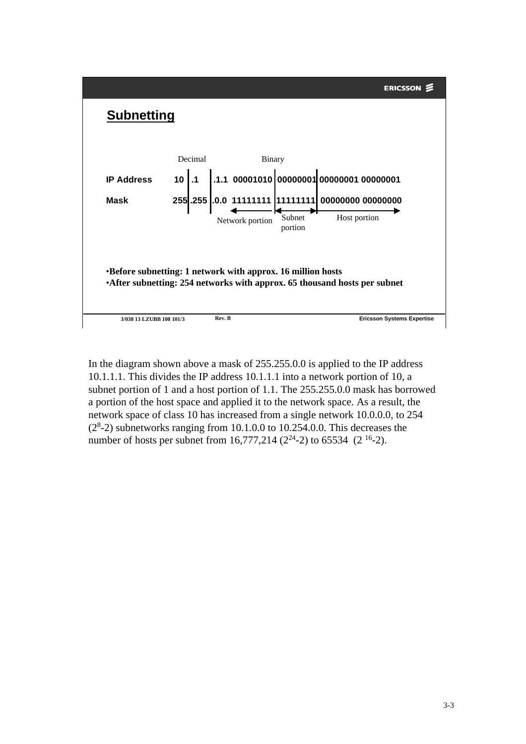## Subnetting

| | Decimal | | | Binary | | | |
|---|---|---|---|---|---|---|---|
| **IP Address** | **10** | **.1** | **.1.1** | **00001010** | **00000001** | **00000001** | **00000001** |
| **Mask** | **255** | **.255** | **.0.0** | **11111111** | **11111111** | **00000000** | **00000000** |
| | | | | Network portion | Subnet portion | Host portion | |

- **Before subnetting: 1 network with approx. 16 million hosts**
- **After subnetting: 254 networks with approx. 65 thousand hosts per subnet**

In the diagram shown above a mask of 255.255.0.0 is applied to the IP address 10.1.1.1. This divides the IP address 10.1.1.1 into a network portion of 10, a subnet portion of 1 and a host portion of 1.1. The 255.255.0.0 mask has borrowed a portion of the host space and applied it to the network space. As a result, the network space of class 10 has increased from a single network 10.0.0.0, to 254 ($2^8$-2) subnetworks ranging from 10.1.0.0 to 10.254.0.0. This decreases the number of hosts per subnet from 16,777,214 ($2^{24}$-2) to 65534 ($2^{16}$-2).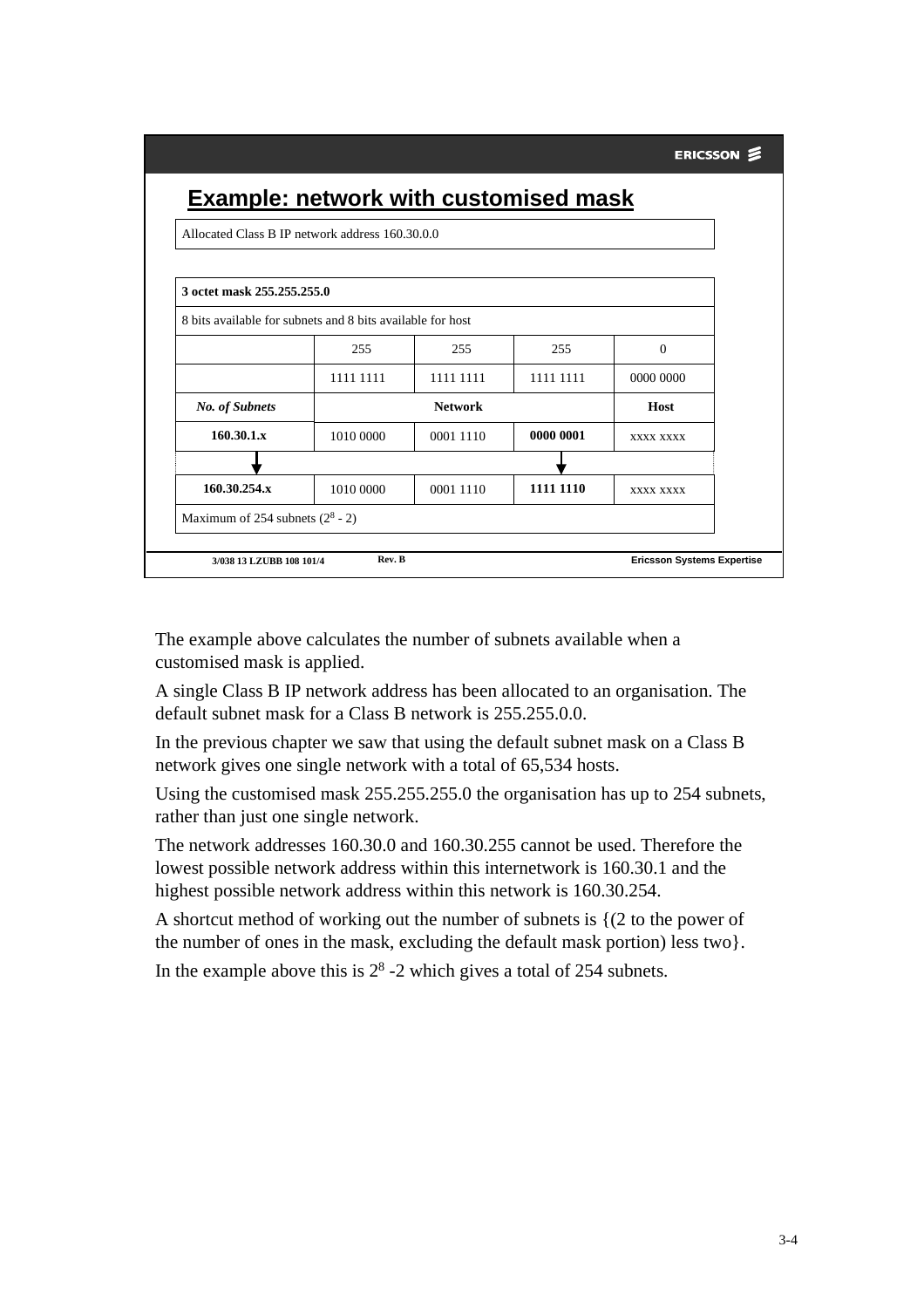## Example: network with customised mask

Allocated Class B IP network address 160.30.0.0

| **3 octet mask 255.255.255.0** | | | | |
|---|---|---|---|---|
| 8 bits available for subnets and 8 bits available for host | | | | |
| | 255 | 255 | 255 | 0 |
| | 1111 1111 | 1111 1111 | 1111 1111 | 0000 0000 |
| ***No. of Subnets*** | **Network** | | | **Host** |
| **160.30.1.x** | 1010 0000 | 0001 1110 | **0000 0001** | xxxx xxxx |
| ↓ | | | ↓ | |
| **160.30.254.x** | 1010 0000 | 0001 1110 | **1111 1110** | xxxx xxxx |
| Maximum of 254 subnets ($2^8$ - 2) | | | | |

The example above calculates the number of subnets available when a customised mask is applied.

A single Class B IP network address has been allocated to an organisation. The default subnet mask for a Class B network is 255.255.0.0.

In the previous chapter we saw that using the default subnet mask on a Class B network gives one single network with a total of 65,534 hosts.

Using the customised mask 255.255.255.0 the organisation has up to 254 subnets, rather than just one single network.

The network addresses 160.30.0 and 160.30.255 cannot be used. Therefore the lowest possible network address within this internetwork is 160.30.1 and the highest possible network address within this network is 160.30.254.

A shortcut method of working out the number of subnets is {(2 to the power of the number of ones in the mask, excluding the default mask portion) less two}.

In the example above this is $2^8$ -2 which gives a total of 254 subnets.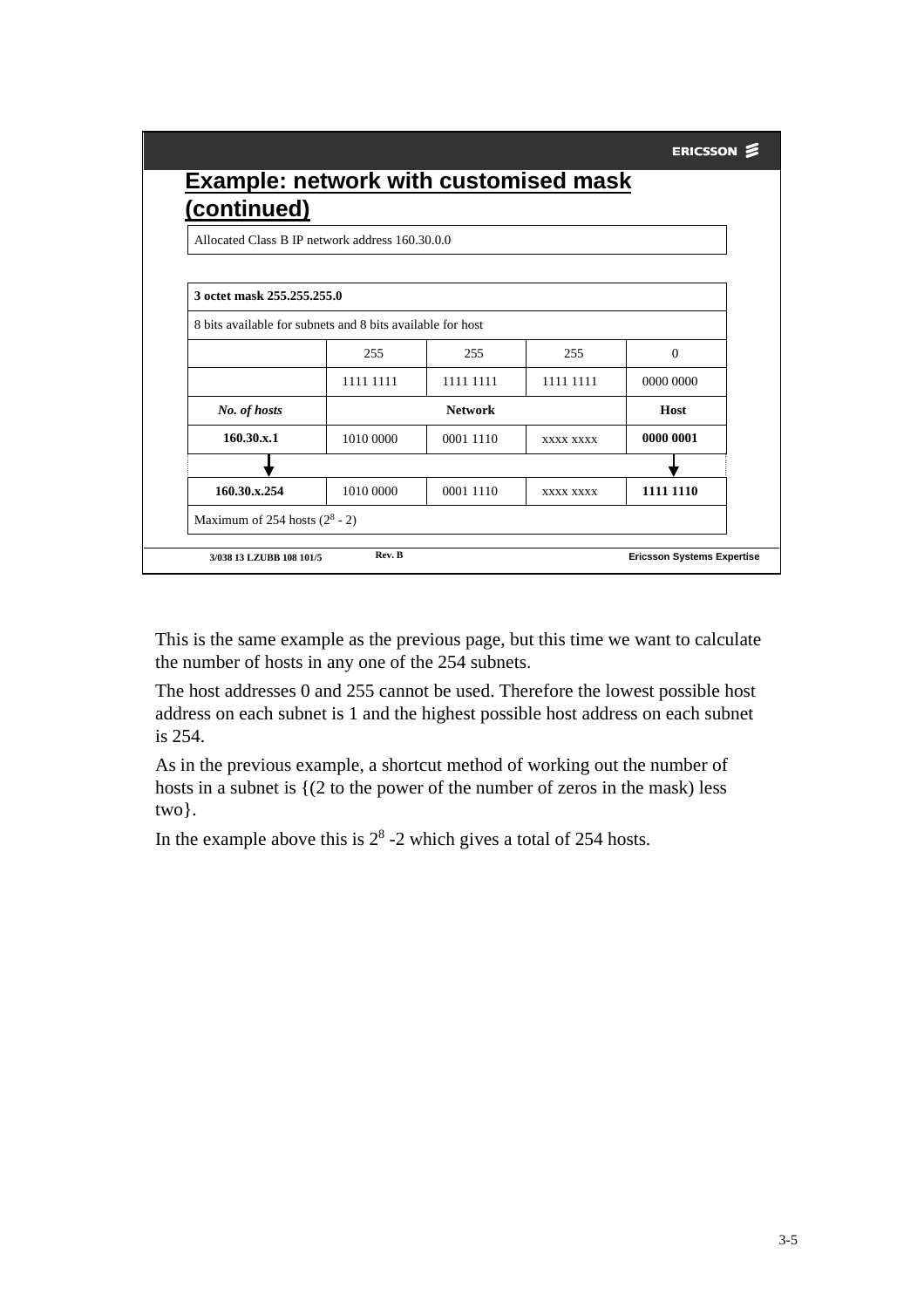## Example: network with customised mask (continued)

Allocated Class B IP network address 160.30.0.0

| **3 octet mask 255.255.255.0** | | | | |
|---|---|---|---|---|
| 8 bits available for subnets and 8 bits available for host | | | | |
| | 255 | 255 | 255 | 0 |
| | 1111 1111 | 1111 1111 | 1111 1111 | 0000 0000 |
| ***No. of hosts*** | **Network** | | | **Host** |
| **160.30.x.1** | 1010 0000 | 0001 1110 | xxxx xxxx | **0000 0001** |
| ↓ | | | | ↓ |
| **160.30.x.254** | 1010 0000 | 0001 1110 | xxxx xxxx | **1111 1110** |
| Maximum of 254 hosts ($2^8$ - 2) | | | | |

This is the same example as the previous page, but this time we want to calculate the number of hosts in any one of the 254 subnets.

The host addresses 0 and 255 cannot be used. Therefore the lowest possible host address on each subnet is 1 and the highest possible host address on each subnet is 254.

As in the previous example, a shortcut method of working out the number of hosts in a subnet is {(2 to the power of the number of zeros in the mask) less two}.

In the example above this is $2^8$ -2 which gives a total of 254 hosts.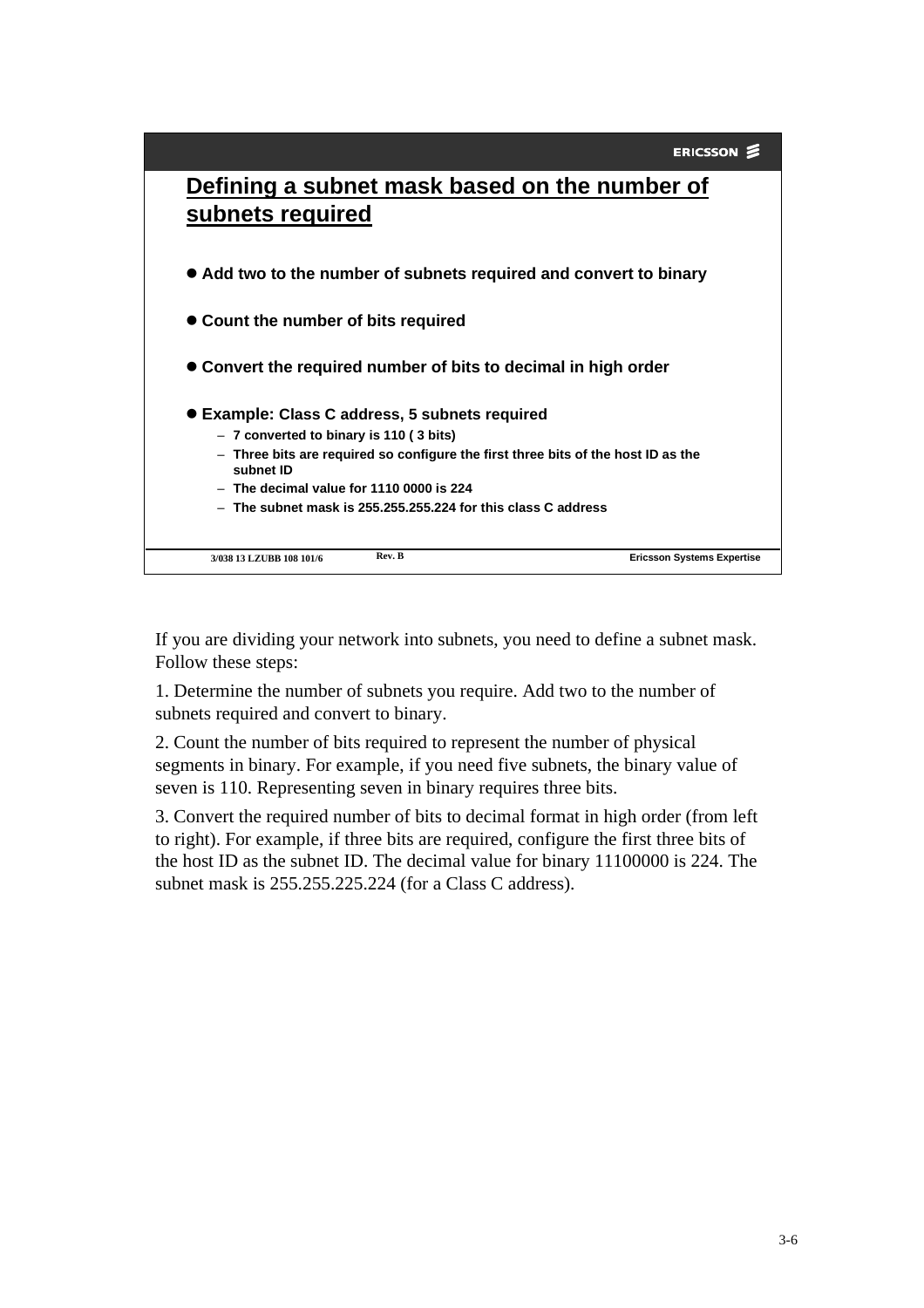## Defining a subnet mask based on the number of subnets required

- **Add two to the number of subnets required and convert to binary**
- **Count the number of bits required**
- **Convert the required number of bits to decimal in high order**
- **Example: Class C address, 5 subnets required**
  - 7 converted to binary is 110 ( 3 bits)
  - Three bits are required so configure the first three bits of the host ID as the subnet ID
  - The decimal value for 1110 0000 is 224
  - The subnet mask is 255.255.255.224 for this class C address

3/038 13 LZUBB 108 101/6 Rev. B Ericsson Systems Expertise

If you are dividing your network into subnets, you need to define a subnet mask. Follow these steps:

1. Determine the number of subnets you require. Add two to the number of subnets required and convert to binary.

2. Count the number of bits required to represent the number of physical segments in binary. For example, if you need five subnets, the binary value of seven is 110. Representing seven in binary requires three bits.

3. Convert the required number of bits to decimal format in high order (from left to right). For example, if three bits are required, configure the first three bits of the host ID as the subnet ID. The decimal value for binary 11100000 is 224. The subnet mask is 255.255.225.224 (for a Class C address).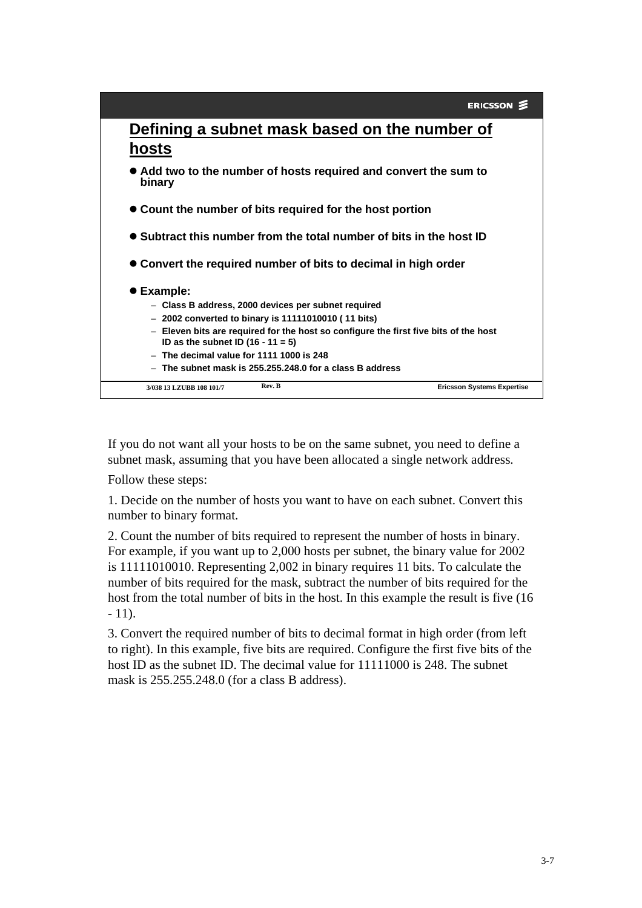## Defining a subnet mask based on the number of hosts

- Add two to the number of hosts required and convert the sum to binary
- Count the number of bits required for the host portion
- Subtract this number from the total number of bits in the host ID
- Convert the required number of bits to decimal in high order
- Example:
  - Class B address, 2000 devices per subnet required
  - 2002 converted to binary is 11111010010 ( 11 bits)
  - Eleven bits are required for the host so configure the first five bits of the host ID as the subnet ID (16 - 11 = 5)
  - The decimal value for 1111 1000 is 248
  - The subnet mask is 255.255.248.0 for a class B address

3/038 13 LZUBB 108 101/7 Rev. B Ericsson Systems Expertise

If you do not want all your hosts to be on the same subnet, you need to define a subnet mask, assuming that you have been allocated a single network address.

Follow these steps:

1. Decide on the number of hosts you want to have on each subnet. Convert this number to binary format.

2. Count the number of bits required to represent the number of hosts in binary. For example, if you want up to 2,000 hosts per subnet, the binary value for 2002 is 11111010010. Representing 2,002 in binary requires 11 bits. To calculate the number of bits required for the mask, subtract the number of bits required for the host from the total number of bits in the host. In this example the result is five (16 - 11).

3. Convert the required number of bits to decimal format in high order (from left to right). In this example, five bits are required. Configure the first five bits of the host ID as the subnet ID. The decimal value for 11111000 is 248. The subnet mask is 255.255.248.0 (for a class B address).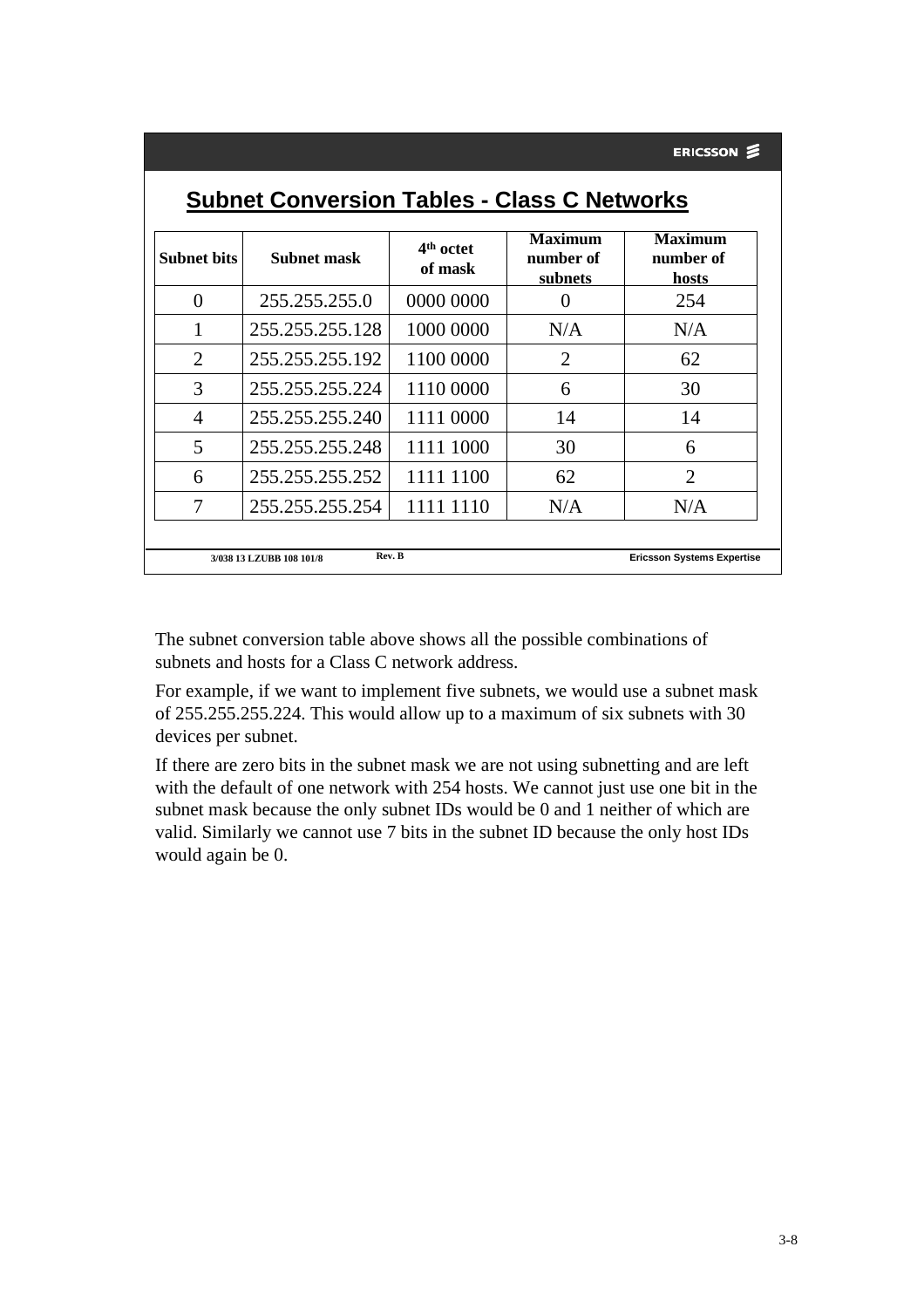## Subnet Conversion Tables - Class C Networks

| Subnet bits | Subnet mask | 4th octet of mask | Maximum number of subnets | Maximum number of hosts |
|---|---|---|---|---|
| 0 | 255.255.255.0 | 0000 0000 | 0 | 254 |
| 1 | 255.255.255.128 | 1000 0000 | N/A | N/A |
| 2 | 255.255.255.192 | 1100 0000 | 2 | 62 |
| 3 | 255.255.255.224 | 1110 0000 | 6 | 30 |
| 4 | 255.255.255.240 | 1111 0000 | 14 | 14 |
| 5 | 255.255.255.248 | 1111 1000 | 30 | 6 |
| 6 | 255.255.255.252 | 1111 1100 | 62 | 2 |
| 7 | 255.255.255.254 | 1111 1110 | N/A | N/A |

The subnet conversion table above shows all the possible combinations of subnets and hosts for a Class C network address.

For example, if we want to implement five subnets, we would use a subnet mask of 255.255.255.224. This would allow up to a maximum of six subnets with 30 devices per subnet.

If there are zero bits in the subnet mask we are not using subnetting and are left with the default of one network with 254 hosts. We cannot just use one bit in the subnet mask because the only subnet IDs would be 0 and 1 neither of which are valid. Similarly we cannot use 7 bits in the subnet ID because the only host IDs would again be 0.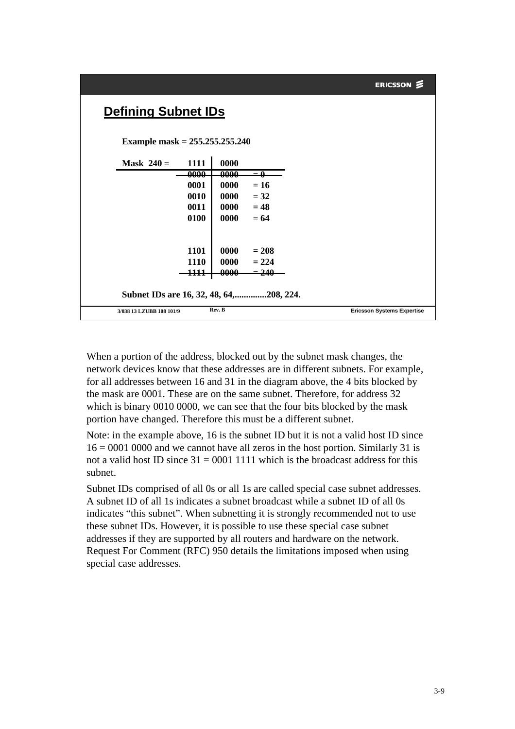## Defining Subnet IDs

**Example mask = 255.255.255.240**

| Mask 240 = | 1111 | 0000 | |
|---|---|---|---|
| | ~~0000~~ | ~~0000~~ | ~~= 0~~ |
| | 0001 | 0000 | = 16 |
| | 0010 | 0000 | = 32 |
| | 0011 | 0000 | = 48 |
| | 0100 | 0000 | = 64 |
| | | | |
| | 1101 | 0000 | = 208 |
| | 1110 | 0000 | = 224 |
| | ~~1111~~ | ~~0000~~ | ~~= 240~~ |

**Subnet IDs are 16, 32, 48, 64,..............208, 224.**

When a portion of the address, blocked out by the subnet mask changes, the network devices know that these addresses are in different subnets. For example, for all addresses between 16 and 31 in the diagram above, the 4 bits blocked by the mask are 0001. These are on the same subnet. Therefore, for address 32 which is binary 0010 0000, we can see that the four bits blocked by the mask portion have changed. Therefore this must be a different subnet.

Note: in the example above, 16 is the subnet ID but it is not a valid host ID since 16 = 0001 0000 and we cannot have all zeros in the host portion. Similarly 31 is not a valid host ID since 31 = 0001 1111 which is the broadcast address for this subnet.

Subnet IDs comprised of all 0s or all 1s are called special case subnet addresses. A subnet ID of all 1s indicates a subnet broadcast while a subnet ID of all 0s indicates “this subnet”. When subnetting it is strongly recommended not to use these subnet IDs. However, it is possible to use these special case subnet addresses if they are supported by all routers and hardware on the network. Request For Comment (RFC) 950 details the limitations imposed when using special case addresses.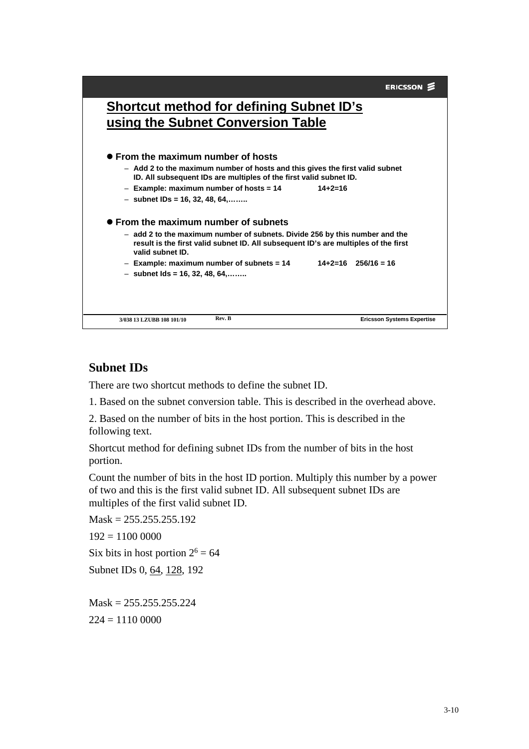## Shortcut method for defining Subnet ID's using the Subnet Conversion Table

- **From the maximum number of hosts**
  - Add 2 to the maximum number of hosts and this gives the first valid subnet ID. All subsequent IDs are multiples of the first valid subnet ID.
  - Example: maximum number of hosts = 14 14+2=16
  - subnet IDs = 16, 32, 48, 64,……..
- **From the maximum number of subnets**
  - add 2 to the maximum number of subnets. Divide 256 by this number and the result is the first valid subnet ID. All subsequent ID's are multiples of the first valid subnet ID.
  - Example: maximum number of subnets = 14 14+2=16 256/16 = 16
  - subnet Ids = 16, 32, 48, 64,……..

3/038 13 LZUBB 108 101/10 Rev. B Ericsson Systems Expertise

### Subnet IDs

There are two shortcut methods to define the subnet ID.

1. Based on the subnet conversion table. This is described in the overhead above.

2. Based on the number of bits in the host portion. This is described in the following text.

Shortcut method for defining subnet IDs from the number of bits in the host portion.

Count the number of bits in the host ID portion. Multiply this number by a power of two and this is the first valid subnet ID. All subsequent subnet IDs are multiples of the first valid subnet ID.

Mask = 255.255.255.192

192 = 1100 0000

Six bits in host portion $2^6 = 64$

Subnet IDs 0, <u>64</u>, <u>128</u>, 192

Mask = 255.255.255.224

224 = 1110 0000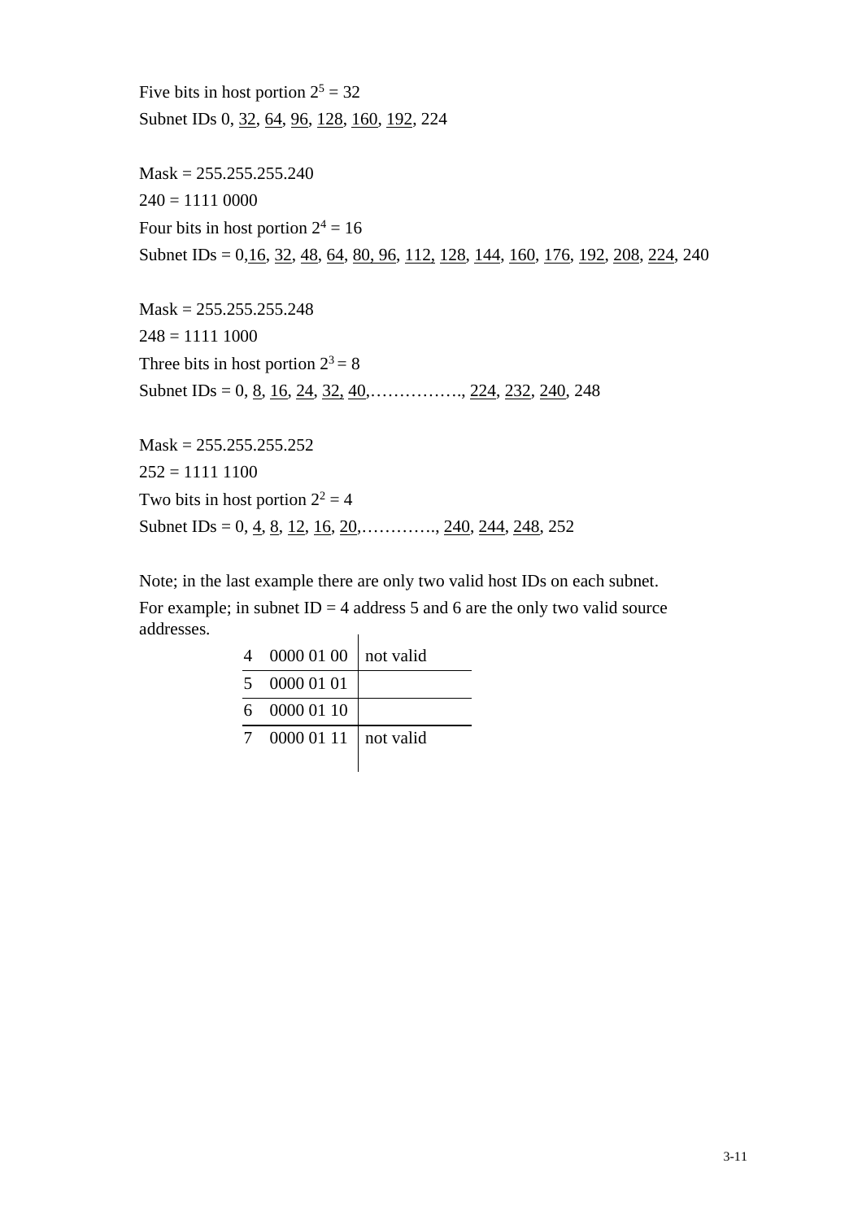Five bits in host portion $2^5 = 32$

Subnet IDs 0, <u>32</u>, <u>64</u>, <u>96</u>, <u>128</u>, <u>160</u>, <u>192</u>, 224

Mask = 255.255.255.240

240 = 1111 0000

Four bits in host portion $2^4 = 16$

Subnet IDs = 0,<u>16</u>, <u>32</u>, <u>48</u>, <u>64</u>, <u>80, 96</u>, <u>112,</u> <u>128</u>, <u>144</u>, <u>160</u>, <u>176</u>, <u>192</u>, <u>208</u>, <u>224</u>, 240

Mask = 255.255.255.248

248 = 1111 1000

Three bits in host portion $2^3 = 8$

Subnet IDs = 0, <u>8</u>, <u>16</u>, <u>24</u>, <u>32,</u> <u>40</u>,……………., <u>224</u>, <u>232</u>, <u>240</u>, 248

Mask = 255.255.255.252

252 = 1111 1100

Two bits in host portion $2^2 = 4$

Subnet IDs = 0, <u>4</u>, <u>8</u>, <u>12</u>, <u>16</u>, <u>20</u>,…………., <u>240</u>, <u>244</u>, <u>248</u>, 252

Note; in the last example there are only two valid host IDs on each subnet.

For example; in subnet ID = 4 address 5 and 6 are the only two valid source addresses.

| | | |
|---|---|---|
| 4 | 0000 01 00 | not valid |
| 5 | 0000 01 01 | |
| 6 | 0000 01 10 | |
| 7 | 0000 01 11 | not valid |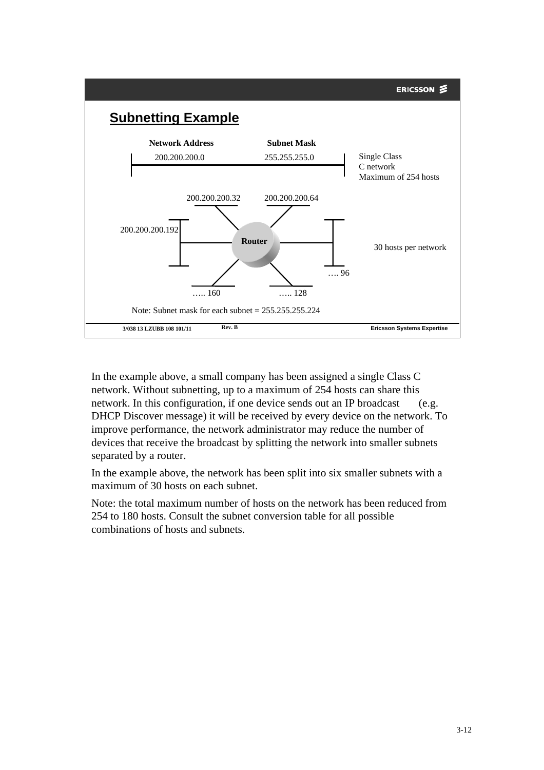## Subnetting Example

| Network Address | Subnet Mask | |
|---|---|---|
| 200.200.200.0 | 255.255.255.0 | Single Class C network Maximum of 254 hosts |

200.200.200.32

200.200.200.64

200.200.200.192

Router

30 hosts per network

…. 96

….. 160

….. 128

Note: Subnet mask for each subnet = 255.255.255.224

In the example above, a small company has been assigned a single Class C network. Without subnetting, up to a maximum of 254 hosts can share this network. In this configuration, if one device sends out an IP broadcast (e.g. DHCP Discover message) it will be received by every device on the network. To improve performance, the network administrator may reduce the number of devices that receive the broadcast by splitting the network into smaller subnets separated by a router.

In the example above, the network has been split into six smaller subnets with a maximum of 30 hosts on each subnet.

Note: the total maximum number of hosts on the network has been reduced from 254 to 180 hosts. Consult the subnet conversion table for all possible combinations of hosts and subnets.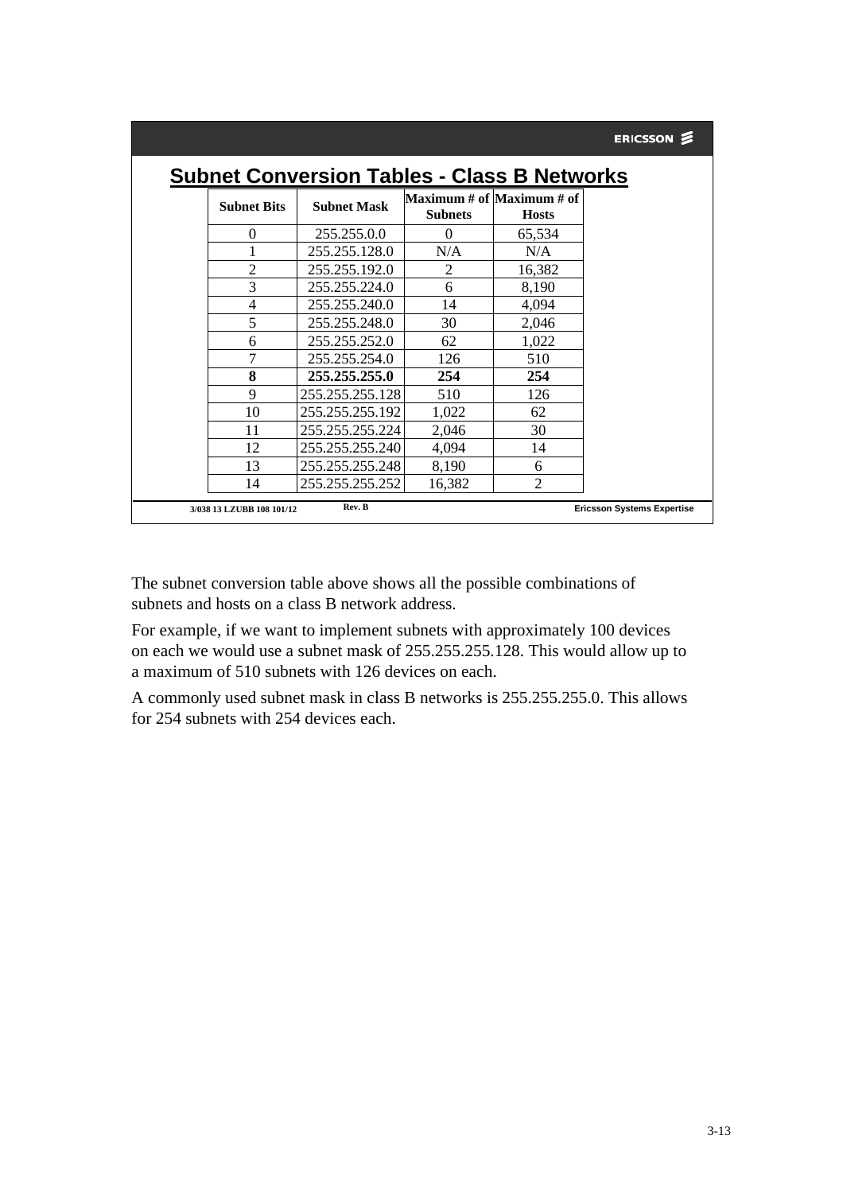## Subnet Conversion Tables - Class B Networks

| Subnet Bits | Subnet Mask | Maximum # of Subnets | Maximum # of Hosts |
|---|---|---|---|
| 0 | 255.255.0.0 | 0 | 65,534 |
| 1 | 255.255.128.0 | N/A | N/A |
| 2 | 255.255.192.0 | 2 | 16,382 |
| 3 | 255.255.224.0 | 6 | 8,190 |
| 4 | 255.255.240.0 | 14 | 4,094 |
| 5 | 255.255.248.0 | 30 | 2,046 |
| 6 | 255.255.252.0 | 62 | 1,022 |
| 7 | 255.255.254.0 | 126 | 510 |
| **8** | **255.255.255.0** | **254** | **254** |
| 9 | 255.255.255.128 | 510 | 126 |
| 10 | 255.255.255.192 | 1,022 | 62 |
| 11 | 255.255.255.224 | 2,046 | 30 |
| 12 | 255.255.255.240 | 4,094 | 14 |
| 13 | 255.255.255.248 | 8,190 | 6 |
| 14 | 255.255.255.252 | 16,382 | 2 |

The subnet conversion table above shows all the possible combinations of subnets and hosts on a class B network address.

For example, if we want to implement subnets with approximately 100 devices on each we would use a subnet mask of 255.255.255.128. This would allow up to a maximum of 510 subnets with 126 devices on each.

A commonly used subnet mask in class B networks is 255.255.255.0. This allows for 254 subnets with 254 devices each.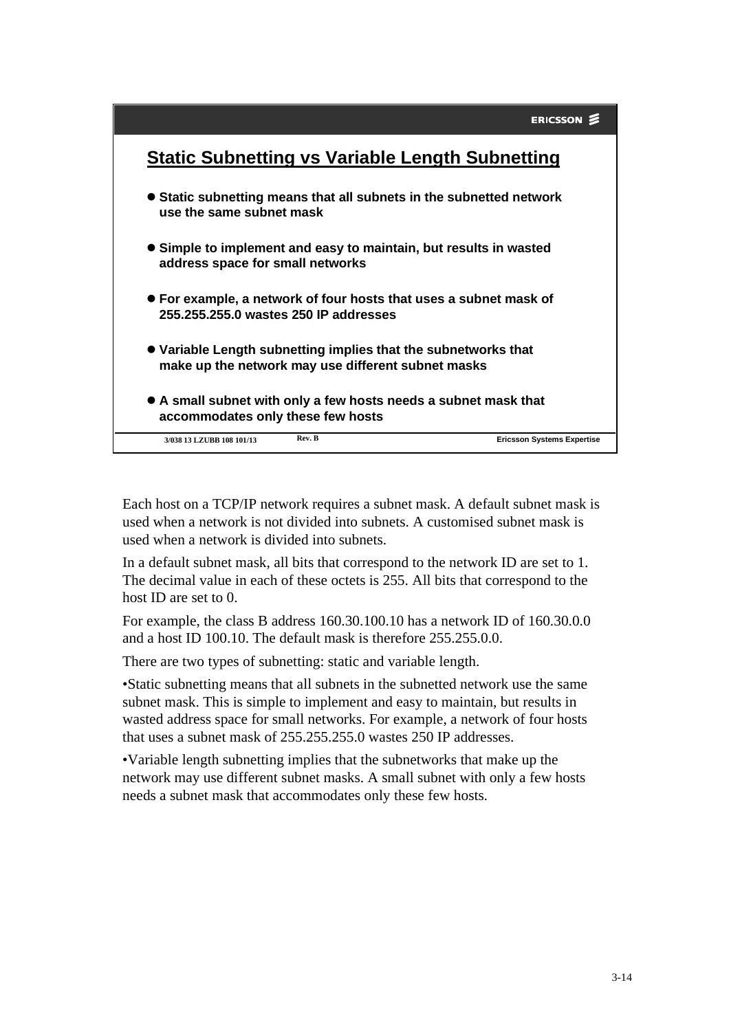## Static Subnetting vs Variable Length Subnetting

- **Static subnetting means that all subnets in the subnetted network use the same subnet mask**
- **Simple to implement and easy to maintain, but results in wasted address space for small networks**
- **For example, a network of four hosts that uses a subnet mask of 255.255.255.0 wastes 250 IP addresses**
- **Variable Length subnetting implies that the subnetworks that make up the network may use different subnet masks**
- **A small subnet with only a few hosts needs a subnet mask that accommodates only these few hosts**

3/038 13 LZUBB 108 101/13 Rev. B Ericsson Systems Expertise

Each host on a TCP/IP network requires a subnet mask. A default subnet mask is used when a network is not divided into subnets. A customised subnet mask is used when a network is divided into subnets.

In a default subnet mask, all bits that correspond to the network ID are set to 1. The decimal value in each of these octets is 255. All bits that correspond to the host ID are set to 0.

For example, the class B address 160.30.100.10 has a network ID of 160.30.0.0 and a host ID 100.10. The default mask is therefore 255.255.0.0.

There are two types of subnetting: static and variable length.

•Static subnetting means that all subnets in the subnetted network use the same subnet mask. This is simple to implement and easy to maintain, but results in wasted address space for small networks. For example, a network of four hosts that uses a subnet mask of 255.255.255.0 wastes 250 IP addresses.

•Variable length subnetting implies that the subnetworks that make up the network may use different subnet masks. A small subnet with only a few hosts needs a subnet mask that accommodates only these few hosts.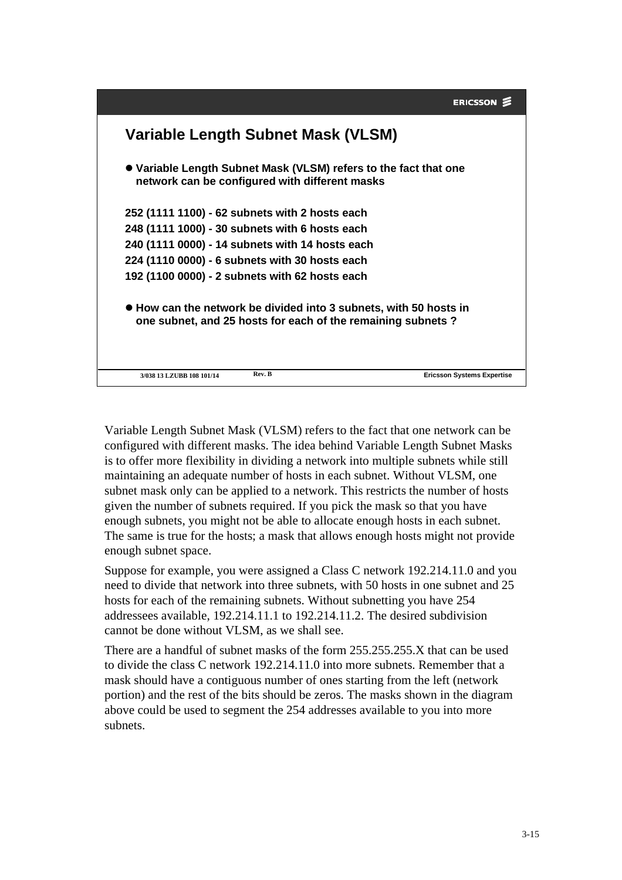## Variable Length Subnet Mask (VLSM)

- **Variable Length Subnet Mask (VLSM) refers to the fact that one network can be configured with different masks**

**252 (1111 1100) - 62 subnets with 2 hosts each**
**248 (1111 1000) - 30 subnets with 6 hosts each**
**240 (1111 0000) - 14 subnets with 14 hosts each**
**224 (1110 0000) - 6 subnets with 30 hosts each**
**192 (1100 0000) - 2 subnets with 62 hosts each**

- **How can the network be divided into 3 subnets, with 50 hosts in one subnet, and 25 hosts for each of the remaining subnets ?**

Variable Length Subnet Mask (VLSM) refers to the fact that one network can be configured with different masks. The idea behind Variable Length Subnet Masks is to offer more flexibility in dividing a network into multiple subnets while still maintaining an adequate number of hosts in each subnet. Without VLSM, one subnet mask only can be applied to a network. This restricts the number of hosts given the number of subnets required. If you pick the mask so that you have enough subnets, you might not be able to allocate enough hosts in each subnet. The same is true for the hosts; a mask that allows enough hosts might not provide enough subnet space.

Suppose for example, you were assigned a Class C network 192.214.11.0 and you need to divide that network into three subnets, with 50 hosts in one subnet and 25 hosts for each of the remaining subnets. Without subnetting you have 254 addressees available, 192.214.11.1 to 192.214.11.2. The desired subdivision cannot be done without VLSM, as we shall see.

There are a handful of subnet masks of the form 255.255.255.X that can be used to divide the class C network 192.214.11.0 into more subnets. Remember that a mask should have a contiguous number of ones starting from the left (network portion) and the rest of the bits should be zeros. The masks shown in the diagram above could be used to segment the 254 addresses available to you into more subnets.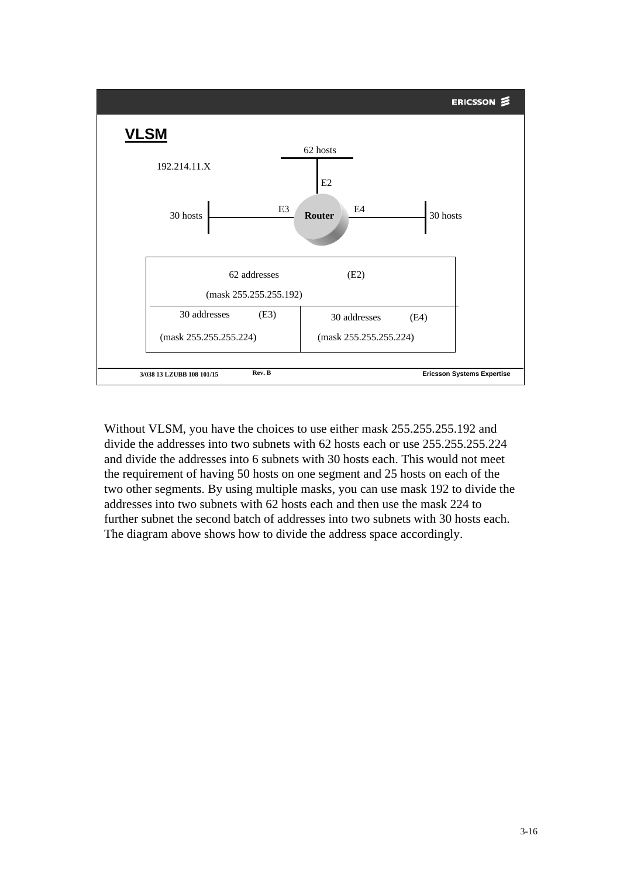## VLSM

192.214.11.X

62 hosts

E2

30 hosts — E3 — Router — E4 — 30 hosts

| 62 addresses (E2) (mask 255.255.255.192) | |
|---|---|
| 30 addresses (E3) (mask 255.255.255.224) | 30 addresses (E4) (mask 255.255.255.224) |

Without VLSM, you have the choices to use either mask 255.255.255.192 and divide the addresses into two subnets with 62 hosts each or use 255.255.255.224 and divide the addresses into 6 subnets with 30 hosts each. This would not meet the requirement of having 50 hosts on one segment and 25 hosts on each of the two other segments. By using multiple masks, you can use mask 192 to divide the addresses into two subnets with 62 hosts each and then use the mask 224 to further subnet the second batch of addresses into two subnets with 30 hosts each. The diagram above shows how to divide the address space accordingly.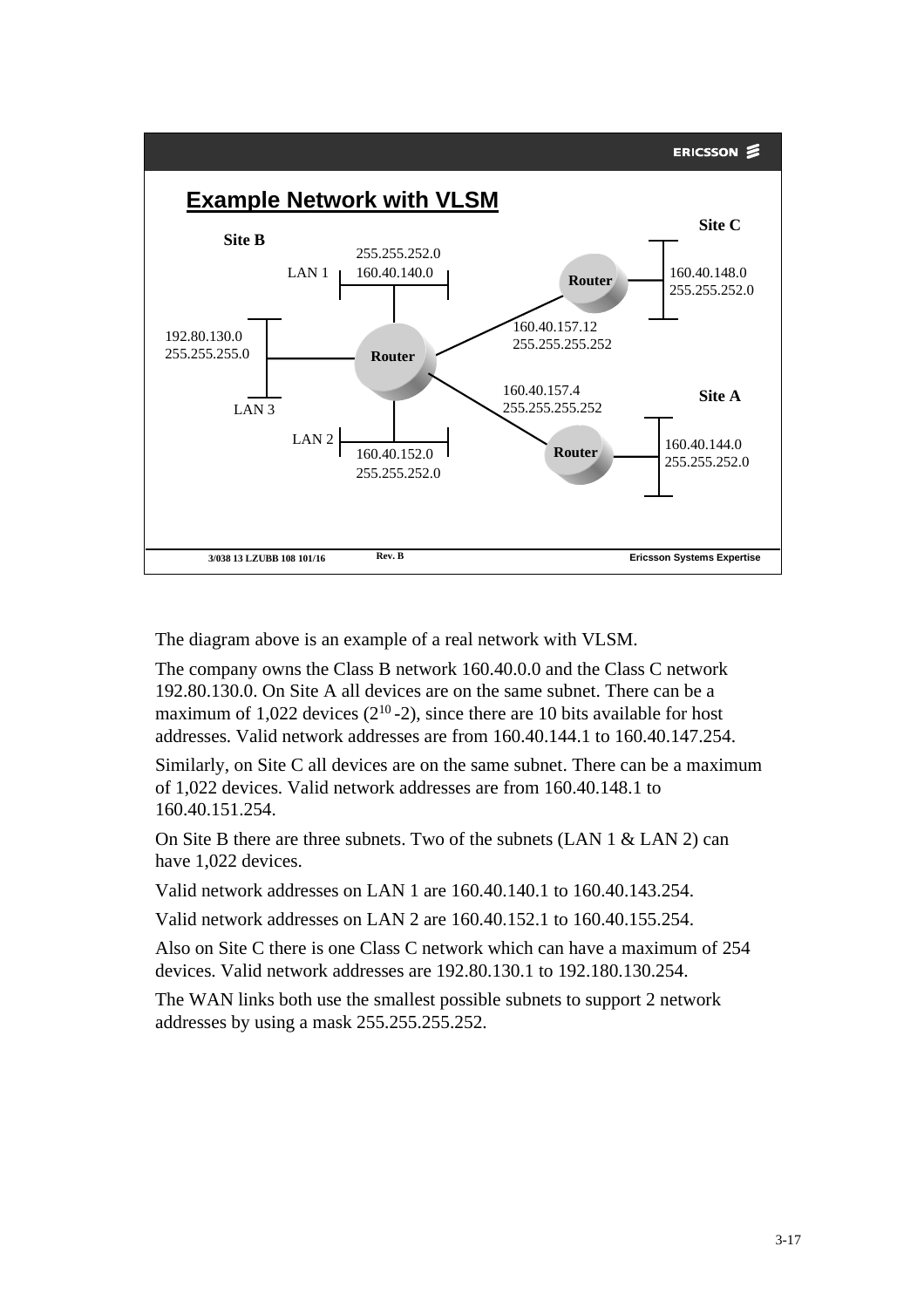## Example Network with VLSM

**Site B**

- LAN 1: 160.40.140.0 / 255.255.252.0
- LAN 2: 160.40.152.0 / 255.255.252.0
- LAN 3: 192.80.130.0 / 255.255.255.0

**Site C**

- 160.40.148.0 / 255.255.252.0

**Site A**

- 160.40.144.0 / 255.255.252.0

**WAN links (Site B Router)**

- To Site C Router: 160.40.157.12 / 255.255.255.252
- To Site A Router: 160.40.157.4 / 255.255.255.252

The diagram above is an example of a real network with VLSM.

The company owns the Class B network 160.40.0.0 and the Class C network 192.80.130.0. On Site A all devices are on the same subnet. There can be a maximum of 1,022 devices ($2^{10}$ -2), since there are 10 bits available for host addresses. Valid network addresses are from 160.40.144.1 to 160.40.147.254.

Similarly, on Site C all devices are on the same subnet. There can be a maximum of 1,022 devices. Valid network addresses are from 160.40.148.1 to 160.40.151.254.

On Site B there are three subnets. Two of the subnets (LAN 1 & LAN 2) can have 1,022 devices.

Valid network addresses on LAN 1 are 160.40.140.1 to 160.40.143.254.

Valid network addresses on LAN 2 are 160.40.152.1 to 160.40.155.254.

Also on Site C there is one Class C network which can have a maximum of 254 devices. Valid network addresses are 192.80.130.1 to 192.180.130.254.

The WAN links both use the smallest possible subnets to support 2 network addresses by using a mask 255.255.255.252.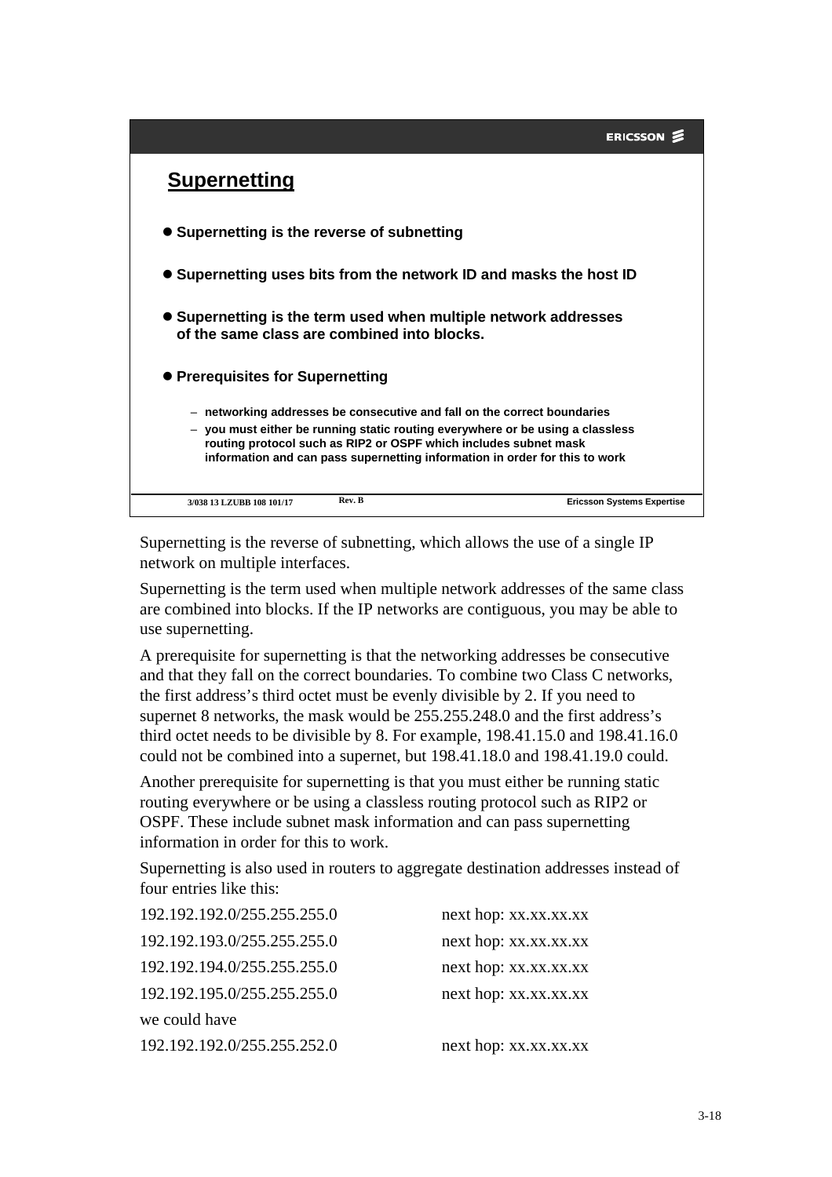## Supernetting

- **Supernetting is the reverse of subnetting**
- **Supernetting uses bits from the network ID and masks the host ID**
- **Supernetting is the term used when multiple network addresses of the same class are combined into blocks.**
- **Prerequisites for Supernetting**
  - **networking addresses be consecutive and fall on the correct boundaries**
  - **you must either be running static routing everywhere or be using a classless routing protocol such as RIP2 or OSPF which includes subnet mask information and can pass supernetting information in order for this to work**

3/038 13 LZUBB 108 101/17 Rev. B Ericsson Systems Expertise

Supernetting is the reverse of subnetting, which allows the use of a single IP network on multiple interfaces.

Supernetting is the term used when multiple network addresses of the same class are combined into blocks. If the IP networks are contiguous, you may be able to use supernetting.

A prerequisite for supernetting is that the networking addresses be consecutive and that they fall on the correct boundaries. To combine two Class C networks, the first address's third octet must be evenly divisible by 2. If you need to supernet 8 networks, the mask would be 255.255.248.0 and the first address's third octet needs to be divisible by 8. For example, 198.41.15.0 and 198.41.16.0 could not be combined into a supernet, but 198.41.18.0 and 198.41.19.0 could.

Another prerequisite for supernetting is that you must either be running static routing everywhere or be using a classless routing protocol such as RIP2 or OSPF. These include subnet mask information and can pass supernetting information in order for this to work.

Supernetting is also used in routers to aggregate destination addresses instead of four entries like this:

```
192.192.192.0/255.255.255.0        next hop: xx.xx.xx.xx
192.192.193.0/255.255.255.0        next hop: xx.xx.xx.xx
192.192.194.0/255.255.255.0        next hop: xx.xx.xx.xx
192.192.195.0/255.255.255.0        next hop: xx.xx.xx.xx
```

we could have

```
192.192.192.0/255.255.252.0        next hop: xx.xx.xx.xx
```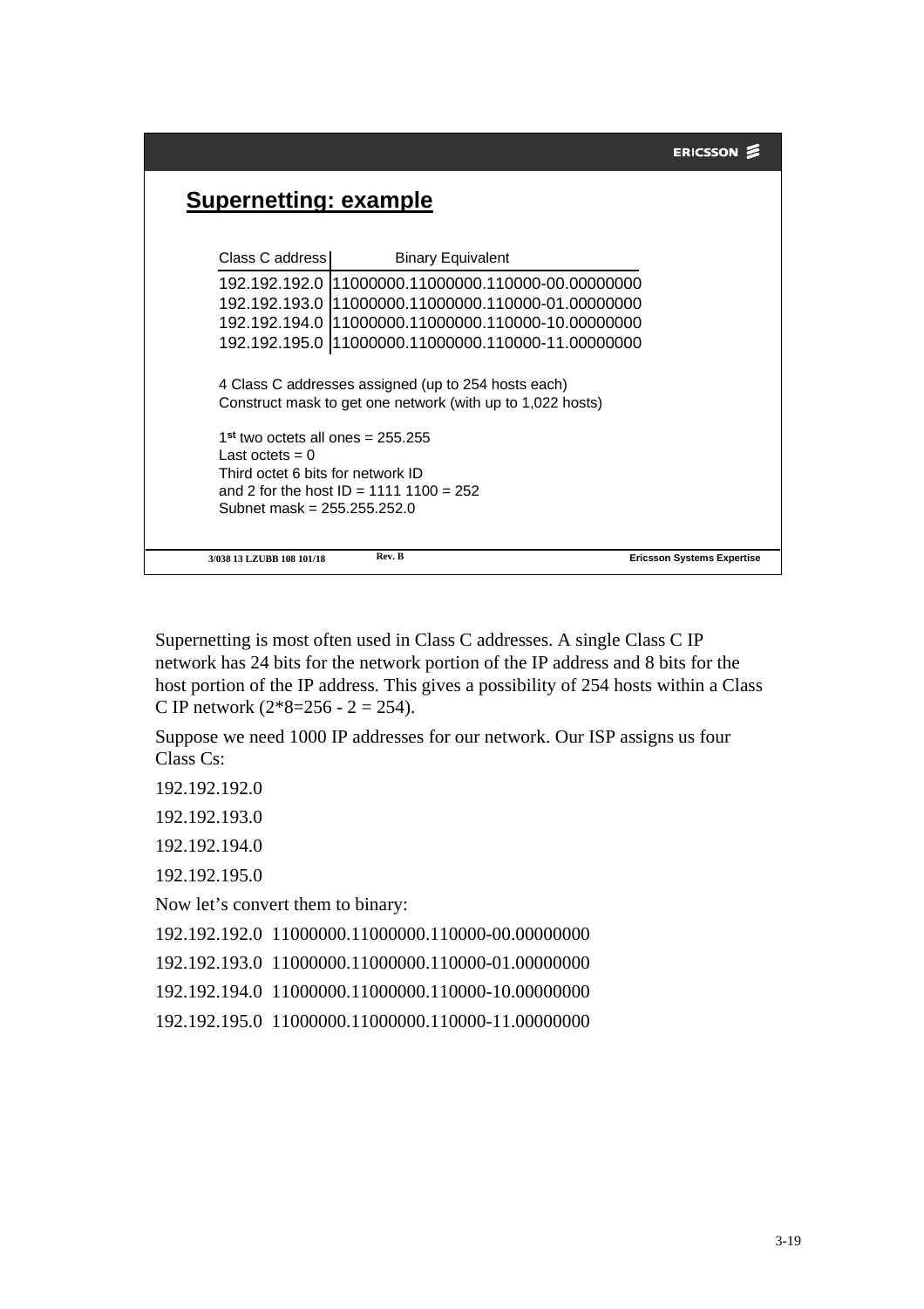## Supernetting: example

| Class C address | Binary Equivalent |
|---|---|
| 192.192.192.0 | 11000000.11000000.110000-00.00000000 |
| 192.192.193.0 | 11000000.11000000.110000-01.00000000 |
| 192.192.194.0 | 11000000.11000000.110000-10.00000000 |
| 192.192.195.0 | 11000000.11000000.110000-11.00000000 |

4 Class C addresses assigned (up to 254 hosts each)
Construct mask to get one network (with up to 1,022 hosts)

1st two octets all ones = 255.255
Last octets = 0
Third octet 6 bits for network ID
and 2 for the host ID = 1111 1100 = 252
Subnet mask = 255.255.252.0

3/038 13 LZUBB 108 101/18 Rev. B Ericsson Systems Expertise

Supernetting is most often used in Class C addresses. A single Class C IP network has 24 bits for the network portion of the IP address and 8 bits for the host portion of the IP address. This gives a possibility of 254 hosts within a Class C IP network (2*8=256 - 2 = 254).

Suppose we need 1000 IP addresses for our network. Our ISP assigns us four Class Cs:

192.192.192.0

192.192.193.0

192.192.194.0

192.192.195.0

Now let's convert them to binary:

192.192.192.0 11000000.11000000.110000-00.00000000

192.192.193.0 11000000.11000000.110000-01.00000000

192.192.194.0 11000000.11000000.110000-10.00000000

192.192.195.0 11000000.11000000.110000-11.00000000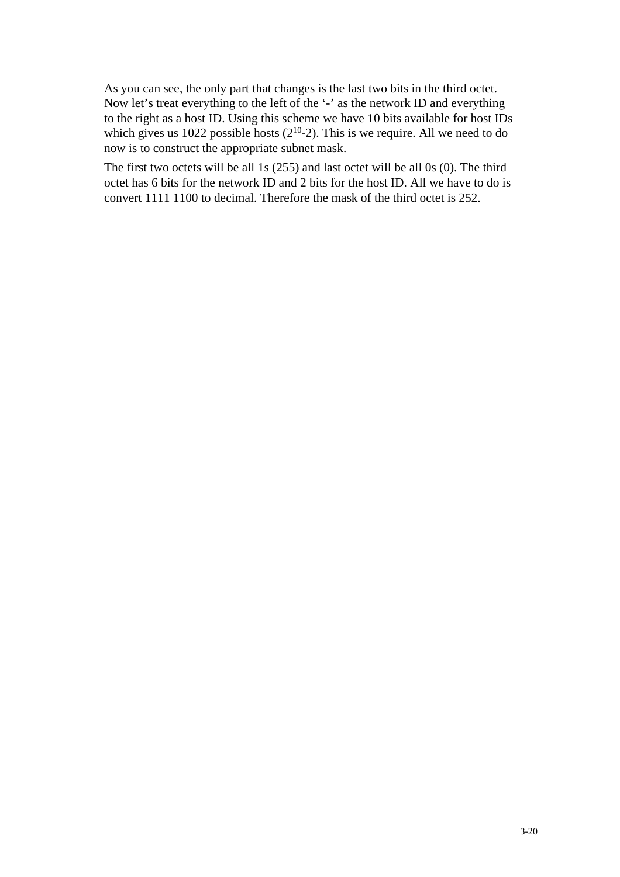As you can see, the only part that changes is the last two bits in the third octet. Now let's treat everything to the left of the '-' as the network ID and everything to the right as a host ID. Using this scheme we have 10 bits available for host IDs which gives us 1022 possible hosts ($2^{10}$-2). This is we require. All we need to do now is to construct the appropriate subnet mask.

The first two octets will be all 1s (255) and last octet will be all 0s (0). The third octet has 6 bits for the network ID and 2 bits for the host ID. All we have to do is convert 1111 1100 to decimal. Therefore the mask of the third octet is 252.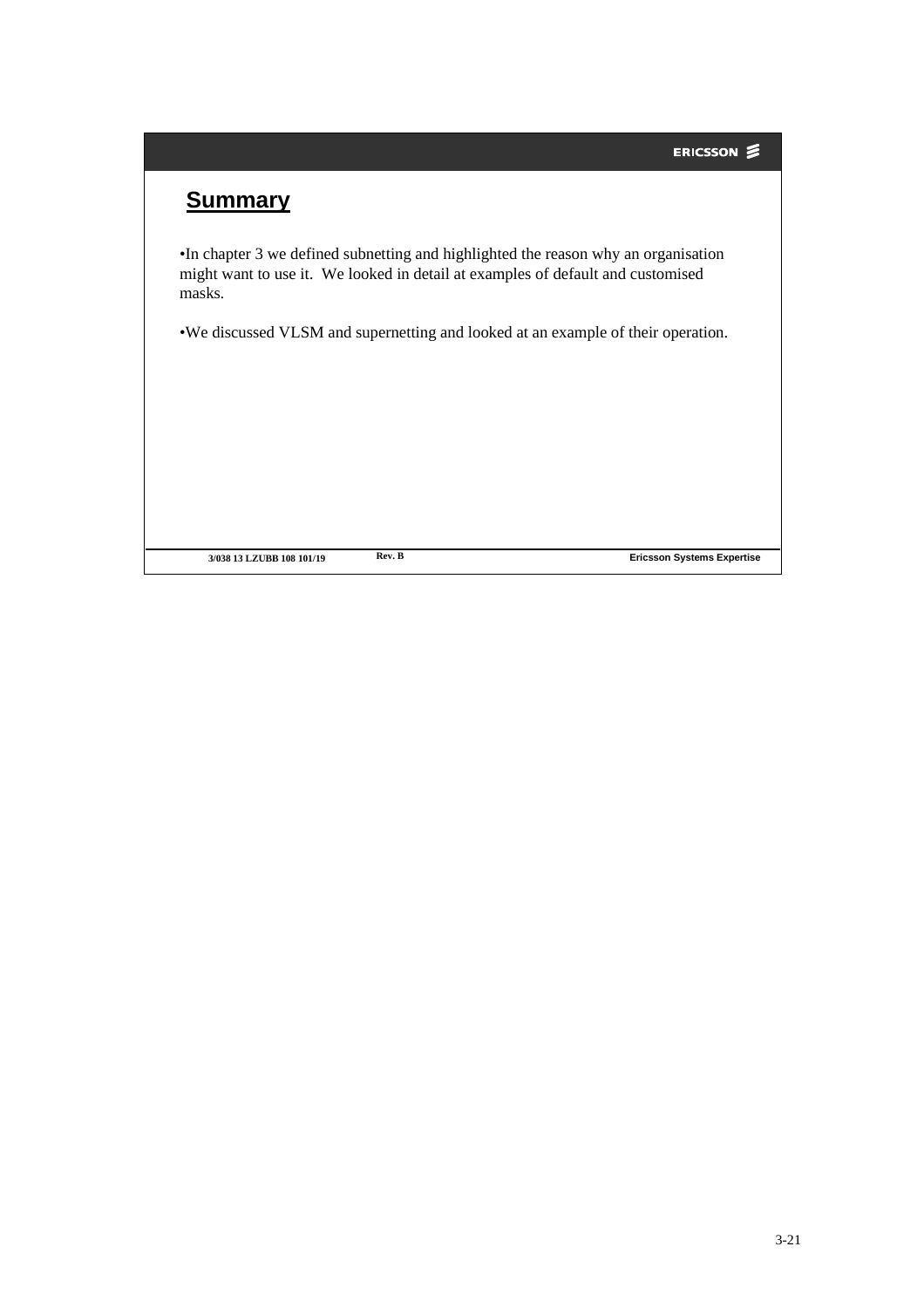## Summary

- In chapter 3 we defined subnetting and highlighted the reason why an organisation might want to use it. We looked in detail at examples of default and customised masks.

- We discussed VLSM and supernetting and looked at an example of their operation.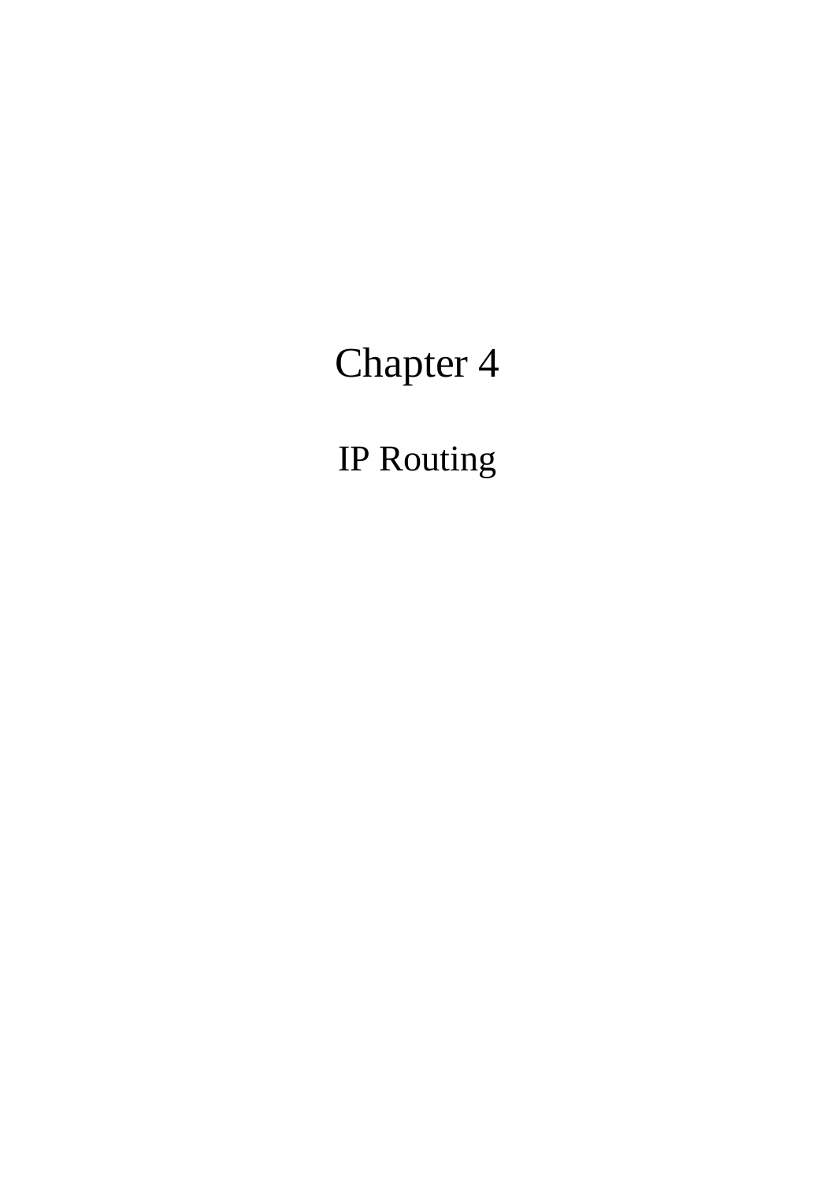# Chapter 4

## IP Routing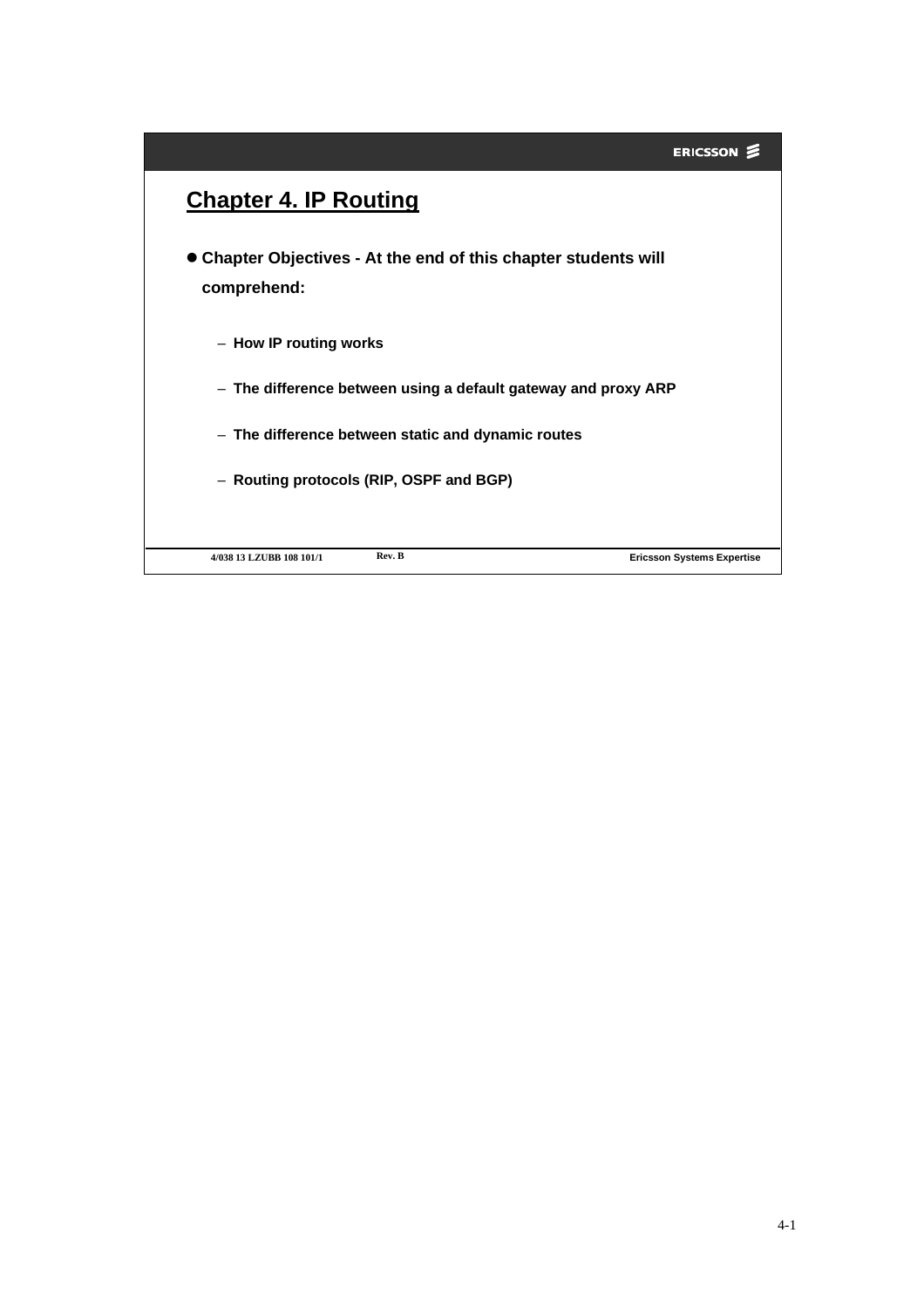# Chapter 4. IP Routing

- **Chapter Objectives - At the end of this chapter students will comprehend:**
  - **How IP routing works**
  - **The difference between using a default gateway and proxy ARP**
  - **The difference between static and dynamic routes**
  - **Routing protocols (RIP, OSPF and BGP)**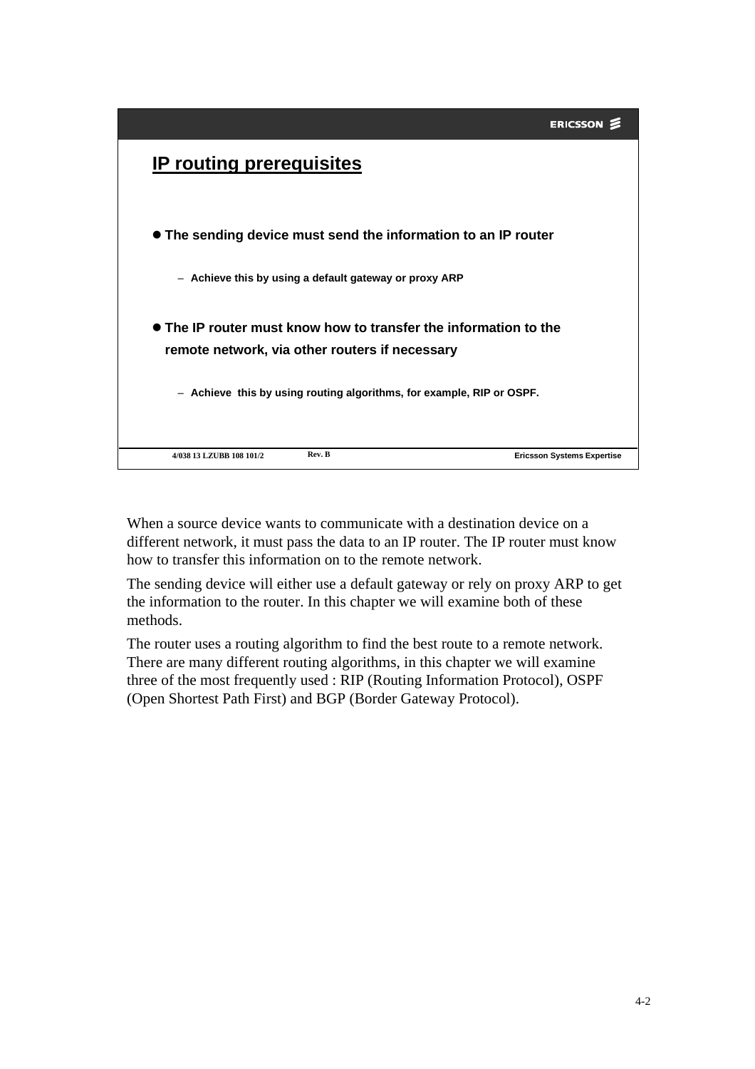## IP routing prerequisites

- **The sending device must send the information to an IP router**
  - **Achieve this by using a default gateway or proxy ARP**
- **The IP router must know how to transfer the information to the remote network, via other routers if necessary**
  - **Achieve this by using routing algorithms, for example, RIP or OSPF.**

4/038 13 LZUBB 108 101/2 Rev. B Ericsson Systems Expertise

When a source device wants to communicate with a destination device on a different network, it must pass the data to an IP router. The IP router must know how to transfer this information on to the remote network.

The sending device will either use a default gateway or rely on proxy ARP to get the information to the router. In this chapter we will examine both of these methods.

The router uses a routing algorithm to find the best route to a remote network. There are many different routing algorithms, in this chapter we will examine three of the most frequently used : RIP (Routing Information Protocol), OSPF (Open Shortest Path First) and BGP (Border Gateway Protocol).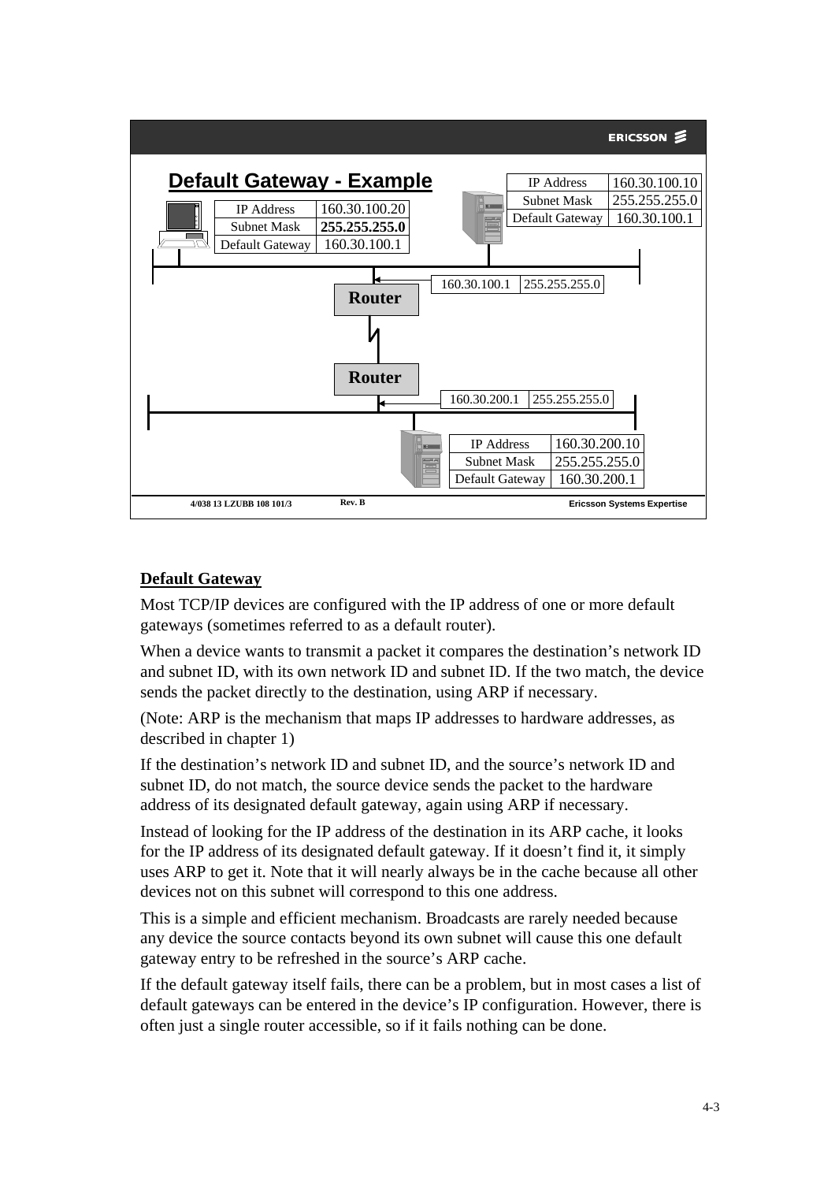## Default Gateway - Example

| IP Address | 160.30.100.20 |
| --- | --- |
| Subnet Mask | **255.255.255.0** |
| Default Gateway | 160.30.100.1 |

| IP Address | 160.30.100.10 |
| --- | --- |
| Subnet Mask | 255.255.255.0 |
| Default Gateway | 160.30.100.1 |

**Router** — 160.30.100.1 | 255.255.255.0

**Router** — 160.30.200.1 | 255.255.255.0

| IP Address | 160.30.200.10 |
| --- | --- |
| Subnet Mask | 255.255.255.0 |
| Default Gateway | 160.30.200.1 |

### Default Gateway

Most TCP/IP devices are configured with the IP address of one or more default gateways (sometimes referred to as a default router).

When a device wants to transmit a packet it compares the destination's network ID and subnet ID, with its own network ID and subnet ID. If the two match, the device sends the packet directly to the destination, using ARP if necessary.

(Note: ARP is the mechanism that maps IP addresses to hardware addresses, as described in chapter 1)

If the destination's network ID and subnet ID, and the source's network ID and subnet ID, do not match, the source device sends the packet to the hardware address of its designated default gateway, again using ARP if necessary.

Instead of looking for the IP address of the destination in its ARP cache, it looks for the IP address of its designated default gateway. If it doesn't find it, it simply uses ARP to get it. Note that it will nearly always be in the cache because all other devices not on this subnet will correspond to this one address.

This is a simple and efficient mechanism. Broadcasts are rarely needed because any device the source contacts beyond its own subnet will cause this one default gateway entry to be refreshed in the source's ARP cache.

If the default gateway itself fails, there can be a problem, but in most cases a list of default gateways can be entered in the device's IP configuration. However, there is often just a single router accessible, so if it fails nothing can be done.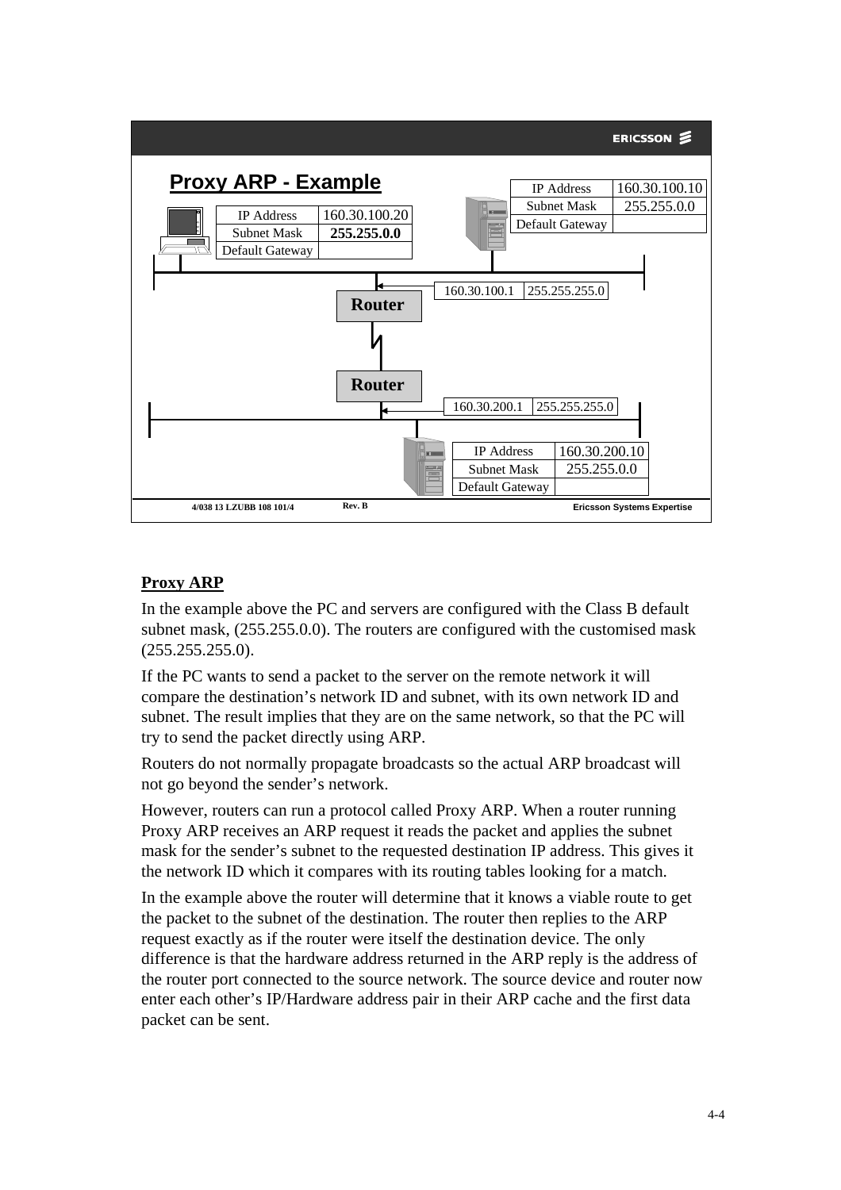## Proxy ARP - Example

| IP Address | 160.30.100.20 |
|---|---|
| Subnet Mask | **255.255.0.0** |
| Default Gateway | |

| IP Address | 160.30.100.10 |
|---|---|
| Subnet Mask | 255.255.0.0 |
| Default Gateway | |

Router: 160.30.100.1 | 255.255.255.0

Router: 160.30.200.1 | 255.255.255.0

| IP Address | 160.30.200.10 |
|---|---|
| Subnet Mask | 255.255.0.0 |
| Default Gateway | |

### Proxy ARP

In the example above the PC and servers are configured with the Class B default subnet mask, (255.255.0.0). The routers are configured with the customised mask (255.255.255.0).

If the PC wants to send a packet to the server on the remote network it will compare the destination's network ID and subnet, with its own network ID and subnet. The result implies that they are on the same network, so that the PC will try to send the packet directly using ARP.

Routers do not normally propagate broadcasts so the actual ARP broadcast will not go beyond the sender's network.

However, routers can run a protocol called Proxy ARP. When a router running Proxy ARP receives an ARP request it reads the packet and applies the subnet mask for the sender's subnet to the requested destination IP address. This gives it the network ID which it compares with its routing tables looking for a match.

In the example above the router will determine that it knows a viable route to get the packet to the subnet of the destination. The router then replies to the ARP request exactly as if the router were itself the destination device. The only difference is that the hardware address returned in the ARP reply is the address of the router port connected to the source network. The source device and router now enter each other's IP/Hardware address pair in their ARP cache and the first data packet can be sent.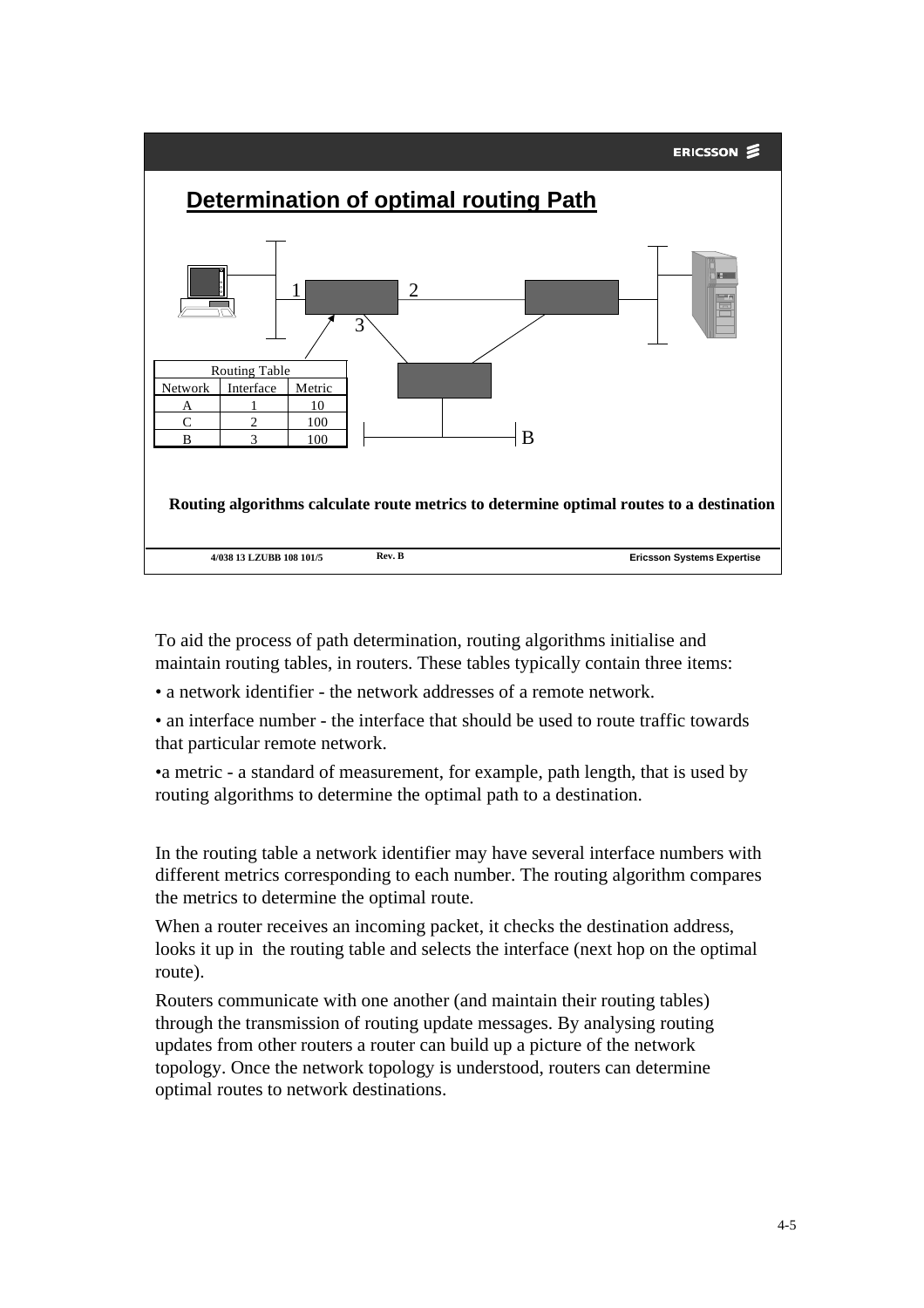## Determination of optimal routing Path

| Routing Table | | |
|---|---|---|
| Network | Interface | Metric |
| A | 1 | 10 |
| C | 2 | 100 |
| B | 3 | 100 |

**Routing algorithms calculate route metrics to determine optimal routes to a destination**

To aid the process of path determination, routing algorithms initialise and maintain routing tables, in routers. These tables typically contain three items:

• a network identifier - the network addresses of a remote network.

• an interface number - the interface that should be used to route traffic towards that particular remote network.

•a metric - a standard of measurement, for example, path length, that is used by routing algorithms to determine the optimal path to a destination.

In the routing table a network identifier may have several interface numbers with different metrics corresponding to each number. The routing algorithm compares the metrics to determine the optimal route.

When a router receives an incoming packet, it checks the destination address, looks it up in the routing table and selects the interface (next hop on the optimal route).

Routers communicate with one another (and maintain their routing tables) through the transmission of routing update messages. By analysing routing updates from other routers a router can build up a picture of the network topology. Once the network topology is understood, routers can determine optimal routes to network destinations.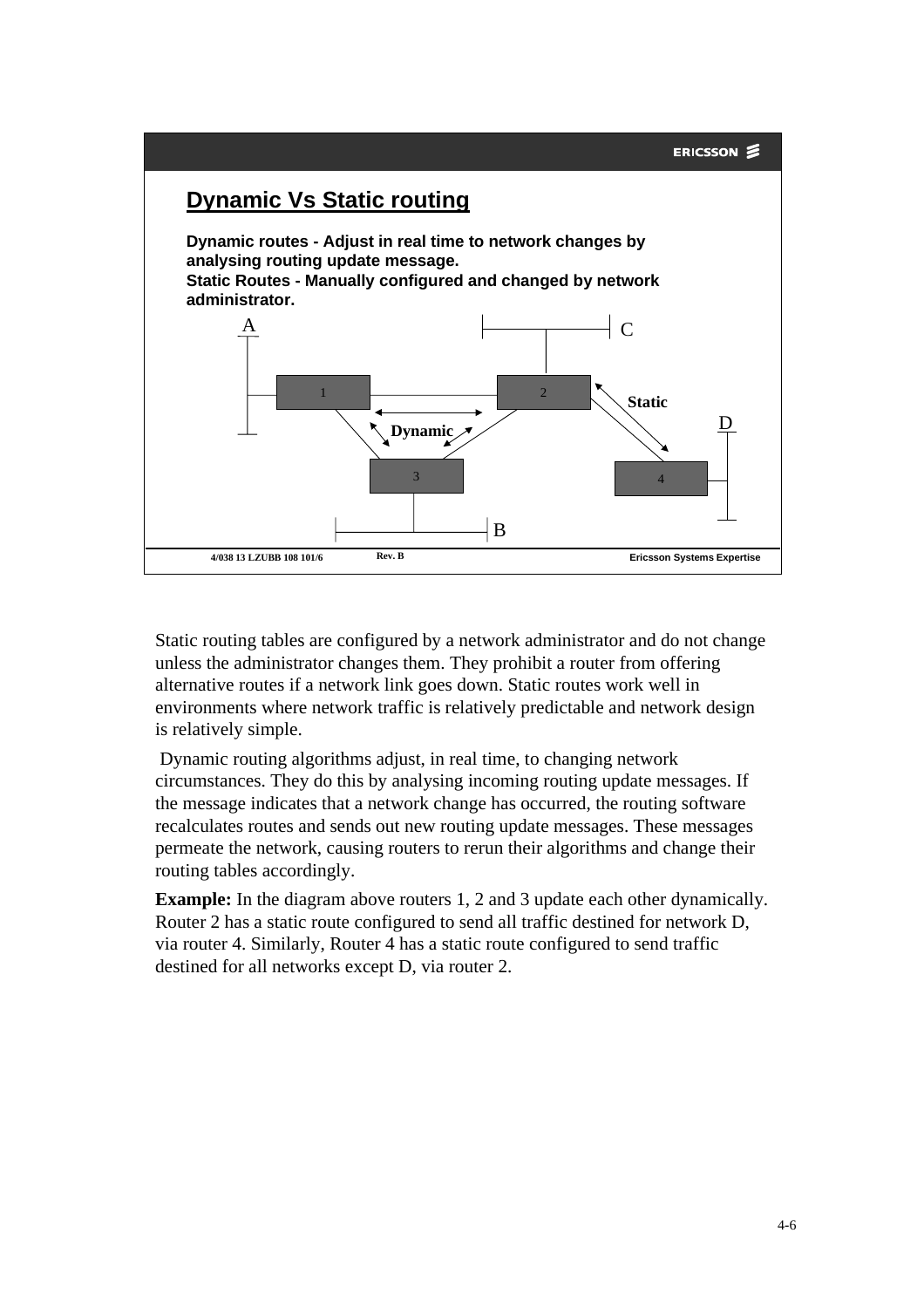## Dynamic Vs Static routing

**Dynamic routes - Adjust in real time to network changes by analysing routing update message.**
**Static Routes - Manually configured and changed by network administrator.**

Static routing tables are configured by a network administrator and do not change unless the administrator changes them. They prohibit a router from offering alternative routes if a network link goes down. Static routes work well in environments where network traffic is relatively predictable and network design is relatively simple.

Dynamic routing algorithms adjust, in real time, to changing network circumstances. They do this by analysing incoming routing update messages. If the message indicates that a network change has occurred, the routing software recalculates routes and sends out new routing update messages. These messages permeate the network, causing routers to rerun their algorithms and change their routing tables accordingly.

**Example:** In the diagram above routers 1, 2 and 3 update each other dynamically. Router 2 has a static route configured to send all traffic destined for network D, via router 4. Similarly, Router 4 has a static route configured to send traffic destined for all networks except D, via router 2.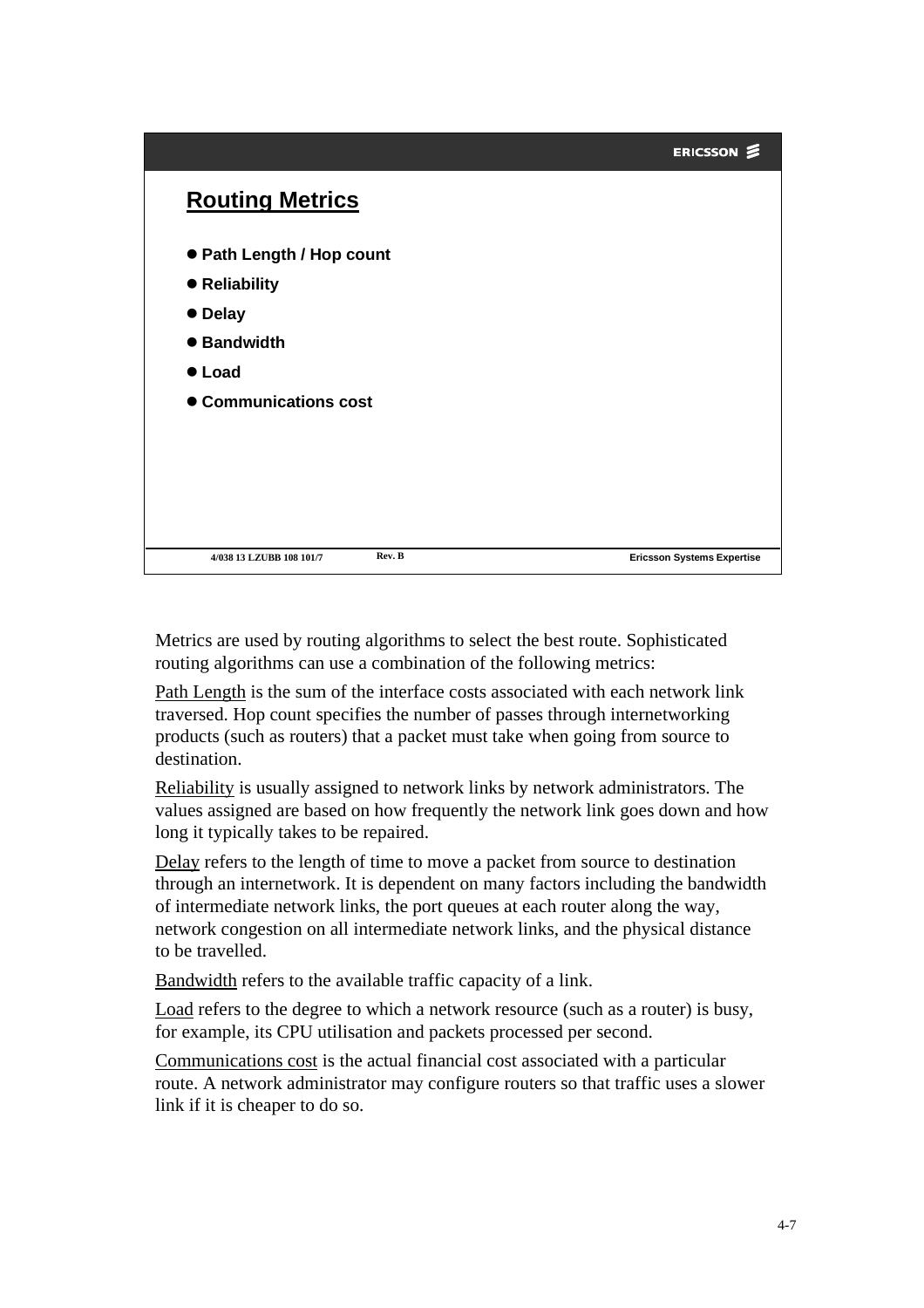## Routing Metrics

- **Path Length / Hop count**
- **Reliability**
- **Delay**
- **Bandwidth**
- **Load**
- **Communications cost**

Metrics are used by routing algorithms to select the best route. Sophisticated routing algorithms can use a combination of the following metrics:

Path Length is the sum of the interface costs associated with each network link traversed. Hop count specifies the number of passes through internetworking products (such as routers) that a packet must take when going from source to destination.

Reliability is usually assigned to network links by network administrators. The values assigned are based on how frequently the network link goes down and how long it typically takes to be repaired.

Delay refers to the length of time to move a packet from source to destination through an internetwork. It is dependent on many factors including the bandwidth of intermediate network links, the port queues at each router along the way, network congestion on all intermediate network links, and the physical distance to be travelled.

Bandwidth refers to the available traffic capacity of a link.

Load refers to the degree to which a network resource (such as a router) is busy, for example, its CPU utilisation and packets processed per second.

Communications cost is the actual financial cost associated with a particular route. A network administrator may configure routers so that traffic uses a slower link if it is cheaper to do so.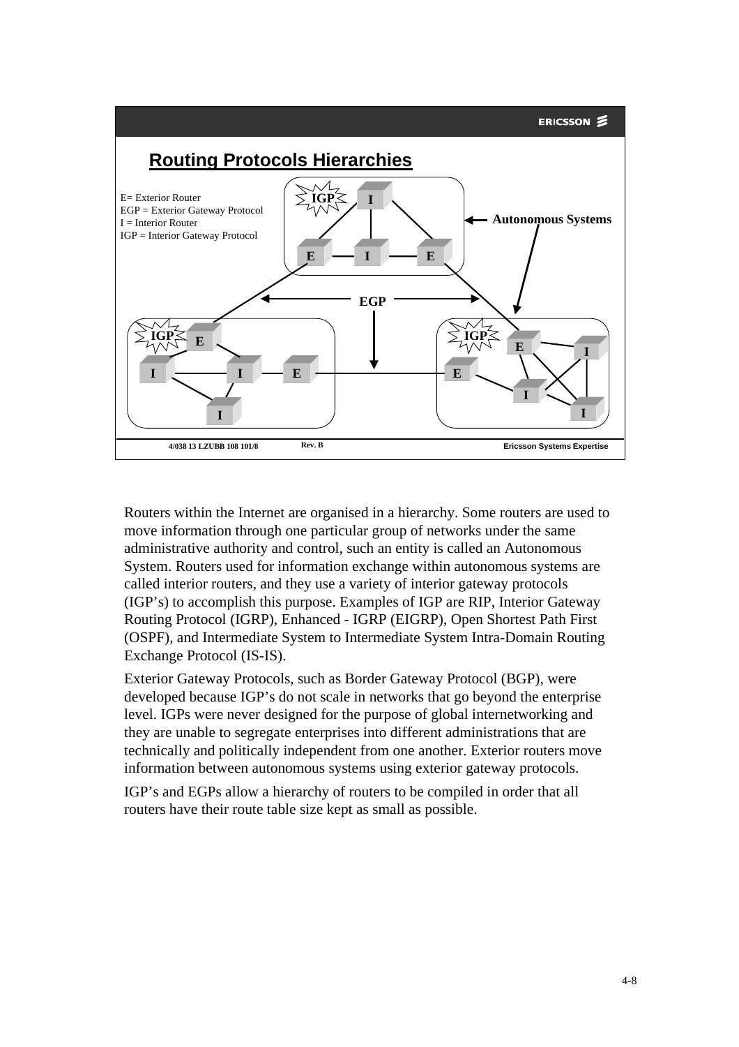## Routing Protocols Hierarchies

E= Exterior Router
EGP = Exterior Gateway Protocol
I = Interior Router
IGP = Interior Gateway Protocol

Routers within the Internet are organised in a hierarchy. Some routers are used to move information through one particular group of networks under the same administrative authority and control, such an entity is called an Autonomous System. Routers used for information exchange within autonomous systems are called interior routers, and they use a variety of interior gateway protocols (IGP's) to accomplish this purpose. Examples of IGP are RIP, Interior Gateway Routing Protocol (IGRP), Enhanced - IGRP (EIGRP), Open Shortest Path First (OSPF), and Intermediate System to Intermediate System Intra-Domain Routing Exchange Protocol (IS-IS).

Exterior Gateway Protocols, such as Border Gateway Protocol (BGP), were developed because IGP's do not scale in networks that go beyond the enterprise level. IGPs were never designed for the purpose of global internetworking and they are unable to segregate enterprises into different administrations that are technically and politically independent from one another. Exterior routers move information between autonomous systems using exterior gateway protocols.

IGP's and EGPs allow a hierarchy of routers to be compiled in order that all routers have their route table size kept as small as possible.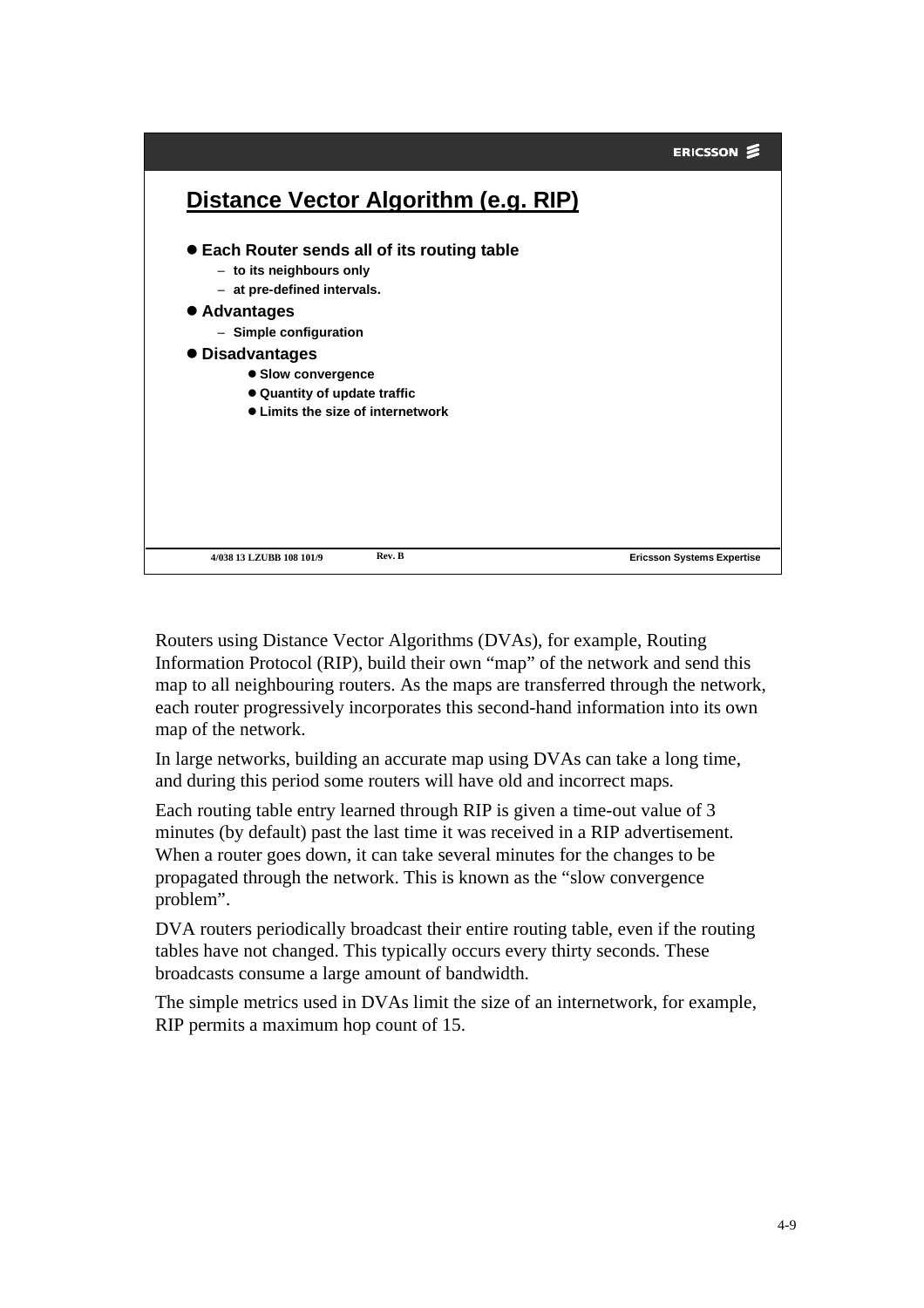## Distance Vector Algorithm (e.g. RIP)

- **Each Router sends all of its routing table**
  - **to its neighbours only**
  - **at pre-defined intervals.**
- **Advantages**
  - **Simple configuration**
- **Disadvantages**
  - **Slow convergence**
  - **Quantity of update traffic**
  - **Limits the size of internetwork**

Routers using Distance Vector Algorithms (DVAs), for example, Routing Information Protocol (RIP), build their own "map" of the network and send this map to all neighbouring routers. As the maps are transferred through the network, each router progressively incorporates this second-hand information into its own map of the network.

In large networks, building an accurate map using DVAs can take a long time, and during this period some routers will have old and incorrect maps.

Each routing table entry learned through RIP is given a time-out value of 3 minutes (by default) past the last time it was received in a RIP advertisement. When a router goes down, it can take several minutes for the changes to be propagated through the network. This is known as the "slow convergence problem".

DVA routers periodically broadcast their entire routing table, even if the routing tables have not changed. This typically occurs every thirty seconds. These broadcasts consume a large amount of bandwidth.

The simple metrics used in DVAs limit the size of an internetwork, for example, RIP permits a maximum hop count of 15.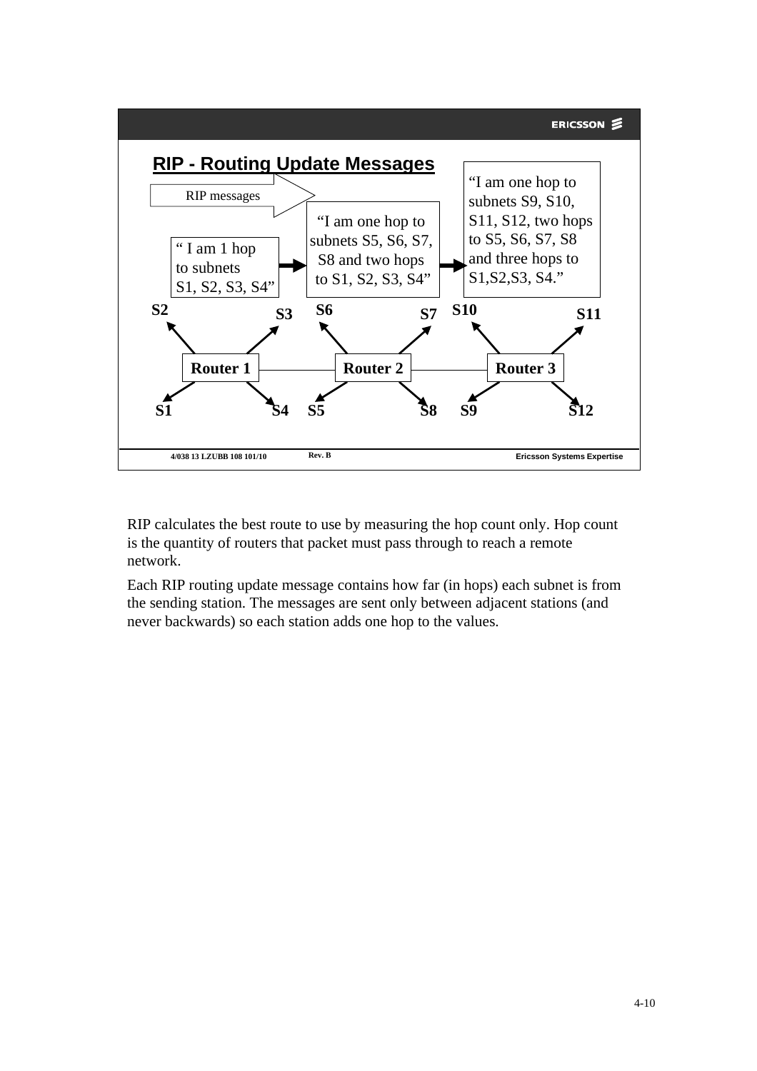## RIP - Routing Update Messages

RIP messages

"I am 1 hop to subnets S1, S2, S3, S4"

"I am one hop to subnets S5, S6, S7, S8 and two hops to S1, S2, S3, S4"

"I am one hop to subnets S9, S10, S11, S12, two hops to S5, S6, S7, S8 and three hops to S1,S2,S3, S4."

Router 1 — S1, S2, S3, S4
Router 2 — S5, S6, S7, S8
Router 3 — S9, S10, S11, S12

RIP calculates the best route to use by measuring the hop count only. Hop count is the quantity of routers that packet must pass through to reach a remote network.

Each RIP routing update message contains how far (in hops) each subnet is from the sending station. The messages are sent only between adjacent stations (and never backwards) so each station adds one hop to the values.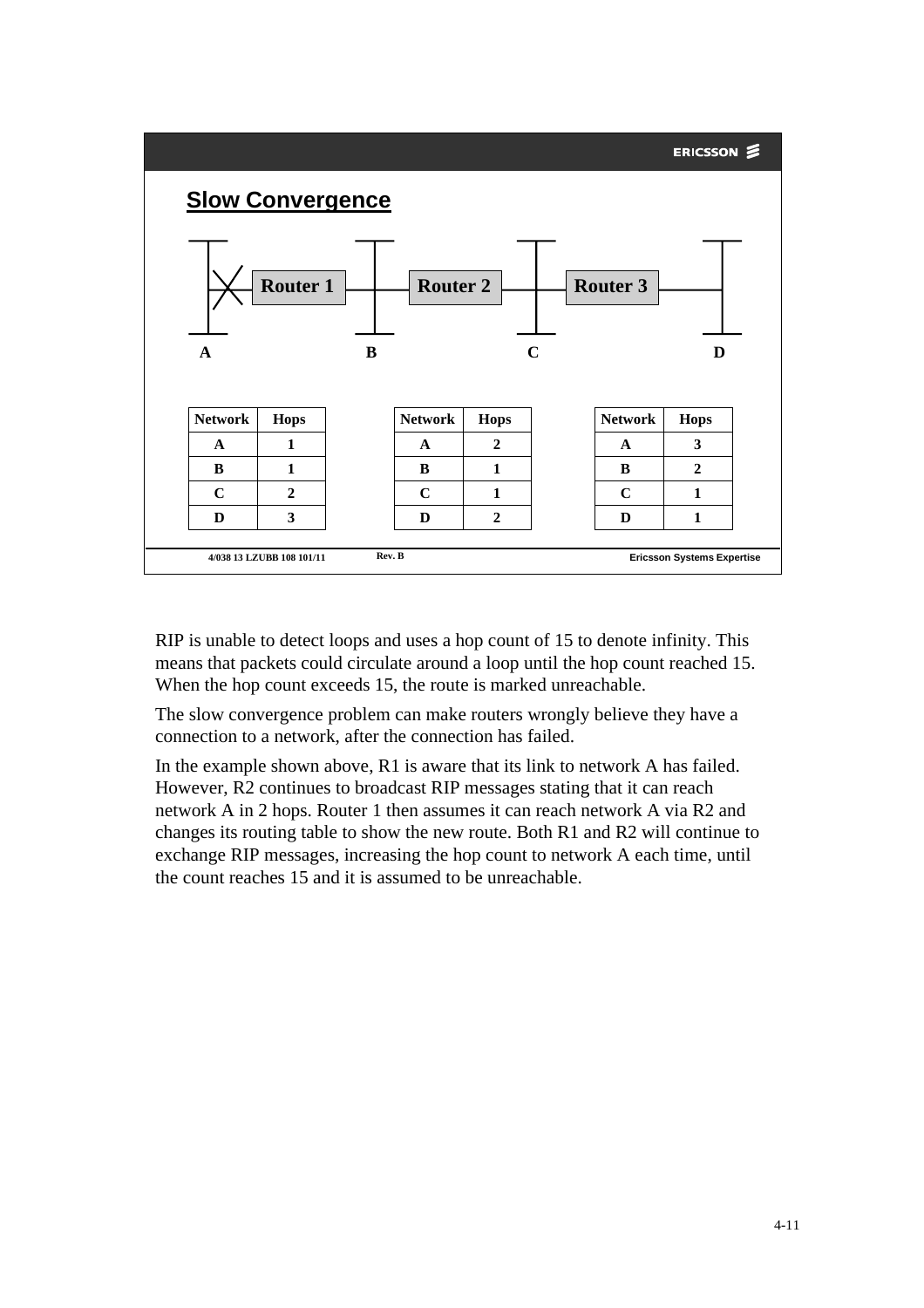## Slow Convergence

Router 1 — Router 2 — Router 3

A B C D

| Network | Hops |
|---|---|
| A | 1 |
| B | 1 |
| C | 2 |
| D | 3 |

| Network | Hops |
|---|---|
| A | 2 |
| B | 1 |
| C | 1 |
| D | 2 |

| Network | Hops |
|---|---|
| A | 3 |
| B | 2 |
| C | 1 |
| D | 1 |

RIP is unable to detect loops and uses a hop count of 15 to denote infinity. This means that packets could circulate around a loop until the hop count reached 15. When the hop count exceeds 15, the route is marked unreachable.

The slow convergence problem can make routers wrongly believe they have a connection to a network, after the connection has failed.

In the example shown above, R1 is aware that its link to network A has failed. However, R2 continues to broadcast RIP messages stating that it can reach network A in 2 hops. Router 1 then assumes it can reach network A via R2 and changes its routing table to show the new route. Both R1 and R2 will continue to exchange RIP messages, increasing the hop count to network A each time, until the count reaches 15 and it is assumed to be unreachable.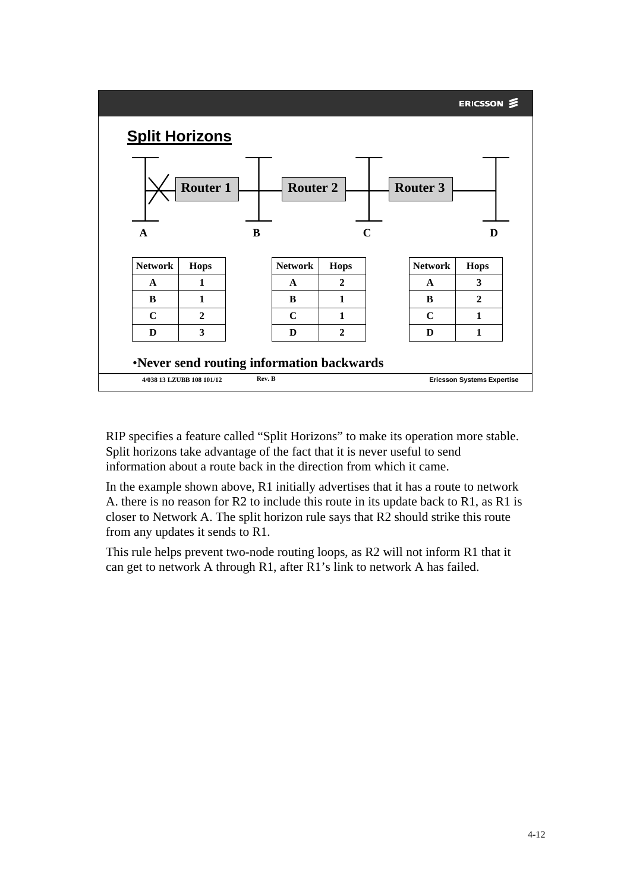## Split Horizons

Router 1 — Router 2 — Router 3

Networks: A, B, C, D

| Network | Hops |
|---|---|
| A | 1 |
| B | 1 |
| C | 2 |
| D | 3 |

| Network | Hops |
|---|---|
| A | 2 |
| B | 1 |
| C | 1 |
| D | 2 |

| Network | Hops |
|---|---|
| A | 3 |
| B | 2 |
| C | 1 |
| D | 1 |

- **Never send routing information backwards**

4/038 13 LZUBB 108 101/12 Rev. B Ericsson Systems Expertise

RIP specifies a feature called "Split Horizons" to make its operation more stable. Split horizons take advantage of the fact that it is never useful to send information about a route back in the direction from which it came.

In the example shown above, R1 initially advertises that it has a route to network A. there is no reason for R2 to include this route in its update back to R1, as R1 is closer to Network A. The split horizon rule says that R2 should strike this route from any updates it sends to R1.

This rule helps prevent two-node routing loops, as R2 will not inform R1 that it can get to network A through R1, after R1's link to network A has failed.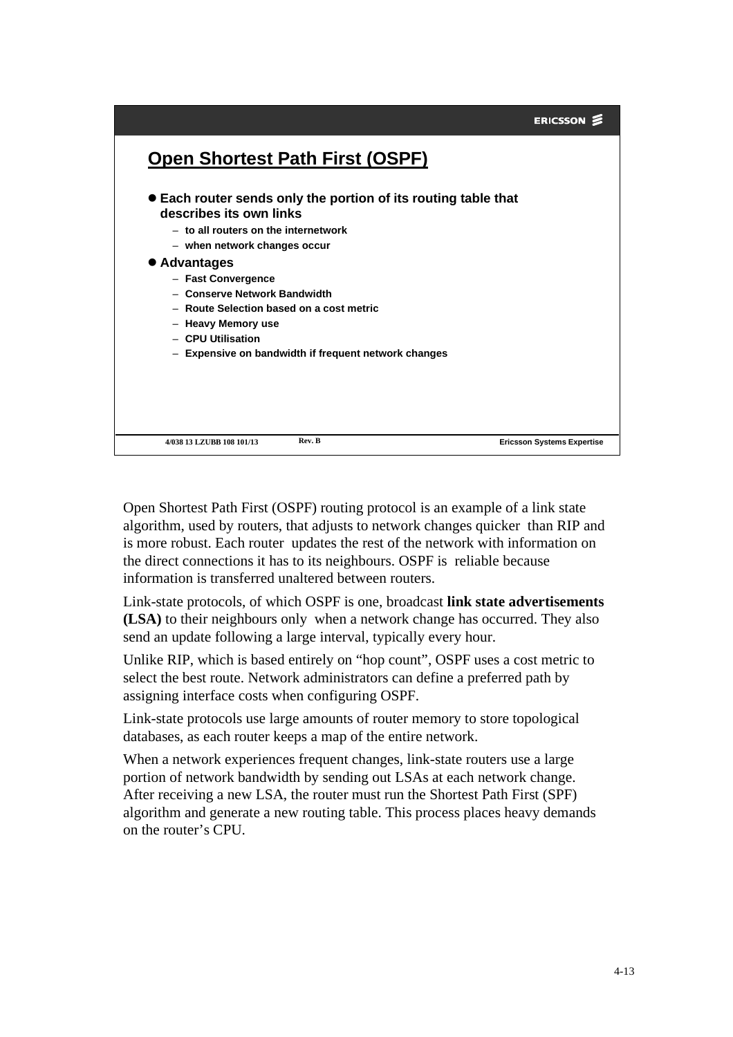## Open Shortest Path First (OSPF)

- **Each router sends only the portion of its routing table that describes its own links**
  - **to all routers on the internetwork**
  - **when network changes occur**
- **Advantages**
  - **Fast Convergence**
  - **Conserve Network Bandwidth**
  - **Route Selection based on a cost metric**
  - **Heavy Memory use**
  - **CPU Utilisation**
  - **Expensive on bandwidth if frequent network changes**

4/038 13 LZUBB 108 101/13 Rev. B Ericsson Systems Expertise

Open Shortest Path First (OSPF) routing protocol is an example of a link state algorithm, used by routers, that adjusts to network changes quicker than RIP and is more robust. Each router updates the rest of the network with information on the direct connections it has to its neighbours. OSPF is reliable because information is transferred unaltered between routers.

Link-state protocols, of which OSPF is one, broadcast **link state advertisements (LSA)** to their neighbours only when a network change has occurred. They also send an update following a large interval, typically every hour.

Unlike RIP, which is based entirely on "hop count", OSPF uses a cost metric to select the best route. Network administrators can define a preferred path by assigning interface costs when configuring OSPF.

Link-state protocols use large amounts of router memory to store topological databases, as each router keeps a map of the entire network.

When a network experiences frequent changes, link-state routers use a large portion of network bandwidth by sending out LSAs at each network change. After receiving a new LSA, the router must run the Shortest Path First (SPF) algorithm and generate a new routing table. This process places heavy demands on the router's CPU.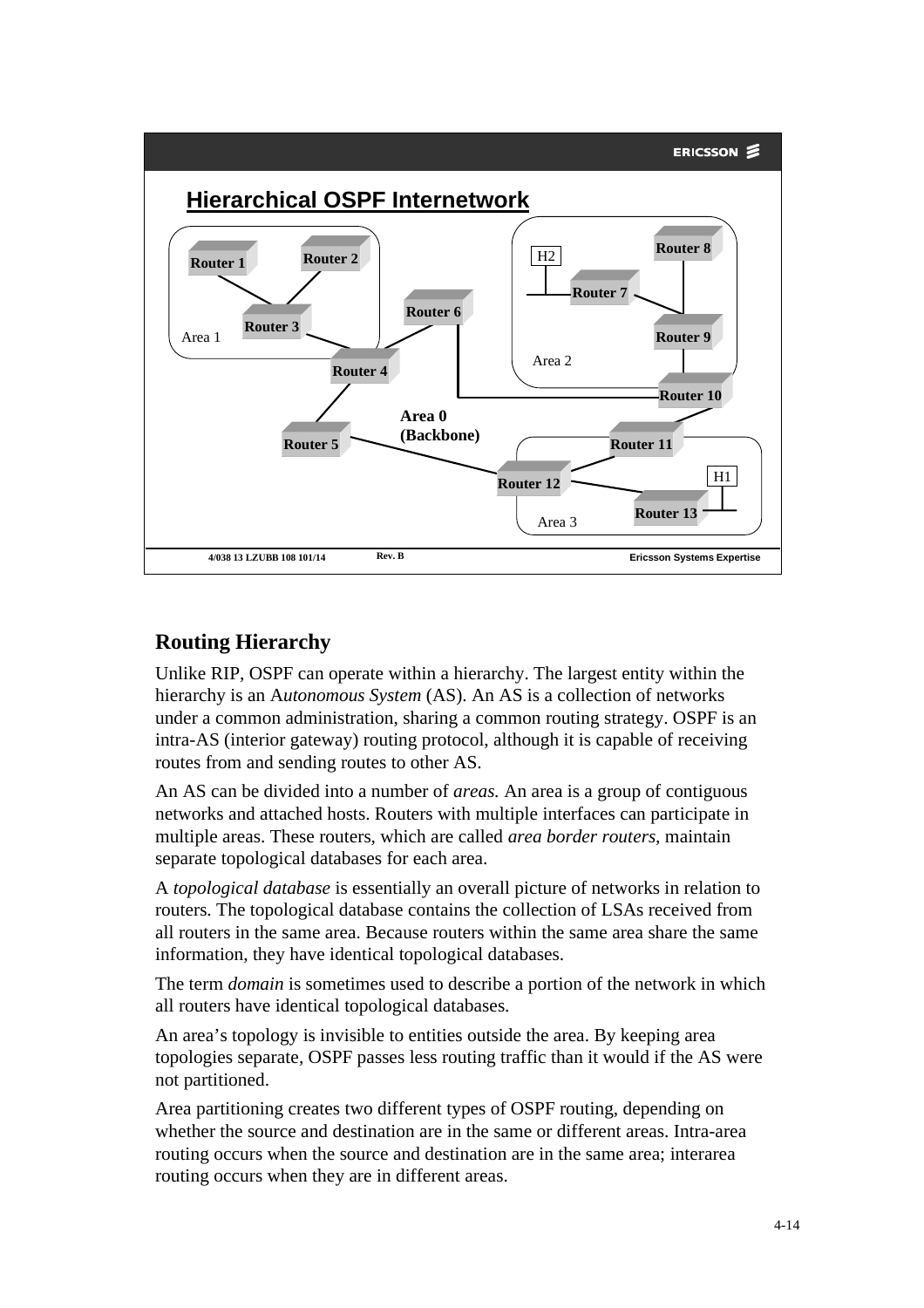## Hierarchical OSPF Internetwork

Router 1, Router 2, Router 3 (Area 1); Router 4, Router 5, Router 6 (Area 0 (Backbone)); Router 7, Router 8, Router 9, H2 (Area 2); Router 10; Router 11, Router 12, Router 13, H1 (Area 3)

4/038 13 LZUBB 108 101/14 Rev. B Ericsson Systems Expertise

## Routing Hierarchy

Unlike RIP, OSPF can operate within a hierarchy. The largest entity within the hierarchy is an A*utonomous System* (AS). An AS is a collection of networks under a common administration, sharing a common routing strategy. OSPF is an intra-AS (interior gateway) routing protocol, although it is capable of receiving routes from and sending routes to other AS.

An AS can be divided into a number of *areas.* An area is a group of contiguous networks and attached hosts. Routers with multiple interfaces can participate in multiple areas. These routers, which are called *area border routers*, maintain separate topological databases for each area.

A *topological database* is essentially an overall picture of networks in relation to routers. The topological database contains the collection of LSAs received from all routers in the same area. Because routers within the same area share the same information, they have identical topological databases.

The term *domain* is sometimes used to describe a portion of the network in which all routers have identical topological databases.

An area's topology is invisible to entities outside the area. By keeping area topologies separate, OSPF passes less routing traffic than it would if the AS were not partitioned.

Area partitioning creates two different types of OSPF routing, depending on whether the source and destination are in the same or different areas. Intra-area routing occurs when the source and destination are in the same area; interarea routing occurs when they are in different areas.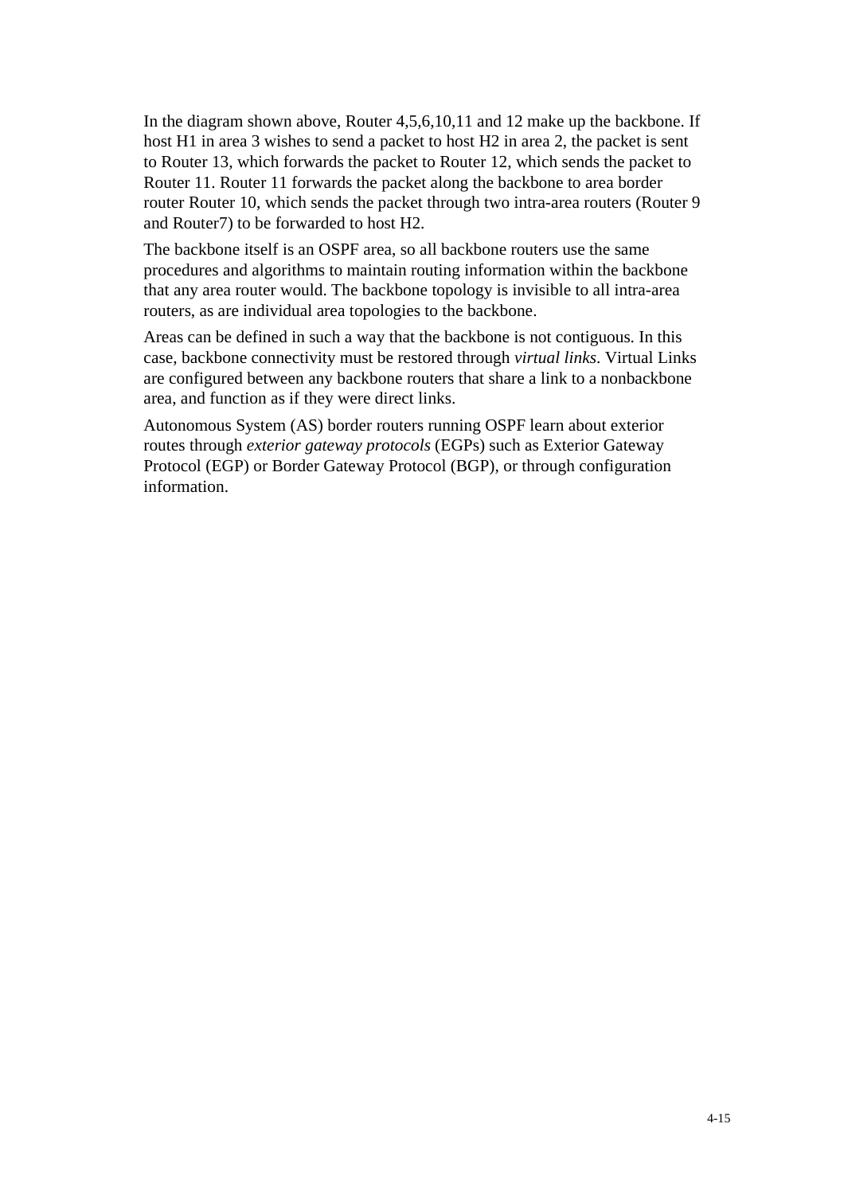In the diagram shown above, Router 4,5,6,10,11 and 12 make up the backbone. If host H1 in area 3 wishes to send a packet to host H2 in area 2, the packet is sent to Router 13, which forwards the packet to Router 12, which sends the packet to Router 11. Router 11 forwards the packet along the backbone to area border router Router 10, which sends the packet through two intra-area routers (Router 9 and Router7) to be forwarded to host H2.

The backbone itself is an OSPF area, so all backbone routers use the same procedures and algorithms to maintain routing information within the backbone that any area router would. The backbone topology is invisible to all intra-area routers, as are individual area topologies to the backbone.

Areas can be defined in such a way that the backbone is not contiguous. In this case, backbone connectivity must be restored through *virtual links*. Virtual Links are configured between any backbone routers that share a link to a nonbackbone area, and function as if they were direct links.

Autonomous System (AS) border routers running OSPF learn about exterior routes through *exterior gateway protocols* (EGPs) such as Exterior Gateway Protocol (EGP) or Border Gateway Protocol (BGP), or through configuration information.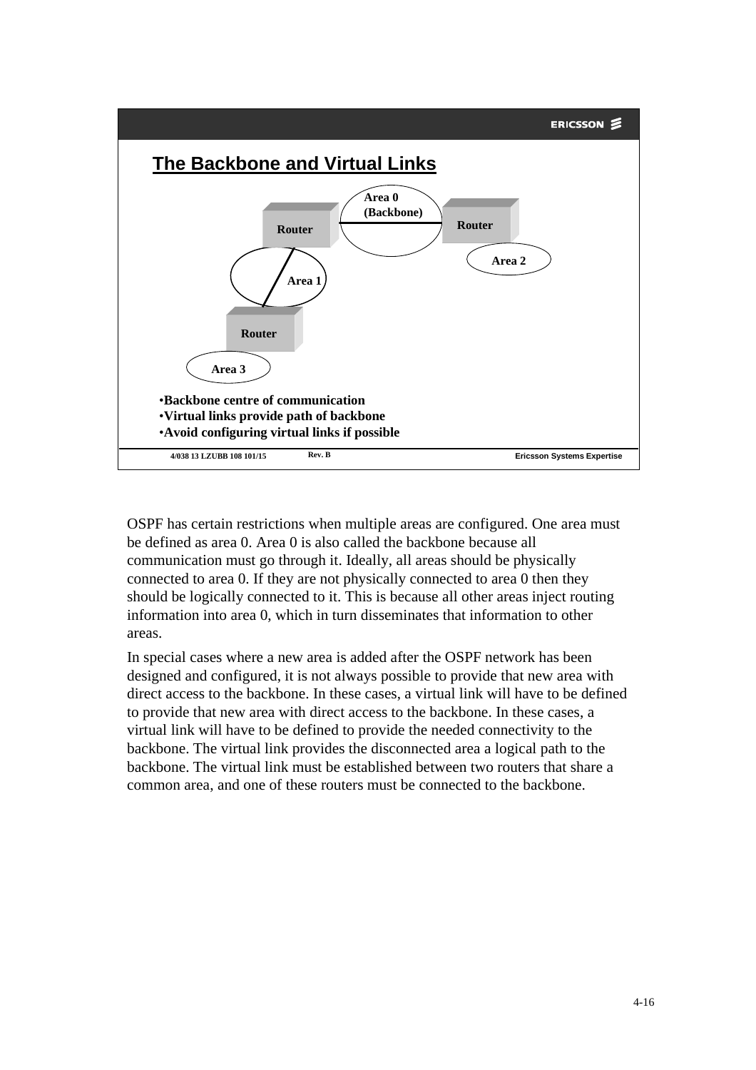## The Backbone and Virtual Links

- Backbone centre of communication
- Virtual links provide path of backbone
- Avoid configuring virtual links if possible

OSPF has certain restrictions when multiple areas are configured. One area must be defined as area 0. Area 0 is also called the backbone because all communication must go through it. Ideally, all areas should be physically connected to area 0. If they are not physically connected to area 0 then they should be logically connected to it. This is because all other areas inject routing information into area 0, which in turn disseminates that information to other areas.

In special cases where a new area is added after the OSPF network has been designed and configured, it is not always possible to provide that new area with direct access to the backbone. In these cases, a virtual link will have to be defined to provide that new area with direct access to the backbone. In these cases, a virtual link will have to be defined to provide the needed connectivity to the backbone. The virtual link provides the disconnected area a logical path to the backbone. The virtual link must be established between two routers that share a common area, and one of these routers must be connected to the backbone.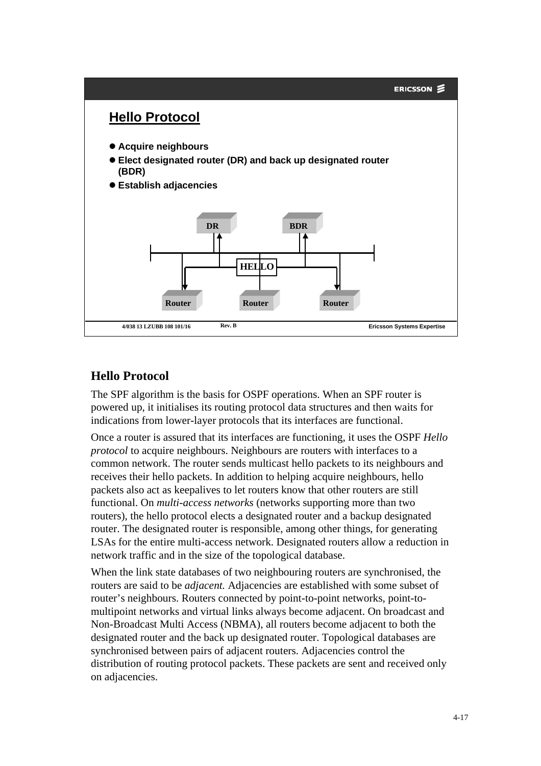## Hello Protocol

- Acquire neighbours
- Elect designated router (DR) and back up designated router (BDR)
- Establish adjacencies

## Hello Protocol

The SPF algorithm is the basis for OSPF operations. When an SPF router is powered up, it initialises its routing protocol data structures and then waits for indications from lower-layer protocols that its interfaces are functional.

Once a router is assured that its interfaces are functioning, it uses the OSPF *Hello protocol* to acquire neighbours. Neighbours are routers with interfaces to a common network. The router sends multicast hello packets to its neighbours and receives their hello packets. In addition to helping acquire neighbours, hello packets also act as keepalives to let routers know that other routers are still functional. On *multi-access networks* (networks supporting more than two routers), the hello protocol elects a designated router and a backup designated router. The designated router is responsible, among other things, for generating LSAs for the entire multi-access network. Designated routers allow a reduction in network traffic and in the size of the topological database.

When the link state databases of two neighbouring routers are synchronised, the routers are said to be *adjacent.* Adjacencies are established with some subset of router's neighbours. Routers connected by point-to-point networks, point-to-multipoint networks and virtual links always become adjacent. On broadcast and Non-Broadcast Multi Access (NBMA), all routers become adjacent to both the designated router and the back up designated router. Topological databases are synchronised between pairs of adjacent routers. Adjacencies control the distribution of routing protocol packets. These packets are sent and received only on adjacencies.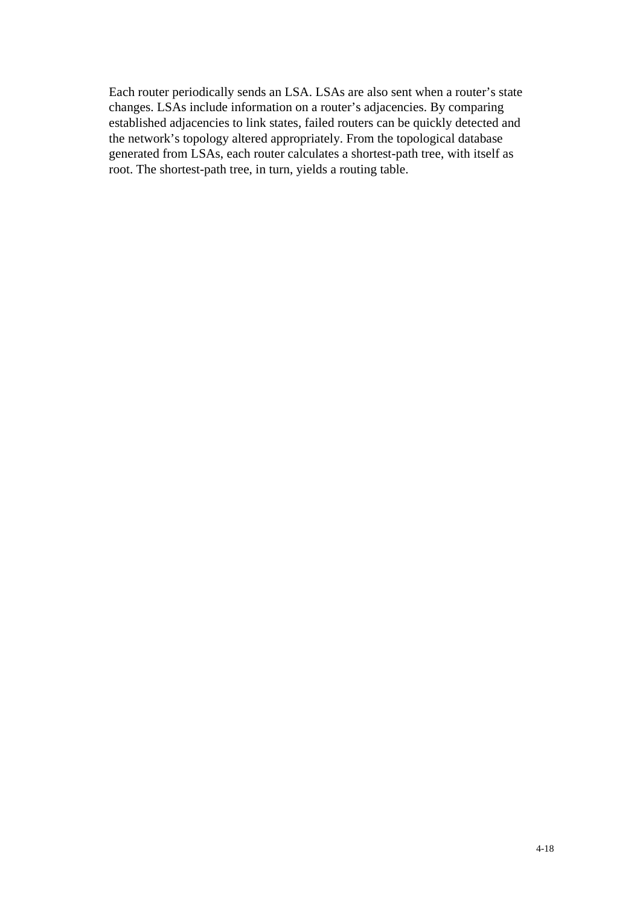Each router periodically sends an LSA. LSAs are also sent when a router's state changes. LSAs include information on a router's adjacencies. By comparing established adjacencies to link states, failed routers can be quickly detected and the network's topology altered appropriately. From the topological database generated from LSAs, each router calculates a shortest-path tree, with itself as root. The shortest-path tree, in turn, yields a routing table.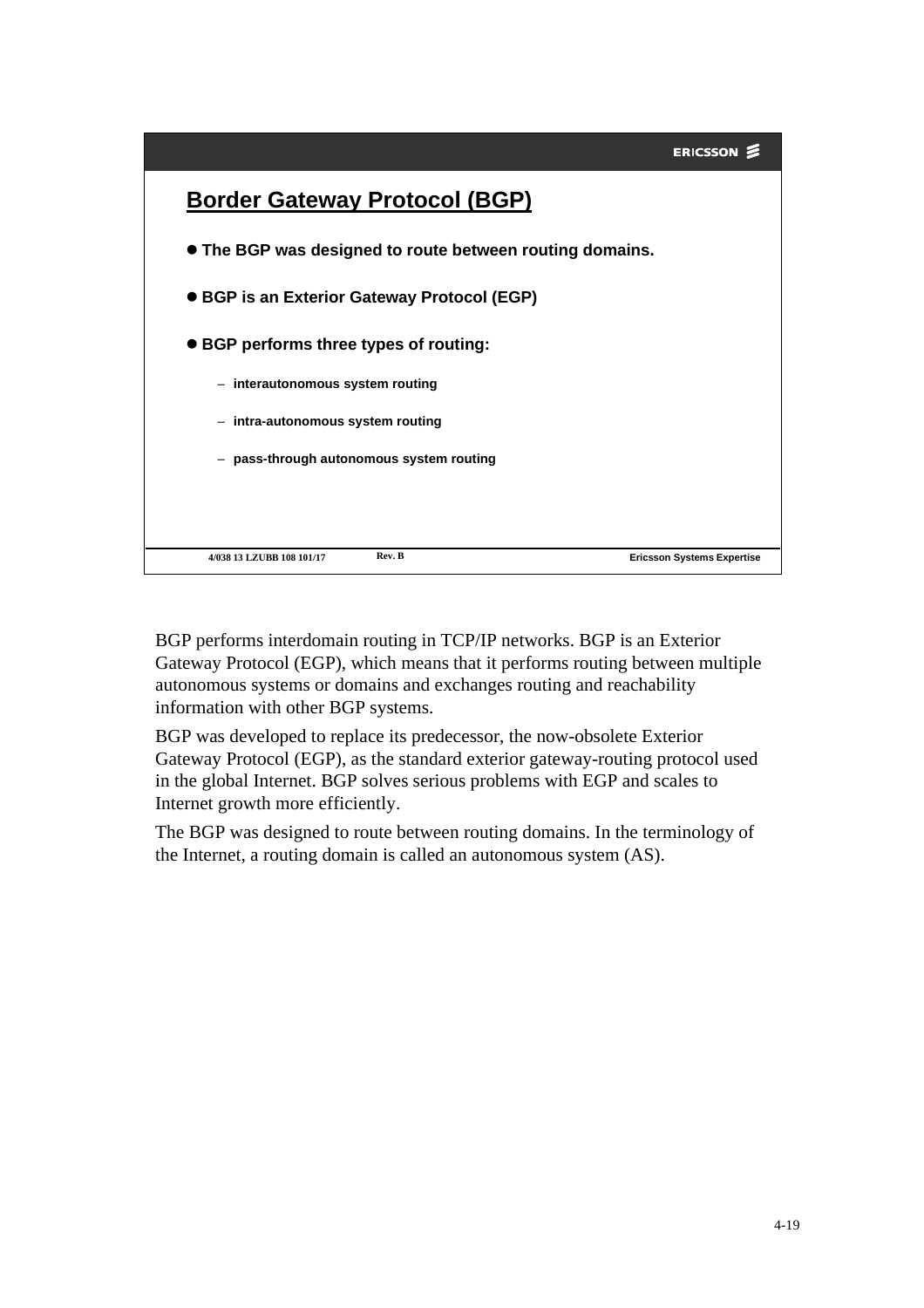## Border Gateway Protocol (BGP)

- **The BGP was designed to route between routing domains.**
- **BGP is an Exterior Gateway Protocol (EGP)**
- **BGP performs three types of routing:**
  - **interautonomous system routing**
  - **intra-autonomous system routing**
  - **pass-through autonomous system routing**

4/038 13 LZUBB 108 101/17 Rev. B Ericsson Systems Expertise

BGP performs interdomain routing in TCP/IP networks. BGP is an Exterior Gateway Protocol (EGP), which means that it performs routing between multiple autonomous systems or domains and exchanges routing and reachability information with other BGP systems.

BGP was developed to replace its predecessor, the now-obsolete Exterior Gateway Protocol (EGP), as the standard exterior gateway-routing protocol used in the global Internet. BGP solves serious problems with EGP and scales to Internet growth more efficiently.

The BGP was designed to route between routing domains. In the terminology of the Internet, a routing domain is called an autonomous system (AS).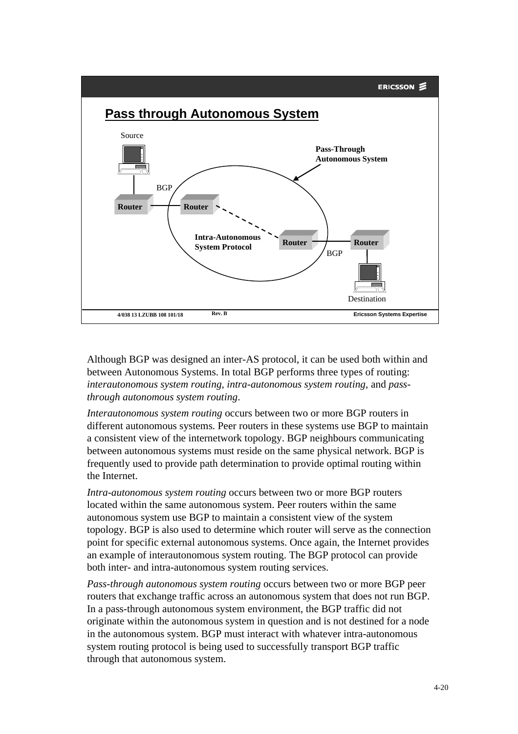## Pass through Autonomous System

Source

Pass-Through Autonomous System

BGP

Router — Router

Intra-Autonomous System Protocol

Router — Router

BGP

Destination

Although BGP was designed an inter-AS protocol, it can be used both within and between Autonomous Systems. In total BGP performs three types of routing: *interautonomous system routing, intra-autonomous system routing,* and *pass-through autonomous system routing*.

*Interautonomous system routing* occurs between two or more BGP routers in different autonomous systems. Peer routers in these systems use BGP to maintain a consistent view of the internetwork topology. BGP neighbours communicating between autonomous systems must reside on the same physical network. BGP is frequently used to provide path determination to provide optimal routing within the Internet.

*Intra-autonomous system routing* occurs between two or more BGP routers located within the same autonomous system. Peer routers within the same autonomous system use BGP to maintain a consistent view of the system topology. BGP is also used to determine which router will serve as the connection point for specific external autonomous systems. Once again, the Internet provides an example of interautonomous system routing. The BGP protocol can provide both inter- and intra-autonomous system routing services.

*Pass-through autonomous system routing* occurs between two or more BGP peer routers that exchange traffic across an autonomous system that does not run BGP. In a pass-through autonomous system environment, the BGP traffic did not originate within the autonomous system in question and is not destined for a node in the autonomous system. BGP must interact with whatever intra-autonomous system routing protocol is being used to successfully transport BGP traffic through that autonomous system.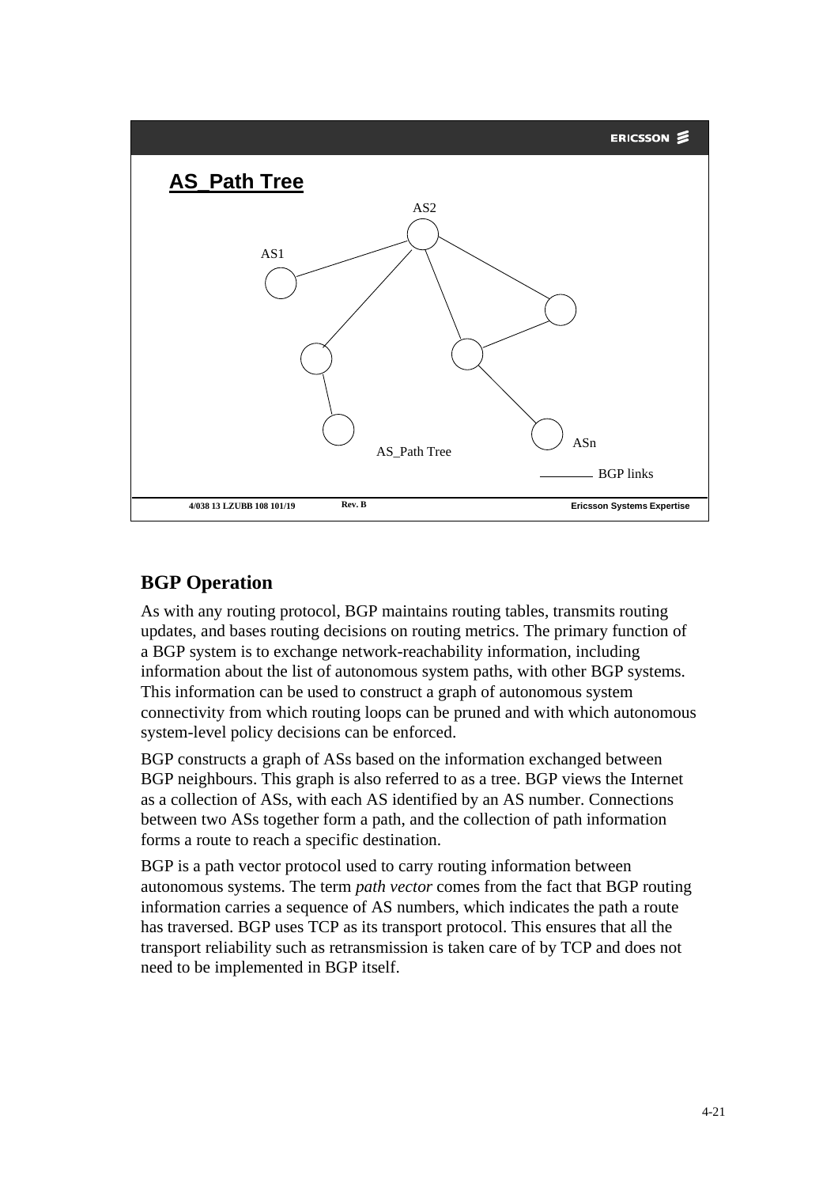## AS_Path Tree

AS2

AS1

ASn

AS_Path Tree

BGP links

### BGP Operation

As with any routing protocol, BGP maintains routing tables, transmits routing updates, and bases routing decisions on routing metrics. The primary function of a BGP system is to exchange network-reachability information, including information about the list of autonomous system paths, with other BGP systems. This information can be used to construct a graph of autonomous system connectivity from which routing loops can be pruned and with which autonomous system-level policy decisions can be enforced.

BGP constructs a graph of ASs based on the information exchanged between BGP neighbours. This graph is also referred to as a tree. BGP views the Internet as a collection of ASs, with each AS identified by an AS number. Connections between two ASs together form a path, and the collection of path information forms a route to reach a specific destination.

BGP is a path vector protocol used to carry routing information between autonomous systems. The term *path vector* comes from the fact that BGP routing information carries a sequence of AS numbers, which indicates the path a route has traversed. BGP uses TCP as its transport protocol. This ensures that all the transport reliability such as retransmission is taken care of by TCP and does not need to be implemented in BGP itself.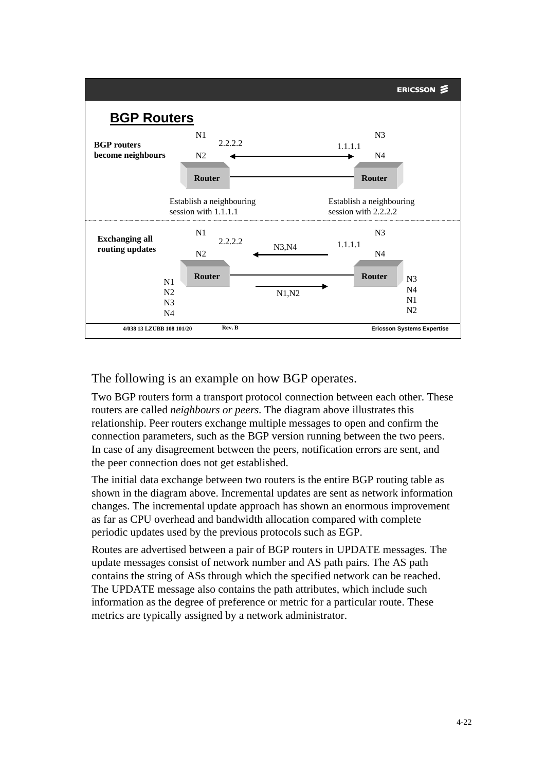## BGP Routers

**BGP routers become neighbours**

N1, N2 — 2.2.2.2 — Router ⟷ Router — 1.1.1.1 — N3, N4

Establish a neighbouring session with 1.1.1.1

Establish a neighbouring session with 2.2.2.2

**Exchanging all routing updates**

N1, N2 — 2.2.2.2 — Router ← N3,N4 — Router — 1.1.1.1 — N3, N4

Router → N1,N2 → Router

N1 N2 N3 N4 / N3 N4 N1 N2

4/038 13 LZUBB 108 101/20 Rev. B Ericsson Systems Expertise

The following is an example on how BGP operates.

Two BGP routers form a transport protocol connection between each other. These routers are called *neighbours or peers.* The diagram above illustrates this relationship. Peer routers exchange multiple messages to open and confirm the connection parameters, such as the BGP version running between the two peers. In case of any disagreement between the peers, notification errors are sent, and the peer connection does not get established.

The initial data exchange between two routers is the entire BGP routing table as shown in the diagram above. Incremental updates are sent as network information changes. The incremental update approach has shown an enormous improvement as far as CPU overhead and bandwidth allocation compared with complete periodic updates used by the previous protocols such as EGP.

Routes are advertised between a pair of BGP routers in UPDATE messages. The update messages consist of network number and AS path pairs. The AS path contains the string of ASs through which the specified network can be reached. The UPDATE message also contains the path attributes, which include such information as the degree of preference or metric for a particular route. These metrics are typically assigned by a network administrator.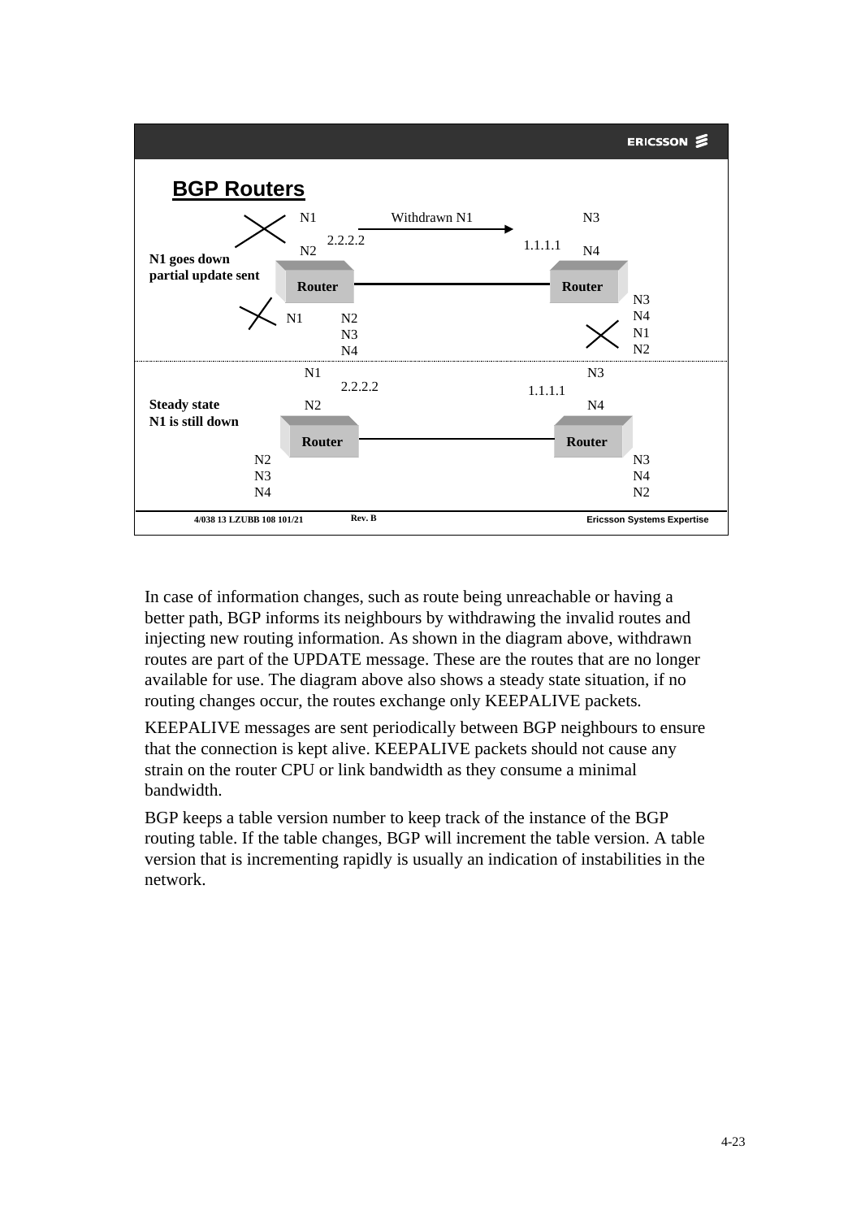## BGP Routers

**N1 goes down partial update sent**

N1, N2 — 2.2.2.2 — Router — Withdrawn N1 → — Router — 1.1.1.1 — N3, N4

Left router table: N1 (crossed out), N2, N3, N4

Right router table: N3, N4, N1 (crossed out), N2

**Steady state N1 is still down**

N1, N2 — 2.2.2.2 — Router — Router — 1.1.1.1 — N3, N4

Left router table: N2, N3, N4

Right router table: N3, N4, N2

In case of information changes, such as route being unreachable or having a better path, BGP informs its neighbours by withdrawing the invalid routes and injecting new routing information. As shown in the diagram above, withdrawn routes are part of the UPDATE message. These are the routes that are no longer available for use. The diagram above also shows a steady state situation, if no routing changes occur, the routes exchange only KEEPALIVE packets.

KEEPALIVE messages are sent periodically between BGP neighbours to ensure that the connection is kept alive. KEEPALIVE packets should not cause any strain on the router CPU or link bandwidth as they consume a minimal bandwidth.

BGP keeps a table version number to keep track of the instance of the BGP routing table. If the table changes, BGP will increment the table version. A table version that is incrementing rapidly is usually an indication of instabilities in the network.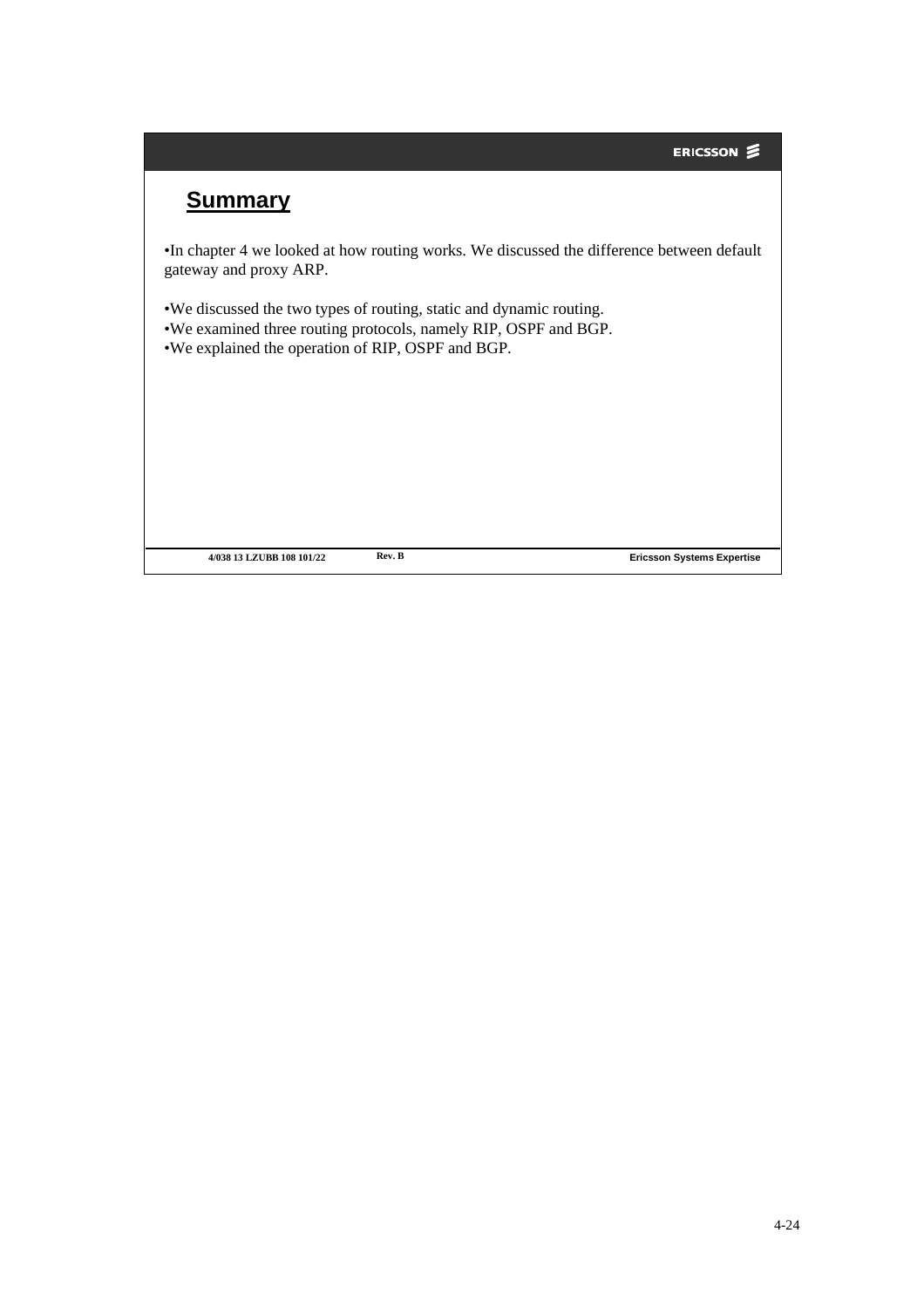## Summary

- In chapter 4 we looked at how routing works. We discussed the difference between default gateway and proxy ARP.

- We discussed the two types of routing, static and dynamic routing.
- We examined three routing protocols, namely RIP, OSPF and BGP.
- We explained the operation of RIP, OSPF and BGP.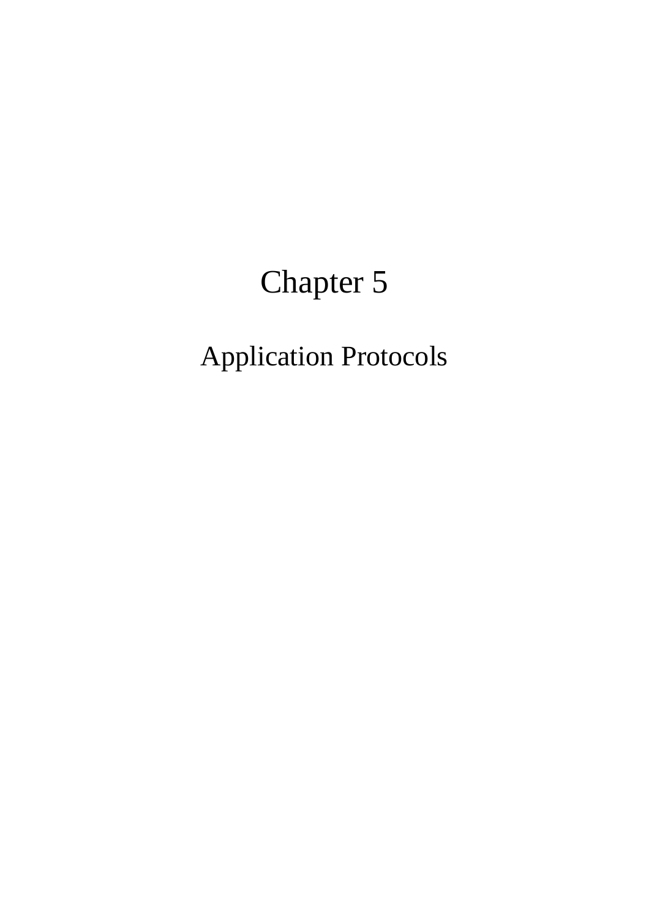# Chapter 5

## Application Protocols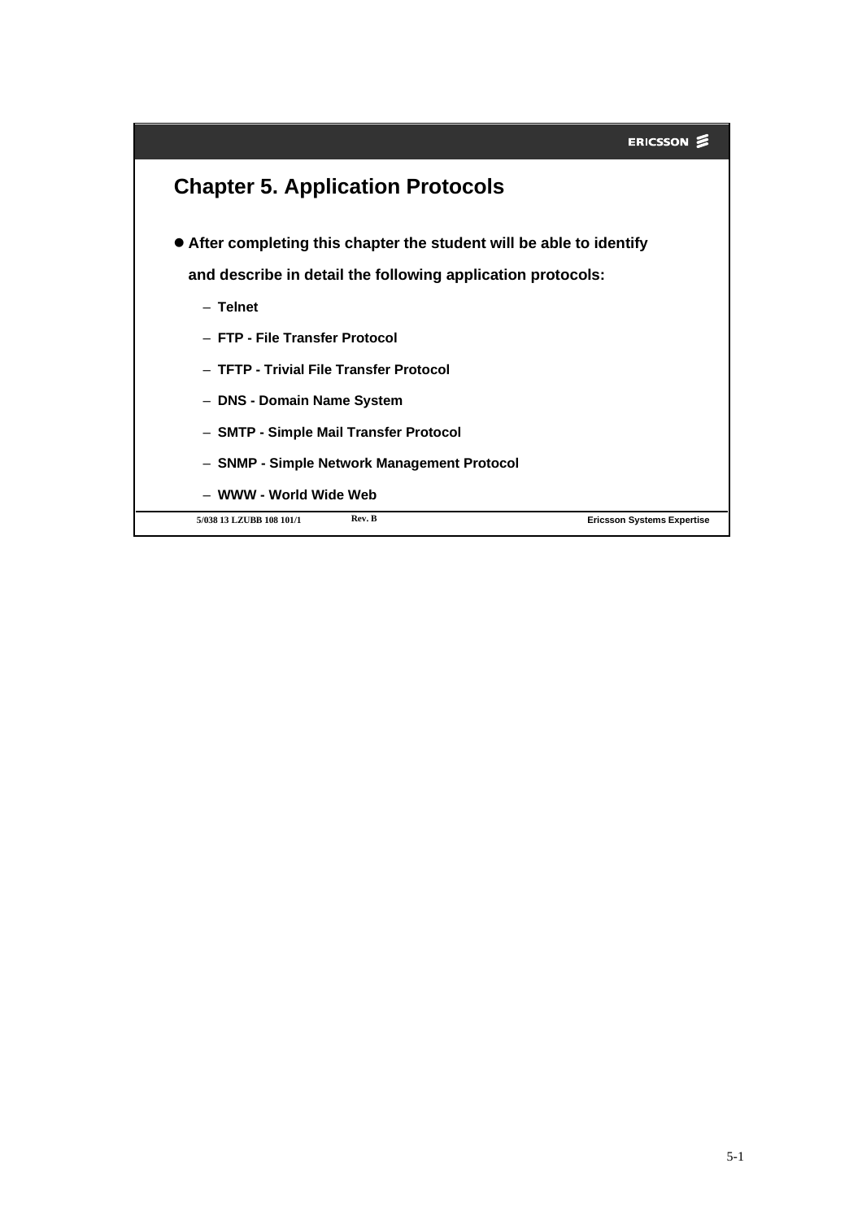# Chapter 5. Application Protocols

- **After completing this chapter the student will be able to identify and describe in detail the following application protocols:**
  - **Telnet**
  - **FTP - File Transfer Protocol**
  - **TFTP - Trivial File Transfer Protocol**
  - **DNS - Domain Name System**
  - **SMTP - Simple Mail Transfer Protocol**
  - **SNMP - Simple Network Management Protocol**
  - **WWW - World Wide Web**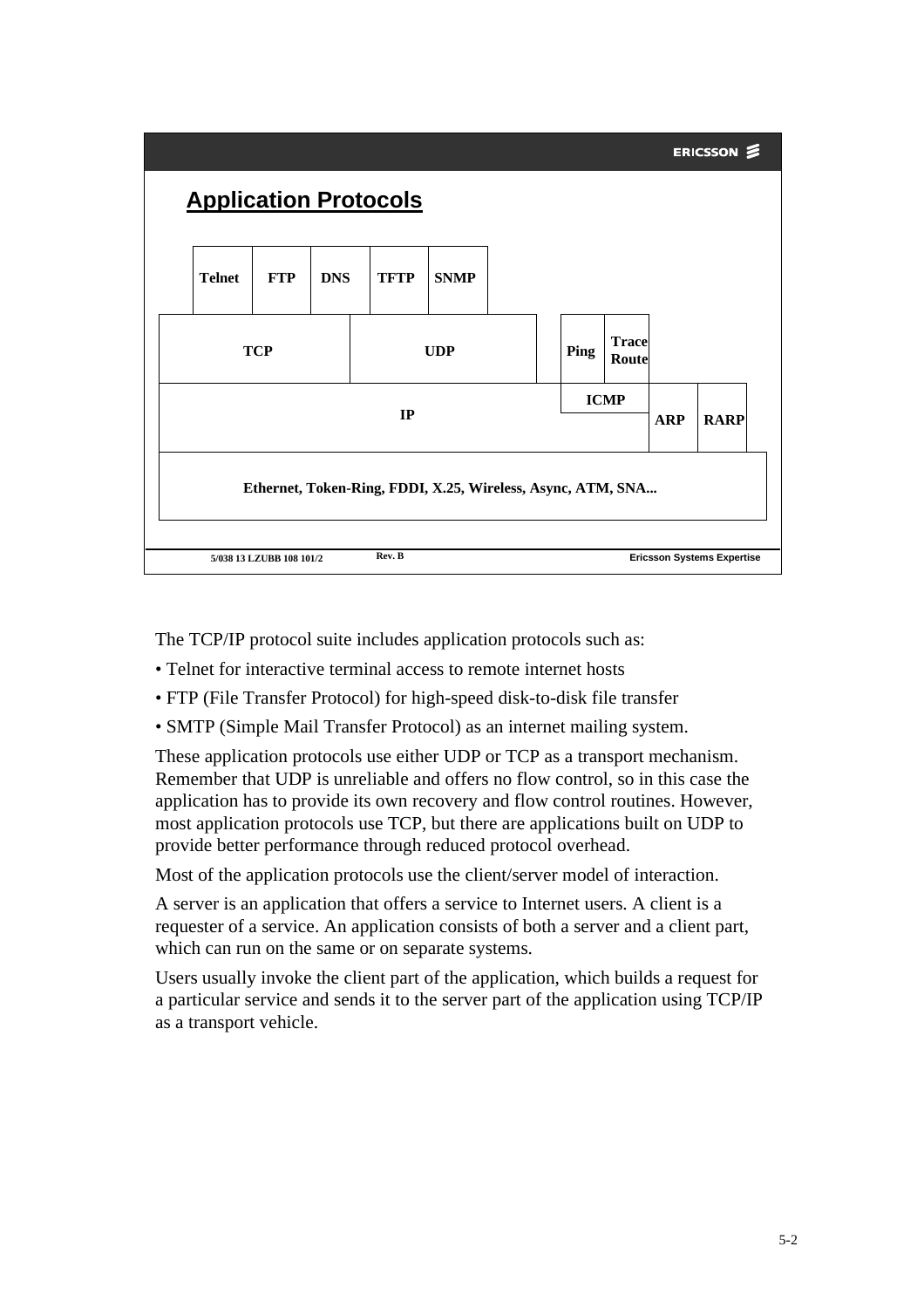## Application Protocols

| Telnet | FTP | DNS | TFTP | SNMP | | | | |
|---|---|---|---|---|---|---|---|---|
| TCP | | | UDP | | Ping | Trace Route | | |
| IP | | | | | ICMP | | ARP | RARP |
| Ethernet, Token-Ring, FDDI, X.25, Wireless, Async, ATM, SNA... | | | | | | | | |

5/038 13 LZUBB 108 101/2 Rev. B Ericsson Systems Expertise

The TCP/IP protocol suite includes application protocols such as:

- Telnet for interactive terminal access to remote internet hosts
- FTP (File Transfer Protocol) for high-speed disk-to-disk file transfer
- SMTP (Simple Mail Transfer Protocol) as an internet mailing system.

These application protocols use either UDP or TCP as a transport mechanism. Remember that UDP is unreliable and offers no flow control, so in this case the application has to provide its own recovery and flow control routines. However, most application protocols use TCP, but there are applications built on UDP to provide better performance through reduced protocol overhead.

Most of the application protocols use the client/server model of interaction.

A server is an application that offers a service to Internet users. A client is a requester of a service. An application consists of both a server and a client part, which can run on the same or on separate systems.

Users usually invoke the client part of the application, which builds a request for a particular service and sends it to the server part of the application using TCP/IP as a transport vehicle.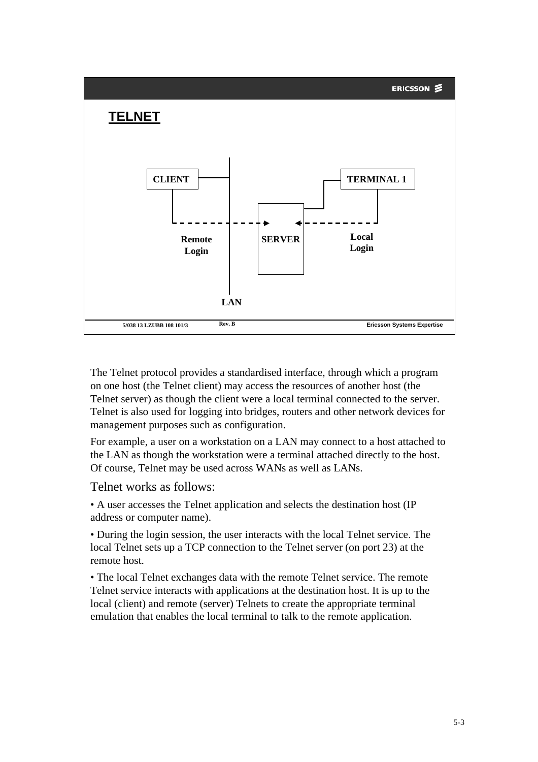## TELNET

CLIENT

TERMINAL 1

Remote Login

SERVER

Local Login

LAN

The Telnet protocol provides a standardised interface, through which a program on one host (the Telnet client) may access the resources of another host (the Telnet server) as though the client were a local terminal connected to the server. Telnet is also used for logging into bridges, routers and other network devices for management purposes such as configuration.

For example, a user on a workstation on a LAN may connect to a host attached to the LAN as though the workstation were a terminal attached directly to the host. Of course, Telnet may be used across WANs as well as LANs.

Telnet works as follows:

- A user accesses the Telnet application and selects the destination host (IP address or computer name).
- During the login session, the user interacts with the local Telnet service. The local Telnet sets up a TCP connection to the Telnet server (on port 23) at the remote host.
- The local Telnet exchanges data with the remote Telnet service. The remote Telnet service interacts with applications at the destination host. It is up to the local (client) and remote (server) Telnets to create the appropriate terminal emulation that enables the local terminal to talk to the remote application.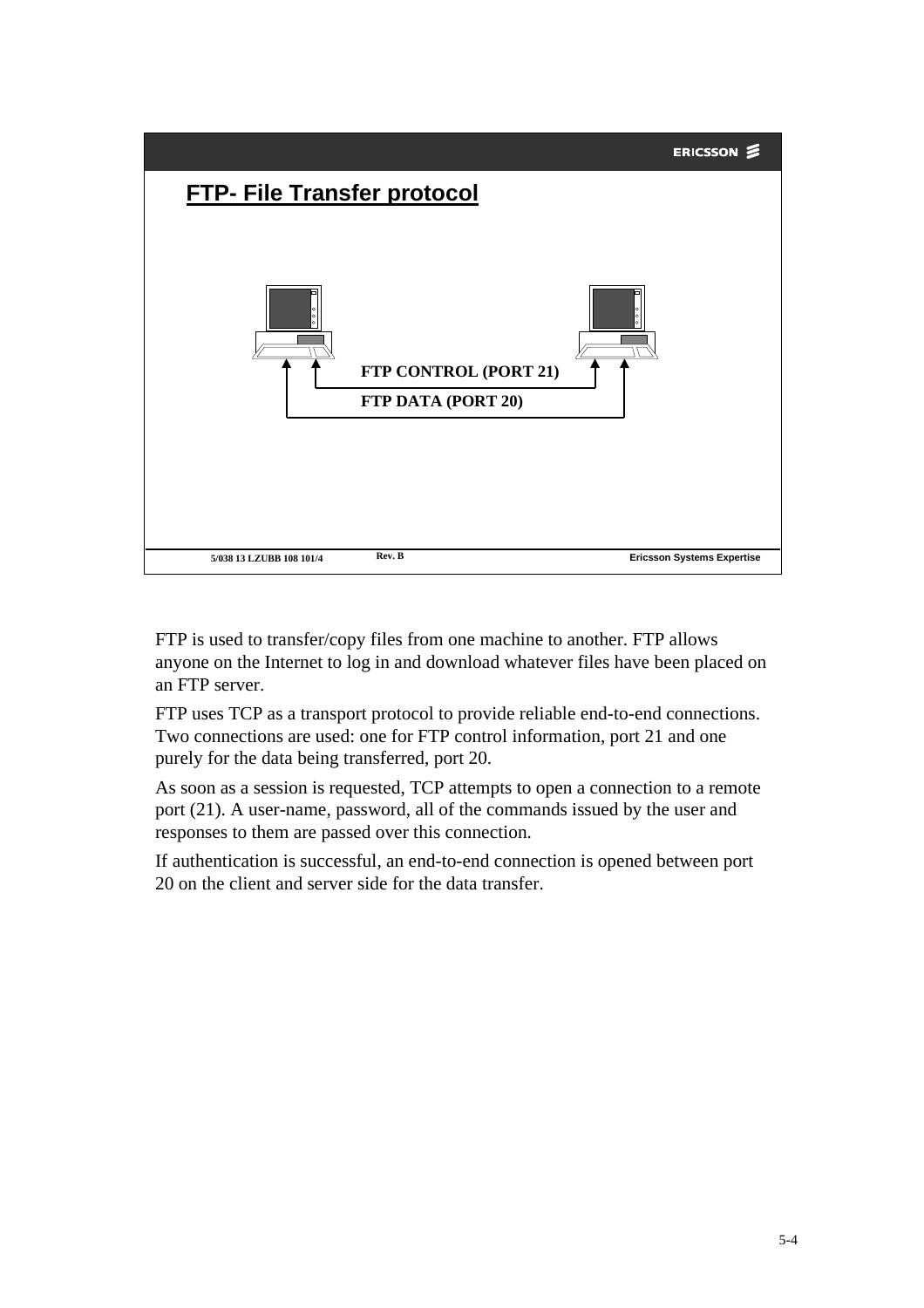## FTP- File Transfer protocol

FTP CONTROL (PORT 21)

FTP DATA (PORT 20)

FTP is used to transfer/copy files from one machine to another. FTP allows anyone on the Internet to log in and download whatever files have been placed on an FTP server.

FTP uses TCP as a transport protocol to provide reliable end-to-end connections. Two connections are used: one for FTP control information, port 21 and one purely for the data being transferred, port 20.

As soon as a session is requested, TCP attempts to open a connection to a remote port (21). A user-name, password, all of the commands issued by the user and responses to them are passed over this connection.

If authentication is successful, an end-to-end connection is opened between port 20 on the client and server side for the data transfer.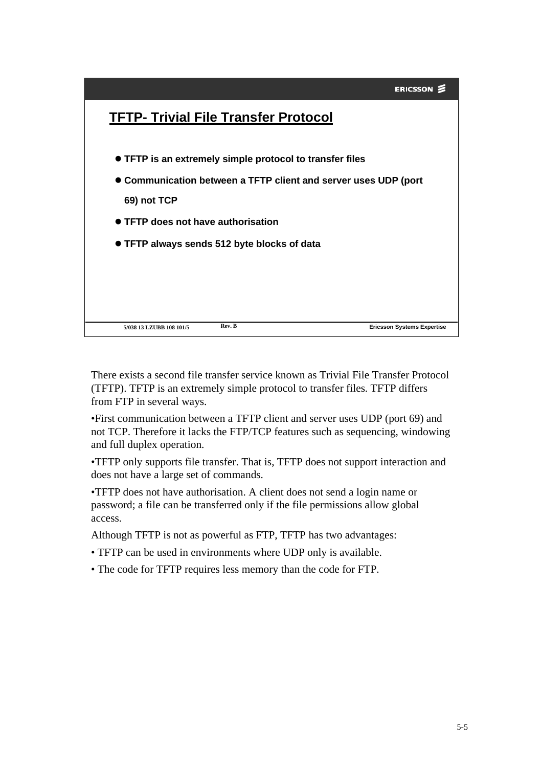## TFTP- Trivial File Transfer Protocol

- **TFTP is an extremely simple protocol to transfer files**
- **Communication between a TFTP client and server uses UDP (port 69) not TCP**
- **TFTP does not have authorisation**
- **TFTP always sends 512 byte blocks of data**

There exists a second file transfer service known as Trivial File Transfer Protocol (TFTP). TFTP is an extremely simple protocol to transfer files. TFTP differs from FTP in several ways.

•First communication between a TFTP client and server uses UDP (port 69) and not TCP. Therefore it lacks the FTP/TCP features such as sequencing, windowing and full duplex operation.

•TFTP only supports file transfer. That is, TFTP does not support interaction and does not have a large set of commands.

•TFTP does not have authorisation. A client does not send a login name or password; a file can be transferred only if the file permissions allow global access.

Although TFTP is not as powerful as FTP, TFTP has two advantages:

• TFTP can be used in environments where UDP only is available.

• The code for TFTP requires less memory than the code for FTP.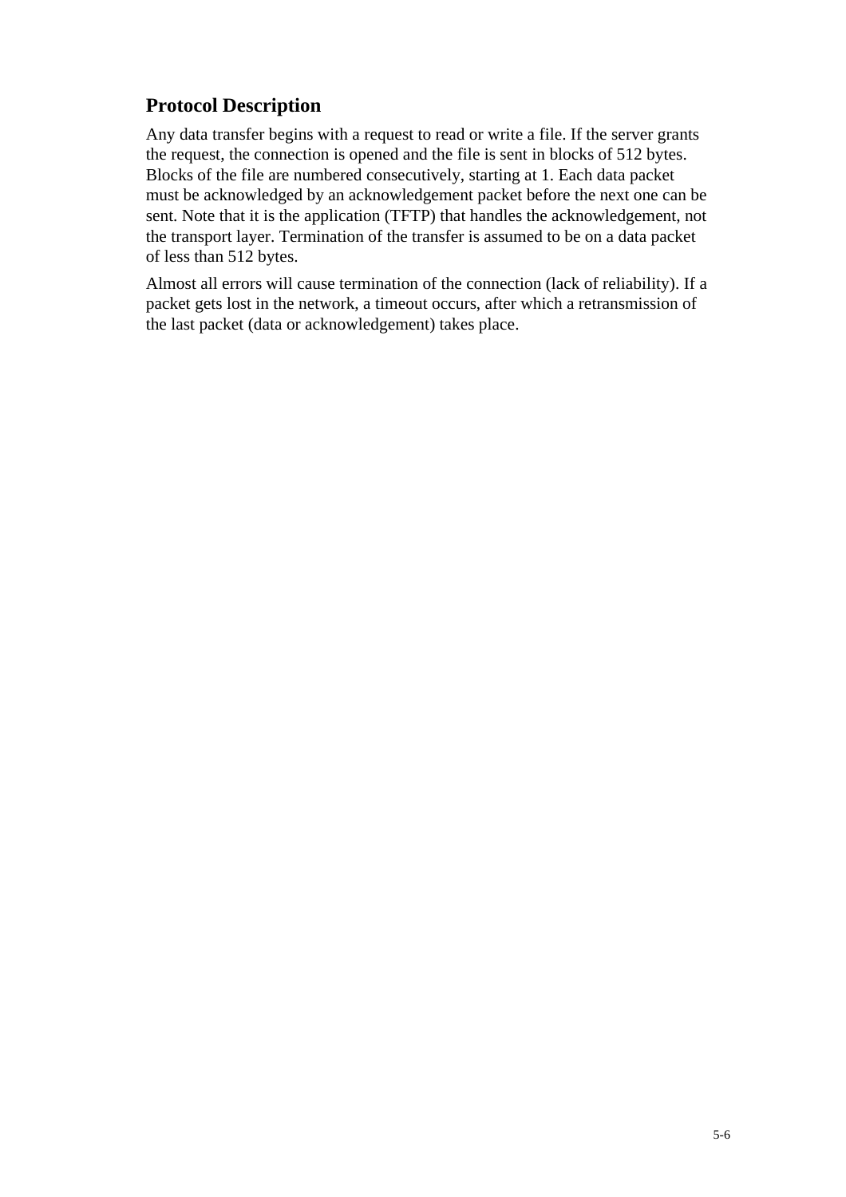## Protocol Description

Any data transfer begins with a request to read or write a file. If the server grants the request, the connection is opened and the file is sent in blocks of 512 bytes. Blocks of the file are numbered consecutively, starting at 1. Each data packet must be acknowledged by an acknowledgement packet before the next one can be sent. Note that it is the application (TFTP) that handles the acknowledgement, not the transport layer. Termination of the transfer is assumed to be on a data packet of less than 512 bytes.

Almost all errors will cause termination of the connection (lack of reliability). If a packet gets lost in the network, a timeout occurs, after which a retransmission of the last packet (data or acknowledgement) takes place.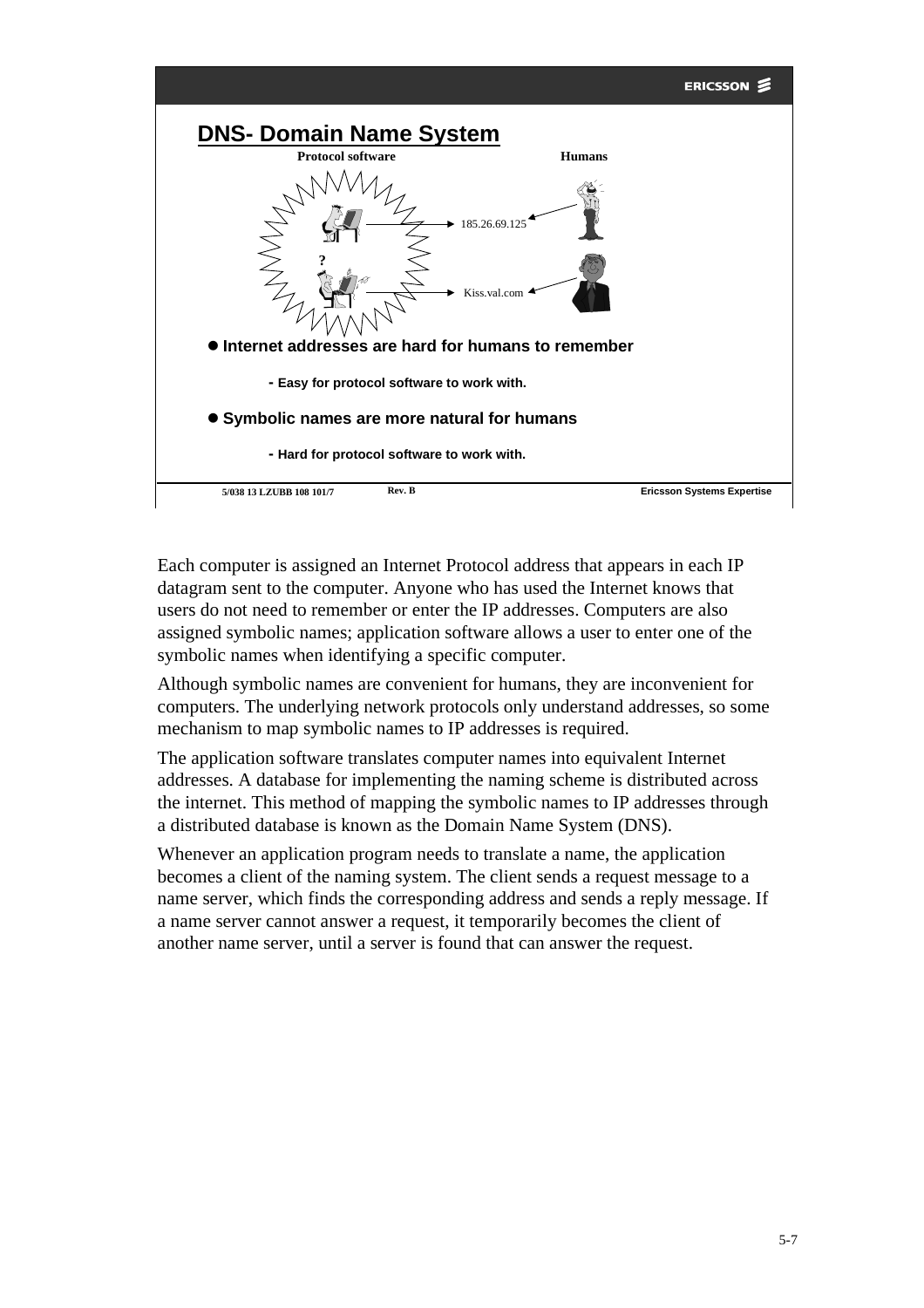## DNS- Domain Name System

**Protocol software** **Humans**

185.26.69.125

Kiss.val.com

- **Internet addresses are hard for humans to remember**
  - **Easy for protocol software to work with.**
- **Symbolic names are more natural for humans**
  - **Hard for protocol software to work with.**

5/038 13 LZUBB 108 101/7 Rev. B Ericsson Systems Expertise

Each computer is assigned an Internet Protocol address that appears in each IP datagram sent to the computer. Anyone who has used the Internet knows that users do not need to remember or enter the IP addresses. Computers are also assigned symbolic names; application software allows a user to enter one of the symbolic names when identifying a specific computer.

Although symbolic names are convenient for humans, they are inconvenient for computers. The underlying network protocols only understand addresses, so some mechanism to map symbolic names to IP addresses is required.

The application software translates computer names into equivalent Internet addresses. A database for implementing the naming scheme is distributed across the internet. This method of mapping the symbolic names to IP addresses through a distributed database is known as the Domain Name System (DNS).

Whenever an application program needs to translate a name, the application becomes a client of the naming system. The client sends a request message to a name server, which finds the corresponding address and sends a reply message. If a name server cannot answer a request, it temporarily becomes the client of another name server, until a server is found that can answer the request.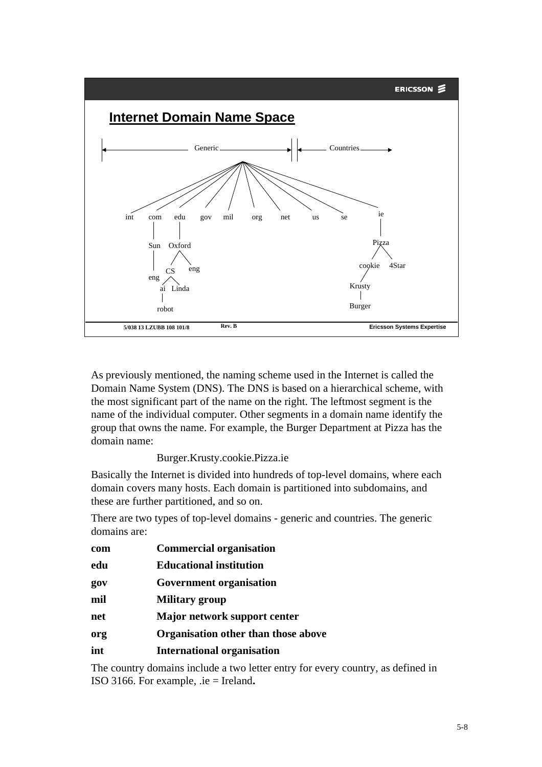## Internet Domain Name Space

```
|<---------------- Generic ---------------->||<------ Countries ------>

int   com    edu     gov   mil   org   net   us   se    ie
       |      |                                          |
      Sun   Oxford                                     Pizza
       |     /  \                                      /   \
      eng   CS   eng                              cookie   4Star
            / \                                     /
           ai  Linda                             Krusty
           |                                       |
         robot                                   Burger
```

As previously mentioned, the naming scheme used in the Internet is called the Domain Name System (DNS). The DNS is based on a hierarchical scheme, with the most significant part of the name on the right. The leftmost segment is the name of the individual computer. Other segments in a domain name identify the group that owns the name. For example, the Burger Department at Pizza has the domain name:

Burger.Krusty.cookie.Pizza.ie

Basically the Internet is divided into hundreds of top-level domains, where each domain covers many hosts. Each domain is partitioned into subdomains, and these are further partitioned, and so on.

There are two types of top-level domains - generic and countries. The generic domains are:

| | |
|---|---|
| **com** | **Commercial organisation** |
| **edu** | **Educational institution** |
| **gov** | **Government organisation** |
| **mil** | **Military group** |
| **net** | **Major network support center** |
| **org** | **Organisation other than those above** |
| **int** | **International organisation** |

The country domains include a two letter entry for every country, as defined in ISO 3166. For example, .ie = Ireland**.**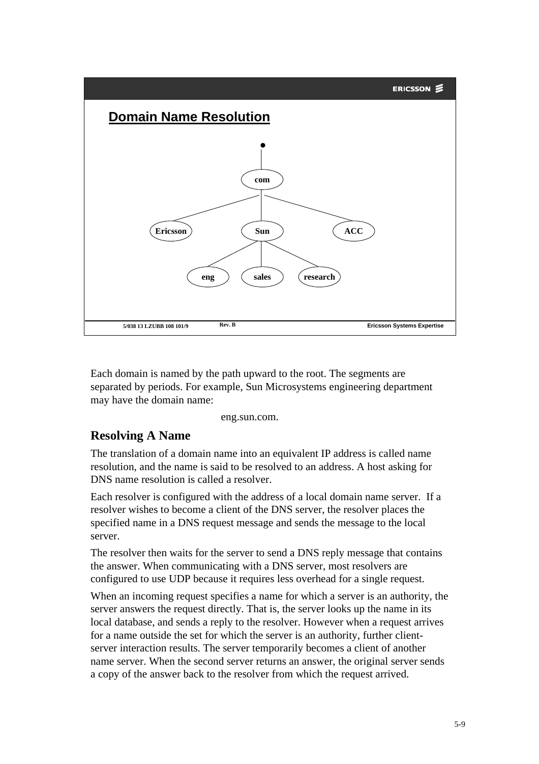## Domain Name Resolution

```
                 •
                 |
               (com)
          /      |      \
   (Ericsson)  (Sun)   (ACC)
              /  |  \
         (eng) (sales) (research)
```

Each domain is named by the path upward to the root. The segments are separated by periods. For example, Sun Microsystems engineering department may have the domain name:

eng.sun.com.

### Resolving A Name

The translation of a domain name into an equivalent IP address is called name resolution, and the name is said to be resolved to an address. A host asking for DNS name resolution is called a resolver.

Each resolver is configured with the address of a local domain name server. If a resolver wishes to become a client of the DNS server, the resolver places the specified name in a DNS request message and sends the message to the local server.

The resolver then waits for the server to send a DNS reply message that contains the answer. When communicating with a DNS server, most resolvers are configured to use UDP because it requires less overhead for a single request.

When an incoming request specifies a name for which a server is an authority, the server answers the request directly. That is, the server looks up the name in its local database, and sends a reply to the resolver. However when a request arrives for a name outside the set for which the server is an authority, further client-server interaction results. The server temporarily becomes a client of another name server. When the second server returns an answer, the original server sends a copy of the answer back to the resolver from which the request arrived.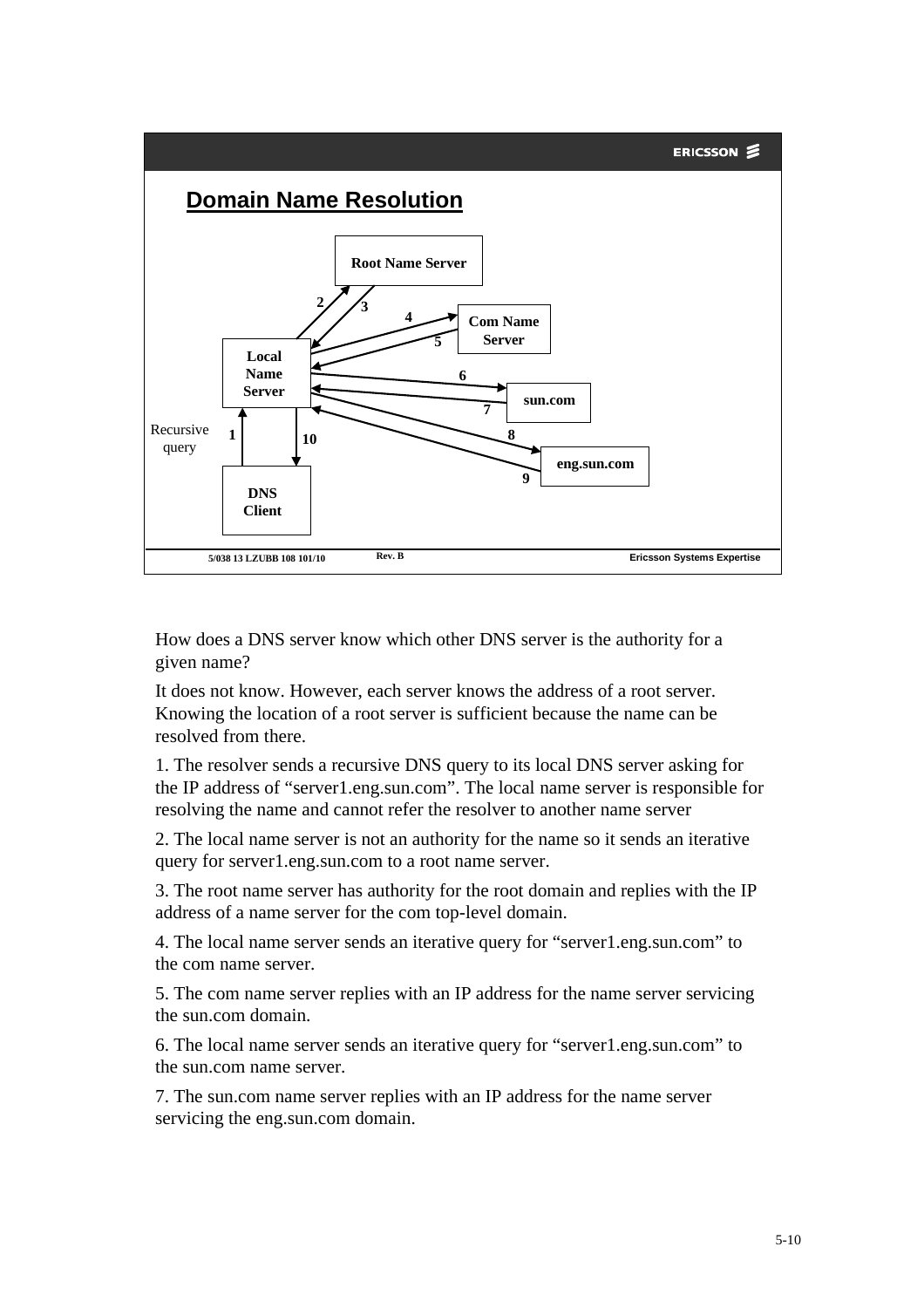## Domain Name Resolution

How does a DNS server know which other DNS server is the authority for a given name?

It does not know. However, each server knows the address of a root server. Knowing the location of a root server is sufficient because the name can be resolved from there.

1. The resolver sends a recursive DNS query to its local DNS server asking for the IP address of “server1.eng.sun.com”. The local name server is responsible for resolving the name and cannot refer the resolver to another name server

2. The local name server is not an authority for the name so it sends an iterative query for server1.eng.sun.com to a root name server.

3. The root name server has authority for the root domain and replies with the IP address of a name server for the com top-level domain.

4. The local name server sends an iterative query for “server1.eng.sun.com” to the com name server.

5. The com name server replies with an IP address for the name server servicing the sun.com domain.

6. The local name server sends an iterative query for “server1.eng.sun.com” to the sun.com name server.

7. The sun.com name server replies with an IP address for the name server servicing the eng.sun.com domain.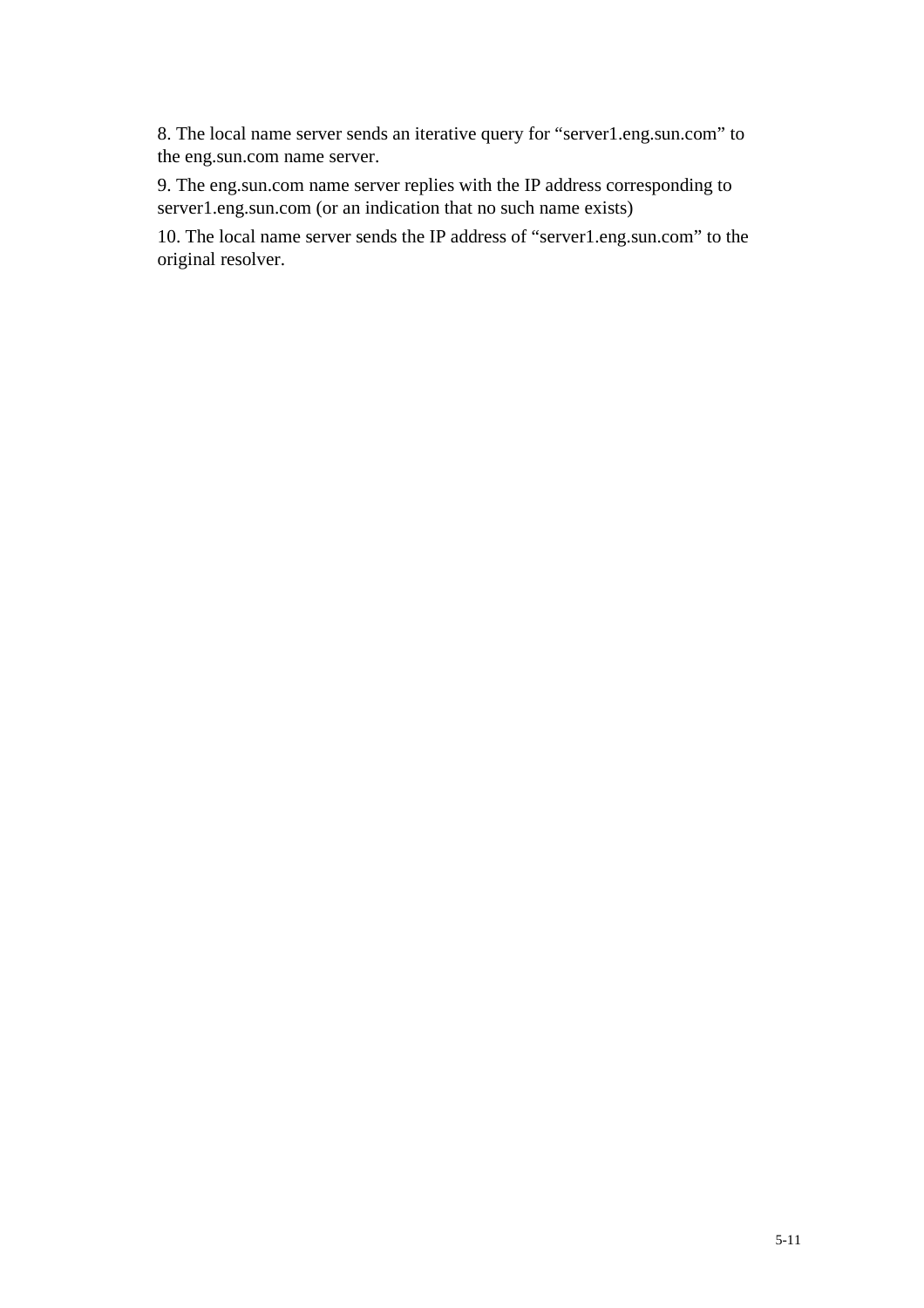8. The local name server sends an iterative query for “server1.eng.sun.com” to the eng.sun.com name server.

9. The eng.sun.com name server replies with the IP address corresponding to server1.eng.sun.com (or an indication that no such name exists)

10. The local name server sends the IP address of “server1.eng.sun.com” to the original resolver.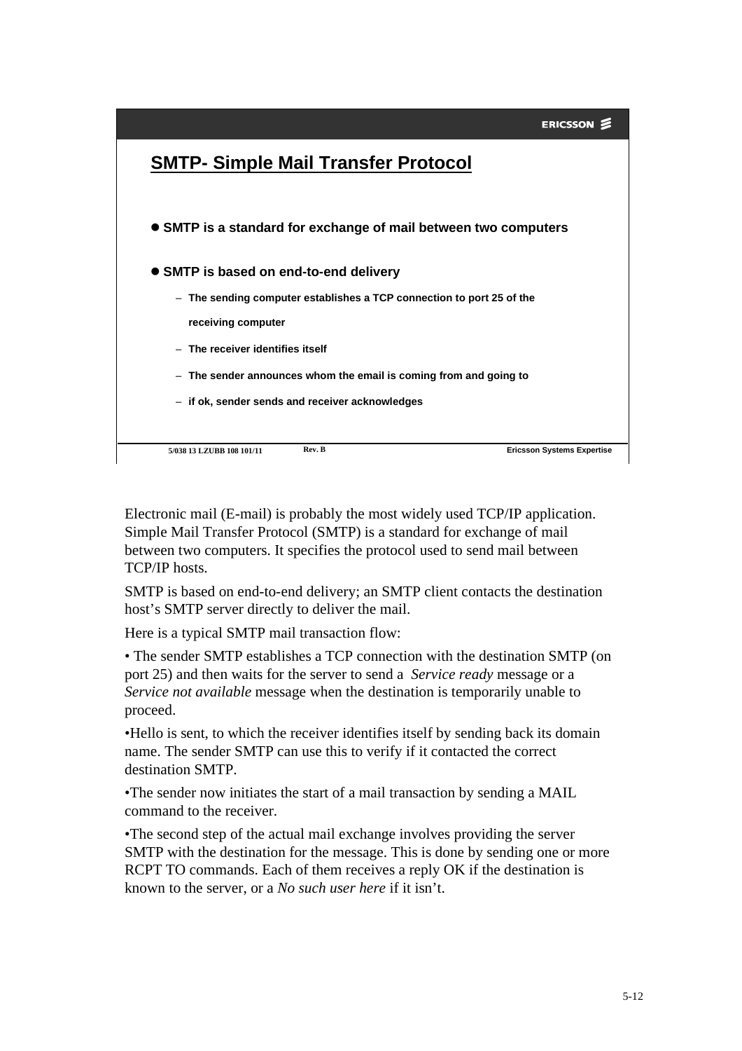## SMTP- Simple Mail Transfer Protocol

- **SMTP is a standard for exchange of mail between two computers**
- **SMTP is based on end-to-end delivery**
  - **The sending computer establishes a TCP connection to port 25 of the receiving computer**
  - **The receiver identifies itself**
  - **The sender announces whom the email is coming from and going to**
  - **if ok, sender sends and receiver acknowledges**

Electronic mail (E-mail) is probably the most widely used TCP/IP application. Simple Mail Transfer Protocol (SMTP) is a standard for exchange of mail between two computers. It specifies the protocol used to send mail between TCP/IP hosts.

SMTP is based on end-to-end delivery; an SMTP client contacts the destination host's SMTP server directly to deliver the mail.

Here is a typical SMTP mail transaction flow:

• The sender SMTP establishes a TCP connection with the destination SMTP (on port 25) and then waits for the server to send a *Service ready* message or a *Service not available* message when the destination is temporarily unable to proceed.

•Hello is sent, to which the receiver identifies itself by sending back its domain name. The sender SMTP can use this to verify if it contacted the correct destination SMTP.

•The sender now initiates the start of a mail transaction by sending a MAIL command to the receiver.

•The second step of the actual mail exchange involves providing the server SMTP with the destination for the message. This is done by sending one or more RCPT TO commands. Each of them receives a reply OK if the destination is known to the server, or a *No such user here* if it isn't.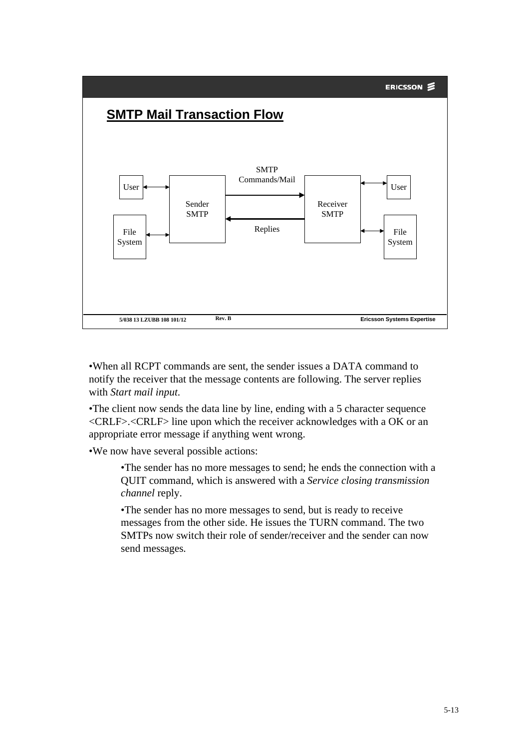## SMTP Mail Transaction Flow

User
File System
Sender SMTP
SMTP Commands/Mail
Replies
Receiver SMTP
User
File System

•When all RCPT commands are sent, the sender issues a DATA command to notify the receiver that the message contents are following. The server replies with *Start mail input*.

•The client now sends the data line by line, ending with a 5 character sequence <CRLF>.<CRLF> line upon which the receiver acknowledges with a OK or an appropriate error message if anything went wrong.

•We now have several possible actions:

> •The sender has no more messages to send; he ends the connection with a QUIT command, which is answered with a *Service closing transmission channel* reply.
>
> •The sender has no more messages to send, but is ready to receive messages from the other side. He issues the TURN command. The two SMTPs now switch their role of sender/receiver and the sender can now send messages.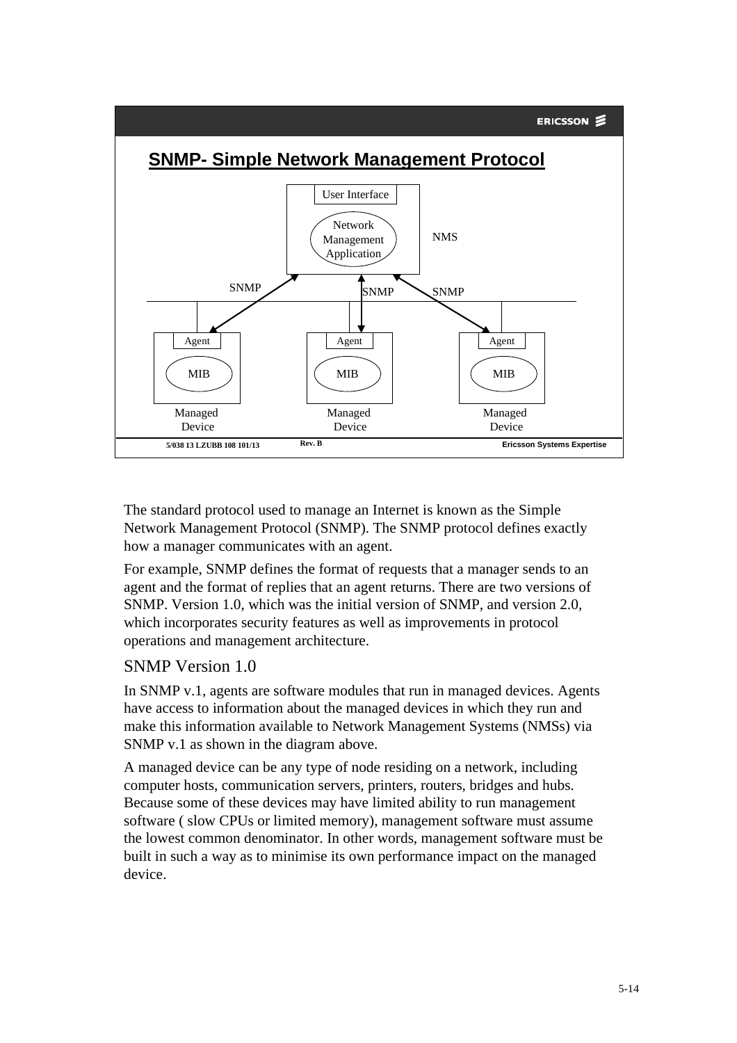## SNMP- Simple Network Management Protocol

User Interface

Network Management Application

NMS

SNMP SNMP SNMP

Agent — MIB — Managed Device

Agent — MIB — Managed Device

Agent — MIB — Managed Device

The standard protocol used to manage an Internet is known as the Simple Network Management Protocol (SNMP). The SNMP protocol defines exactly how a manager communicates with an agent.

For example, SNMP defines the format of requests that a manager sends to an agent and the format of replies that an agent returns. There are two versions of SNMP. Version 1.0, which was the initial version of SNMP, and version 2.0, which incorporates security features as well as improvements in protocol operations and management architecture.

### SNMP Version 1.0

In SNMP v.1, agents are software modules that run in managed devices. Agents have access to information about the managed devices in which they run and make this information available to Network Management Systems (NMSs) via SNMP v.1 as shown in the diagram above.

A managed device can be any type of node residing on a network, including computer hosts, communication servers, printers, routers, bridges and hubs. Because some of these devices may have limited ability to run management software ( slow CPUs or limited memory), management software must assume the lowest common denominator. In other words, management software must be built in such a way as to minimise its own performance impact on the managed device.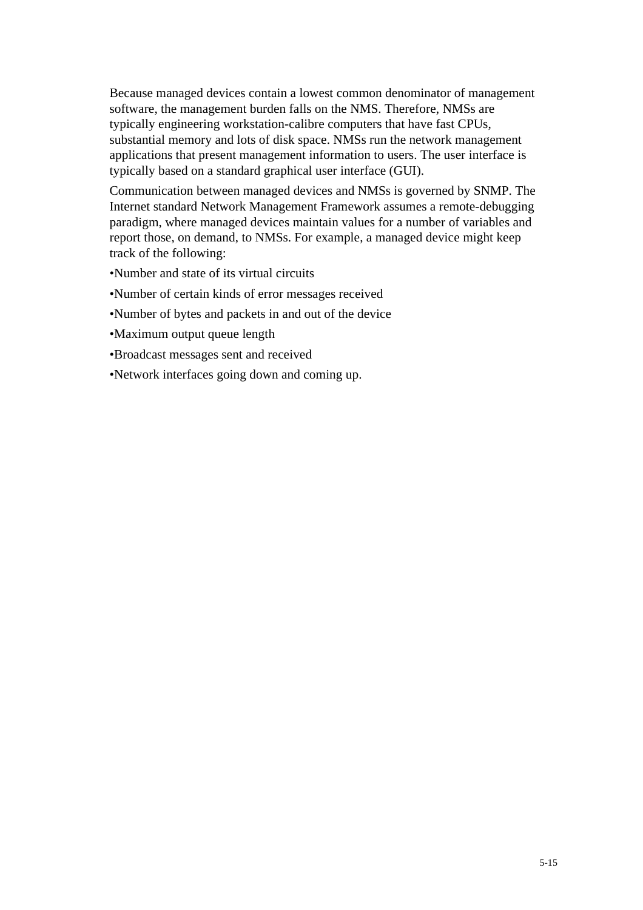Because managed devices contain a lowest common denominator of management software, the management burden falls on the NMS. Therefore, NMSs are typically engineering workstation-calibre computers that have fast CPUs, substantial memory and lots of disk space. NMSs run the network management applications that present management information to users. The user interface is typically based on a standard graphical user interface (GUI).

Communication between managed devices and NMSs is governed by SNMP. The Internet standard Network Management Framework assumes a remote-debugging paradigm, where managed devices maintain values for a number of variables and report those, on demand, to NMSs. For example, a managed device might keep track of the following:

- Number and state of its virtual circuits
- Number of certain kinds of error messages received
- Number of bytes and packets in and out of the device
- Maximum output queue length
- Broadcast messages sent and received
- Network interfaces going down and coming up.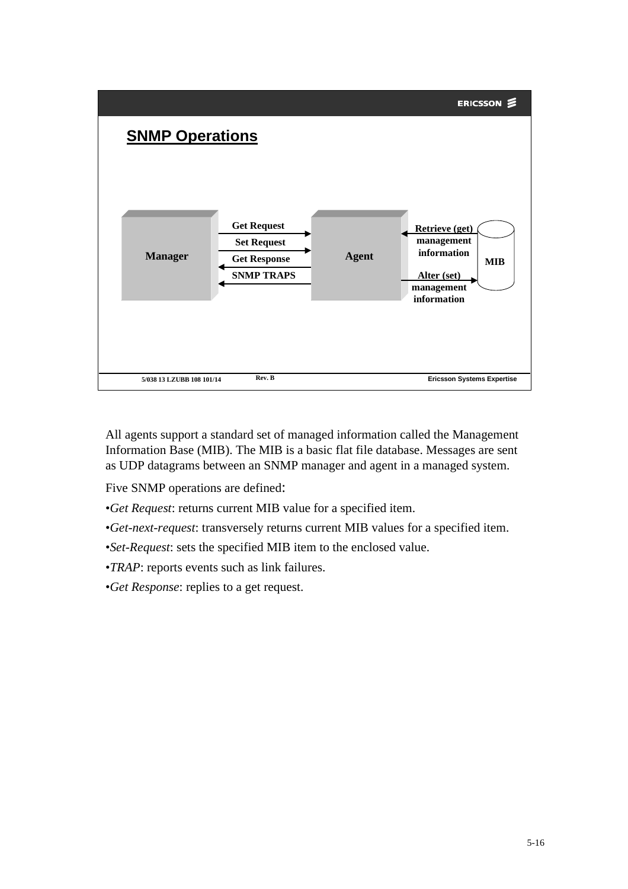## SNMP Operations

Manager — Get Request → Agent
Manager — Set Request → Agent
Manager ← Get Response — Agent
Manager ← SNMP TRAPS — Agent

Agent ← Retrieve (get) management information — MIB
Agent — Alter (set) management information → MIB

All agents support a standard set of managed information called the Management Information Base (MIB). The MIB is a basic flat file database. Messages are sent as UDP datagrams between an SNMP manager and agent in a managed system.

Five SNMP operations are defined:

•*Get Request*: returns current MIB value for a specified item.

•*Get-next-request*: transversely returns current MIB values for a specified item.

•*Set-Request*: sets the specified MIB item to the enclosed value.

•*TRAP*: reports events such as link failures.

•*Get Response*: replies to a get request.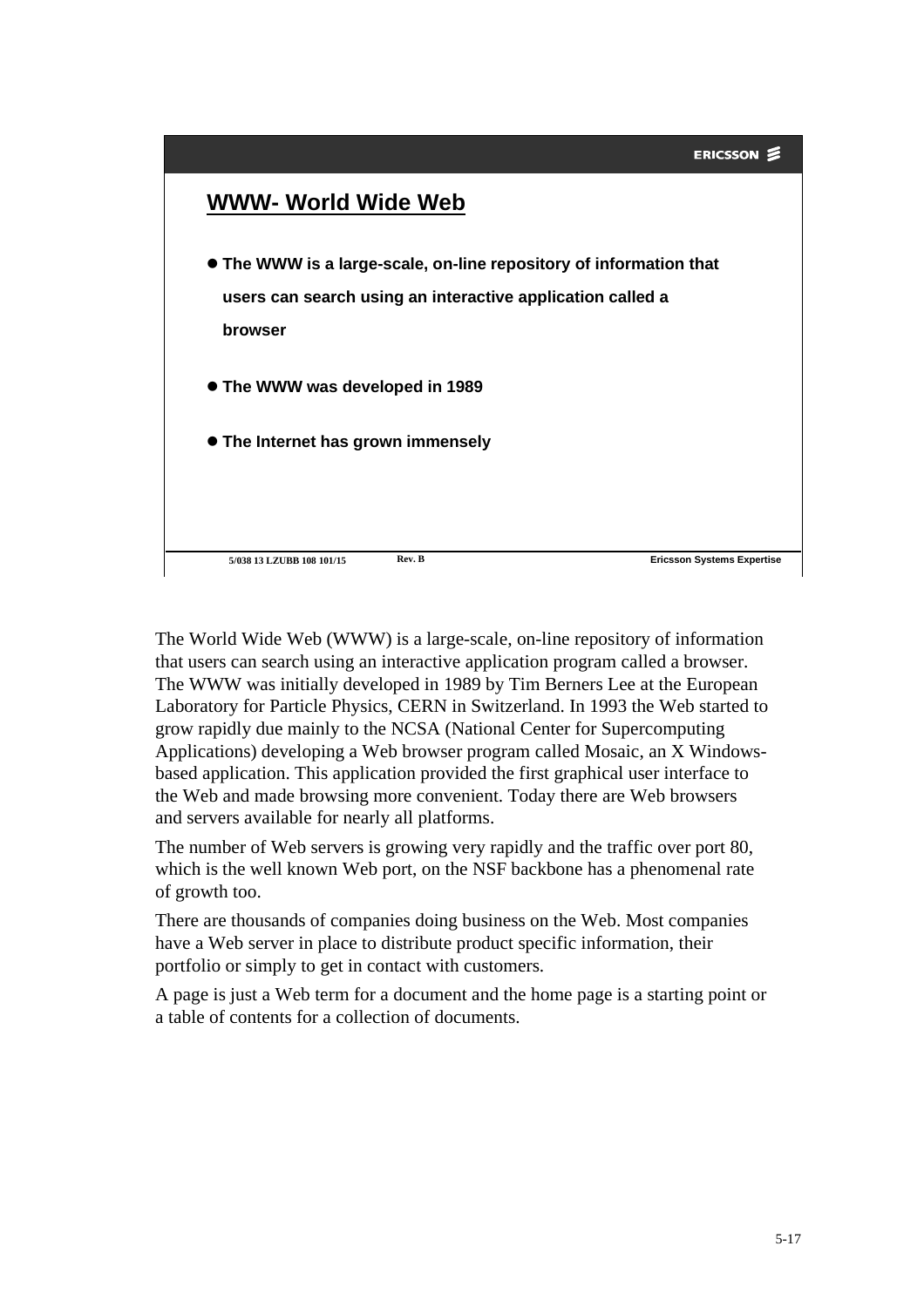## WWW- World Wide Web

- The WWW is a large-scale, on-line repository of information that users can search using an interactive application called a browser
- The WWW was developed in 1989
- The Internet has grown immensely

The World Wide Web (WWW) is a large-scale, on-line repository of information that users can search using an interactive application program called a browser. The WWW was initially developed in 1989 by Tim Berners Lee at the European Laboratory for Particle Physics, CERN in Switzerland. In 1993 the Web started to grow rapidly due mainly to the NCSA (National Center for Supercomputing Applications) developing a Web browser program called Mosaic, an X Windows-based application. This application provided the first graphical user interface to the Web and made browsing more convenient. Today there are Web browsers and servers available for nearly all platforms.

The number of Web servers is growing very rapidly and the traffic over port 80, which is the well known Web port, on the NSF backbone has a phenomenal rate of growth too.

There are thousands of companies doing business on the Web. Most companies have a Web server in place to distribute product specific information, their portfolio or simply to get in contact with customers.

A page is just a Web term for a document and the home page is a starting point or a table of contents for a collection of documents.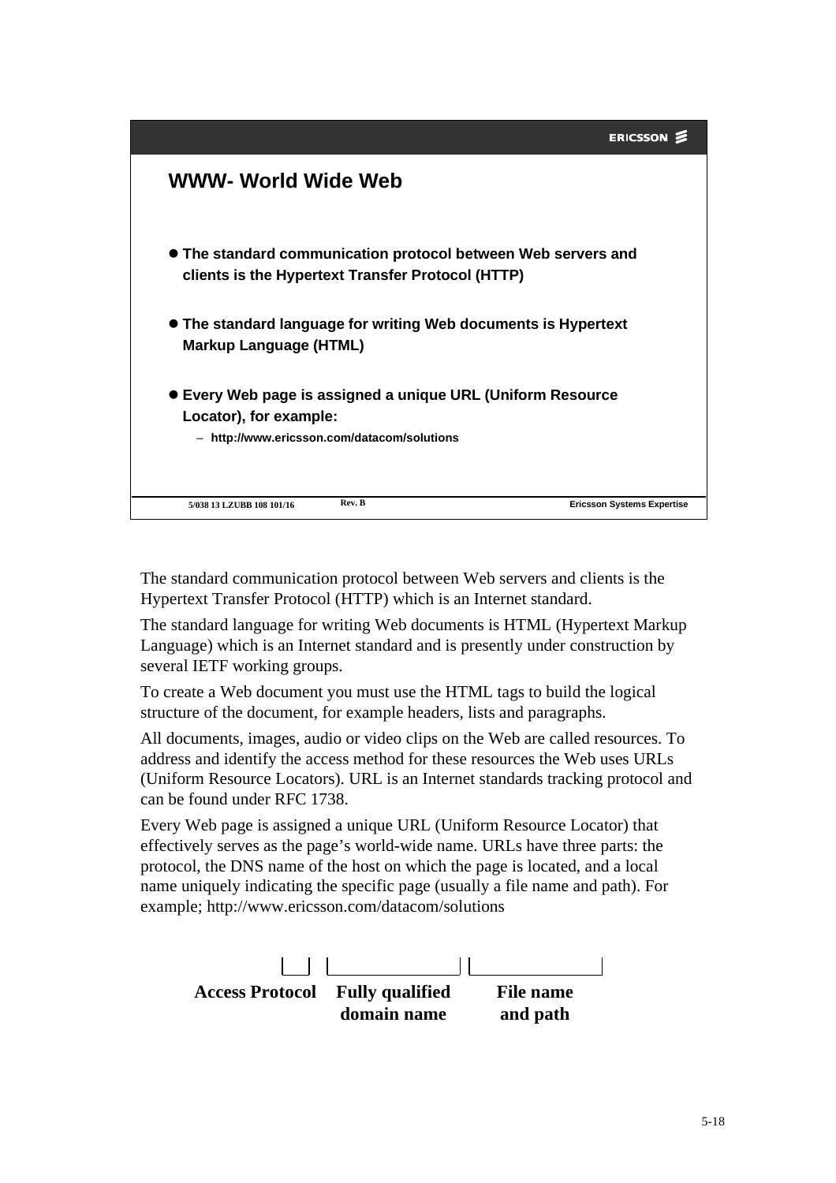## WWW- World Wide Web

- The standard communication protocol between Web servers and clients is the Hypertext Transfer Protocol (HTTP)
- The standard language for writing Web documents is Hypertext Markup Language (HTML)
- Every Web page is assigned a unique URL (Uniform Resource Locator), for example:
  - http://www.ericsson.com/datacom/solutions

The standard communication protocol between Web servers and clients is the Hypertext Transfer Protocol (HTTP) which is an Internet standard.

The standard language for writing Web documents is HTML (Hypertext Markup Language) which is an Internet standard and is presently under construction by several IETF working groups.

To create a Web document you must use the HTML tags to build the logical structure of the document, for example headers, lists and paragraphs.

All documents, images, audio or video clips on the Web are called resources. To address and identify the access method for these resources the Web uses URLs (Uniform Resource Locators). URL is an Internet standards tracking protocol and can be found under RFC 1738.

Every Web page is assigned a unique URL (Uniform Resource Locator) that effectively serves as the page's world-wide name. URLs have three parts: the protocol, the DNS name of the host on which the page is located, and a local name uniquely indicating the specific page (usually a file name and path). For example; http://www.ericsson.com/datacom/solutions

**Access Protocol** | **Fully qualified domain name** | **File name and path**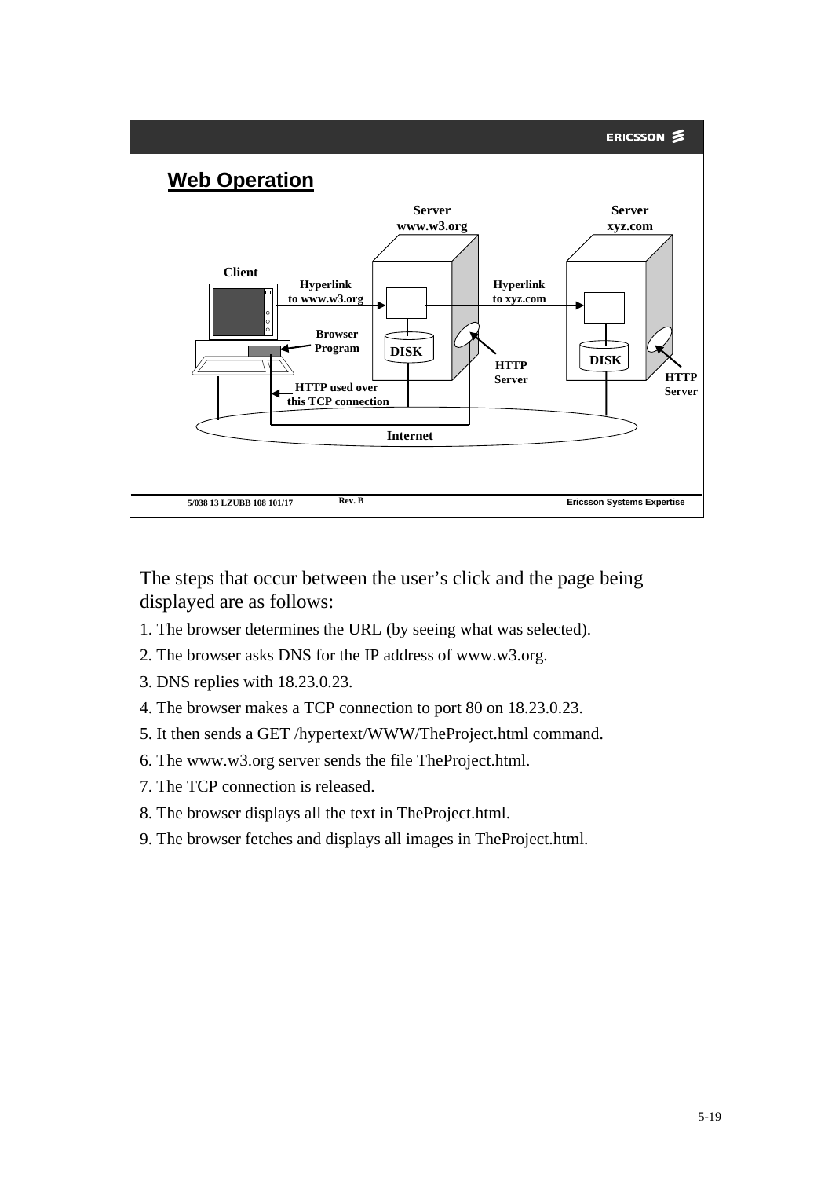## Web Operation

Server www.w3.org

Server xyz.com

Client

Hyperlink to www.w3.org

Hyperlink to xyz.com

Browser Program

DISK

DISK

HTTP Server

HTTP Server

HTTP used over this TCP connection

Internet

The steps that occur between the user's click and the page being displayed are as follows:

1. The browser determines the URL (by seeing what was selected).
2. The browser asks DNS for the IP address of www.w3.org.
3. DNS replies with 18.23.0.23.
4. The browser makes a TCP connection to port 80 on 18.23.0.23.
5. It then sends a GET /hypertext/WWW/TheProject.html command.
6. The www.w3.org server sends the file TheProject.html.
7. The TCP connection is released.
8. The browser displays all the text in TheProject.html.
9. The browser fetches and displays all images in TheProject.html.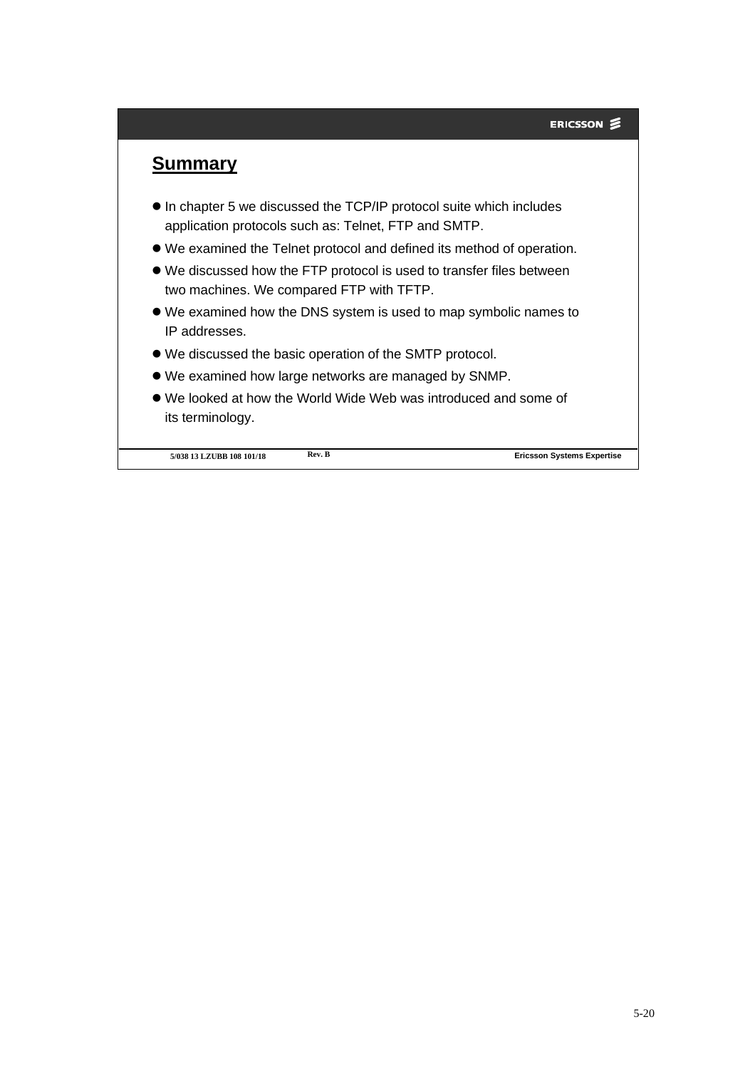## Summary

- In chapter 5 we discussed the TCP/IP protocol suite which includes application protocols such as: Telnet, FTP and SMTP.
- We examined the Telnet protocol and defined its method of operation.
- We discussed how the FTP protocol is used to transfer files between two machines. We compared FTP with TFTP.
- We examined how the DNS system is used to map symbolic names to IP addresses.
- We discussed the basic operation of the SMTP protocol.
- We examined how large networks are managed by SNMP.
- We looked at how the World Wide Web was introduced and some of its terminology.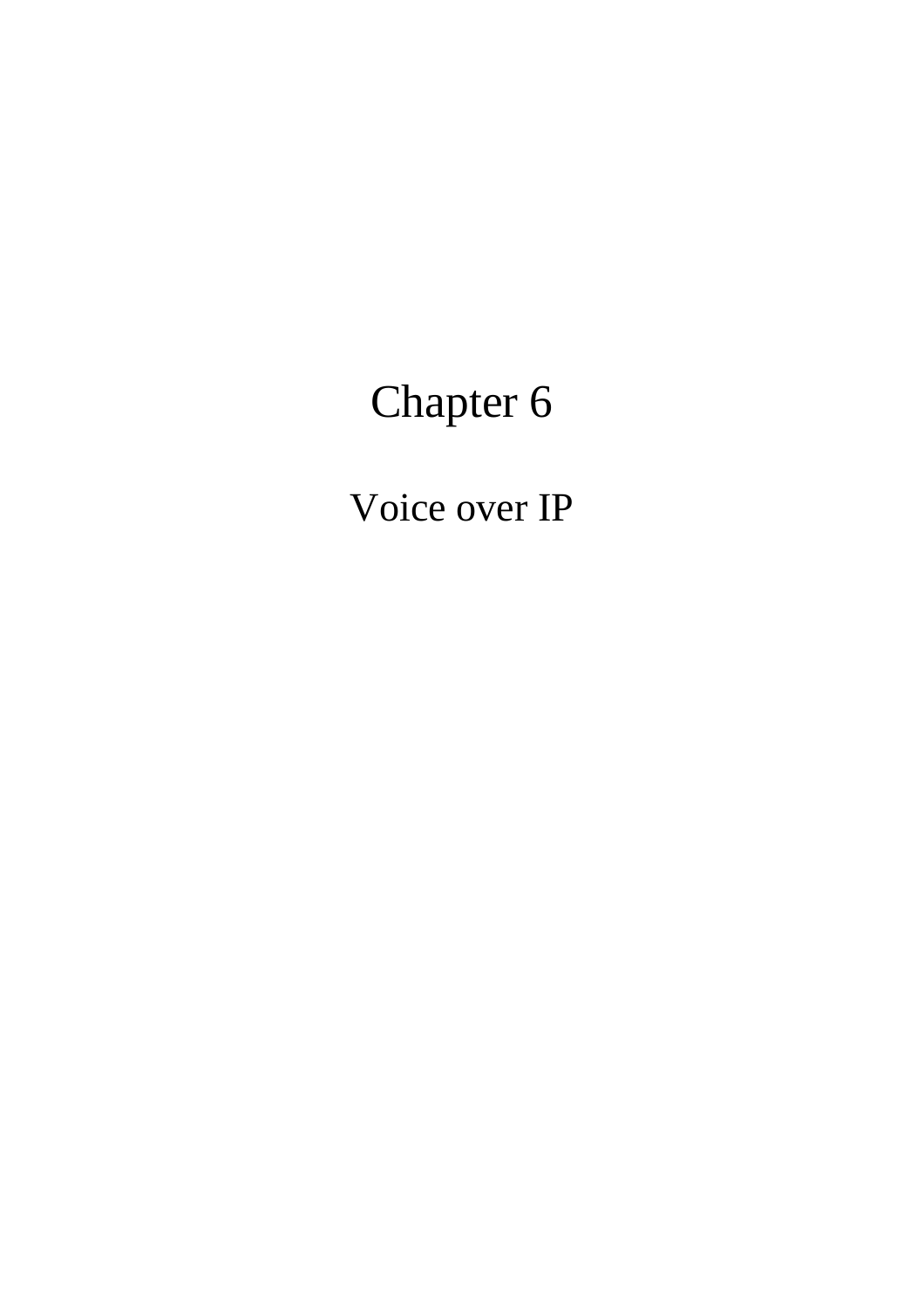# Chapter 6

## Voice over IP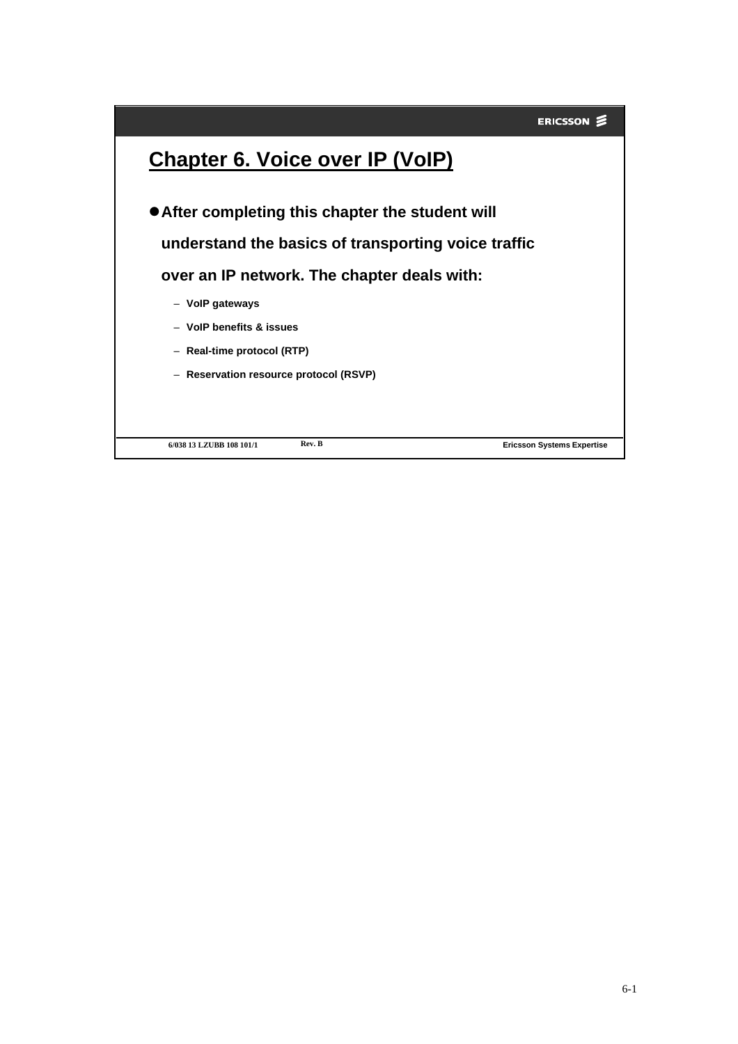## Chapter 6. Voice over IP (VoIP)

- **After completing this chapter the student will understand the basics of transporting voice traffic over an IP network. The chapter deals with:**
  - **VoIP gateways**
  - **VoIP benefits & issues**
  - **Real-time protocol (RTP)**
  - **Reservation resource protocol (RSVP)**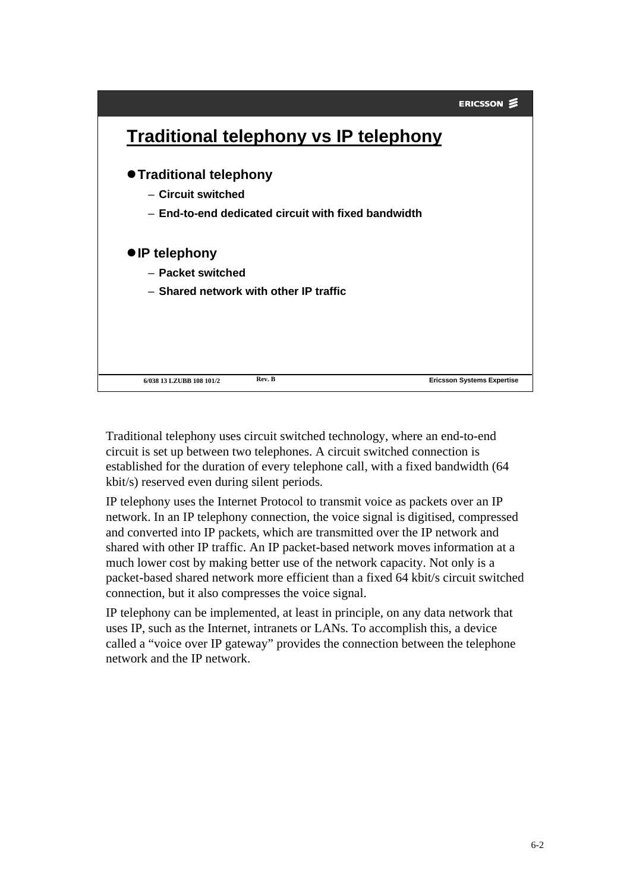## Traditional telephony vs IP telephony

- **Traditional telephony**
  - **Circuit switched**
  - **End-to-end dedicated circuit with fixed bandwidth**
- **IP telephony**
  - **Packet switched**
  - **Shared network with other IP traffic**

Traditional telephony uses circuit switched technology, where an end-to-end circuit is set up between two telephones. A circuit switched connection is established for the duration of every telephone call, with a fixed bandwidth (64 kbit/s) reserved even during silent periods.

IP telephony uses the Internet Protocol to transmit voice as packets over an IP network. In an IP telephony connection, the voice signal is digitised, compressed and converted into IP packets, which are transmitted over the IP network and shared with other IP traffic. An IP packet-based network moves information at a much lower cost by making better use of the network capacity. Not only is a packet-based shared network more efficient than a fixed 64 kbit/s circuit switched connection, but it also compresses the voice signal.

IP telephony can be implemented, at least in principle, on any data network that uses IP, such as the Internet, intranets or LANs. To accomplish this, a device called a “voice over IP gateway” provides the connection between the telephone network and the IP network.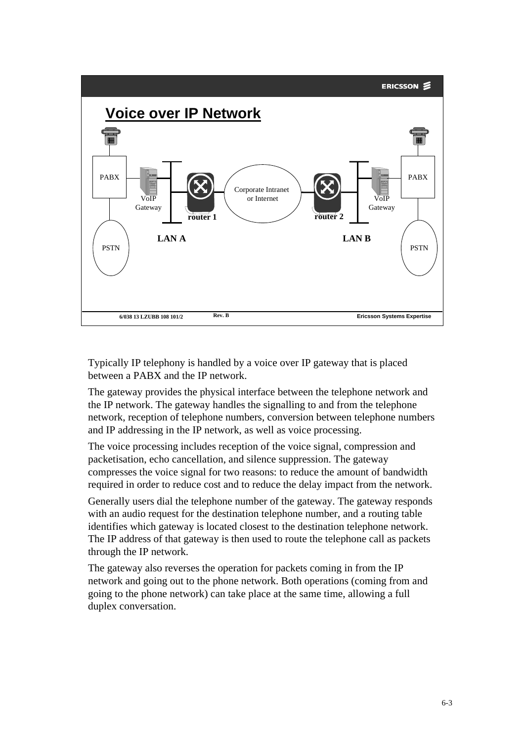## Voice over IP Network

PABX  VoIP Gateway  router 1  Corporate Intranet or Internet  router 2  VoIP Gateway  PABX

PSTN  LAN A  LAN B  PSTN

Typically IP telephony is handled by a voice over IP gateway that is placed between a PABX and the IP network.

The gateway provides the physical interface between the telephone network and the IP network. The gateway handles the signalling to and from the telephone network, reception of telephone numbers, conversion between telephone numbers and IP addressing in the IP network, as well as voice processing.

The voice processing includes reception of the voice signal, compression and packetisation, echo cancellation, and silence suppression. The gateway compresses the voice signal for two reasons: to reduce the amount of bandwidth required in order to reduce cost and to reduce the delay impact from the network.

Generally users dial the telephone number of the gateway. The gateway responds with an audio request for the destination telephone number, and a routing table identifies which gateway is located closest to the destination telephone network. The IP address of that gateway is then used to route the telephone call as packets through the IP network.

The gateway also reverses the operation for packets coming in from the IP network and going out to the phone network. Both operations (coming from and going to the phone network) can take place at the same time, allowing a full duplex conversation.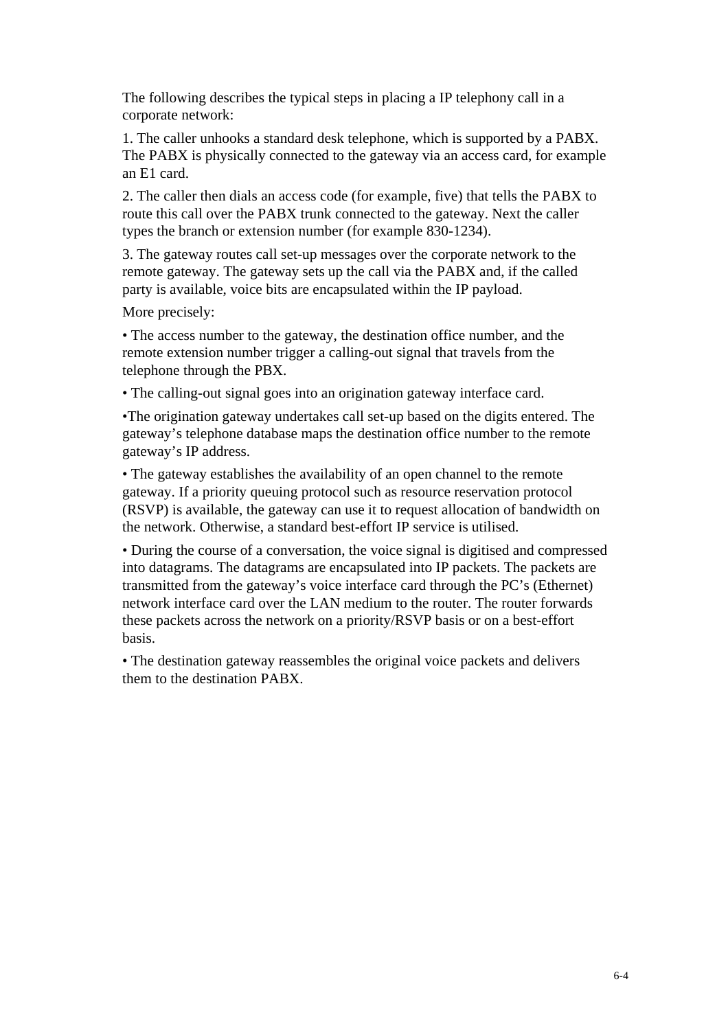The following describes the typical steps in placing a IP telephony call in a corporate network:

1. The caller unhooks a standard desk telephone, which is supported by a PABX. The PABX is physically connected to the gateway via an access card, for example an E1 card.

2. The caller then dials an access code (for example, five) that tells the PABX to route this call over the PABX trunk connected to the gateway. Next the caller types the branch or extension number (for example 830-1234).

3. The gateway routes call set-up messages over the corporate network to the remote gateway. The gateway sets up the call via the PABX and, if the called party is available, voice bits are encapsulated within the IP payload.

More precisely:

• The access number to the gateway, the destination office number, and the remote extension number trigger a calling-out signal that travels from the telephone through the PBX.

• The calling-out signal goes into an origination gateway interface card.

•The origination gateway undertakes call set-up based on the digits entered. The gateway's telephone database maps the destination office number to the remote gateway's IP address.

• The gateway establishes the availability of an open channel to the remote gateway. If a priority queuing protocol such as resource reservation protocol (RSVP) is available, the gateway can use it to request allocation of bandwidth on the network. Otherwise, a standard best-effort IP service is utilised.

• During the course of a conversation, the voice signal is digitised and compressed into datagrams. The datagrams are encapsulated into IP packets. The packets are transmitted from the gateway's voice interface card through the PC's (Ethernet) network interface card over the LAN medium to the router. The router forwards these packets across the network on a priority/RSVP basis or on a best-effort basis.

• The destination gateway reassembles the original voice packets and delivers them to the destination PABX.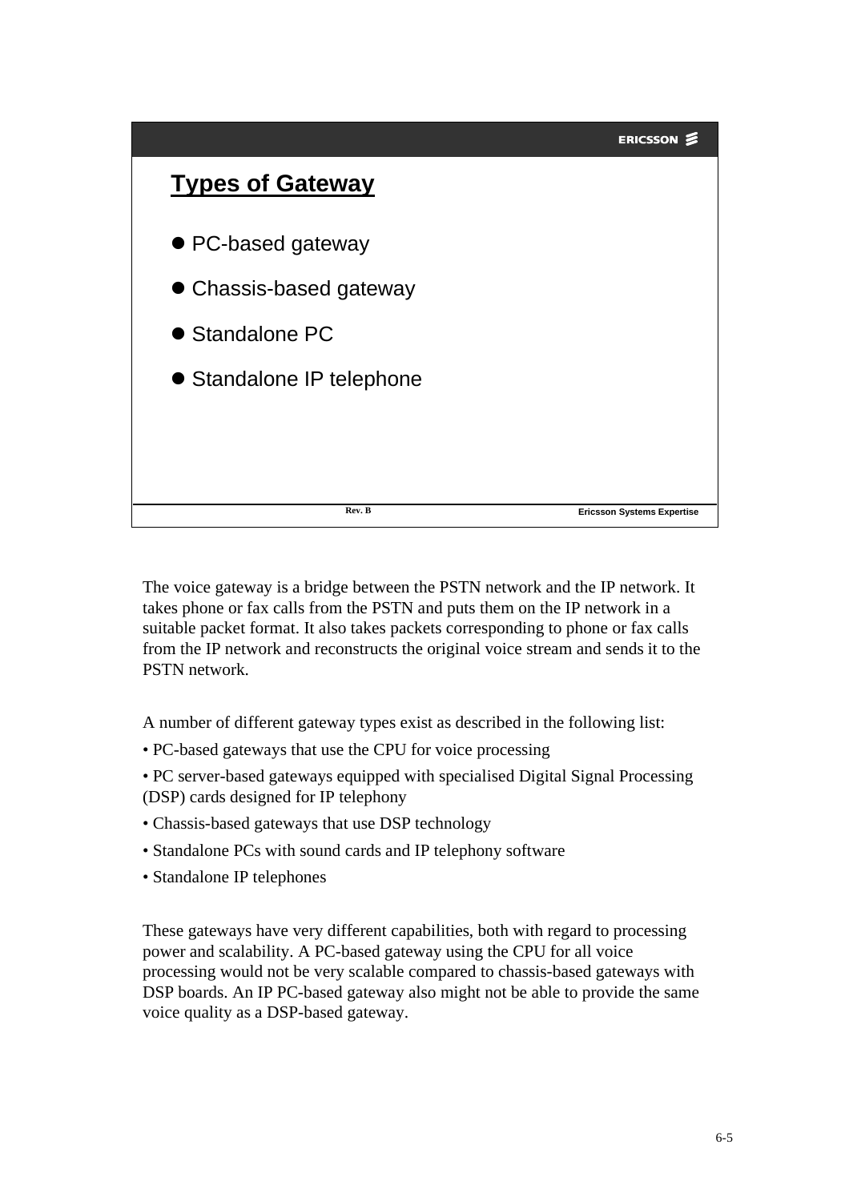## Types of Gateway

- PC-based gateway
- Chassis-based gateway
- Standalone PC
- Standalone IP telephone

The voice gateway is a bridge between the PSTN network and the IP network. It takes phone or fax calls from the PSTN and puts them on the IP network in a suitable packet format. It also takes packets corresponding to phone or fax calls from the IP network and reconstructs the original voice stream and sends it to the PSTN network.

A number of different gateway types exist as described in the following list:

- PC-based gateways that use the CPU for voice processing
- PC server-based gateways equipped with specialised Digital Signal Processing (DSP) cards designed for IP telephony
- Chassis-based gateways that use DSP technology
- Standalone PCs with sound cards and IP telephony software
- Standalone IP telephones

These gateways have very different capabilities, both with regard to processing power and scalability. A PC-based gateway using the CPU for all voice processing would not be very scalable compared to chassis-based gateways with DSP boards. An IP PC-based gateway also might not be able to provide the same voice quality as a DSP-based gateway.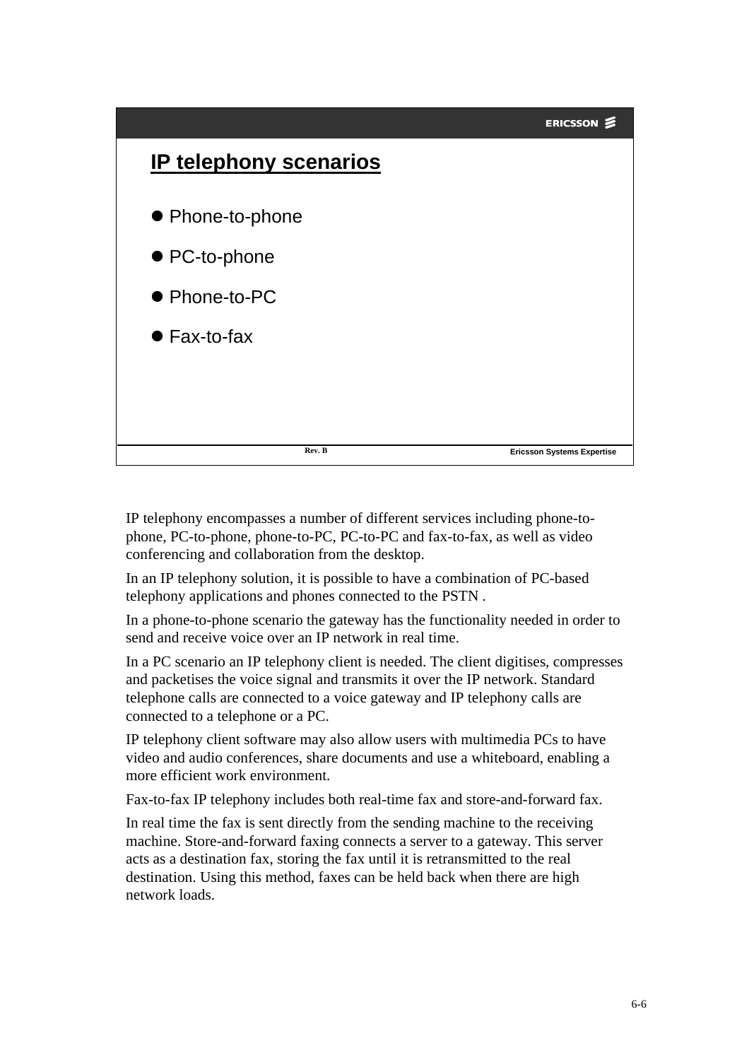## IP telephony scenarios

- Phone-to-phone
- PC-to-phone
- Phone-to-PC
- Fax-to-fax

IP telephony encompasses a number of different services including phone-to-phone, PC-to-phone, phone-to-PC, PC-to-PC and fax-to-fax, as well as video conferencing and collaboration from the desktop.

In an IP telephony solution, it is possible to have a combination of PC-based telephony applications and phones connected to the PSTN .

In a phone-to-phone scenario the gateway has the functionality needed in order to send and receive voice over an IP network in real time.

In a PC scenario an IP telephony client is needed. The client digitises, compresses and packetises the voice signal and transmits it over the IP network. Standard telephone calls are connected to a voice gateway and IP telephony calls are connected to a telephone or a PC.

IP telephony client software may also allow users with multimedia PCs to have video and audio conferences, share documents and use a whiteboard, enabling a more efficient work environment.

Fax-to-fax IP telephony includes both real-time fax and store-and-forward fax.

In real time the fax is sent directly from the sending machine to the receiving machine. Store-and-forward faxing connects a server to a gateway. This server acts as a destination fax, storing the fax until it is retransmitted to the real destination. Using this method, faxes can be held back when there are high network loads.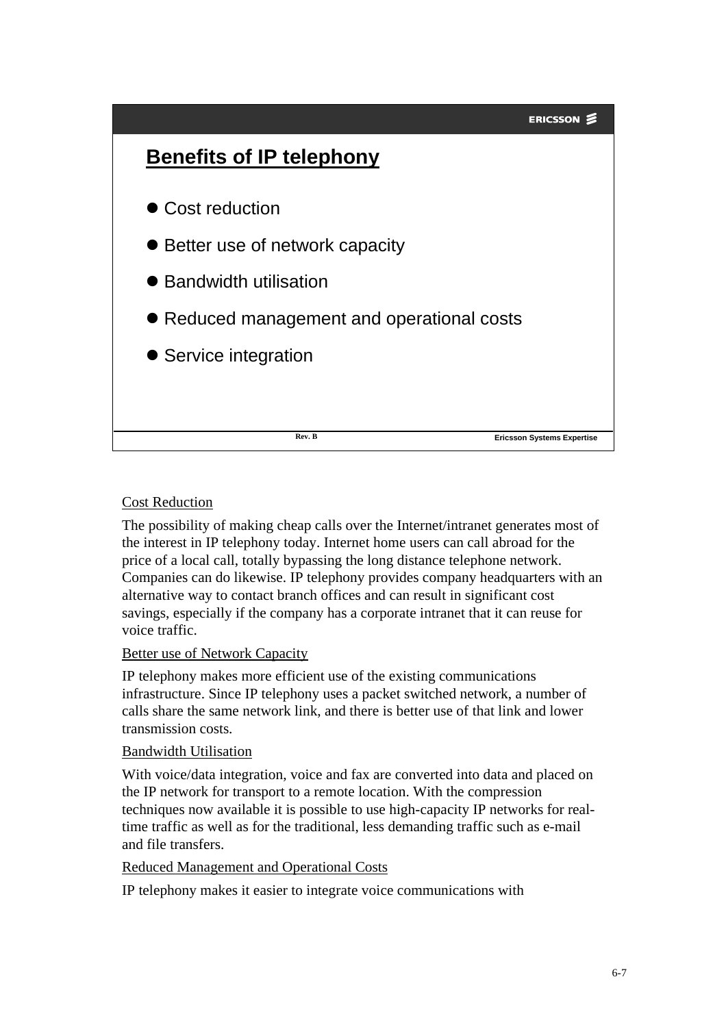## Benefits of IP telephony

- Cost reduction
- Better use of network capacity
- Bandwidth utilisation
- Reduced management and operational costs
- Service integration

Rev. B

Ericsson Systems Expertise

Cost Reduction

The possibility of making cheap calls over the Internet/intranet generates most of the interest in IP telephony today. Internet home users can call abroad for the price of a local call, totally bypassing the long distance telephone network. Companies can do likewise. IP telephony provides company headquarters with an alternative way to contact branch offices and can result in significant cost savings, especially if the company has a corporate intranet that it can reuse for voice traffic.

Better use of Network Capacity

IP telephony makes more efficient use of the existing communications infrastructure. Since IP telephony uses a packet switched network, a number of calls share the same network link, and there is better use of that link and lower transmission costs.

Bandwidth Utilisation

With voice/data integration, voice and fax are converted into data and placed on the IP network for transport to a remote location. With the compression techniques now available it is possible to use high-capacity IP networks for real-time traffic as well as for the traditional, less demanding traffic such as e-mail and file transfers.

Reduced Management and Operational Costs

IP telephony makes it easier to integrate voice communications with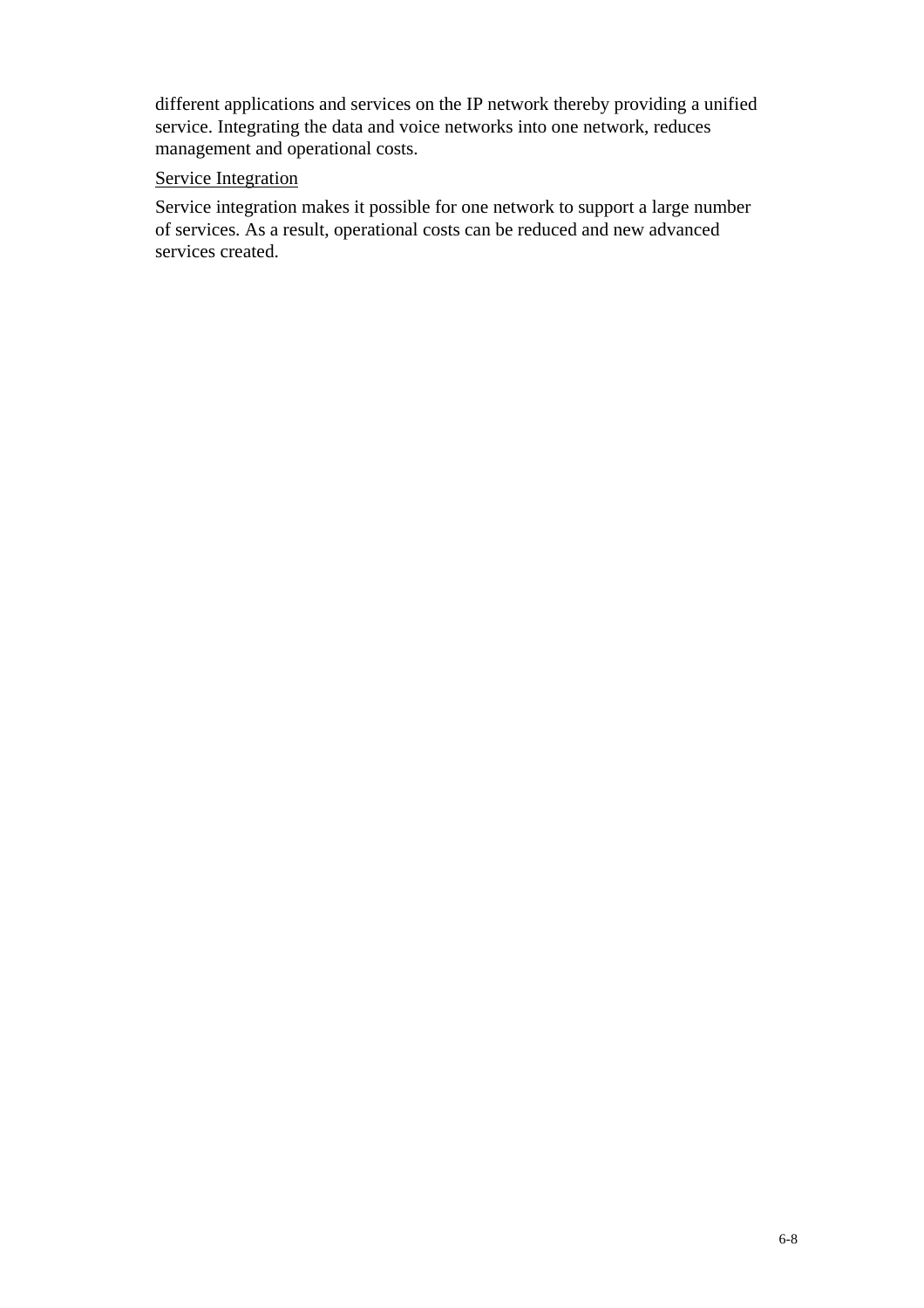different applications and services on the IP network thereby providing a unified service. Integrating the data and voice networks into one network, reduces management and operational costs.

<u>Service Integration</u>

Service integration makes it possible for one network to support a large number of services. As a result, operational costs can be reduced and new advanced services created.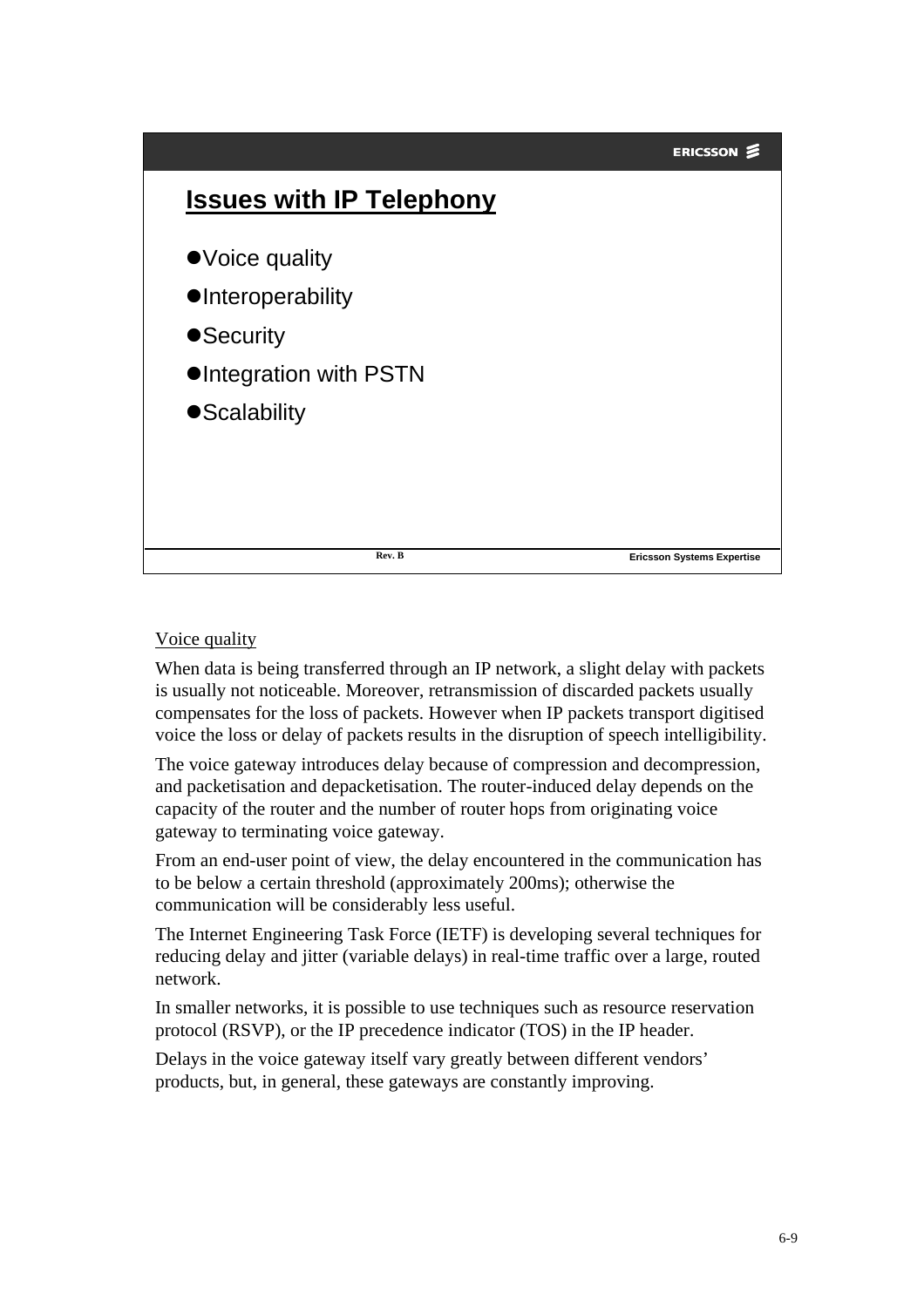## Issues with IP Telephony

- Voice quality
- Interoperability
- Security
- Integration with PSTN
- Scalability

Voice quality

When data is being transferred through an IP network, a slight delay with packets is usually not noticeable. Moreover, retransmission of discarded packets usually compensates for the loss of packets. However when IP packets transport digitised voice the loss or delay of packets results in the disruption of speech intelligibility.

The voice gateway introduces delay because of compression and decompression, and packetisation and depacketisation. The router-induced delay depends on the capacity of the router and the number of router hops from originating voice gateway to terminating voice gateway.

From an end-user point of view, the delay encountered in the communication has to be below a certain threshold (approximately 200ms); otherwise the communication will be considerably less useful.

The Internet Engineering Task Force (IETF) is developing several techniques for reducing delay and jitter (variable delays) in real-time traffic over a large, routed network.

In smaller networks, it is possible to use techniques such as resource reservation protocol (RSVP), or the IP precedence indicator (TOS) in the IP header.

Delays in the voice gateway itself vary greatly between different vendors' products, but, in general, these gateways are constantly improving.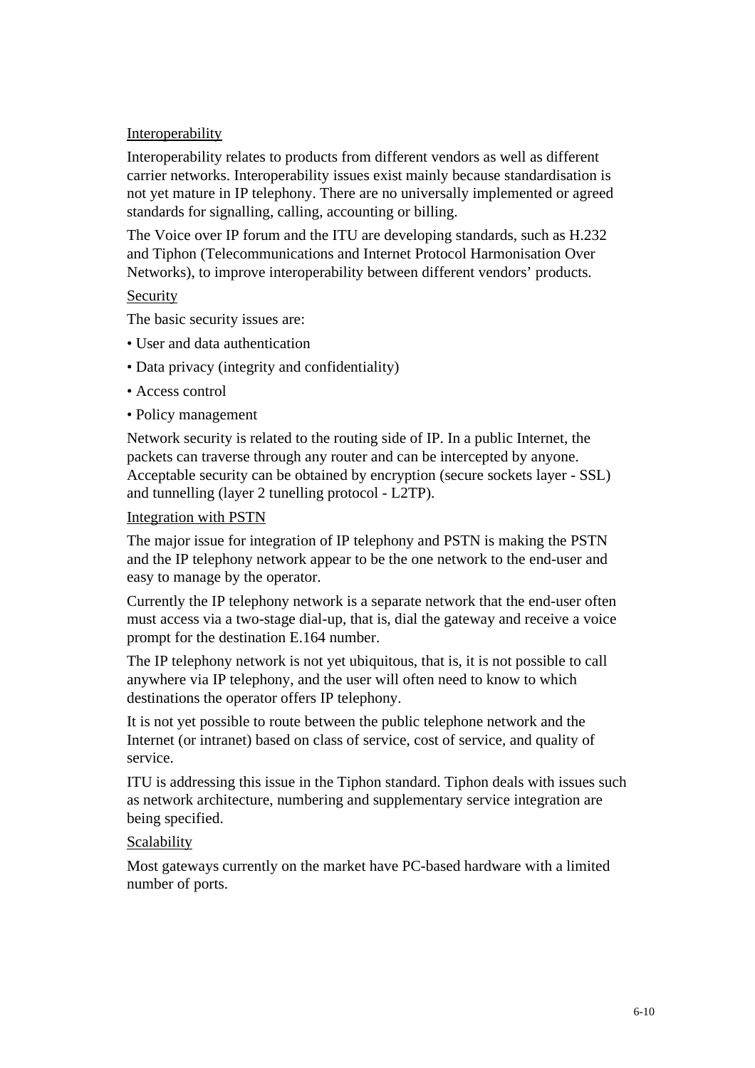Interoperability

Interoperability relates to products from different vendors as well as different carrier networks. Interoperability issues exist mainly because standardisation is not yet mature in IP telephony. There are no universally implemented or agreed standards for signalling, calling, accounting or billing.

The Voice over IP forum and the ITU are developing standards, such as H.232 and Tiphon (Telecommunications and Internet Protocol Harmonisation Over Networks), to improve interoperability between different vendors' products.

Security

The basic security issues are:

- User and data authentication
- Data privacy (integrity and confidentiality)
- Access control
- Policy management

Network security is related to the routing side of IP. In a public Internet, the packets can traverse through any router and can be intercepted by anyone. Acceptable security can be obtained by encryption (secure sockets layer - SSL) and tunnelling (layer 2 tunelling protocol - L2TP).

Integration with PSTN

The major issue for integration of IP telephony and PSTN is making the PSTN and the IP telephony network appear to be the one network to the end-user and easy to manage by the operator.

Currently the IP telephony network is a separate network that the end-user often must access via a two-stage dial-up, that is, dial the gateway and receive a voice prompt for the destination E.164 number.

The IP telephony network is not yet ubiquitous, that is, it is not possible to call anywhere via IP telephony, and the user will often need to know to which destinations the operator offers IP telephony.

It is not yet possible to route between the public telephone network and the Internet (or intranet) based on class of service, cost of service, and quality of service.

ITU is addressing this issue in the Tiphon standard. Tiphon deals with issues such as network architecture, numbering and supplementary service integration are being specified.

Scalability

Most gateways currently on the market have PC-based hardware with a limited number of ports.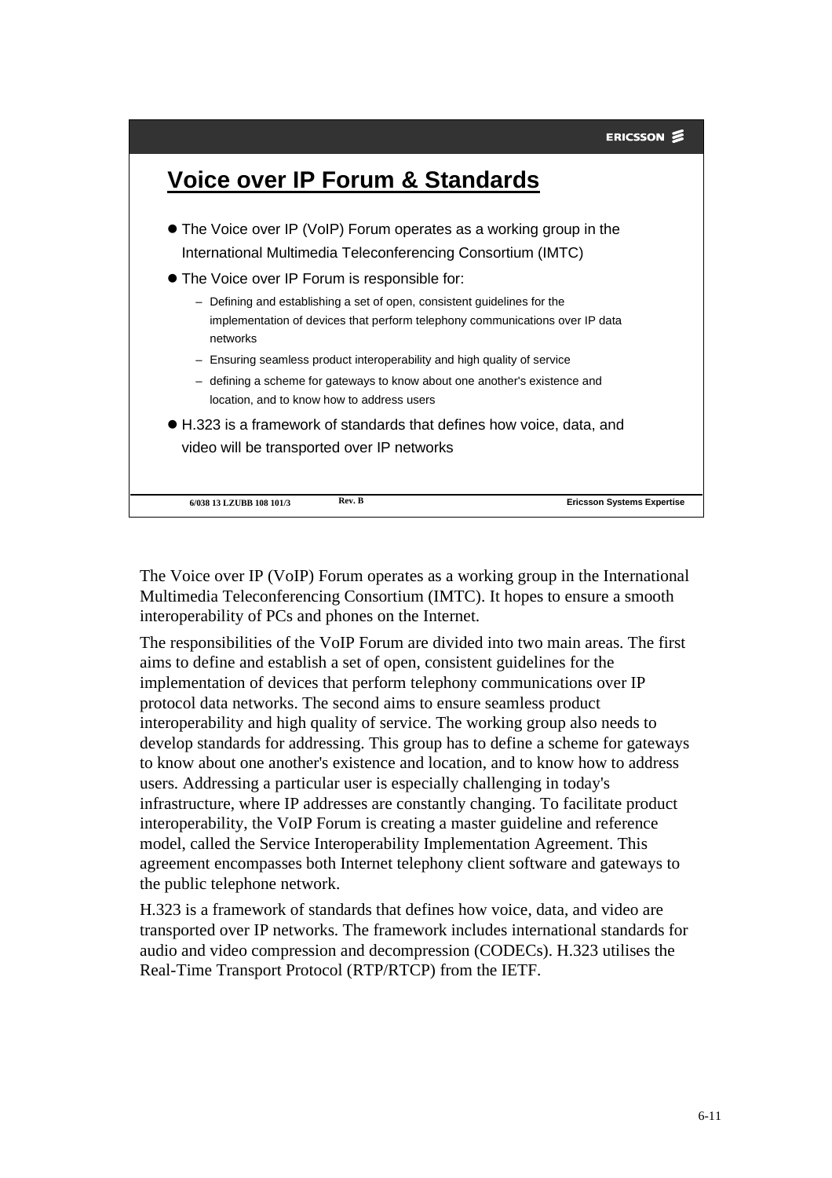## Voice over IP Forum & Standards

- The Voice over IP (VoIP) Forum operates as a working group in the International Multimedia Teleconferencing Consortium (IMTC)
- The Voice over IP Forum is responsible for:
  - Defining and establishing a set of open, consistent guidelines for the implementation of devices that perform telephony communications over IP data networks
  - Ensuring seamless product interoperability and high quality of service
  - defining a scheme for gateways to know about one another's existence and location, and to know how to address users
- H.323 is a framework of standards that defines how voice, data, and video will be transported over IP networks

6/038 13 LZUBB 108 101/3 Rev. B Ericsson Systems Expertise

The Voice over IP (VoIP) Forum operates as a working group in the International Multimedia Teleconferencing Consortium (IMTC). It hopes to ensure a smooth interoperability of PCs and phones on the Internet.

The responsibilities of the VoIP Forum are divided into two main areas. The first aims to define and establish a set of open, consistent guidelines for the implementation of devices that perform telephony communications over IP protocol data networks. The second aims to ensure seamless product interoperability and high quality of service. The working group also needs to develop standards for addressing. This group has to define a scheme for gateways to know about one another's existence and location, and to know how to address users. Addressing a particular user is especially challenging in today's infrastructure, where IP addresses are constantly changing. To facilitate product interoperability, the VoIP Forum is creating a master guideline and reference model, called the Service Interoperability Implementation Agreement. This agreement encompasses both Internet telephony client software and gateways to the public telephone network.

H.323 is a framework of standards that defines how voice, data, and video are transported over IP networks. The framework includes international standards for audio and video compression and decompression (CODECs). H.323 utilises the Real-Time Transport Protocol (RTP/RTCP) from the IETF.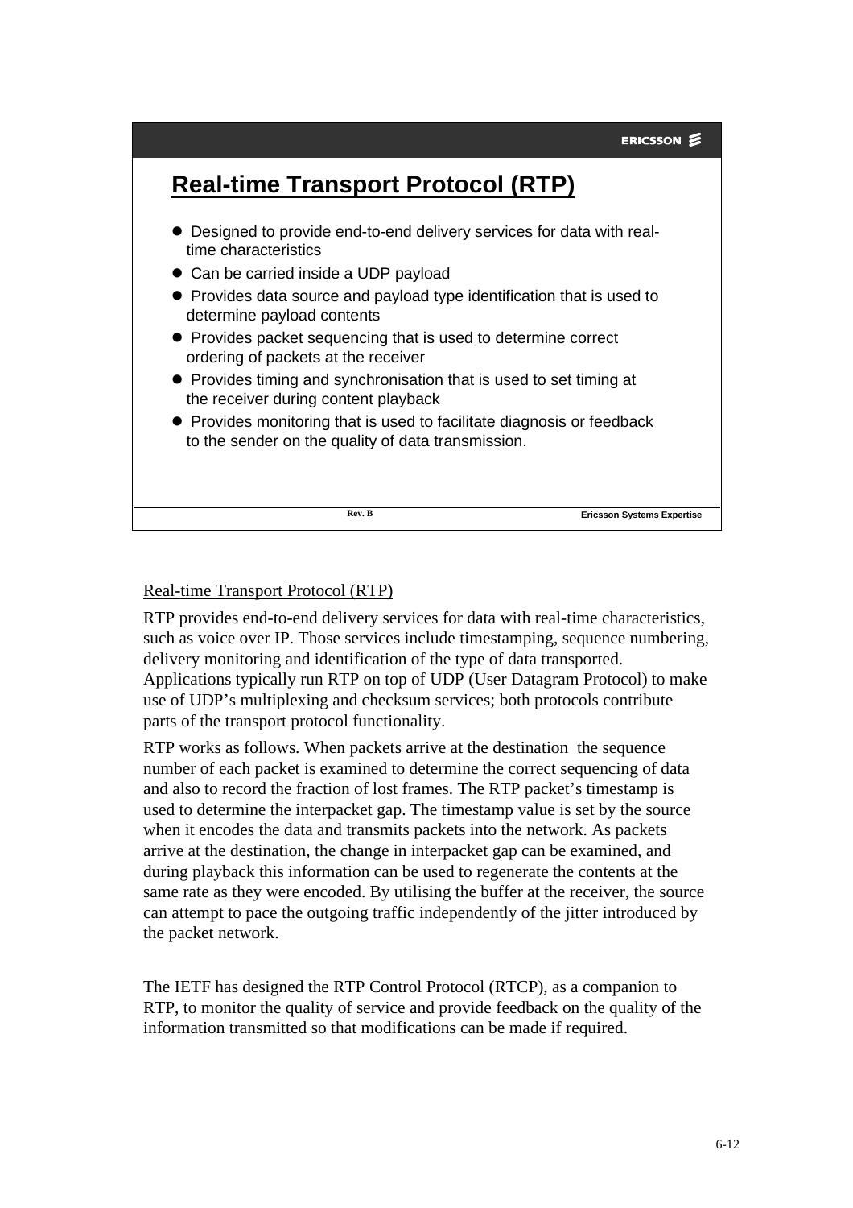## Real-time Transport Protocol (RTP)

- Designed to provide end-to-end delivery services for data with real-time characteristics
- Can be carried inside a UDP payload
- Provides data source and payload type identification that is used to determine payload contents
- Provides packet sequencing that is used to determine correct ordering of packets at the receiver
- Provides timing and synchronisation that is used to set timing at the receiver during content playback
- Provides monitoring that is used to facilitate diagnosis or feedback to the sender on the quality of data transmission.

Rev. B — Ericsson Systems Expertise

Real-time Transport Protocol (RTP)

RTP provides end-to-end delivery services for data with real-time characteristics, such as voice over IP. Those services include timestamping, sequence numbering, delivery monitoring and identification of the type of data transported. Applications typically run RTP on top of UDP (User Datagram Protocol) to make use of UDP's multiplexing and checksum services; both protocols contribute parts of the transport protocol functionality.

RTP works as follows. When packets arrive at the destination the sequence number of each packet is examined to determine the correct sequencing of data and also to record the fraction of lost frames. The RTP packet's timestamp is used to determine the interpacket gap. The timestamp value is set by the source when it encodes the data and transmits packets into the network. As packets arrive at the destination, the change in interpacket gap can be examined, and during playback this information can be used to regenerate the contents at the same rate as they were encoded. By utilising the buffer at the receiver, the source can attempt to pace the outgoing traffic independently of the jitter introduced by the packet network.

The IETF has designed the RTP Control Protocol (RTCP), as a companion to RTP, to monitor the quality of service and provide feedback on the quality of the information transmitted so that modifications can be made if required.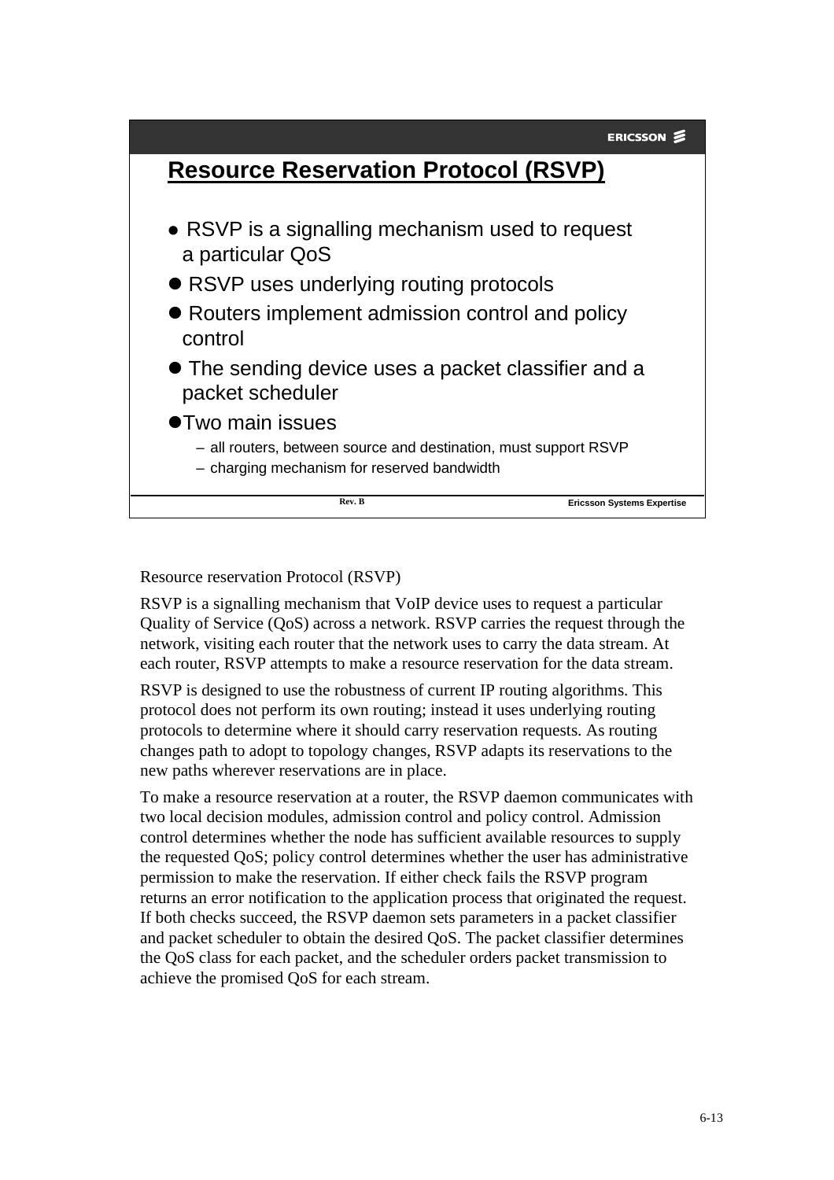## Resource Reservation Protocol (RSVP)

- RSVP is a signalling mechanism used to request a particular QoS
- RSVP uses underlying routing protocols
- Routers implement admission control and policy control
- The sending device uses a packet classifier and a packet scheduler
- Two main issues
  - all routers, between source and destination, must support RSVP
  - charging mechanism for reserved bandwidth

Rev. B

Ericsson Systems Expertise

Resource reservation Protocol (RSVP)

RSVP is a signalling mechanism that VoIP device uses to request a particular Quality of Service (QoS) across a network. RSVP carries the request through the network, visiting each router that the network uses to carry the data stream. At each router, RSVP attempts to make a resource reservation for the data stream.

RSVP is designed to use the robustness of current IP routing algorithms. This protocol does not perform its own routing; instead it uses underlying routing protocols to determine where it should carry reservation requests. As routing changes path to adopt to topology changes, RSVP adapts its reservations to the new paths wherever reservations are in place.

To make a resource reservation at a router, the RSVP daemon communicates with two local decision modules, admission control and policy control. Admission control determines whether the node has sufficient available resources to supply the requested QoS; policy control determines whether the user has administrative permission to make the reservation. If either check fails the RSVP program returns an error notification to the application process that originated the request. If both checks succeed, the RSVP daemon sets parameters in a packet classifier and packet scheduler to obtain the desired QoS. The packet classifier determines the QoS class for each packet, and the scheduler orders packet transmission to achieve the promised QoS for each stream.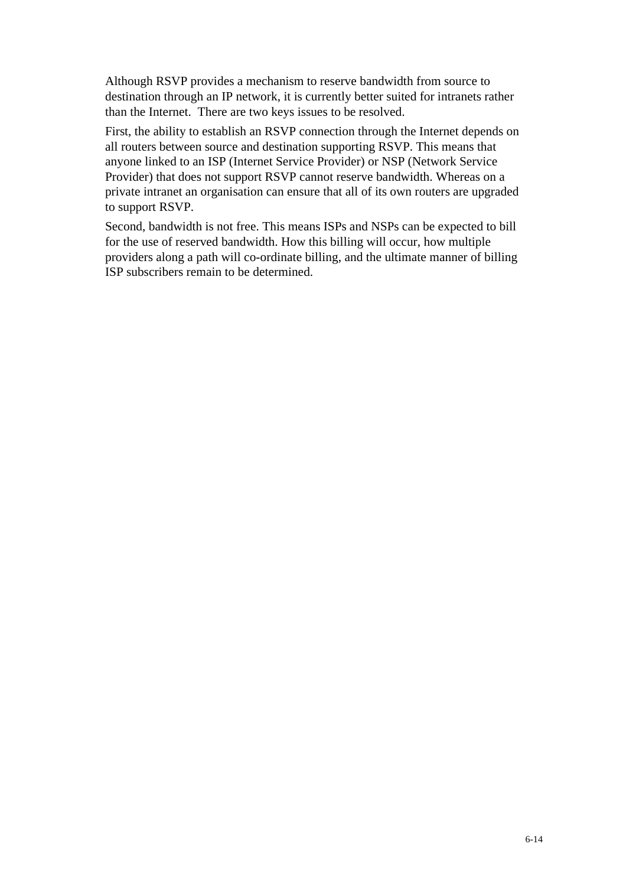Although RSVP provides a mechanism to reserve bandwidth from source to destination through an IP network, it is currently better suited for intranets rather than the Internet.  There are two keys issues to be resolved.

First, the ability to establish an RSVP connection through the Internet depends on all routers between source and destination supporting RSVP. This means that anyone linked to an ISP (Internet Service Provider) or NSP (Network Service Provider) that does not support RSVP cannot reserve bandwidth. Whereas on a private intranet an organisation can ensure that all of its own routers are upgraded to support RSVP.

Second, bandwidth is not free. This means ISPs and NSPs can be expected to bill for the use of reserved bandwidth. How this billing will occur, how multiple providers along a path will co-ordinate billing, and the ultimate manner of billing ISP subscribers remain to be determined.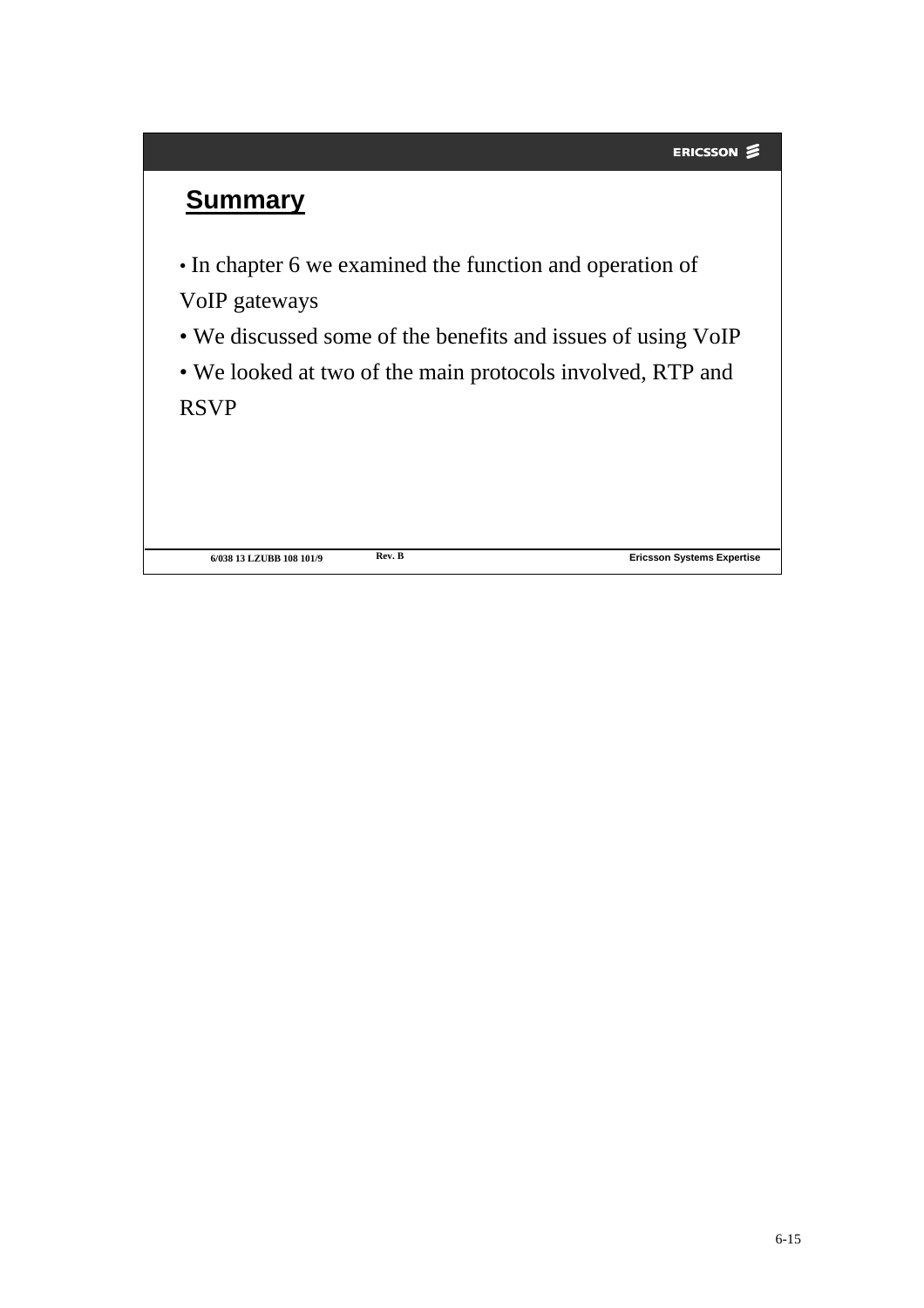## Summary

- In chapter 6 we examined the function and operation of VoIP gateways
- We discussed some of the benefits and issues of using VoIP
- We looked at two of the main protocols involved, RTP and RSVP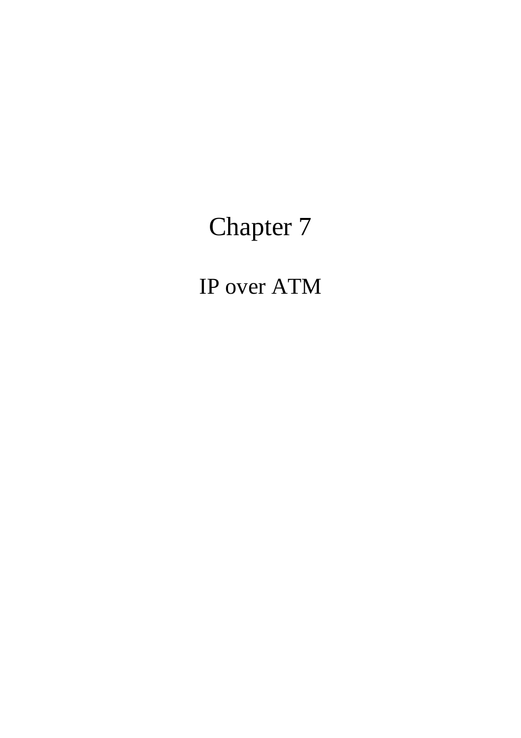# Chapter 7

## IP over ATM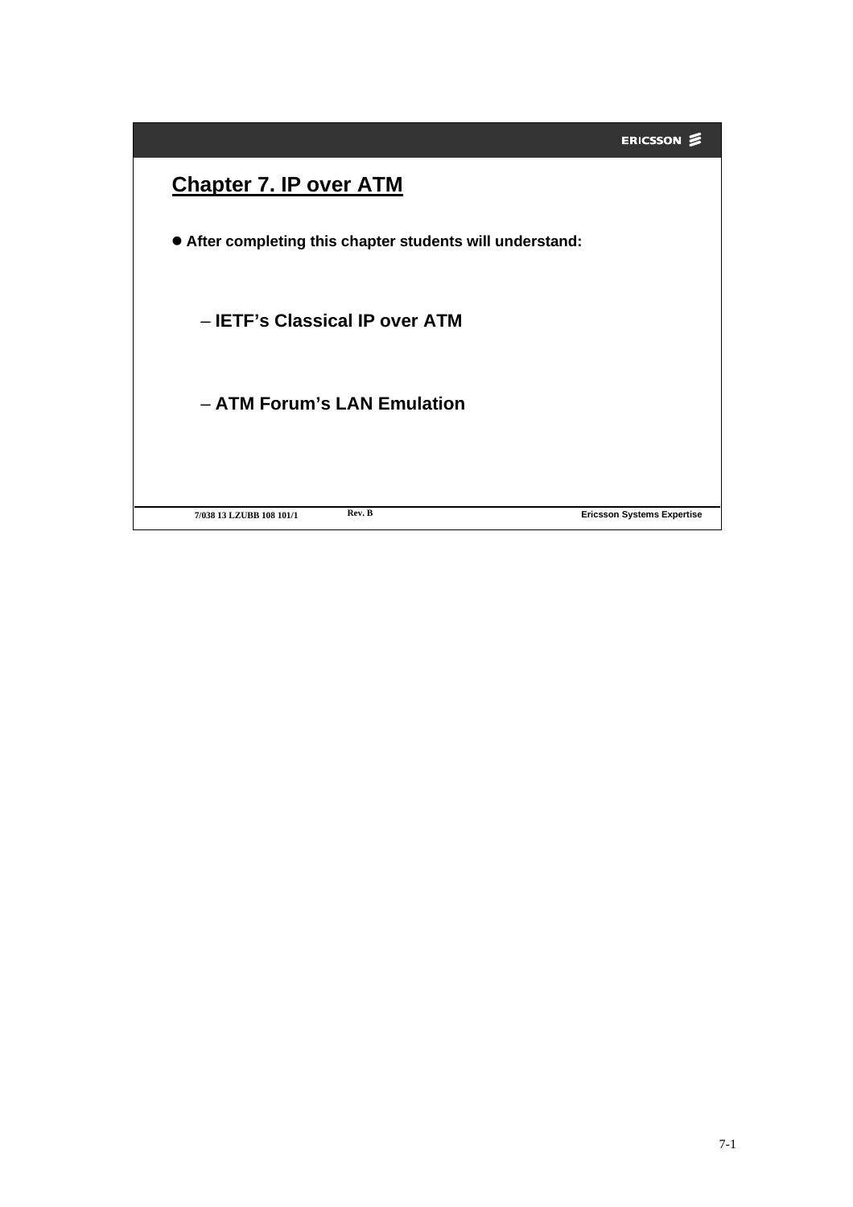# Chapter 7. IP over ATM

- After completing this chapter students will understand:
  - IETF's Classical IP over ATM
  - ATM Forum's LAN Emulation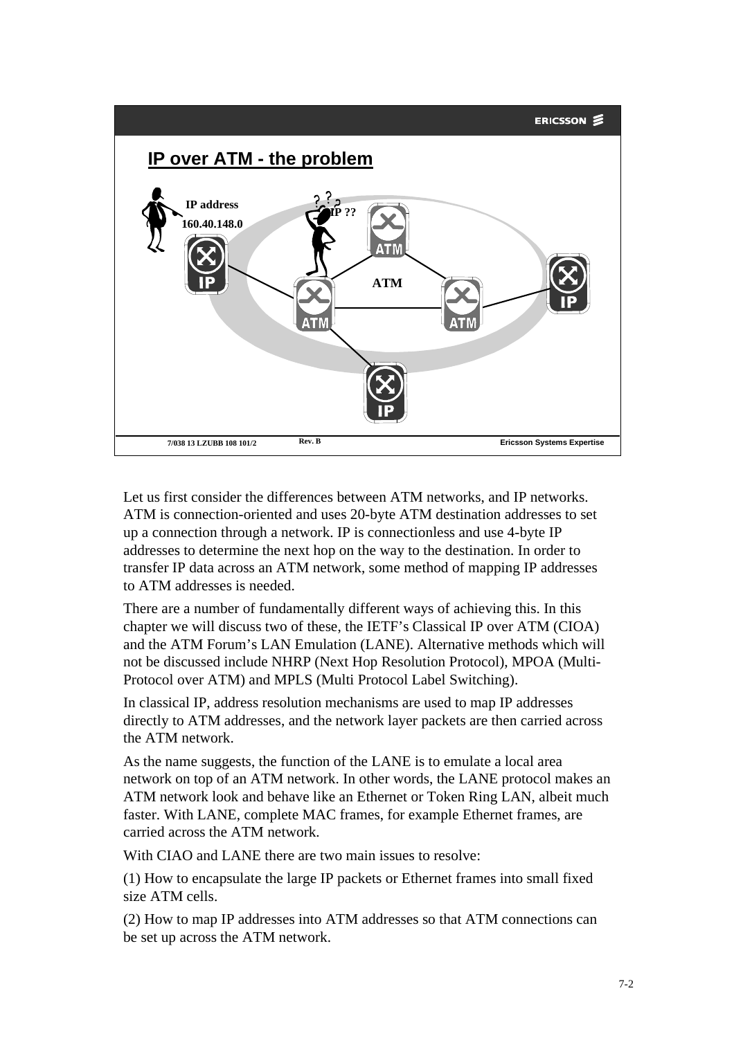## IP over ATM - the problem

IP address
160.40.148.0

IP ??

ATM

Let us first consider the differences between ATM networks, and IP networks. ATM is connection-oriented and uses 20-byte ATM destination addresses to set up a connection through a network. IP is connectionless and use 4-byte IP addresses to determine the next hop on the way to the destination. In order to transfer IP data across an ATM network, some method of mapping IP addresses to ATM addresses is needed.

There are a number of fundamentally different ways of achieving this. In this chapter we will discuss two of these, the IETF's Classical IP over ATM (CIOA) and the ATM Forum's LAN Emulation (LANE). Alternative methods which will not be discussed include NHRP (Next Hop Resolution Protocol), MPOA (Multi-Protocol over ATM) and MPLS (Multi Protocol Label Switching).

In classical IP, address resolution mechanisms are used to map IP addresses directly to ATM addresses, and the network layer packets are then carried across the ATM network.

As the name suggests, the function of the LANE is to emulate a local area network on top of an ATM network. In other words, the LANE protocol makes an ATM network look and behave like an Ethernet or Token Ring LAN, albeit much faster. With LANE, complete MAC frames, for example Ethernet frames, are carried across the ATM network.

With CIAO and LANE there are two main issues to resolve:

(1) How to encapsulate the large IP packets or Ethernet frames into small fixed size ATM cells.

(2) How to map IP addresses into ATM addresses so that ATM connections can be set up across the ATM network.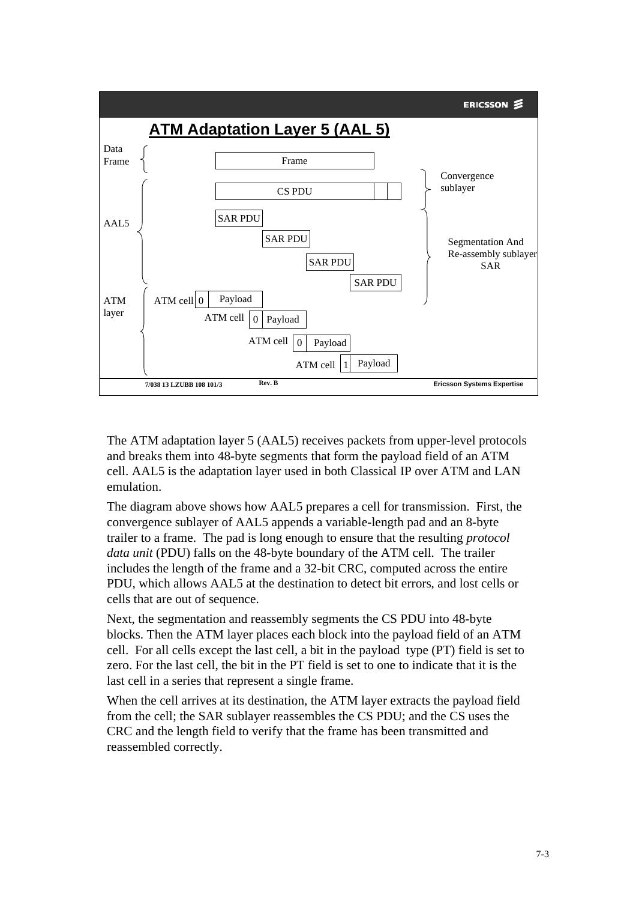## ATM Adaptation Layer 5 (AAL 5)

Data Frame — Frame

AAL5 — CS PDU (Convergence sublayer)

SAR PDU, SAR PDU, SAR PDU, SAR PDU (Segmentation And Re-assembly sublayer SAR)

ATM layer — ATM cell | 0 | Payload; ATM cell | 0 | Payload; ATM cell | 0 | Payload; ATM cell | 1 | Payload

The ATM adaptation layer 5 (AAL5) receives packets from upper-level protocols and breaks them into 48-byte segments that form the payload field of an ATM cell. AAL5 is the adaptation layer used in both Classical IP over ATM and LAN emulation.

The diagram above shows how AAL5 prepares a cell for transmission. First, the convergence sublayer of AAL5 appends a variable-length pad and an 8-byte trailer to a frame. The pad is long enough to ensure that the resulting *protocol data unit* (PDU) falls on the 48-byte boundary of the ATM cell. The trailer includes the length of the frame and a 32-bit CRC, computed across the entire PDU, which allows AAL5 at the destination to detect bit errors, and lost cells or cells that are out of sequence.

Next, the segmentation and reassembly segments the CS PDU into 48-byte blocks. Then the ATM layer places each block into the payload field of an ATM cell. For all cells except the last cell, a bit in the payload type (PT) field is set to zero. For the last cell, the bit in the PT field is set to one to indicate that it is the last cell in a series that represent a single frame.

When the cell arrives at its destination, the ATM layer extracts the payload field from the cell; the SAR sublayer reassembles the CS PDU; and the CS uses the CRC and the length field to verify that the frame has been transmitted and reassembled correctly.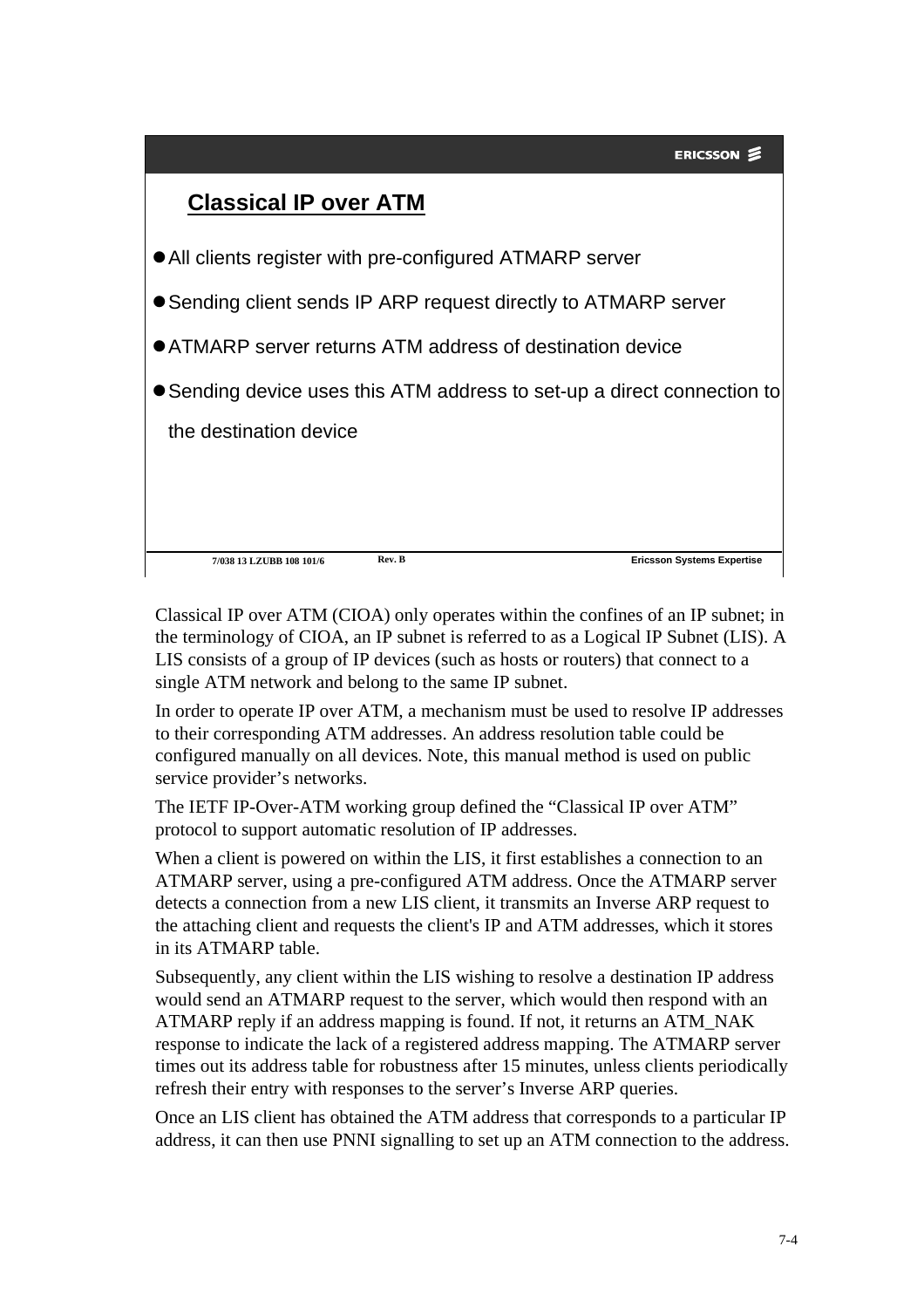## Classical IP over ATM

- All clients register with pre-configured ATMARP server
- Sending client sends IP ARP request directly to ATMARP server
- ATMARP server returns ATM address of destination device
- Sending device uses this ATM address to set-up a direct connection to the destination device

Classical IP over ATM (CIOA) only operates within the confines of an IP subnet; in the terminology of CIOA, an IP subnet is referred to as a Logical IP Subnet (LIS). A LIS consists of a group of IP devices (such as hosts or routers) that connect to a single ATM network and belong to the same IP subnet.

In order to operate IP over ATM, a mechanism must be used to resolve IP addresses to their corresponding ATM addresses. An address resolution table could be configured manually on all devices. Note, this manual method is used on public service provider's networks.

The IETF IP-Over-ATM working group defined the "Classical IP over ATM" protocol to support automatic resolution of IP addresses.

When a client is powered on within the LIS, it first establishes a connection to an ATMARP server, using a pre-configured ATM address. Once the ATMARP server detects a connection from a new LIS client, it transmits an Inverse ARP request to the attaching client and requests the client's IP and ATM addresses, which it stores in its ATMARP table.

Subsequently, any client within the LIS wishing to resolve a destination IP address would send an ATMARP request to the server, which would then respond with an ATMARP reply if an address mapping is found. If not, it returns an ATM_NAK response to indicate the lack of a registered address mapping. The ATMARP server times out its address table for robustness after 15 minutes, unless clients periodically refresh their entry with responses to the server's Inverse ARP queries.

Once an LIS client has obtained the ATM address that corresponds to a particular IP address, it can then use PNNI signalling to set up an ATM connection to the address.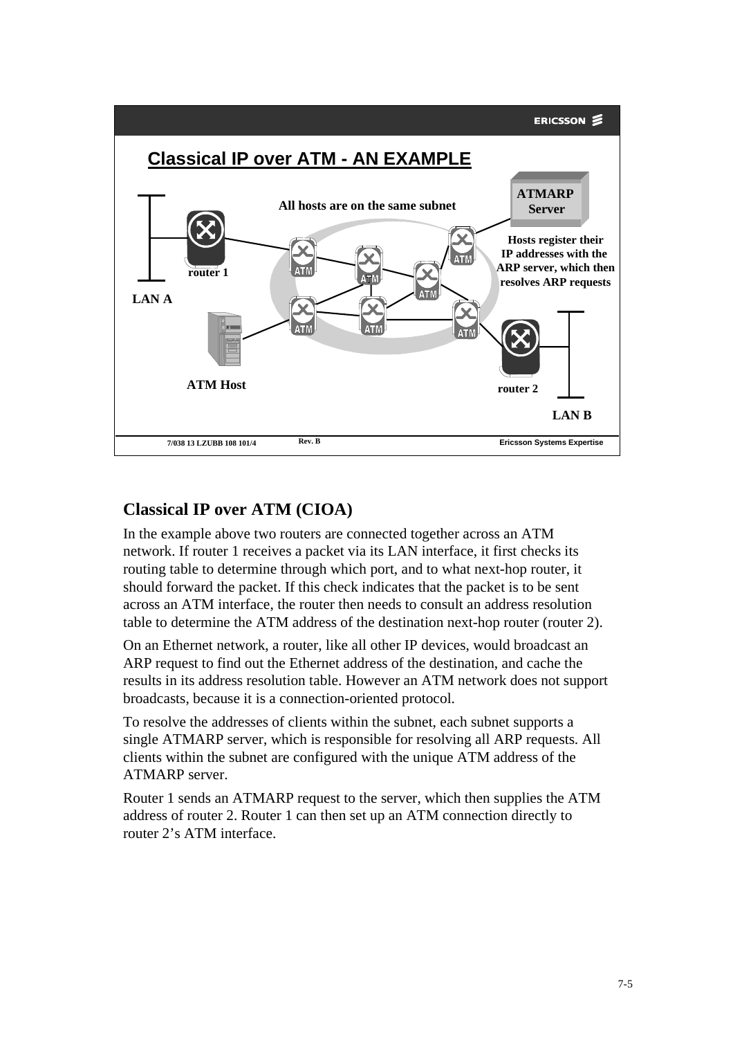## Classical IP over ATM - AN EXAMPLE

All hosts are on the same subnet

ATMARP Server

Hosts register their IP addresses with the ARP server, which then resolves ARP requests

router 1

LAN A

ATM Host

router 2

LAN B

7/038 13 LZUBB 108 101/4 Rev. B Ericsson Systems Expertise

## Classical IP over ATM (CIOA)

In the example above two routers are connected together across an ATM network. If router 1 receives a packet via its LAN interface, it first checks its routing table to determine through which port, and to what next-hop router, it should forward the packet. If this check indicates that the packet is to be sent across an ATM interface, the router then needs to consult an address resolution table to determine the ATM address of the destination next-hop router (router 2).

On an Ethernet network, a router, like all other IP devices, would broadcast an ARP request to find out the Ethernet address of the destination, and cache the results in its address resolution table. However an ATM network does not support broadcasts, because it is a connection-oriented protocol.

To resolve the addresses of clients within the subnet, each subnet supports a single ATMARP server, which is responsible for resolving all ARP requests. All clients within the subnet are configured with the unique ATM address of the ATMARP server.

Router 1 sends an ATMARP request to the server, which then supplies the ATM address of router 2. Router 1 can then set up an ATM connection directly to router 2's ATM interface.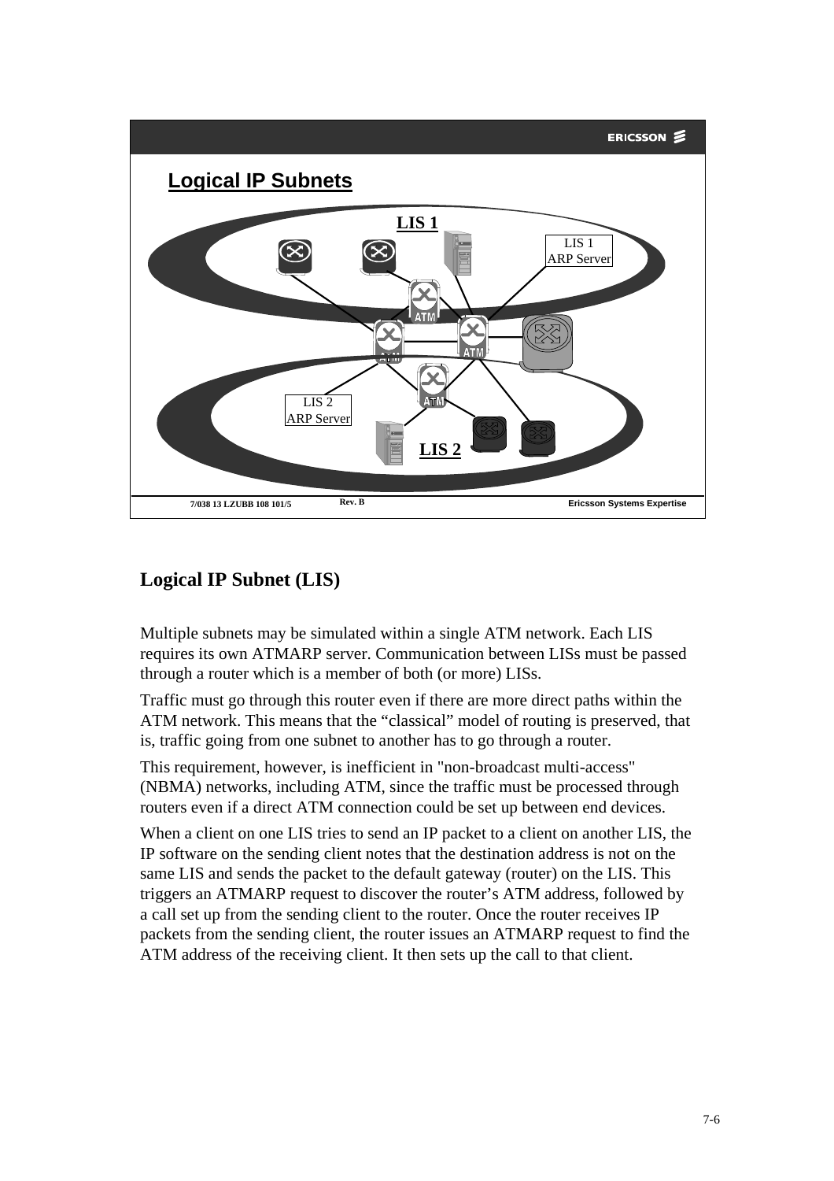## Logical IP Subnets

LIS 1

LIS 1
ARP Server

LIS 2
ARP Server

LIS 2

### Logical IP Subnet (LIS)

Multiple subnets may be simulated within a single ATM network. Each LIS requires its own ATMARP server. Communication between LISs must be passed through a router which is a member of both (or more) LISs.

Traffic must go through this router even if there are more direct paths within the ATM network. This means that the "classical" model of routing is preserved, that is, traffic going from one subnet to another has to go through a router.

This requirement, however, is inefficient in "non-broadcast multi-access" (NBMA) networks, including ATM, since the traffic must be processed through routers even if a direct ATM connection could be set up between end devices.

When a client on one LIS tries to send an IP packet to a client on another LIS, the IP software on the sending client notes that the destination address is not on the same LIS and sends the packet to the default gateway (router) on the LIS. This triggers an ATMARP request to discover the router's ATM address, followed by a call set up from the sending client to the router. Once the router receives IP packets from the sending client, the router issues an ATMARP request to find the ATM address of the receiving client. It then sets up the call to that client.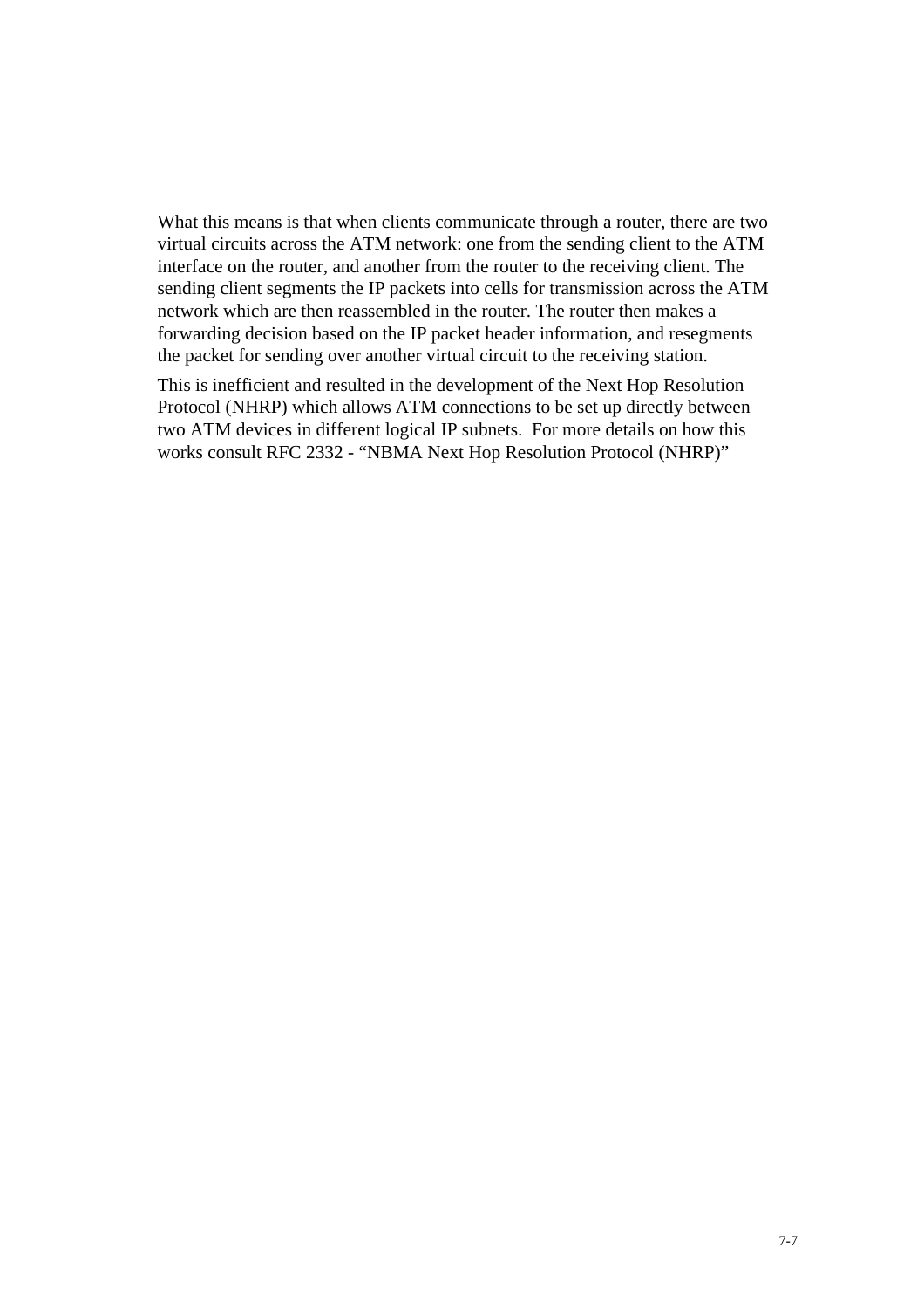What this means is that when clients communicate through a router, there are two virtual circuits across the ATM network: one from the sending client to the ATM interface on the router, and another from the router to the receiving client. The sending client segments the IP packets into cells for transmission across the ATM network which are then reassembled in the router. The router then makes a forwarding decision based on the IP packet header information, and resegments the packet for sending over another virtual circuit to the receiving station.

This is inefficient and resulted in the development of the Next Hop Resolution Protocol (NHRP) which allows ATM connections to be set up directly between two ATM devices in different logical IP subnets. For more details on how this works consult RFC 2332 - "NBMA Next Hop Resolution Protocol (NHRP)"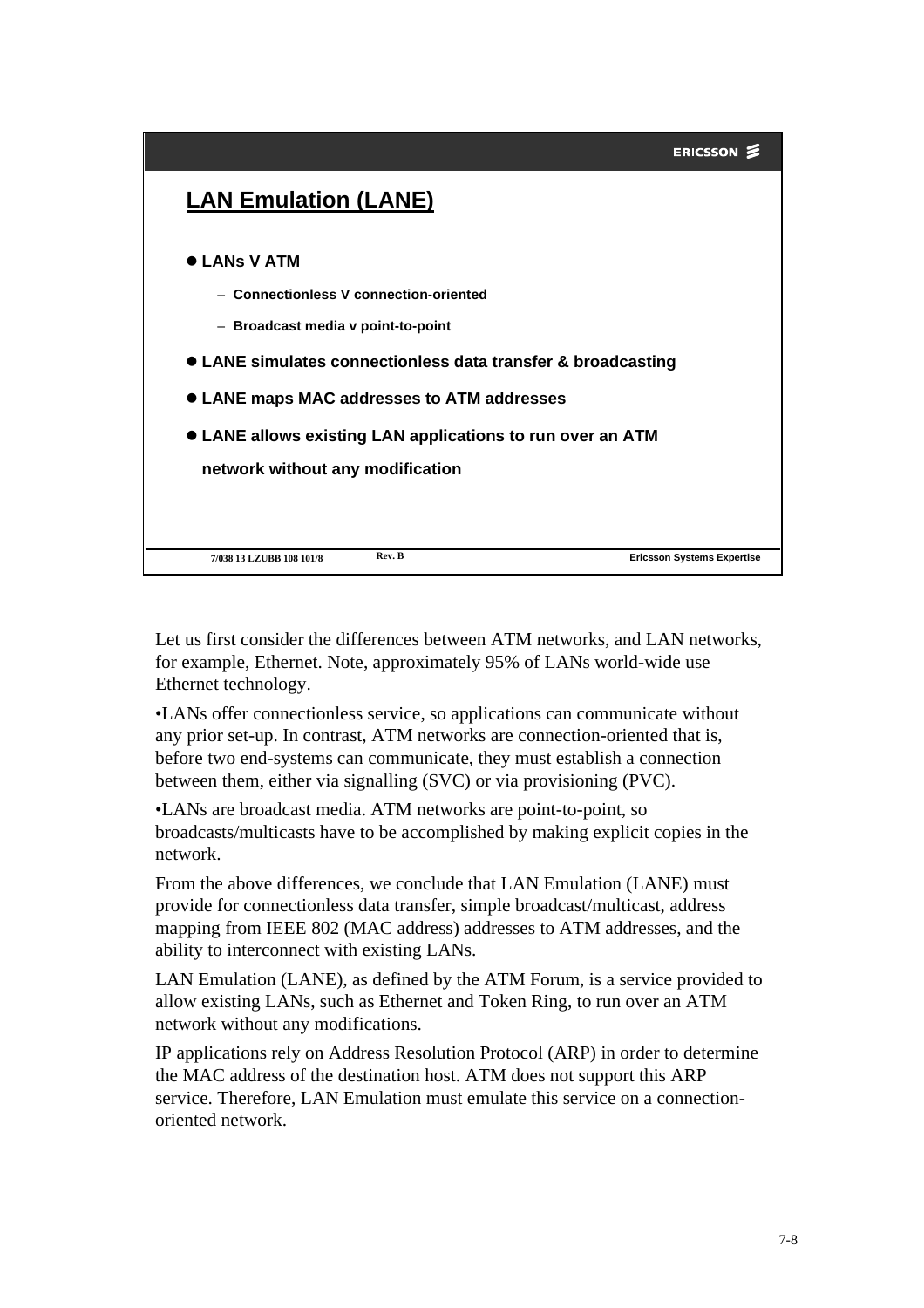## LAN Emulation (LANE)

- **LANs V ATM**
  - **Connectionless V connection-oriented**
  - **Broadcast media v point-to-point**
- **LANE simulates connectionless data transfer & broadcasting**
- **LANE maps MAC addresses to ATM addresses**
- **LANE allows existing LAN applications to run over an ATM network without any modification**

7/038 13 LZUBB 108 101/8 Rev. B Ericsson Systems Expertise

Let us first consider the differences between ATM networks, and LAN networks, for example, Ethernet. Note, approximately 95% of LANs world-wide use Ethernet technology.

•LANs offer connectionless service, so applications can communicate without any prior set-up. In contrast, ATM networks are connection-oriented that is, before two end-systems can communicate, they must establish a connection between them, either via signalling (SVC) or via provisioning (PVC).

•LANs are broadcast media. ATM networks are point-to-point, so broadcasts/multicasts have to be accomplished by making explicit copies in the network.

From the above differences, we conclude that LAN Emulation (LANE) must provide for connectionless data transfer, simple broadcast/multicast, address mapping from IEEE 802 (MAC address) addresses to ATM addresses, and the ability to interconnect with existing LANs.

LAN Emulation (LANE), as defined by the ATM Forum, is a service provided to allow existing LANs, such as Ethernet and Token Ring, to run over an ATM network without any modifications.

IP applications rely on Address Resolution Protocol (ARP) in order to determine the MAC address of the destination host. ATM does not support this ARP service. Therefore, LAN Emulation must emulate this service on a connection-oriented network.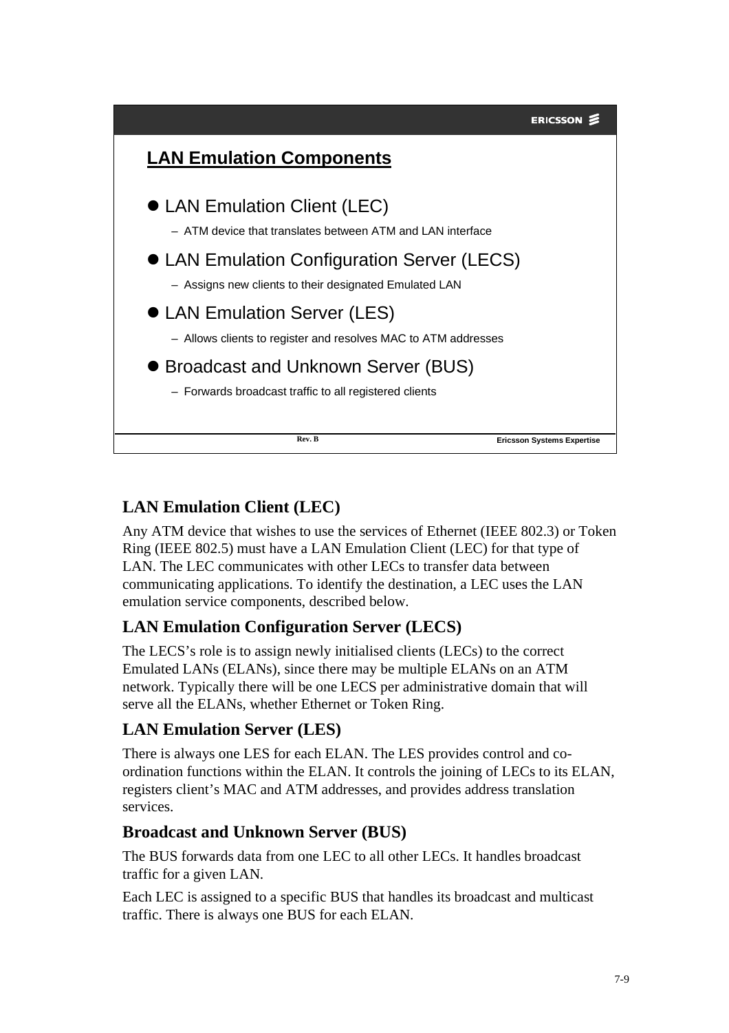## LAN Emulation Components

- LAN Emulation Client (LEC)
  - ATM device that translates between ATM and LAN interface
- LAN Emulation Configuration Server (LECS)
  - Assigns new clients to their designated Emulated LAN
- LAN Emulation Server (LES)
  - Allows clients to register and resolves MAC to ATM addresses
- Broadcast and Unknown Server (BUS)
  - Forwards broadcast traffic to all registered clients

### LAN Emulation Client (LEC)

Any ATM device that wishes to use the services of Ethernet (IEEE 802.3) or Token Ring (IEEE 802.5) must have a LAN Emulation Client (LEC) for that type of LAN. The LEC communicates with other LECs to transfer data between communicating applications. To identify the destination, a LEC uses the LAN emulation service components, described below.

### LAN Emulation Configuration Server (LECS)

The LECS's role is to assign newly initialised clients (LECs) to the correct Emulated LANs (ELANs), since there may be multiple ELANs on an ATM network. Typically there will be one LECS per administrative domain that will serve all the ELANs, whether Ethernet or Token Ring.

### LAN Emulation Server (LES)

There is always one LES for each ELAN. The LES provides control and co-ordination functions within the ELAN. It controls the joining of LECs to its ELAN, registers client's MAC and ATM addresses, and provides address translation services.

### Broadcast and Unknown Server (BUS)

The BUS forwards data from one LEC to all other LECs. It handles broadcast traffic for a given LAN.

Each LEC is assigned to a specific BUS that handles its broadcast and multicast traffic. There is always one BUS for each ELAN.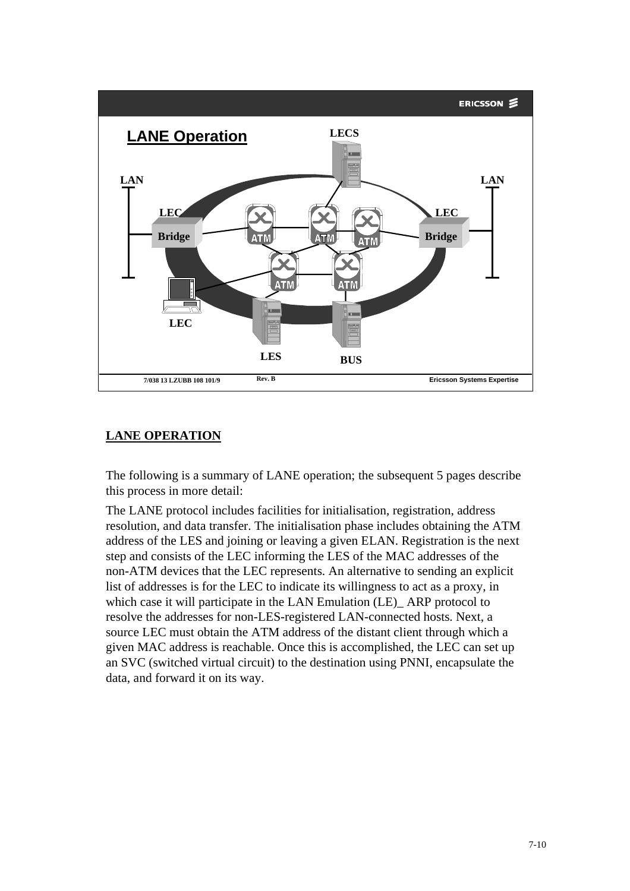## LANE OPERATION

The following is a summary of LANE operation; the subsequent 5 pages describe this process in more detail:

The LANE protocol includes facilities for initialisation, registration, address resolution, and data transfer. The initialisation phase includes obtaining the ATM address of the LES and joining or leaving a given ELAN. Registration is the next step and consists of the LEC informing the LES of the MAC addresses of the non-ATM devices that the LEC represents. An alternative to sending an explicit list of addresses is for the LEC to indicate its willingness to act as a proxy, in which case it will participate in the LAN Emulation (LE)_ ARP protocol to resolve the addresses for non-LES-registered LAN-connected hosts. Next, a source LEC must obtain the ATM address of the distant client through which a given MAC address is reachable. Once this is accomplished, the LEC can set up an SVC (switched virtual circuit) to the destination using PNNI, encapsulate the data, and forward it on its way.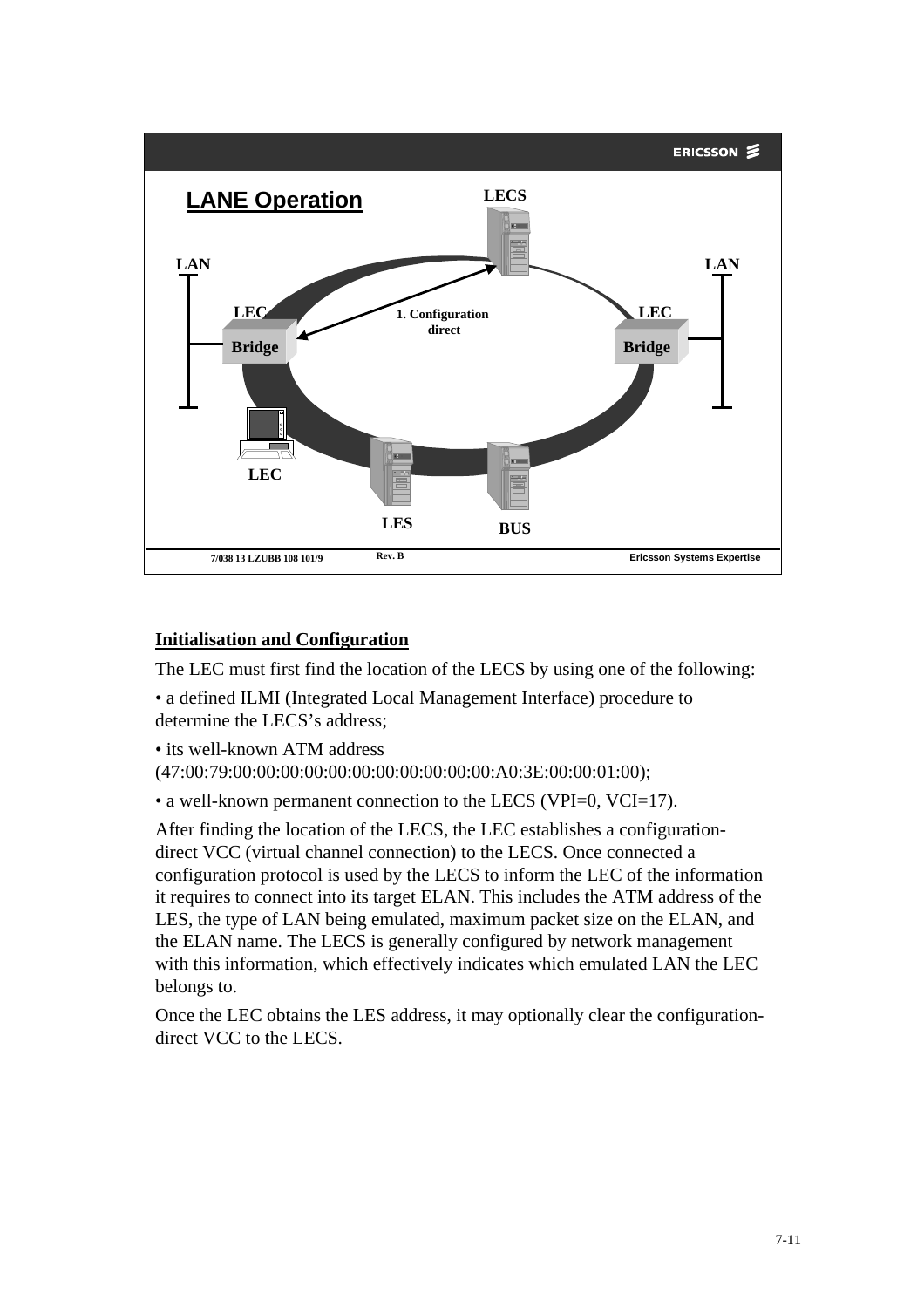## LANE Operation

LECS

LAN

LAN

LEC

LEC

1. Configuration direct

Bridge

Bridge

LEC

LES

BUS

7/038 13 LZUBB 108 101/9 Rev. B Ericsson Systems Expertise

### Initialisation and Configuration

The LEC must first find the location of the LECS by using one of the following:

• a defined ILMI (Integrated Local Management Interface) procedure to determine the LECS's address;

• its well-known ATM address (47:00:79:00:00:00:00:00:00:00:00:00:00:A0:3E:00:00:01:00);

• a well-known permanent connection to the LECS (VPI=0, VCI=17).

After finding the location of the LECS, the LEC establishes a configuration-direct VCC (virtual channel connection) to the LECS. Once connected a configuration protocol is used by the LECS to inform the LEC of the information it requires to connect into its target ELAN. This includes the ATM address of the LES, the type of LAN being emulated, maximum packet size on the ELAN, and the ELAN name. The LECS is generally configured by network management with this information, which effectively indicates which emulated LAN the LEC belongs to.

Once the LEC obtains the LES address, it may optionally clear the configuration-direct VCC to the LECS.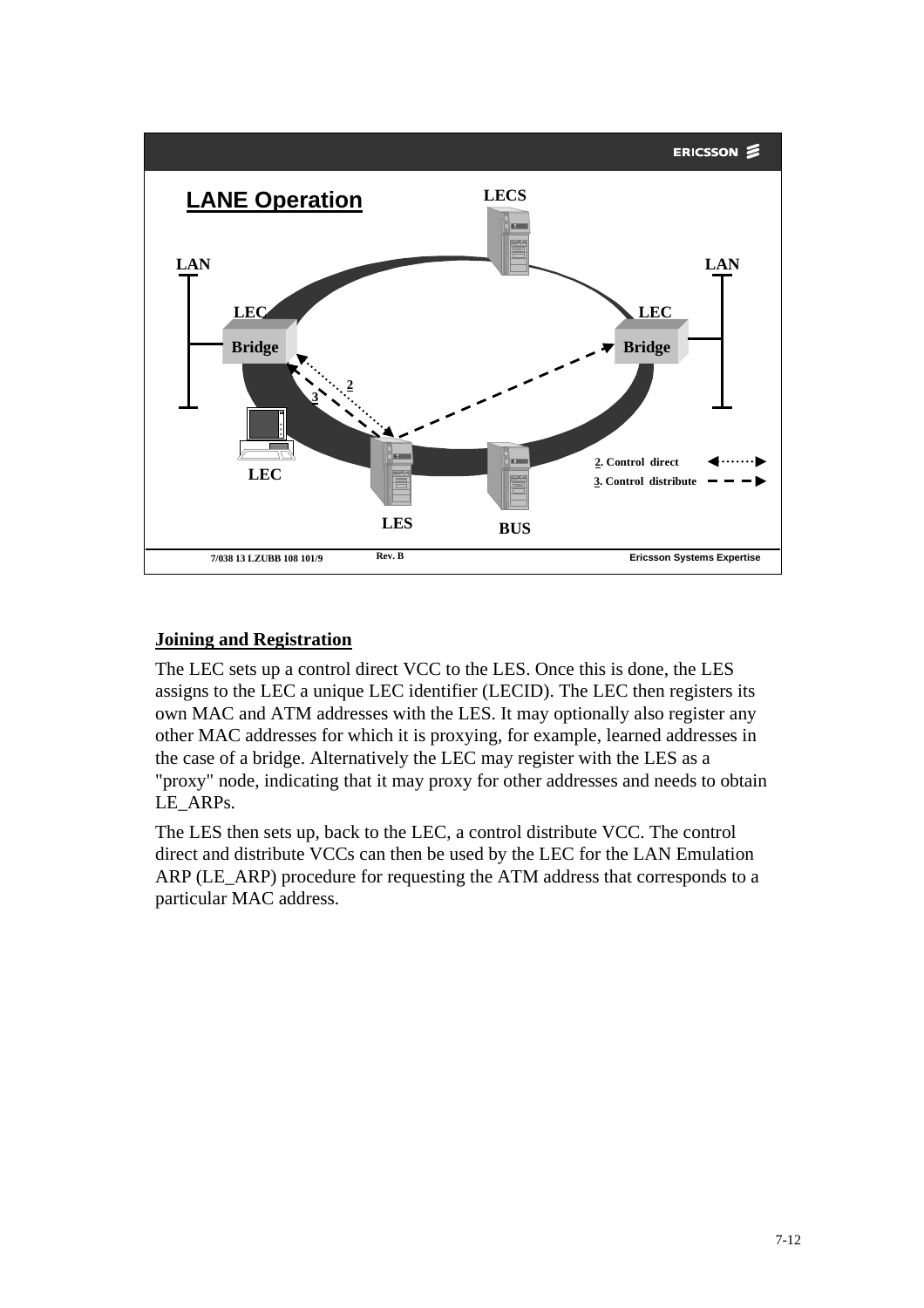## Joining and Registration

The LEC sets up a control direct VCC to the LES. Once this is done, the LES assigns to the LEC a unique LEC identifier (LECID). The LEC then registers its own MAC and ATM addresses with the LES. It may optionally also register any other MAC addresses for which it is proxying, for example, learned addresses in the case of a bridge. Alternatively the LEC may register with the LES as a "proxy" node, indicating that it may proxy for other addresses and needs to obtain LE_ARPs.

The LES then sets up, back to the LEC, a control distribute VCC. The control direct and distribute VCCs can then be used by the LEC for the LAN Emulation ARP (LE_ARP) procedure for requesting the ATM address that corresponds to a particular MAC address.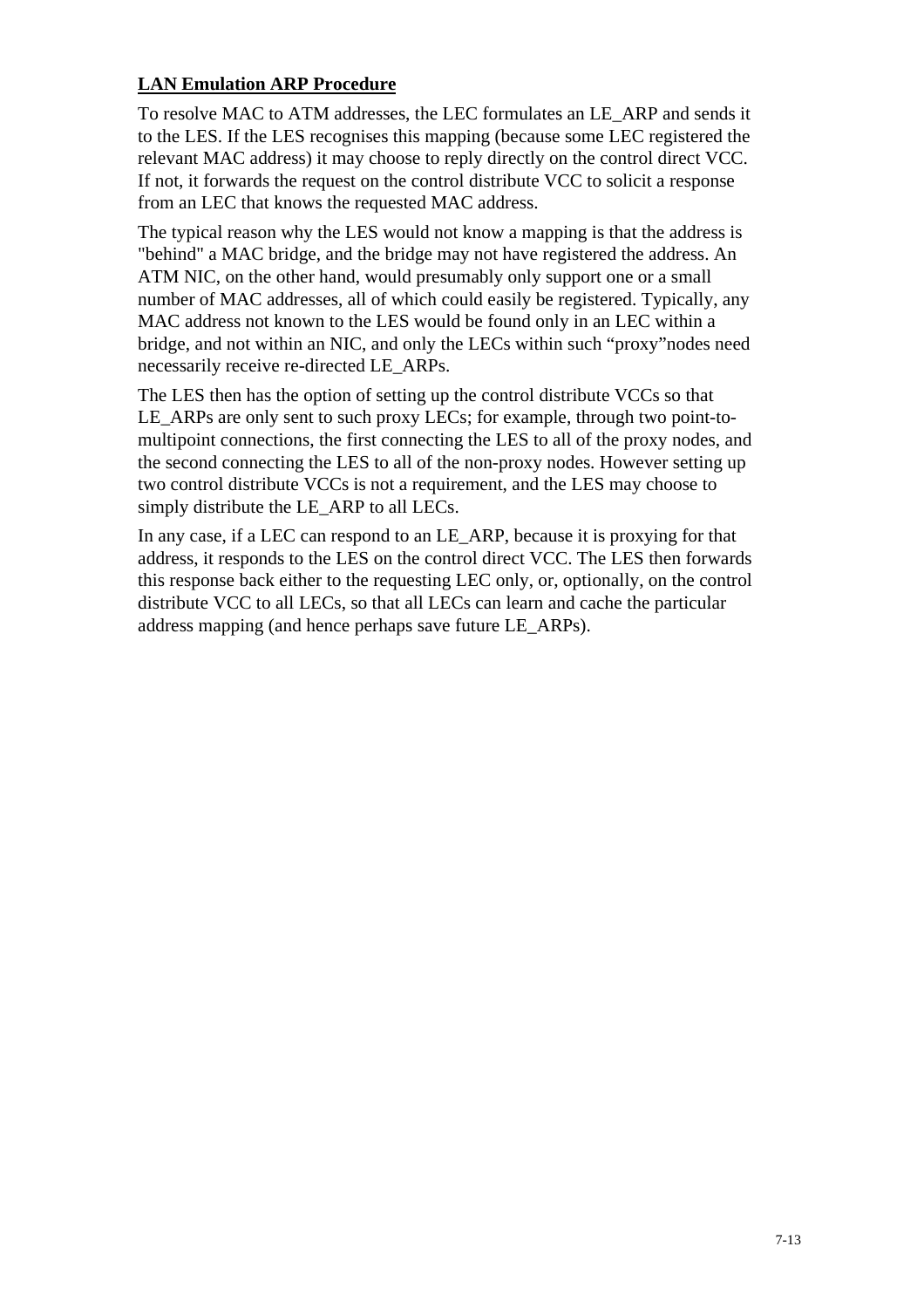**LAN Emulation ARP Procedure**

To resolve MAC to ATM addresses, the LEC formulates an LE_ARP and sends it to the LES. If the LES recognises this mapping (because some LEC registered the relevant MAC address) it may choose to reply directly on the control direct VCC. If not, it forwards the request on the control distribute VCC to solicit a response from an LEC that knows the requested MAC address.

The typical reason why the LES would not know a mapping is that the address is "behind" a MAC bridge, and the bridge may not have registered the address. An ATM NIC, on the other hand, would presumably only support one or a small number of MAC addresses, all of which could easily be registered. Typically, any MAC address not known to the LES would be found only in an LEC within a bridge, and not within an NIC, and only the LECs within such “proxy”nodes need necessarily receive re-directed LE_ARPs.

The LES then has the option of setting up the control distribute VCCs so that LE_ARPs are only sent to such proxy LECs; for example, through two point-to-multipoint connections, the first connecting the LES to all of the proxy nodes, and the second connecting the LES to all of the non-proxy nodes. However setting up two control distribute VCCs is not a requirement, and the LES may choose to simply distribute the LE_ARP to all LECs.

In any case, if a LEC can respond to an LE_ARP, because it is proxying for that address, it responds to the LES on the control direct VCC. The LES then forwards this response back either to the requesting LEC only, or, optionally, on the control distribute VCC to all LECs, so that all LECs can learn and cache the particular address mapping (and hence perhaps save future LE_ARPs).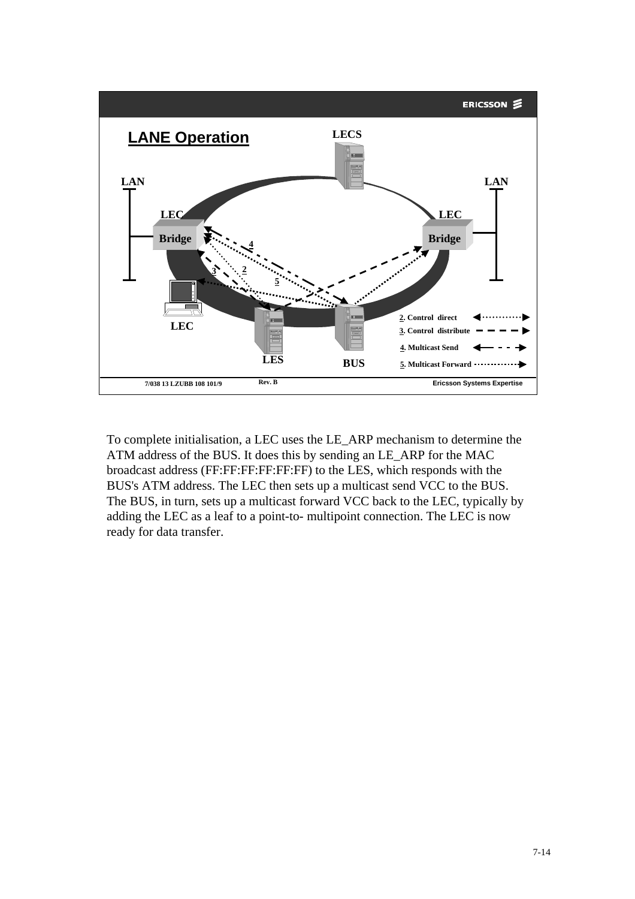## LANE Operation

LECS

LAN — LEC Bridge — LEC — LES — BUS — LEC Bridge — LAN

2. Control direct
3. Control distribute
4. Multicast Send
5. Multicast Forward

To complete initialisation, a LEC uses the LE_ARP mechanism to determine the ATM address of the BUS. It does this by sending an LE_ARP for the MAC broadcast address (FF:FF:FF:FF:FF:FF) to the LES, which responds with the BUS's ATM address. The LEC then sets up a multicast send VCC to the BUS. The BUS, in turn, sets up a multicast forward VCC back to the LEC, typically by adding the LEC as a leaf to a point-to- multipoint connection. The LEC is now ready for data transfer.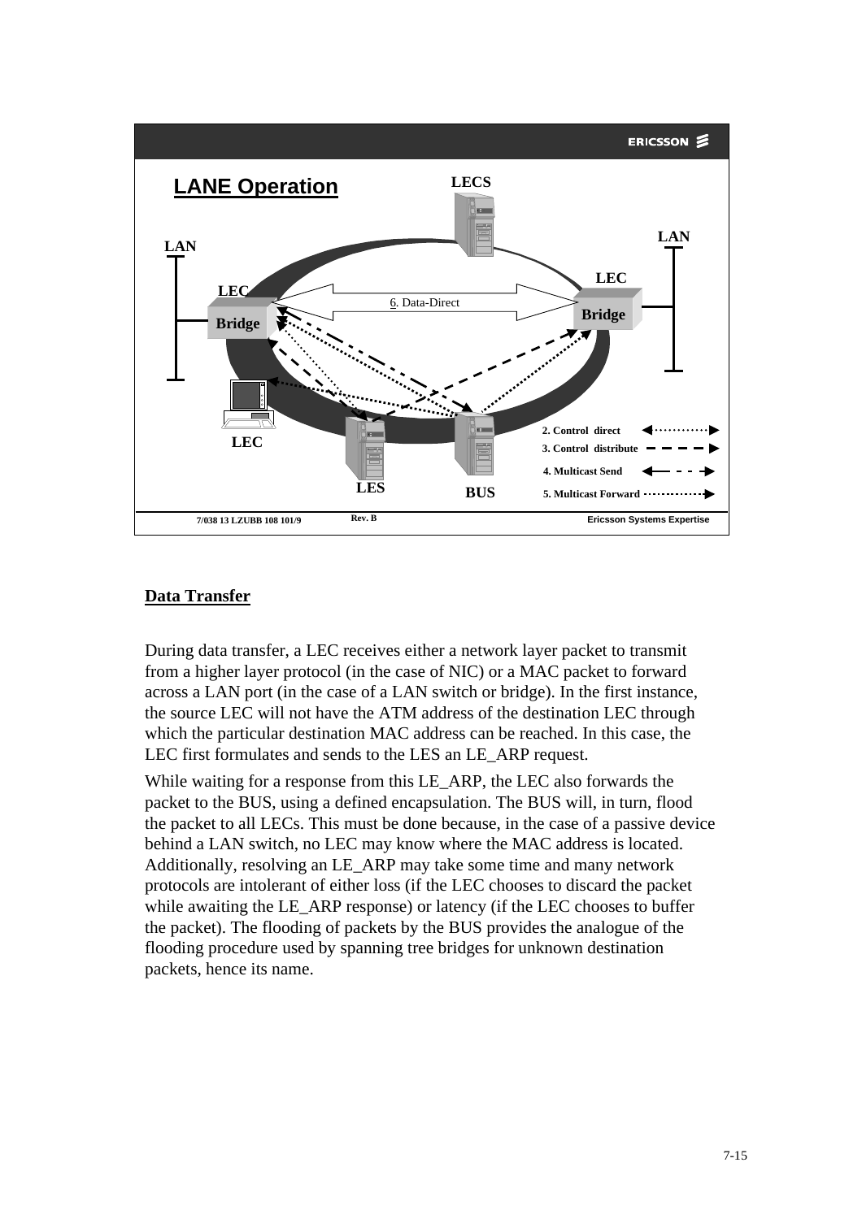## LANE Operation

LECS

LAN

LAN

LEC

LEC

Bridge

Bridge

6. Data-Direct

LEC

LES

BUS

2. Control direct

3. Control distribute

4. Multicast Send

5. Multicast Forward

7/038 13 LZUBB 108 101/9 Rev. B Ericsson Systems Expertise

### Data Transfer

During data transfer, a LEC receives either a network layer packet to transmit from a higher layer protocol (in the case of NIC) or a MAC packet to forward across a LAN port (in the case of a LAN switch or bridge). In the first instance, the source LEC will not have the ATM address of the destination LEC through which the particular destination MAC address can be reached. In this case, the LEC first formulates and sends to the LES an LE_ARP request.

While waiting for a response from this LE_ARP, the LEC also forwards the packet to the BUS, using a defined encapsulation. The BUS will, in turn, flood the packet to all LECs. This must be done because, in the case of a passive device behind a LAN switch, no LEC may know where the MAC address is located. Additionally, resolving an LE_ARP may take some time and many network protocols are intolerant of either loss (if the LEC chooses to discard the packet while awaiting the LE_ARP response) or latency (if the LEC chooses to buffer the packet). The flooding of packets by the BUS provides the analogue of the flooding procedure used by spanning tree bridges for unknown destination packets, hence its name.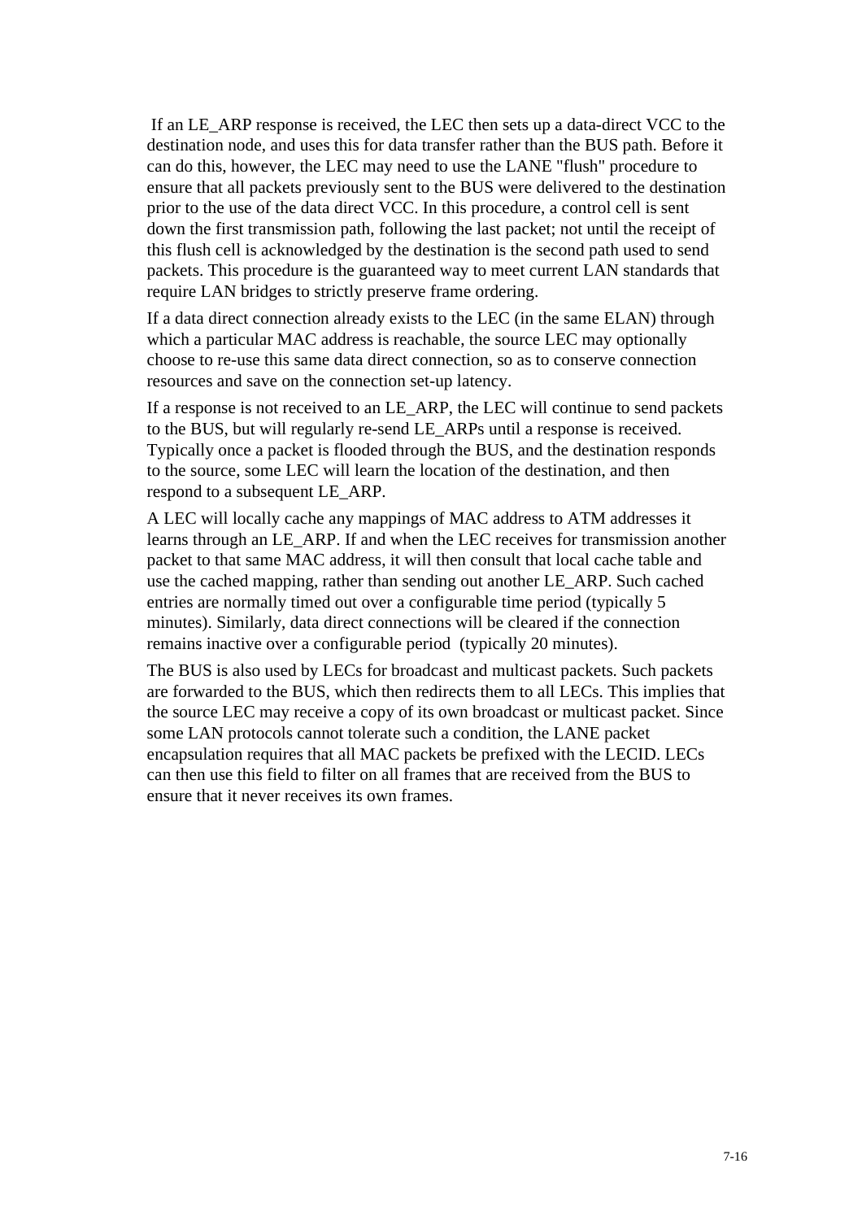If an LE_ARP response is received, the LEC then sets up a data-direct VCC to the destination node, and uses this for data transfer rather than the BUS path. Before it can do this, however, the LEC may need to use the LANE "flush" procedure to ensure that all packets previously sent to the BUS were delivered to the destination prior to the use of the data direct VCC. In this procedure, a control cell is sent down the first transmission path, following the last packet; not until the receipt of this flush cell is acknowledged by the destination is the second path used to send packets. This procedure is the guaranteed way to meet current LAN standards that require LAN bridges to strictly preserve frame ordering.

If a data direct connection already exists to the LEC (in the same ELAN) through which a particular MAC address is reachable, the source LEC may optionally choose to re-use this same data direct connection, so as to conserve connection resources and save on the connection set-up latency.

If a response is not received to an LE_ARP, the LEC will continue to send packets to the BUS, but will regularly re-send LE_ARPs until a response is received. Typically once a packet is flooded through the BUS, and the destination responds to the source, some LEC will learn the location of the destination, and then respond to a subsequent LE_ARP.

A LEC will locally cache any mappings of MAC address to ATM addresses it learns through an LE_ARP. If and when the LEC receives for transmission another packet to that same MAC address, it will then consult that local cache table and use the cached mapping, rather than sending out another LE_ARP. Such cached entries are normally timed out over a configurable time period (typically 5 minutes). Similarly, data direct connections will be cleared if the connection remains inactive over a configurable period (typically 20 minutes).

The BUS is also used by LECs for broadcast and multicast packets. Such packets are forwarded to the BUS, which then redirects them to all LECs. This implies that the source LEC may receive a copy of its own broadcast or multicast packet. Since some LAN protocols cannot tolerate such a condition, the LANE packet encapsulation requires that all MAC packets be prefixed with the LECID. LECs can then use this field to filter on all frames that are received from the BUS to ensure that it never receives its own frames.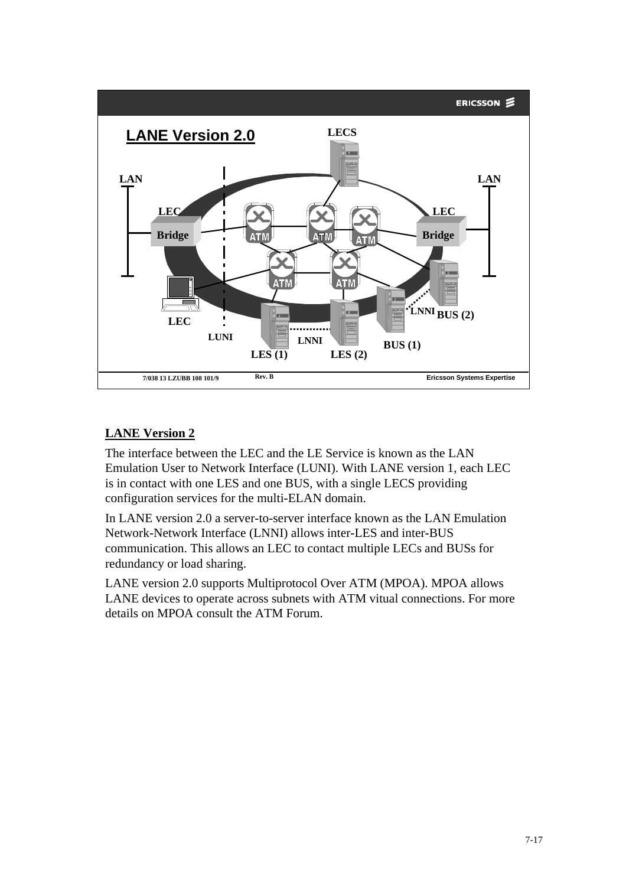## LANE Version 2

The interface between the LEC and the LE Service is known as the LAN Emulation User to Network Interface (LUNI). With LANE version 1, each LEC is in contact with one LES and one BUS, with a single LECS providing configuration services for the multi-ELAN domain.

In LANE version 2.0 a server-to-server interface known as the LAN Emulation Network-Network Interface (LNNI) allows inter-LES and inter-BUS communication. This allows an LEC to contact multiple LECs and BUSs for redundancy or load sharing.

LANE version 2.0 supports Multiprotocol Over ATM (MPOA). MPOA allows LANE devices to operate across subnets with ATM vitual connections. For more details on MPOA consult the ATM Forum.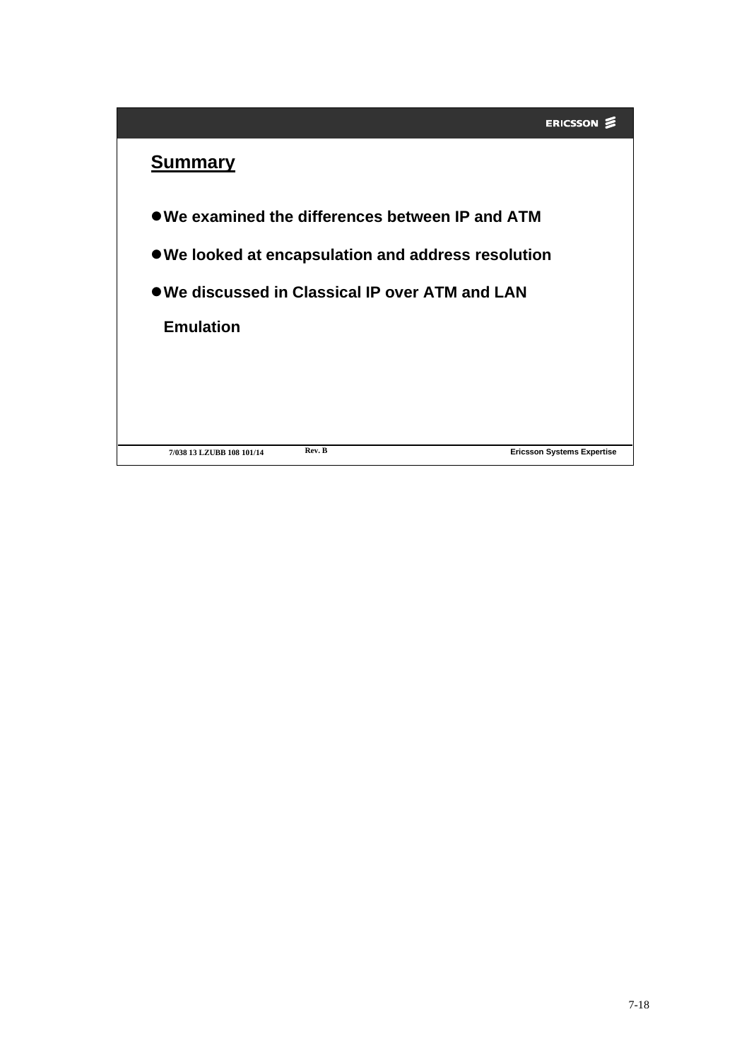## Summary

- We examined the differences between IP and ATM
- We looked at encapsulation and address resolution
- We discussed in Classical IP over ATM and LAN Emulation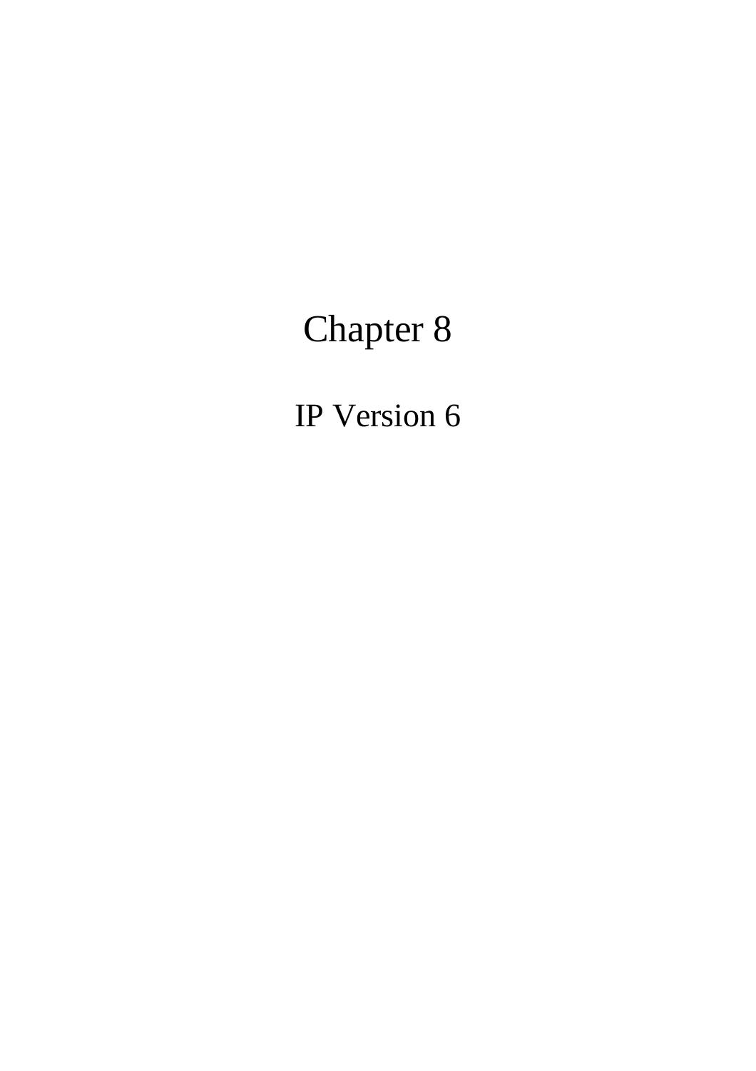# Chapter 8

## IP Version 6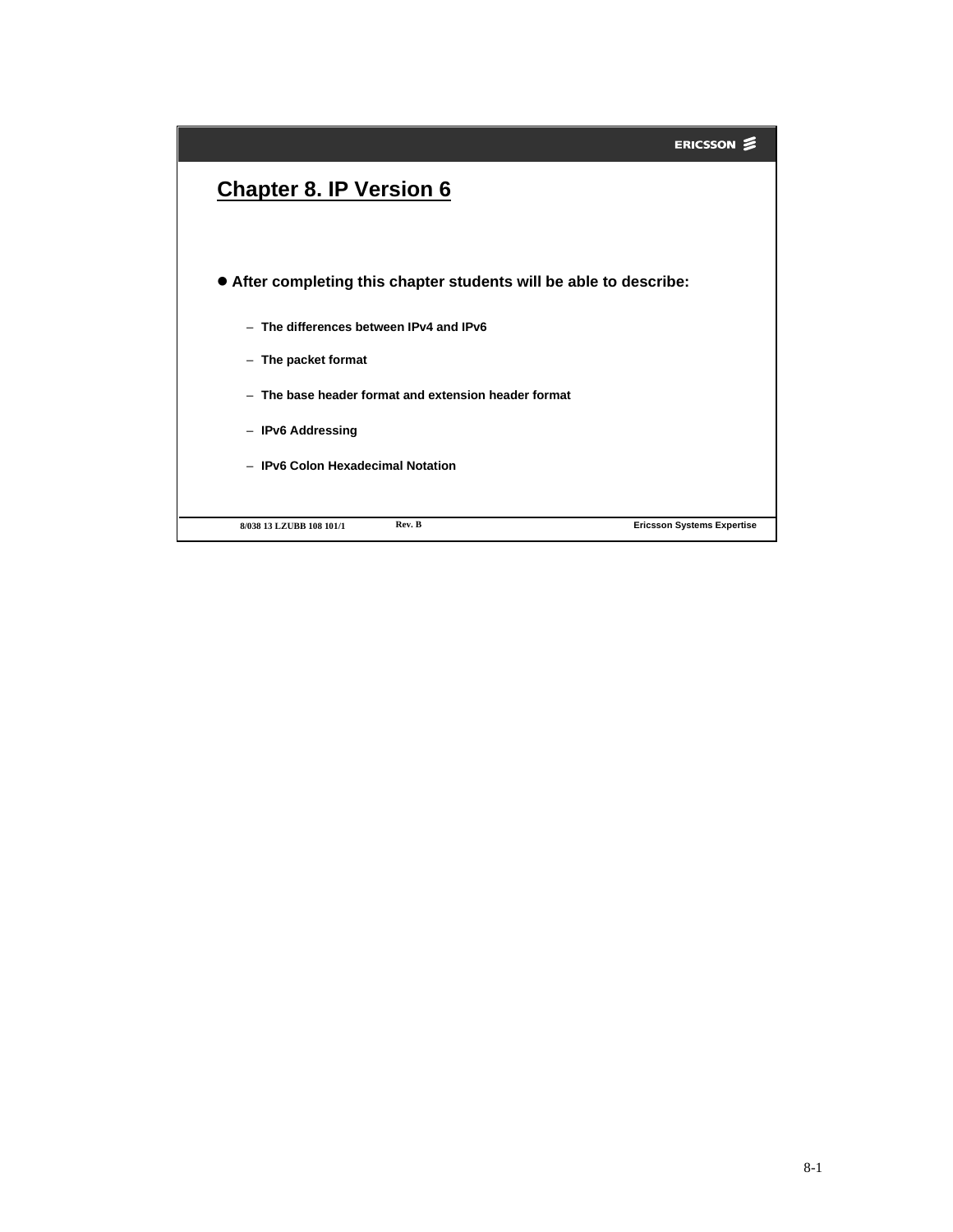# Chapter 8. IP Version 6

- **After completing this chapter students will be able to describe:**
  - **The differences between IPv4 and IPv6**
  - **The packet format**
  - **The base header format and extension header format**
  - **IPv6 Addressing**
  - **IPv6 Colon Hexadecimal Notation**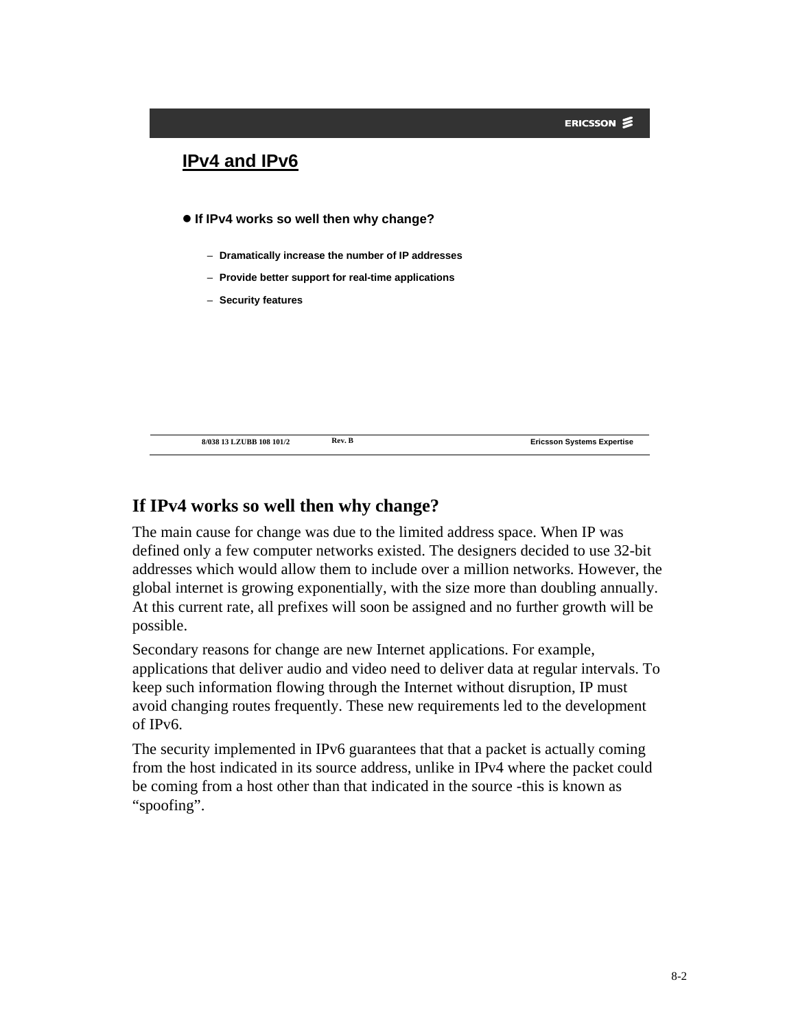## IPv4 and IPv6

- **If IPv4 works so well then why change?**
  - **Dramatically increase the number of IP addresses**
  - **Provide better support for real-time applications**
  - **Security features**

8/038 13 LZUBB 108 101/2 Rev. B Ericsson Systems Expertise

### If IPv4 works so well then why change?

The main cause for change was due to the limited address space. When IP was defined only a few computer networks existed. The designers decided to use 32-bit addresses which would allow them to include over a million networks. However, the global internet is growing exponentially, with the size more than doubling annually. At this current rate, all prefixes will soon be assigned and no further growth will be possible.

Secondary reasons for change are new Internet applications. For example, applications that deliver audio and video need to deliver data at regular intervals. To keep such information flowing through the Internet without disruption, IP must avoid changing routes frequently. These new requirements led to the development of IPv6.

The security implemented in IPv6 guarantees that that a packet is actually coming from the host indicated in its source address, unlike in IPv4 where the packet could be coming from a host other than that indicated in the source -this is known as “spoofing”.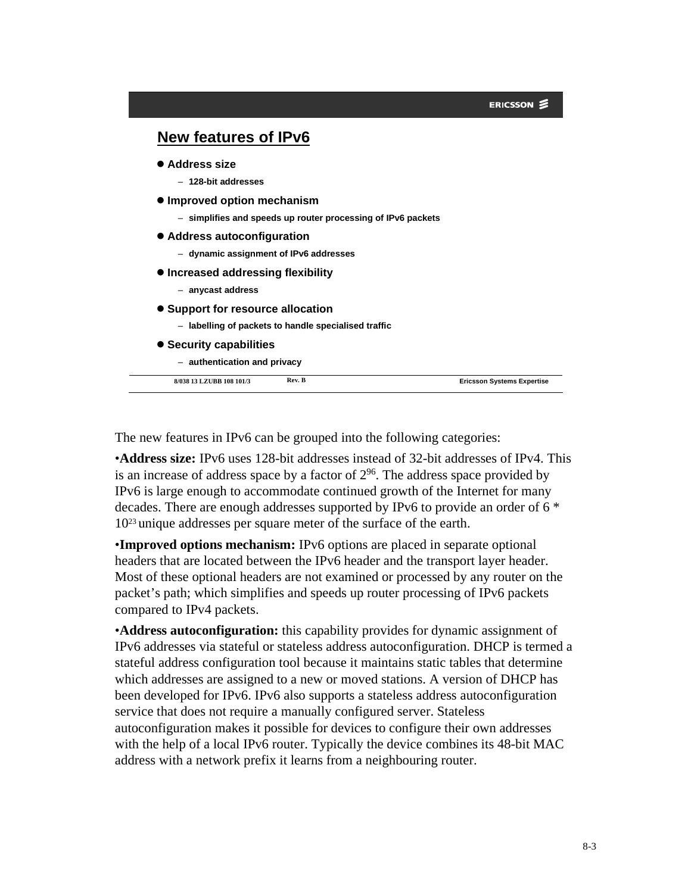## New features of IPv6

- **Address size**
  - 128-bit addresses
- **Improved option mechanism**
  - simplifies and speeds up router processing of IPv6 packets
- **Address autoconfiguration**
  - dynamic assignment of IPv6 addresses
- **Increased addressing flexibility**
  - anycast address
- **Support for resource allocation**
  - labelling of packets to handle specialised traffic
- **Security capabilities**
  - authentication and privacy

The new features in IPv6 can be grouped into the following categories:

•**Address size:** IPv6 uses 128-bit addresses instead of 32-bit addresses of IPv4. This is an increase of address space by a factor of $2^{96}$. The address space provided by IPv6 is large enough to accommodate continued growth of the Internet for many decades. There are enough addresses supported by IPv6 to provide an order of 6 * $10^{23}$ unique addresses per square meter of the surface of the earth.

•**Improved options mechanism:** IPv6 options are placed in separate optional headers that are located between the IPv6 header and the transport layer header. Most of these optional headers are not examined or processed by any router on the packet's path; which simplifies and speeds up router processing of IPv6 packets compared to IPv4 packets.

•**Address autoconfiguration:** this capability provides for dynamic assignment of IPv6 addresses via stateful or stateless address autoconfiguration. DHCP is termed a stateful address configuration tool because it maintains static tables that determine which addresses are assigned to a new or moved stations. A version of DHCP has been developed for IPv6. IPv6 also supports a stateless address autoconfiguration service that does not require a manually configured server. Stateless autoconfiguration makes it possible for devices to configure their own addresses with the help of a local IPv6 router. Typically the device combines its 48-bit MAC address with a network prefix it learns from a neighbouring router.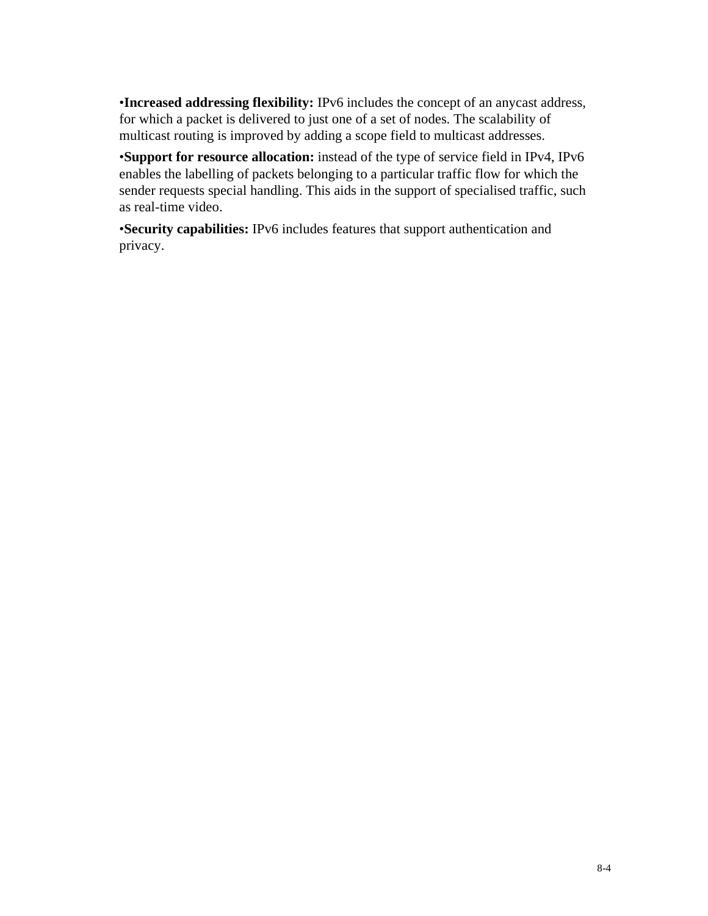•**Increased addressing flexibility:** IPv6 includes the concept of an anycast address, for which a packet is delivered to just one of a set of nodes. The scalability of multicast routing is improved by adding a scope field to multicast addresses.

•**Support for resource allocation:** instead of the type of service field in IPv4, IPv6 enables the labelling of packets belonging to a particular traffic flow for which the sender requests special handling. This aids in the support of specialised traffic, such as real-time video.

•**Security capabilities:** IPv6 includes features that support authentication and privacy.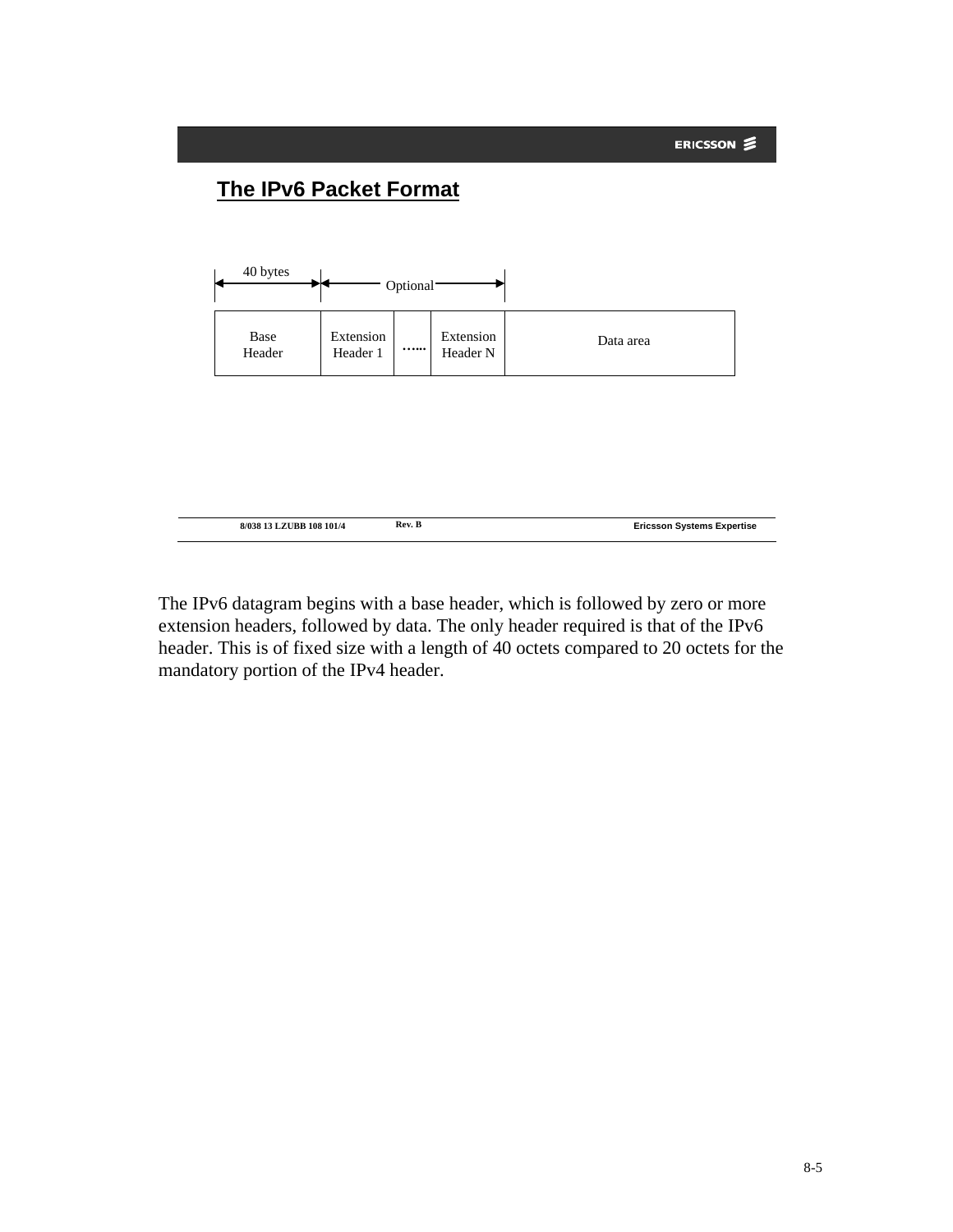## The IPv6 Packet Format

| Base Header | Extension Header 1 | …... | Extension Header N | Data area |
|---|---|---|---|---|
| 40 bytes | Optional | | | |

The IPv6 datagram begins with a base header, which is followed by zero or more extension headers, followed by data. The only header required is that of the IPv6 header. This is of fixed size with a length of 40 octets compared to 20 octets for the mandatory portion of the IPv4 header.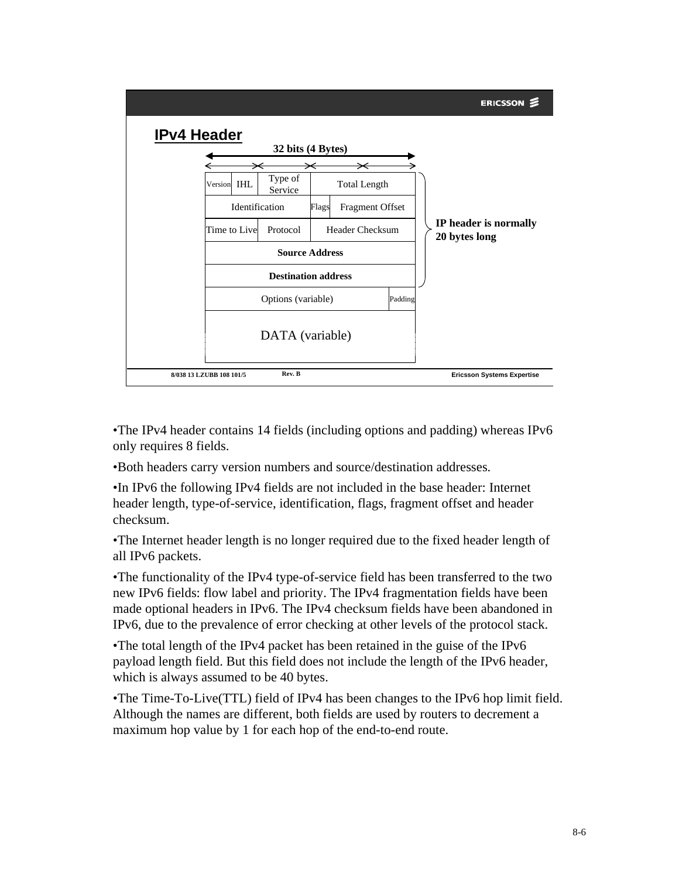## IPv4 Header

**32 bits (4 Bytes)**

| Version | IHL | Type of Service | Total Length | |
|---|---|---|---|---|
| Identification | | | Flags | Fragment Offset |
| Time to Live | | Protocol | Header Checksum | |
| **Source Address** | | | | |
| **Destination address** | | | | |
| Options (variable) | | | | Padding |
| DATA (variable) | | | | |

**IP header is normally 20 bytes long**

•The IPv4 header contains 14 fields (including options and padding) whereas IPv6 only requires 8 fields.

•Both headers carry version numbers and source/destination addresses.

•In IPv6 the following IPv4 fields are not included in the base header: Internet header length, type-of-service, identification, flags, fragment offset and header checksum.

•The Internet header length is no longer required due to the fixed header length of all IPv6 packets.

•The functionality of the IPv4 type-of-service field has been transferred to the two new IPv6 fields: flow label and priority. The IPv4 fragmentation fields have been made optional headers in IPv6. The IPv4 checksum fields have been abandoned in IPv6, due to the prevalence of error checking at other levels of the protocol stack.

•The total length of the IPv4 packet has been retained in the guise of the IPv6 payload length field. But this field does not include the length of the IPv6 header, which is always assumed to be 40 bytes.

•The Time-To-Live(TTL) field of IPv4 has been changes to the IPv6 hop limit field. Although the names are different, both fields are used by routers to decrement a maximum hop value by 1 for each hop of the end-to-end route.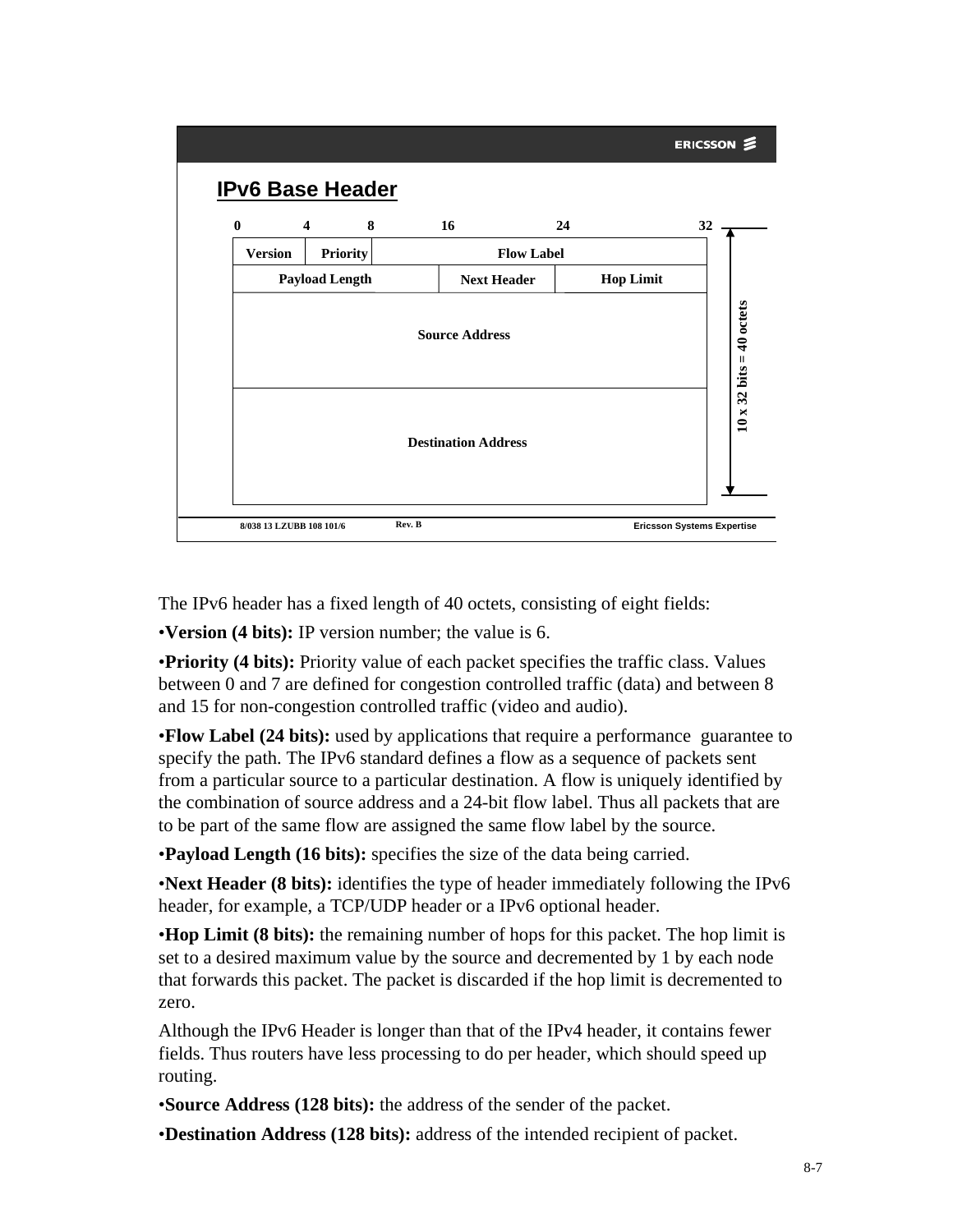## IPv6 Base Header

| 0 - 4 | 4 - 8 | 8 - 16 | 16 - 24 | 24 - 32 |
|---|---|---|---|---|
| Version | Priority | Flow Label | | |
| Payload Length | | | Next Header | Hop Limit |
| Source Address | | | | |
| Destination Address | | | | |

10 x 32 bits = 40 octets

8/038 13 LZUBB 108 101/6 Rev. B Ericsson Systems Expertise

The IPv6 header has a fixed length of 40 octets, consisting of eight fields:

•**Version (4 bits):** IP version number; the value is 6.

•**Priority (4 bits):** Priority value of each packet specifies the traffic class. Values between 0 and 7 are defined for congestion controlled traffic (data) and between 8 and 15 for non-congestion controlled traffic (video and audio).

•**Flow Label (24 bits):** used by applications that require a performance guarantee to specify the path. The IPv6 standard defines a flow as a sequence of packets sent from a particular source to a particular destination. A flow is uniquely identified by the combination of source address and a 24-bit flow label. Thus all packets that are to be part of the same flow are assigned the same flow label by the source.

•**Payload Length (16 bits):** specifies the size of the data being carried.

•**Next Header (8 bits):** identifies the type of header immediately following the IPv6 header, for example, a TCP/UDP header or a IPv6 optional header.

•**Hop Limit (8 bits):** the remaining number of hops for this packet. The hop limit is set to a desired maximum value by the source and decremented by 1 by each node that forwards this packet. The packet is discarded if the hop limit is decremented to zero.

Although the IPv6 Header is longer than that of the IPv4 header, it contains fewer fields. Thus routers have less processing to do per header, which should speed up routing.

•**Source Address (128 bits):** the address of the sender of the packet.

•**Destination Address (128 bits):** address of the intended recipient of packet.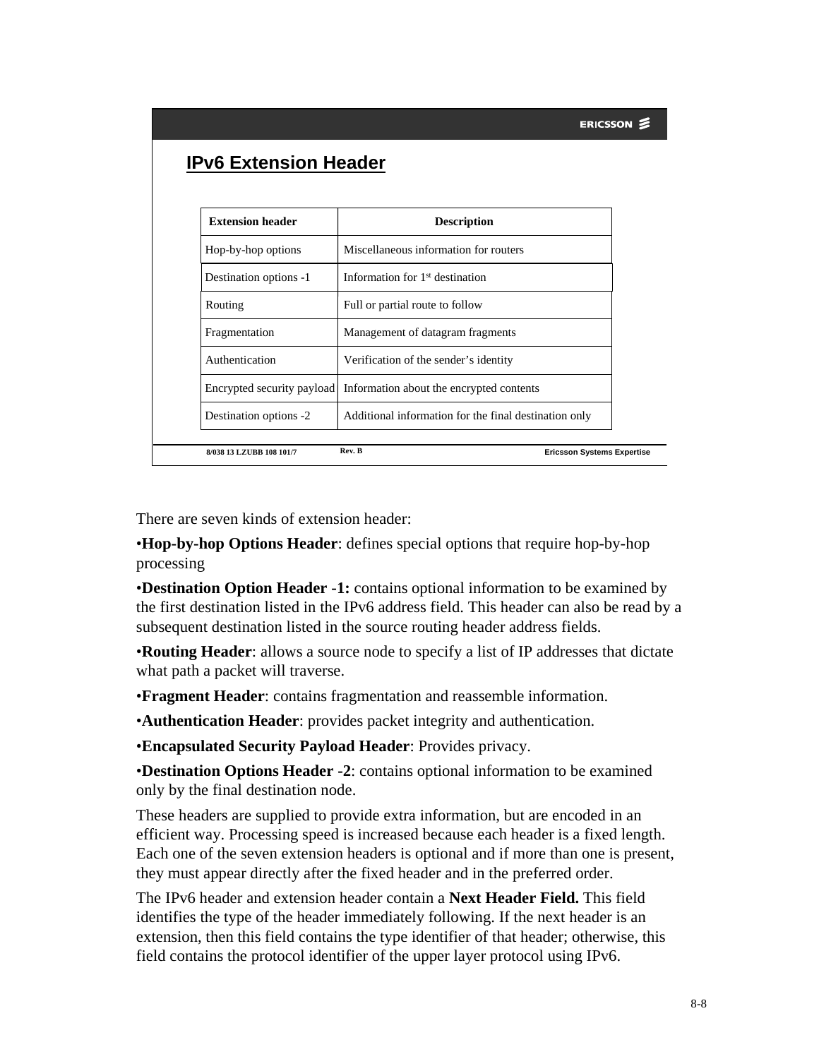## IPv6 Extension Header

| Extension header | Description |
|---|---|
| Hop-by-hop options | Miscellaneous information for routers |
| Destination options -1 | Information for 1st destination |
| Routing | Full or partial route to follow |
| Fragmentation | Management of datagram fragments |
| Authentication | Verification of the sender's identity |
| Encrypted security payload | Information about the encrypted contents |
| Destination options -2 | Additional information for the final destination only |

There are seven kinds of extension header:

•**Hop-by-hop Options Header**: defines special options that require hop-by-hop processing

•**Destination Option Header -1:** contains optional information to be examined by the first destination listed in the IPv6 address field. This header can also be read by a subsequent destination listed in the source routing header address fields.

•**Routing Header**: allows a source node to specify a list of IP addresses that dictate what path a packet will traverse.

•**Fragment Header**: contains fragmentation and reassemble information.

•**Authentication Header**: provides packet integrity and authentication.

•**Encapsulated Security Payload Header**: Provides privacy.

•**Destination Options Header -2**: contains optional information to be examined only by the final destination node.

These headers are supplied to provide extra information, but are encoded in an efficient way. Processing speed is increased because each header is a fixed length. Each one of the seven extension headers is optional and if more than one is present, they must appear directly after the fixed header and in the preferred order.

The IPv6 header and extension header contain a **Next Header Field.** This field identifies the type of the header immediately following. If the next header is an extension, then this field contains the type identifier of that header; otherwise, this field contains the protocol identifier of the upper layer protocol using IPv6.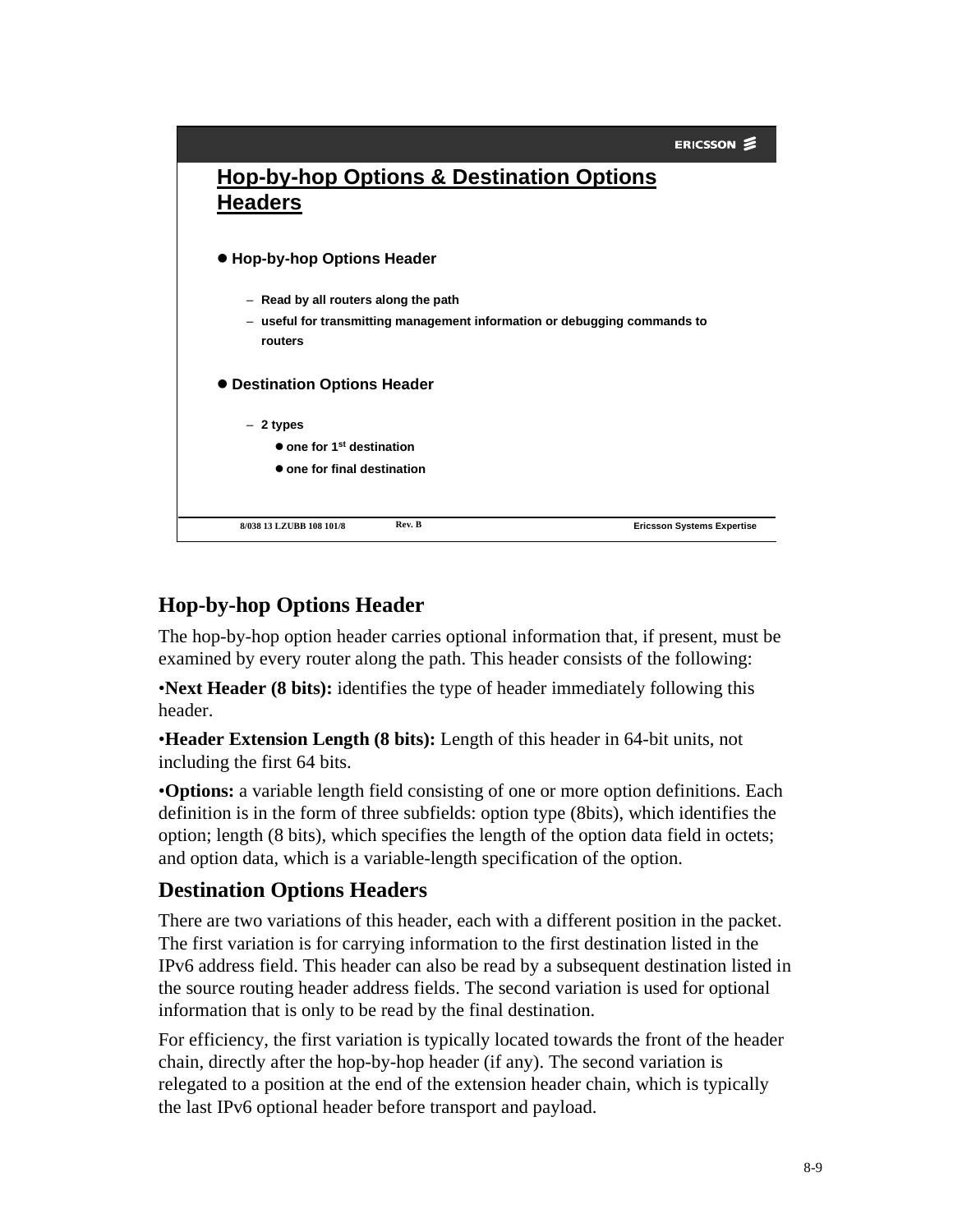## Hop-by-hop Options & Destination Options Headers

- **Hop-by-hop Options Header**
  - Read by all routers along the path
  - useful for transmitting management information or debugging commands to routers
- **Destination Options Header**
  - 2 types
    - one for 1st destination
    - one for final destination

8/038 13 LZUBB 108 101/8 Rev. B Ericsson Systems Expertise

### Hop-by-hop Options Header

The hop-by-hop option header carries optional information that, if present, must be examined by every router along the path. This header consists of the following:

•**Next Header (8 bits):** identifies the type of header immediately following this header.

•**Header Extension Length (8 bits):** Length of this header in 64-bit units, not including the first 64 bits.

•**Options:** a variable length field consisting of one or more option definitions. Each definition is in the form of three subfields: option type (8bits), which identifies the option; length (8 bits), which specifies the length of the option data field in octets; and option data, which is a variable-length specification of the option.

### Destination Options Headers

There are two variations of this header, each with a different position in the packet. The first variation is for carrying information to the first destination listed in the IPv6 address field. This header can also be read by a subsequent destination listed in the source routing header address fields. The second variation is used for optional information that is only to be read by the final destination.

For efficiency, the first variation is typically located towards the front of the header chain, directly after the hop-by-hop header (if any). The second variation is relegated to a position at the end of the extension header chain, which is typically the last IPv6 optional header before transport and payload.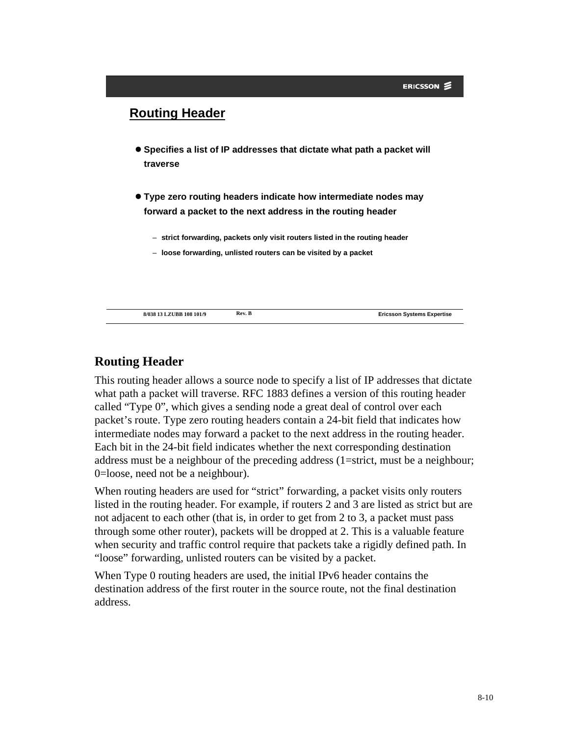## Routing Header

- Specifies a list of IP addresses that dictate what path a packet will traverse
- Type zero routing headers indicate how intermediate nodes may forward a packet to the next address in the routing header
  - strict forwarding, packets only visit routers listed in the routing header
  - loose forwarding, unlisted routers can be visited by a packet

8/038 13 LZUBB 108 101/9 Rev. B Ericsson Systems Expertise

## Routing Header

This routing header allows a source node to specify a list of IP addresses that dictate what path a packet will traverse. RFC 1883 defines a version of this routing header called “Type 0”, which gives a sending node a great deal of control over each packet’s route. Type zero routing headers contain a 24-bit field that indicates how intermediate nodes may forward a packet to the next address in the routing header. Each bit in the 24-bit field indicates whether the next corresponding destination address must be a neighbour of the preceding address (1=strict, must be a neighbour; 0=loose, need not be a neighbour).

When routing headers are used for “strict” forwarding, a packet visits only routers listed in the routing header. For example, if routers 2 and 3 are listed as strict but are not adjacent to each other (that is, in order to get from 2 to 3, a packet must pass through some other router), packets will be dropped at 2. This is a valuable feature when security and traffic control require that packets take a rigidly defined path. In “loose” forwarding, unlisted routers can be visited by a packet.

When Type 0 routing headers are used, the initial IPv6 header contains the destination address of the first router in the source route, not the final destination address.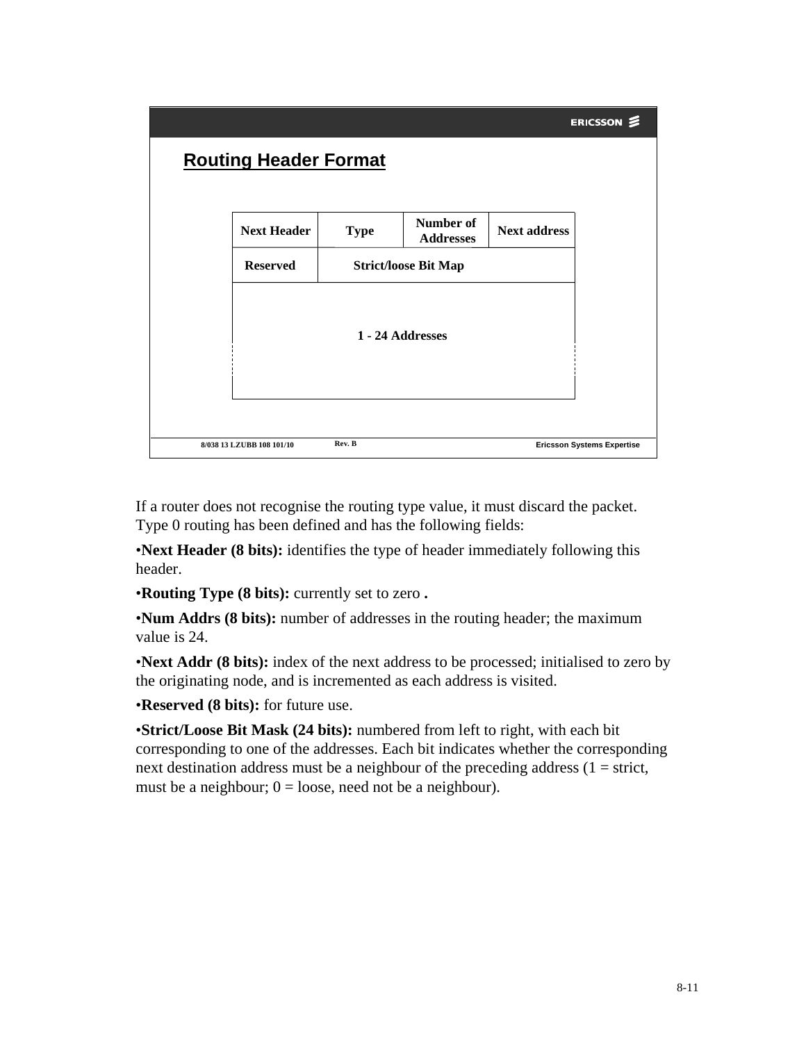## Routing Header Format

| Next Header | Type | Number of Addresses | Next address |
|---|---|---|---|
| Reserved | Strict/loose Bit Map | | |
| 1 - 24 Addresses | | | |

If a router does not recognise the routing type value, it must discard the packet. Type 0 routing has been defined and has the following fields:

•**Next Header (8 bits):** identifies the type of header immediately following this header.

•**Routing Type (8 bits):** currently set to zero **.**

•**Num Addrs (8 bits):** number of addresses in the routing header; the maximum value is 24.

•**Next Addr (8 bits):** index of the next address to be processed; initialised to zero by the originating node, and is incremented as each address is visited.

•**Reserved (8 bits):** for future use.

•**Strict/Loose Bit Mask (24 bits):** numbered from left to right, with each bit corresponding to one of the addresses. Each bit indicates whether the corresponding next destination address must be a neighbour of the preceding address (1 = strict, must be a neighbour; 0 = loose, need not be a neighbour).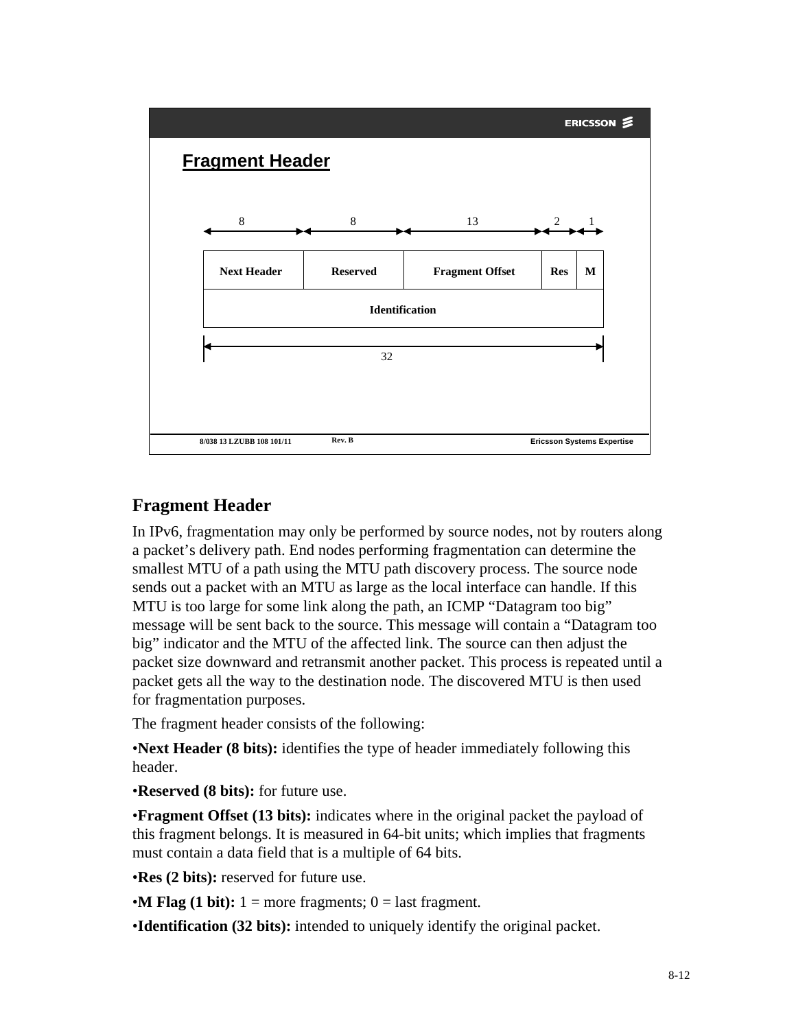## Fragment Header

| 8 | 8 | 13 | 2 | 1 |
|---|---|---|---|---|
| Next Header | Reserved | Fragment Offset | Res | M |
| Identification | | | | |

32

8/038 13 LZUBB 108 101/11 Rev. B Ericsson Systems Expertise

## Fragment Header

In IPv6, fragmentation may only be performed by source nodes, not by routers along a packet's delivery path. End nodes performing fragmentation can determine the smallest MTU of a path using the MTU path discovery process. The source node sends out a packet with an MTU as large as the local interface can handle. If this MTU is too large for some link along the path, an ICMP "Datagram too big" message will be sent back to the source. This message will contain a "Datagram too big" indicator and the MTU of the affected link. The source can then adjust the packet size downward and retransmit another packet. This process is repeated until a packet gets all the way to the destination node. The discovered MTU is then used for fragmentation purposes.

The fragment header consists of the following:

- **Next Header (8 bits):** identifies the type of header immediately following this header.
- **Reserved (8 bits):** for future use.
- **Fragment Offset (13 bits):** indicates where in the original packet the payload of this fragment belongs. It is measured in 64-bit units; which implies that fragments must contain a data field that is a multiple of 64 bits.
- **Res (2 bits):** reserved for future use.
- **M Flag (1 bit):** 1 = more fragments; 0 = last fragment.
- **Identification (32 bits):** intended to uniquely identify the original packet.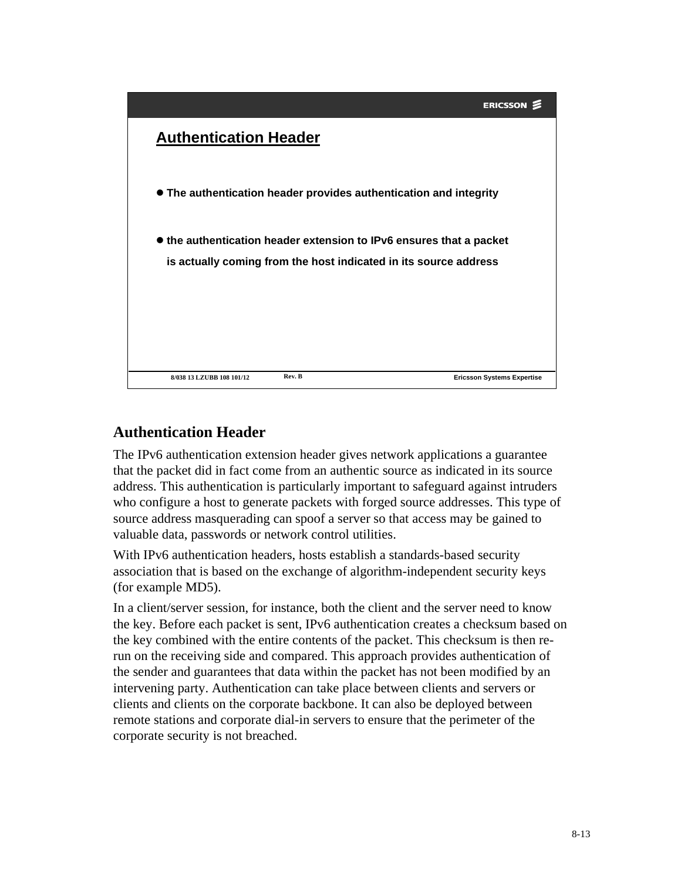## Authentication Header

- The authentication header provides authentication and integrity
- the authentication header extension to IPv6 ensures that a packet is actually coming from the host indicated in its source address

8/038 13 LZUBB 108 101/12 Rev. B Ericsson Systems Expertise

## Authentication Header

The IPv6 authentication extension header gives network applications a guarantee that the packet did in fact come from an authentic source as indicated in its source address. This authentication is particularly important to safeguard against intruders who configure a host to generate packets with forged source addresses. This type of source address masquerading can spoof a server so that access may be gained to valuable data, passwords or network control utilities.

With IPv6 authentication headers, hosts establish a standards-based security association that is based on the exchange of algorithm-independent security keys (for example MD5).

In a client/server session, for instance, both the client and the server need to know the key. Before each packet is sent, IPv6 authentication creates a checksum based on the key combined with the entire contents of the packet. This checksum is then re-run on the receiving side and compared. This approach provides authentication of the sender and guarantees that data within the packet has not been modified by an intervening party. Authentication can take place between clients and servers or clients and clients on the corporate backbone. It can also be deployed between remote stations and corporate dial-in servers to ensure that the perimeter of the corporate security is not breached.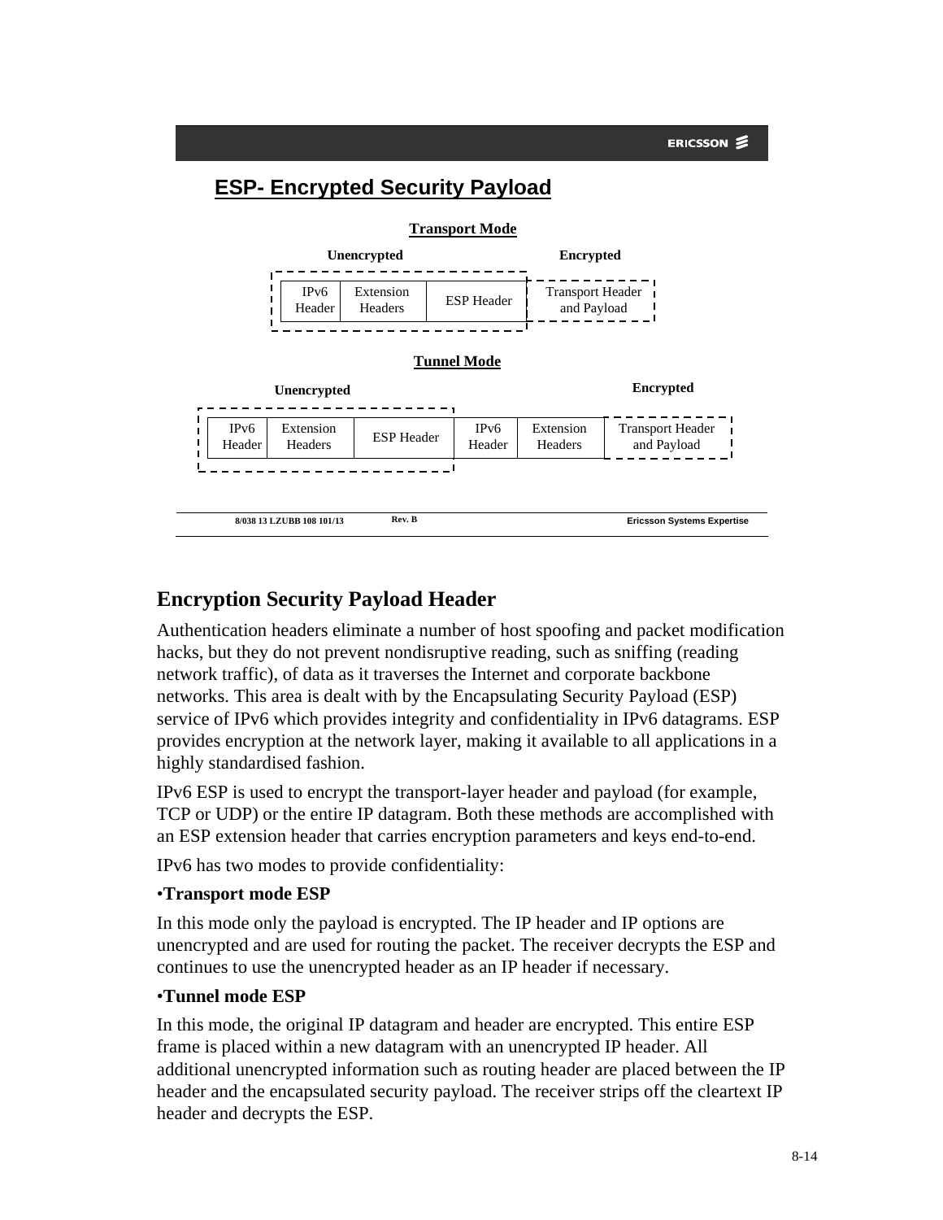## ESP- Encrypted Security Payload

**Transport Mode**

| Unencrypted | | | Encrypted |
|---|---|---|---|
| IPv6 Header | Extension Headers | ESP Header | Transport Header and Payload |

**Tunnel Mode**

| Unencrypted | | | | | Encrypted |
|---|---|---|---|---|---|
| IPv6 Header | Extension Headers | ESP Header | IPv6 Header | Extension Headers | Transport Header and Payload |

8/038 13 LZUBB 108 101/13 Rev. B Ericsson Systems Expertise

## Encryption Security Payload Header

Authentication headers eliminate a number of host spoofing and packet modification hacks, but they do not prevent nondisruptive reading, such as sniffing (reading network traffic), of data as it traverses the Internet and corporate backbone networks. This area is dealt with by the Encapsulating Security Payload (ESP) service of IPv6 which provides integrity and confidentiality in IPv6 datagrams. ESP provides encryption at the network layer, making it available to all applications in a highly standardised fashion.

IPv6 ESP is used to encrypt the transport-layer header and payload (for example, TCP or UDP) or the entire IP datagram. Both these methods are accomplished with an ESP extension header that carries encryption parameters and keys end-to-end.

IPv6 has two modes to provide confidentiality:

•**Transport mode ESP**

In this mode only the payload is encrypted. The IP header and IP options are unencrypted and are used for routing the packet. The receiver decrypts the ESP and continues to use the unencrypted header as an IP header if necessary.

•**Tunnel mode ESP**

In this mode, the original IP datagram and header are encrypted. This entire ESP frame is placed within a new datagram with an unencrypted IP header. All additional unencrypted information such as routing header are placed between the IP header and the encapsulated security payload. The receiver strips off the cleartext IP header and decrypts the ESP.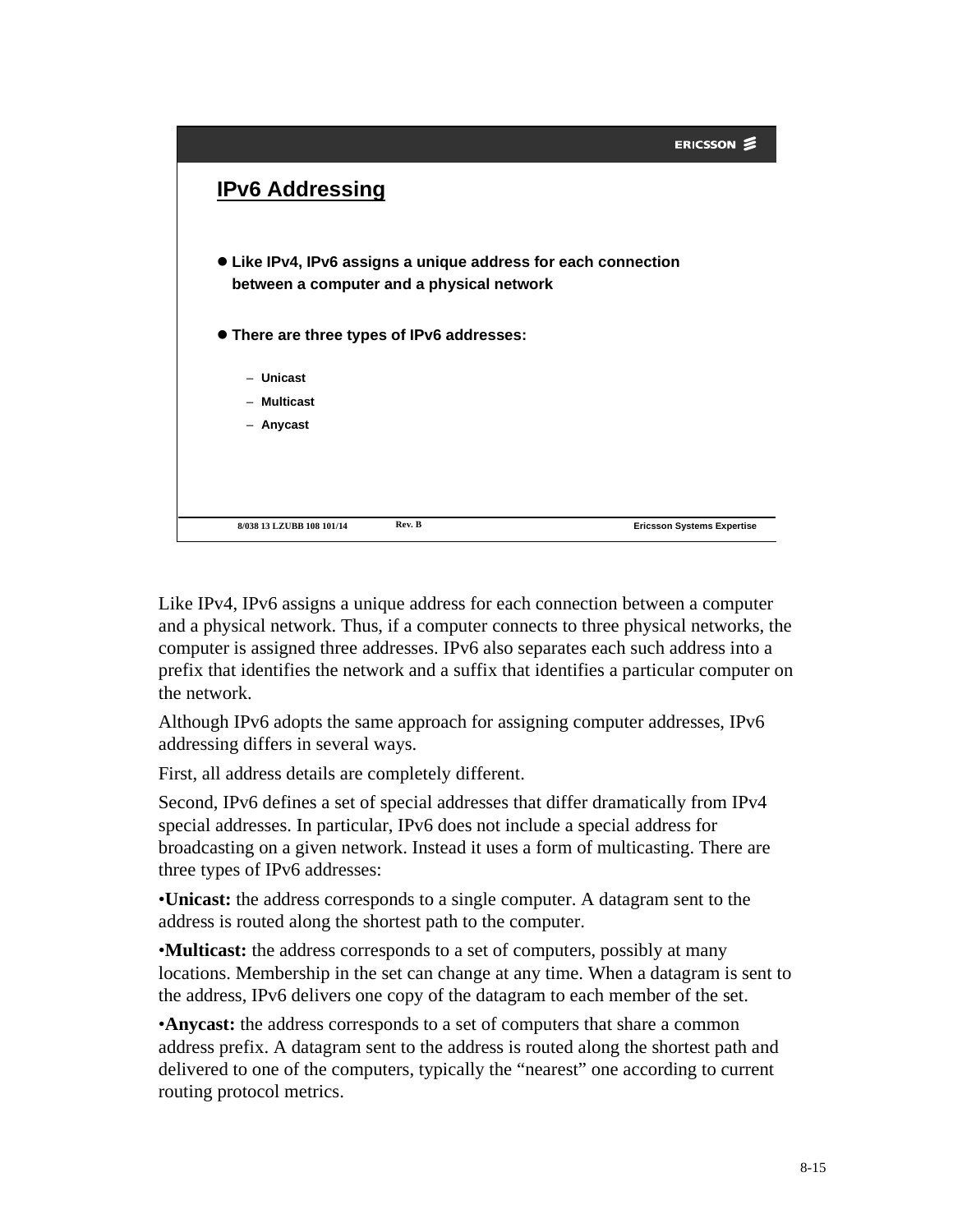## IPv6 Addressing

- Like IPv4, IPv6 assigns a unique address for each connection between a computer and a physical network
- There are three types of IPv6 addresses:
  - Unicast
  - Multicast
  - Anycast

Like IPv4, IPv6 assigns a unique address for each connection between a computer and a physical network. Thus, if a computer connects to three physical networks, the computer is assigned three addresses. IPv6 also separates each such address into a prefix that identifies the network and a suffix that identifies a particular computer on the network.

Although IPv6 adopts the same approach for assigning computer addresses, IPv6 addressing differs in several ways.

First, all address details are completely different.

Second, IPv6 defines a set of special addresses that differ dramatically from IPv4 special addresses. In particular, IPv6 does not include a special address for broadcasting on a given network. Instead it uses a form of multicasting. There are three types of IPv6 addresses:

•**Unicast:** the address corresponds to a single computer. A datagram sent to the address is routed along the shortest path to the computer.

•**Multicast:** the address corresponds to a set of computers, possibly at many locations. Membership in the set can change at any time. When a datagram is sent to the address, IPv6 delivers one copy of the datagram to each member of the set.

•**Anycast:** the address corresponds to a set of computers that share a common address prefix. A datagram sent to the address is routed along the shortest path and delivered to one of the computers, typically the "nearest" one according to current routing protocol metrics.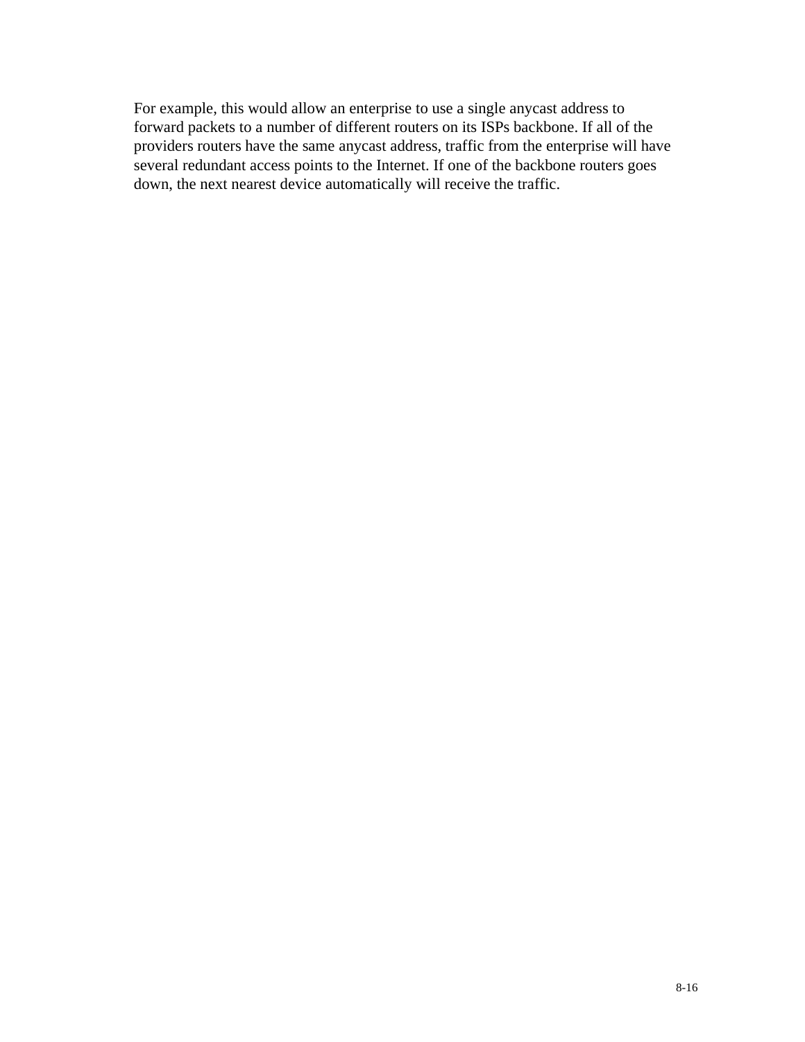For example, this would allow an enterprise to use a single anycast address to forward packets to a number of different routers on its ISPs backbone. If all of the providers routers have the same anycast address, traffic from the enterprise will have several redundant access points to the Internet. If one of the backbone routers goes down, the next nearest device automatically will receive the traffic.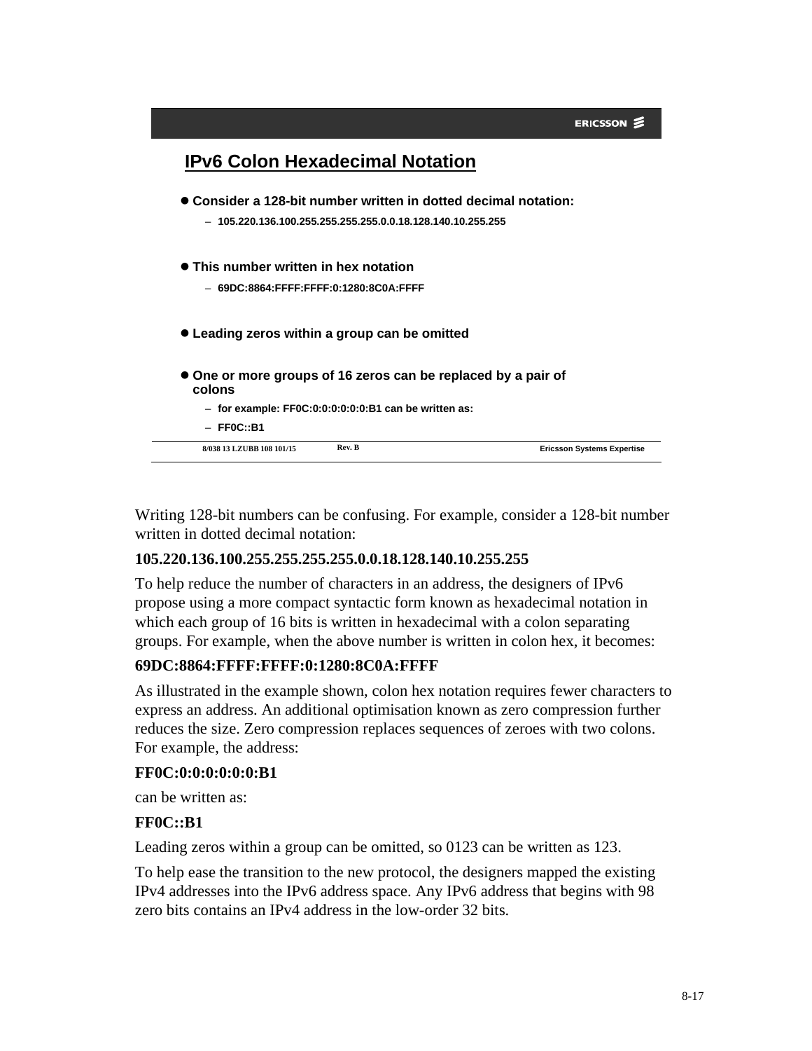## IPv6 Colon Hexadecimal Notation

- Consider a 128-bit number written in dotted decimal notation:
  - 105.220.136.100.255.255.255.255.0.0.18.128.140.10.255.255
- This number written in hex notation
  - 69DC:8864:FFFF:FFFF:0:1280:8C0A:FFFF
- Leading zeros within a group can be omitted
- One or more groups of 16 zeros can be replaced by a pair of colons
  - for example: FF0C:0:0:0:0:0:0:B1 can be written as:
  - FF0C::B1

8/038 13 LZUBB 108 101/15 Rev. B Ericsson Systems Expertise

Writing 128-bit numbers can be confusing. For example, consider a 128-bit number written in dotted decimal notation:

**105.220.136.100.255.255.255.255.0.0.18.128.140.10.255.255**

To help reduce the number of characters in an address, the designers of IPv6 propose using a more compact syntactic form known as hexadecimal notation in which each group of 16 bits is written in hexadecimal with a colon separating groups. For example, when the above number is written in colon hex, it becomes:

**69DC:8864:FFFF:FFFF:0:1280:8C0A:FFFF**

As illustrated in the example shown, colon hex notation requires fewer characters to express an address. An additional optimisation known as zero compression further reduces the size. Zero compression replaces sequences of zeroes with two colons. For example, the address:

**FF0C:0:0:0:0:0:0:B1**

can be written as:

**FF0C::B1**

Leading zeros within a group can be omitted, so 0123 can be written as 123.

To help ease the transition to the new protocol, the designers mapped the existing IPv4 addresses into the IPv6 address space. Any IPv6 address that begins with 98 zero bits contains an IPv4 address in the low-order 32 bits.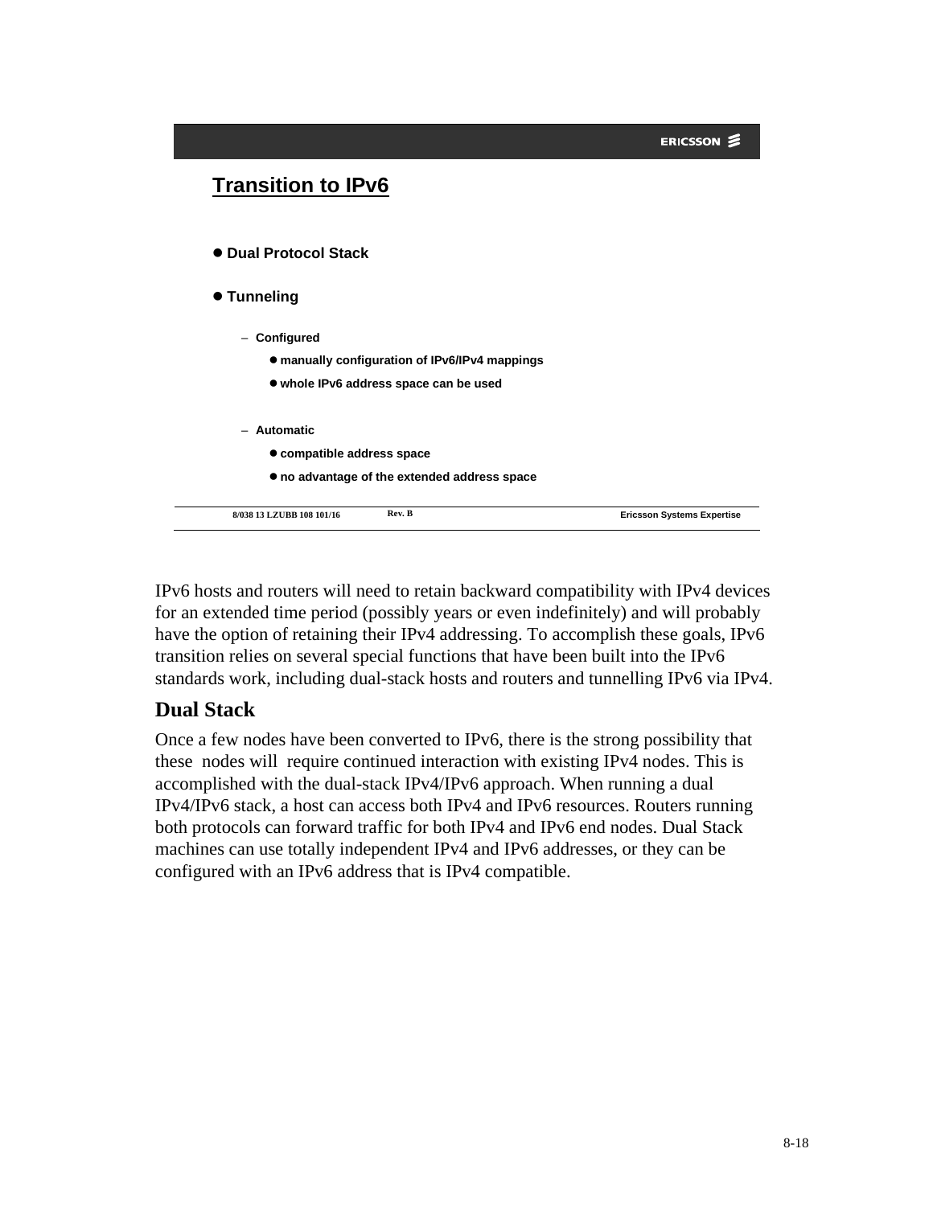## Transition to IPv6

- Dual Protocol Stack
- Tunneling
  - Configured
    - manually configuration of IPv6/IPv4 mappings
    - whole IPv6 address space can be used
  - Automatic
    - compatible address space
    - no advantage of the extended address space

8/038 13 LZUBB 108 101/16 Rev. B Ericsson Systems Expertise

IPv6 hosts and routers will need to retain backward compatibility with IPv4 devices for an extended time period (possibly years or even indefinitely) and will probably have the option of retaining their IPv4 addressing. To accomplish these goals, IPv6 transition relies on several special functions that have been built into the IPv6 standards work, including dual-stack hosts and routers and tunnelling IPv6 via IPv4.

### Dual Stack

Once a few nodes have been converted to IPv6, there is the strong possibility that these nodes will require continued interaction with existing IPv4 nodes. This is accomplished with the dual-stack IPv4/IPv6 approach. When running a dual IPv4/IPv6 stack, a host can access both IPv4 and IPv6 resources. Routers running both protocols can forward traffic for both IPv4 and IPv6 end nodes. Dual Stack machines can use totally independent IPv4 and IPv6 addresses, or they can be configured with an IPv6 address that is IPv4 compatible.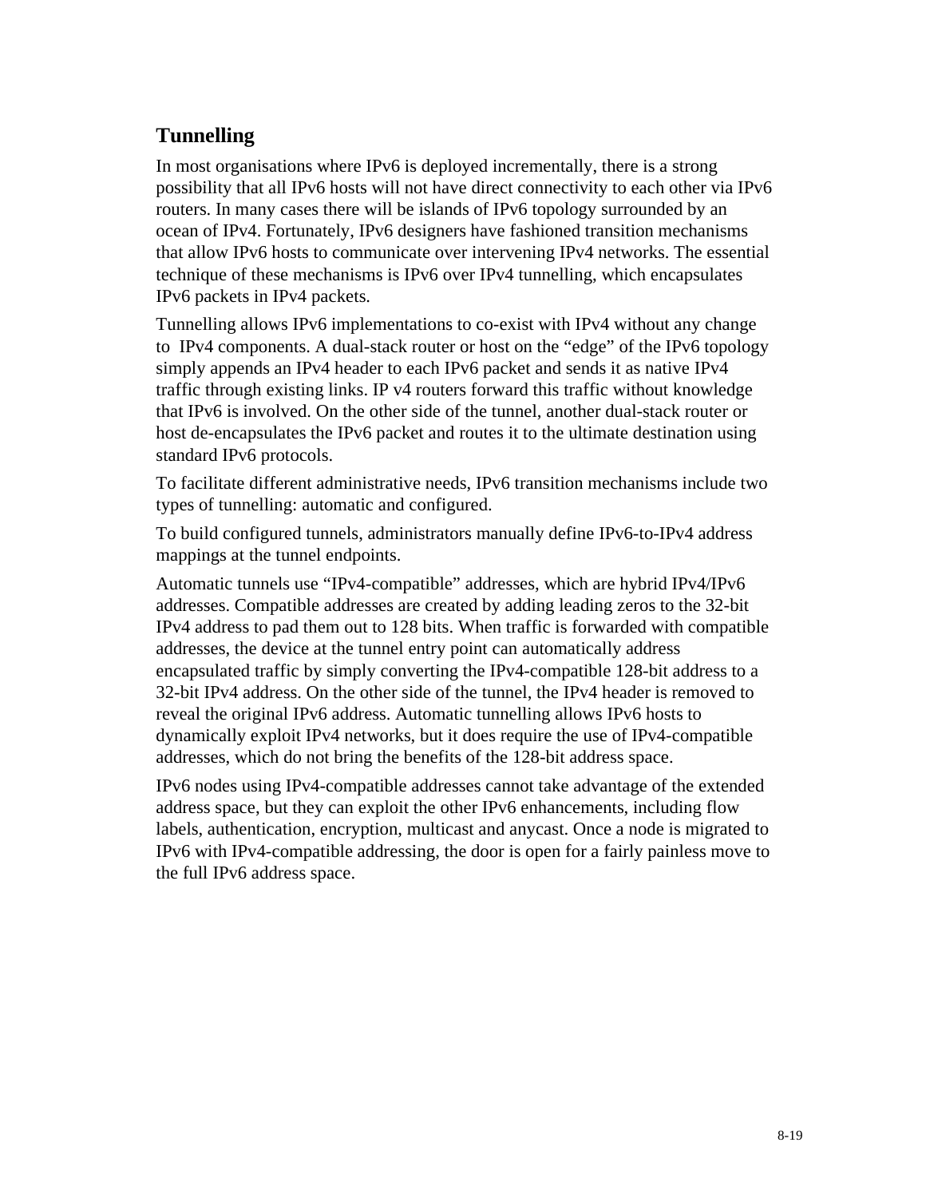## Tunnelling

In most organisations where IPv6 is deployed incrementally, there is a strong possibility that all IPv6 hosts will not have direct connectivity to each other via IPv6 routers. In many cases there will be islands of IPv6 topology surrounded by an ocean of IPv4. Fortunately, IPv6 designers have fashioned transition mechanisms that allow IPv6 hosts to communicate over intervening IPv4 networks. The essential technique of these mechanisms is IPv6 over IPv4 tunnelling, which encapsulates IPv6 packets in IPv4 packets.

Tunnelling allows IPv6 implementations to co-exist with IPv4 without any change to IPv4 components. A dual-stack router or host on the "edge" of the IPv6 topology simply appends an IPv4 header to each IPv6 packet and sends it as native IPv4 traffic through existing links. IP v4 routers forward this traffic without knowledge that IPv6 is involved. On the other side of the tunnel, another dual-stack router or host de-encapsulates the IPv6 packet and routes it to the ultimate destination using standard IPv6 protocols.

To facilitate different administrative needs, IPv6 transition mechanisms include two types of tunnelling: automatic and configured.

To build configured tunnels, administrators manually define IPv6-to-IPv4 address mappings at the tunnel endpoints.

Automatic tunnels use "IPv4-compatible" addresses, which are hybrid IPv4/IPv6 addresses. Compatible addresses are created by adding leading zeros to the 32-bit IPv4 address to pad them out to 128 bits. When traffic is forwarded with compatible addresses, the device at the tunnel entry point can automatically address encapsulated traffic by simply converting the IPv4-compatible 128-bit address to a 32-bit IPv4 address. On the other side of the tunnel, the IPv4 header is removed to reveal the original IPv6 address. Automatic tunnelling allows IPv6 hosts to dynamically exploit IPv4 networks, but it does require the use of IPv4-compatible addresses, which do not bring the benefits of the 128-bit address space.

IPv6 nodes using IPv4-compatible addresses cannot take advantage of the extended address space, but they can exploit the other IPv6 enhancements, including flow labels, authentication, encryption, multicast and anycast. Once a node is migrated to IPv6 with IPv4-compatible addressing, the door is open for a fairly painless move to the full IPv6 address space.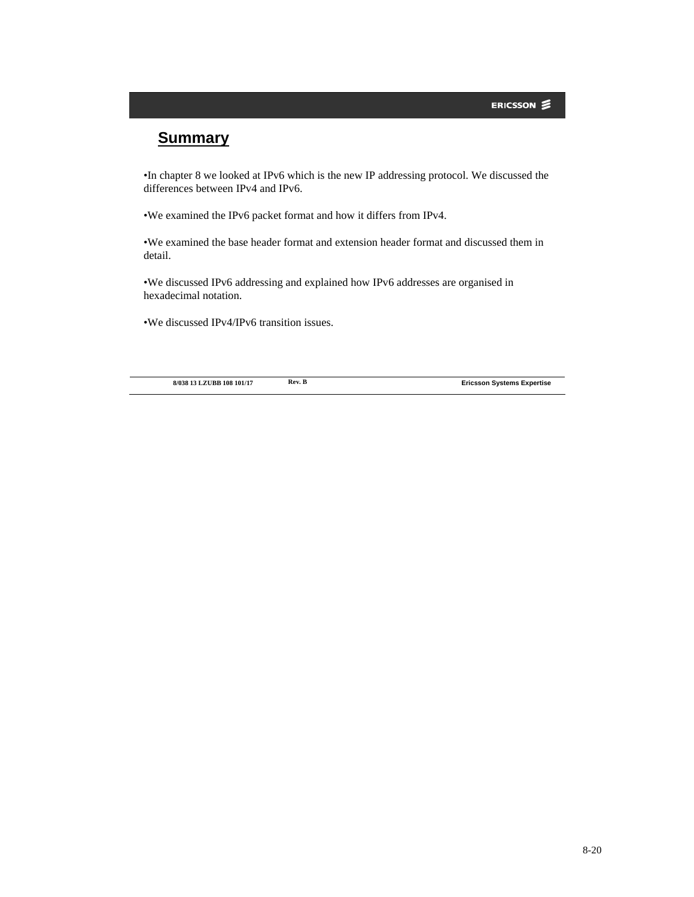# Summary

•In chapter 8 we looked at IPv6 which is the new IP addressing protocol. We discussed the differences between IPv4 and IPv6.

•We examined the IPv6 packet format and how it differs from IPv4.

•We examined the base header format and extension header format and discussed them in detail.

•We discussed IPv6 addressing and explained how IPv6 addresses are organised in hexadecimal notation.

•We discussed IPv4/IPv6 transition issues.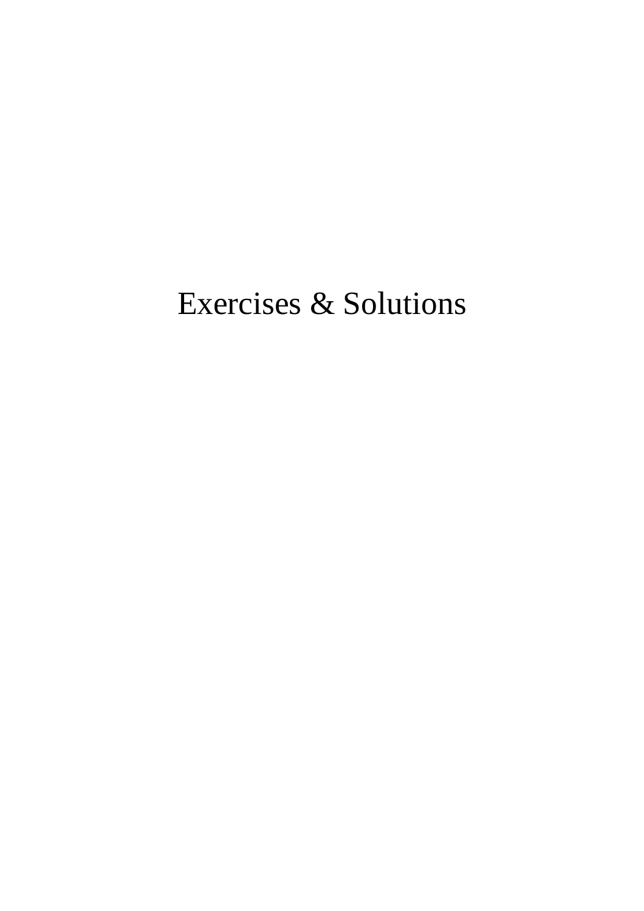# Exercises & Solutions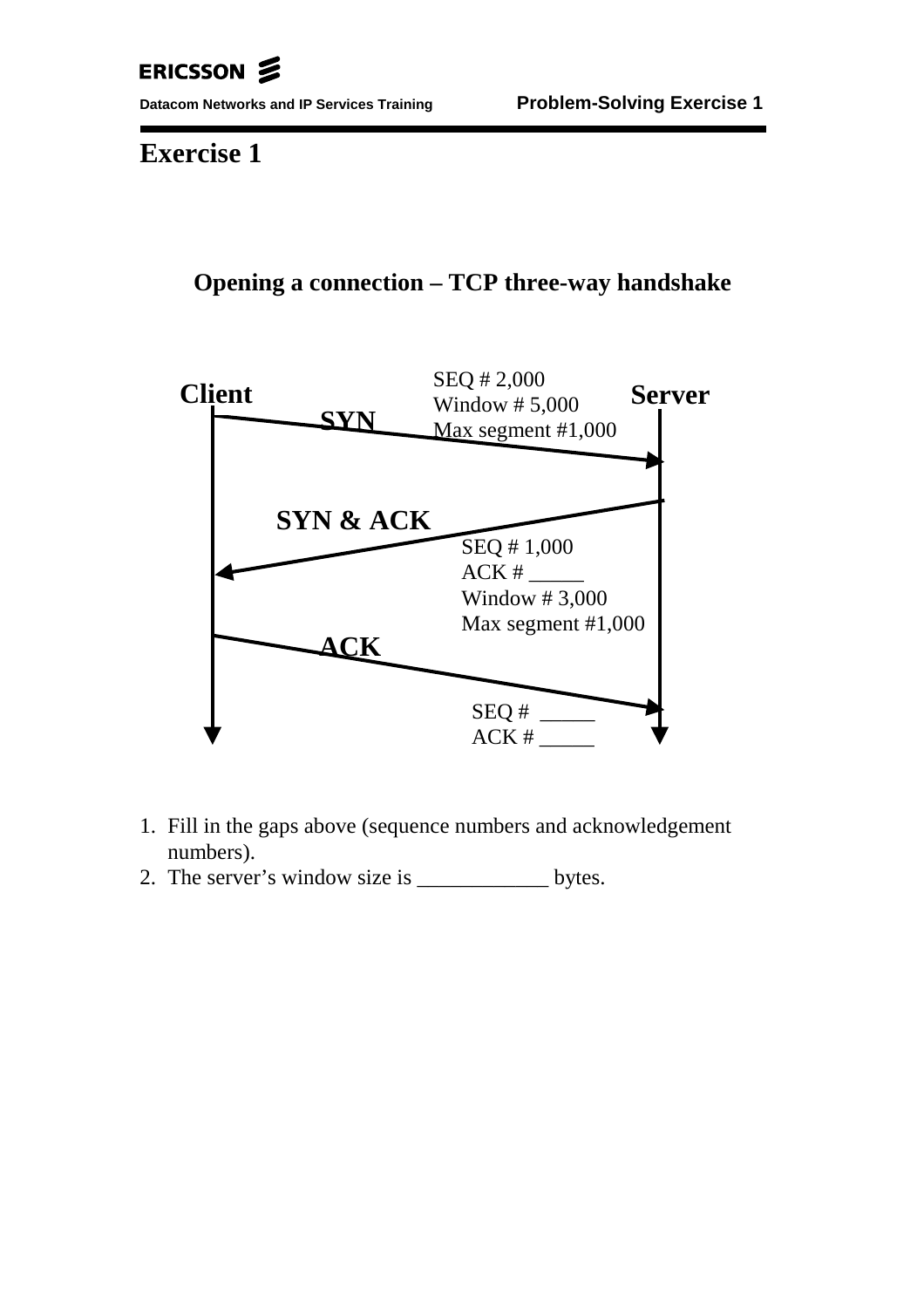# Exercise 1

## Opening a connection – TCP three-way handshake

Client

Server

SYN

SEQ # 2,000
Window # 5,000
Max segment #1,000

SYN & ACK

SEQ # 1,000
ACK # _____
Window # 3,000
Max segment #1,000

ACK

SEQ # _____
ACK # _____

1. Fill in the gaps above (sequence numbers and acknowledgement numbers).
2. The server's window size is ____________ bytes.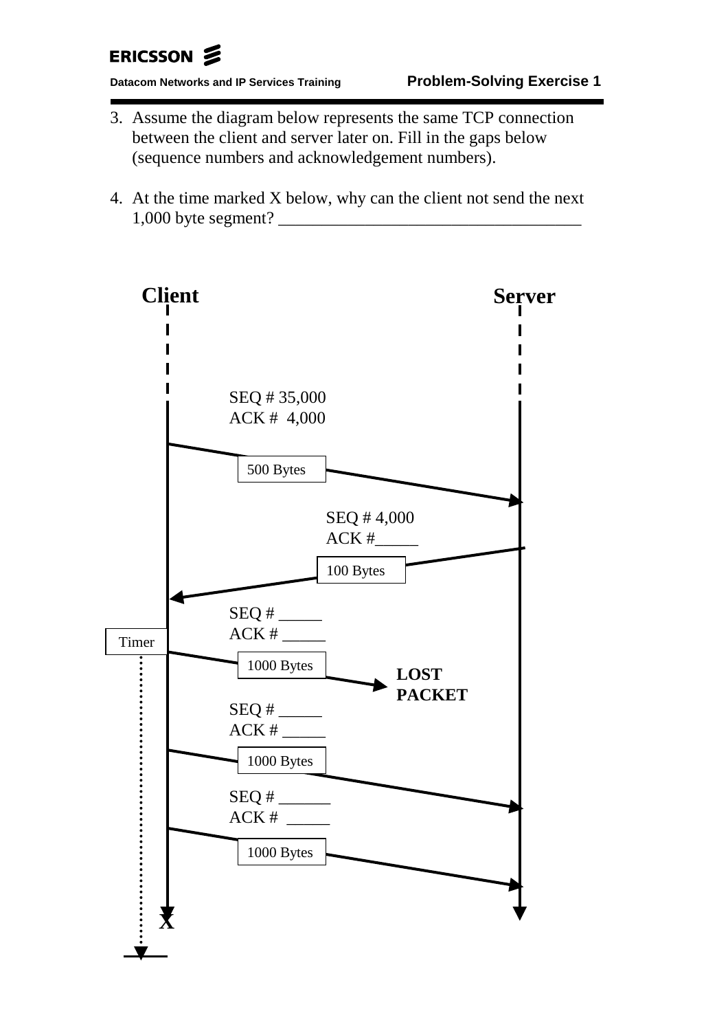3. Assume the diagram below represents the same TCP connection between the client and server later on. Fill in the gaps below (sequence numbers and acknowledgement numbers).

4. At the time marked X below, why can the client not send the next 1,000 byte segment? ___________________________________

**Client** **Server**

SEQ # 35,000
ACK # 4,000

500 Bytes

SEQ # 4,000
ACK #_____

100 Bytes

SEQ # _____
ACK # _____

Timer

1000 Bytes

**LOST PACKET**

SEQ # _____
ACK # _____

1000 Bytes

SEQ # ______
ACK # _____

1000 Bytes

X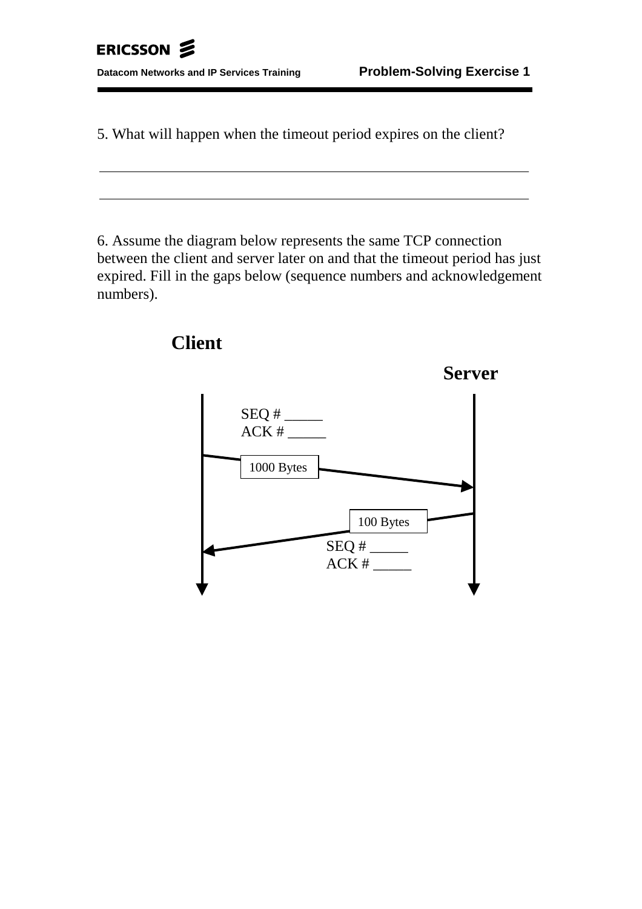5. What will happen when the timeout period expires on the client?

\_\_\_\_\_\_\_\_\_\_\_\_\_\_\_\_\_\_\_\_\_\_\_\_\_\_\_\_\_\_\_\_\_\_\_\_\_\_\_\_\_\_\_\_\_\_\_\_\_\_\_\_\_\_\_\_\_\_\_\_

\_\_\_\_\_\_\_\_\_\_\_\_\_\_\_\_\_\_\_\_\_\_\_\_\_\_\_\_\_\_\_\_\_\_\_\_\_\_\_\_\_\_\_\_\_\_\_\_\_\_\_\_\_\_\_\_\_\_\_\_

6. Assume the diagram below represents the same TCP connection between the client and server later on and that the timeout period has just expired. Fill in the gaps below (sequence numbers and acknowledgement numbers).

**Client**

**Server**

SEQ # _____
ACK # _____

1000 Bytes

100 Bytes

SEQ # _____
ACK # _____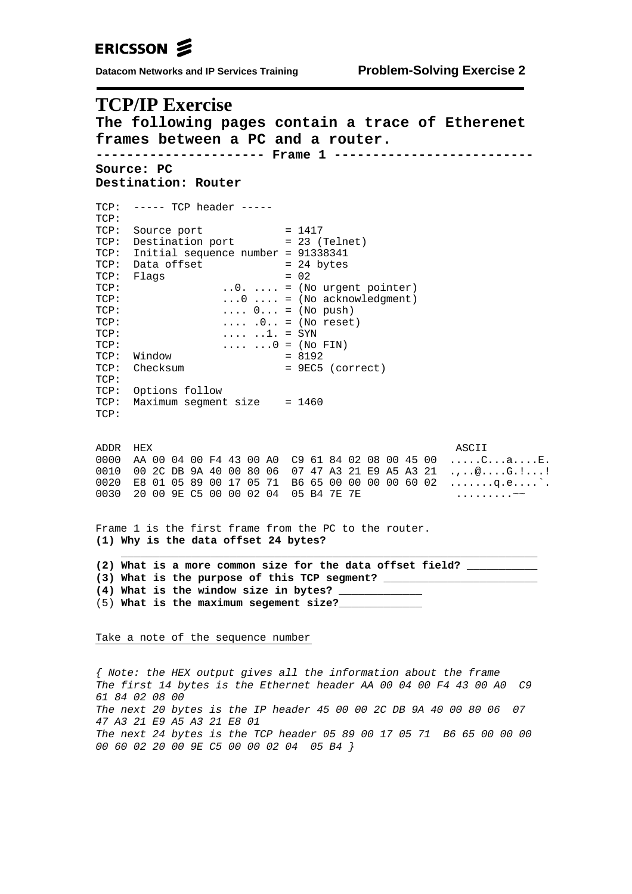# TCP/IP Exercise

**The following pages contain a trace of Etherenet frames between a PC and a router.**

**--------------------- Frame 1 -------------------------**

**Source: PC**
**Destination: Router**

```
TCP:  ----- TCP header -----
TCP:
TCP:  Source port            = 1417
TCP:  Destination port       = 23 (Telnet)
TCP:  Initial sequence number = 91338341
TCP:  Data offset            = 24 bytes
TCP:  Flags                  = 02
TCP:              ..0. .... = (No urgent pointer)
TCP:              ...0 .... = (No acknowledgment)
TCP:              .... 0... = (No push)
TCP:              .... .0.. = (No reset)
TCP:              .... ..1. = SYN
TCP:              .... ...0 = (No FIN)
TCP:  Window                 = 8192
TCP:  Checksum               = 9EC5 (correct)
TCP:
TCP:  Options follow
TCP:  Maximum segment size   = 1460
TCP:
```

```
ADDR  HEX                                              ASCII
0000  AA 00 04 00 F4 43 00 A0  C9 61 84 02 08 00 45 00  .....C...a....E.
0010  00 2C DB 9A 40 00 80 06  07 47 A3 21 E9 A5 A3 21  .,..@....G.!...!
0020  E8 01 05 89 00 17 05 71  B6 65 00 00 00 00 60 02  .......q.e....`.
0030  20 00 9E C5 00 00 02 04  05 B4 7E 7E              .........~~
```

Frame 1 is the first frame from the PC to the router.

**(1) Why is the data offset 24 bytes?**
________________________________________________________________

**(2) What is a more common size for the data offset field?** ___________

**(3) What is the purpose of this TCP segment?** ________________________

**(4) What is the window size in bytes?** _____________

(5) **What is the maximum segement size?**_____________

Take a note of the sequence number

*{ Note: the HEX output gives all the information about the frame*
*The first 14 bytes is the Ethernet header AA 00 04 00 F4 43 00 A0 C9 61 84 02 08 00*
*The next 20 bytes is the IP header 45 00 00 2C DB 9A 40 00 80 06 07 47 A3 21 E9 A5 A3 21 E8 01*
*The next 24 bytes is the TCP header 05 89 00 17 05 71 B6 65 00 00 00 00 60 02 20 00 9E C5 00 00 02 04 05 B4 }*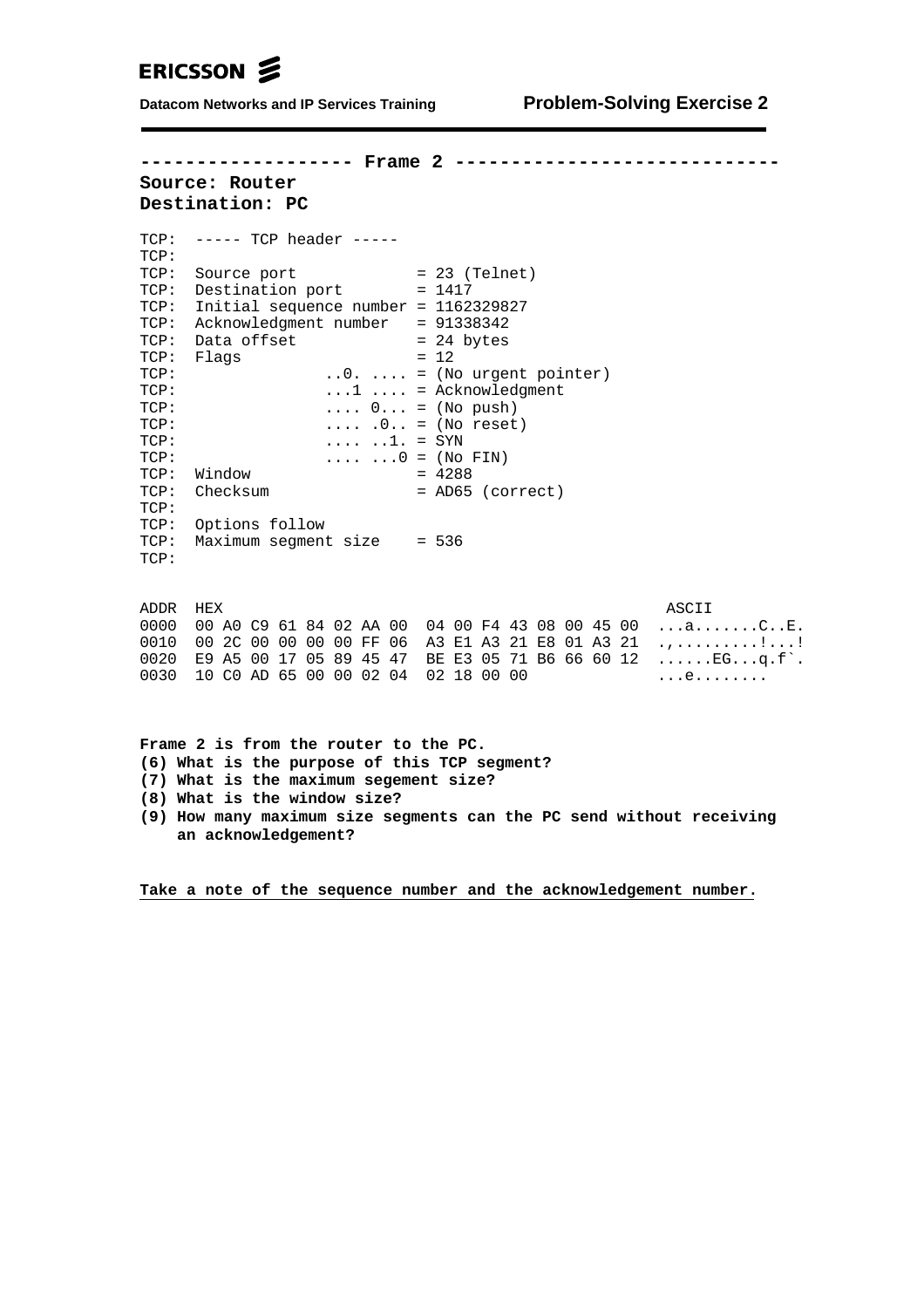```
------------------ Frame 2 ----------------------------
Source: Router
Destination: PC

TCP:  ----- TCP header -----
TCP:
TCP:  Source port              = 23 (Telnet)
TCP:  Destination port         = 1417
TCP:  Initial sequence number  = 1162329827
TCP:  Acknowledgment number    = 91338342
TCP:  Data offset              = 24 bytes
TCP:  Flags                    = 12
TCP:                ..0. .... = (No urgent pointer)
TCP:                ...1 .... = Acknowledgment
TCP:                .... 0... = (No push)
TCP:                .... .0.. = (No reset)
TCP:                .... ..1. = SYN
TCP:                .... ...0 = (No FIN)
TCP:  Window                   = 4288
TCP:  Checksum                 = AD65 (correct)
TCP:
TCP:  Options follow
TCP:  Maximum segment size     = 536
TCP:

ADDR  HEX                                              ASCII
0000  00 A0 C9 61 84 02 AA 00  04 00 F4 43 08 00 45 00  ...a.......C..E.
0010  00 2C 00 00 00 00 FF 06  A3 E1 A3 21 E8 01 A3 21  .,.........!...!
0020  E9 A5 00 17 05 89 45 47  BE E3 05 71 B6 66 60 12  ......EG...q.f`.
0030  10 C0 AD 65 00 00 02 04  02 18 00 00              ...e........
```

**Frame 2 is from the router to the PC.**

**(6) What is the purpose of this TCP segment?**

**(7) What is the maximum segement size?**

**(8) What is the window size?**

**(9) How many maximum size segments can the PC send without receiving an acknowledgement?**

**Take a note of the sequence number and the acknowledgement number.**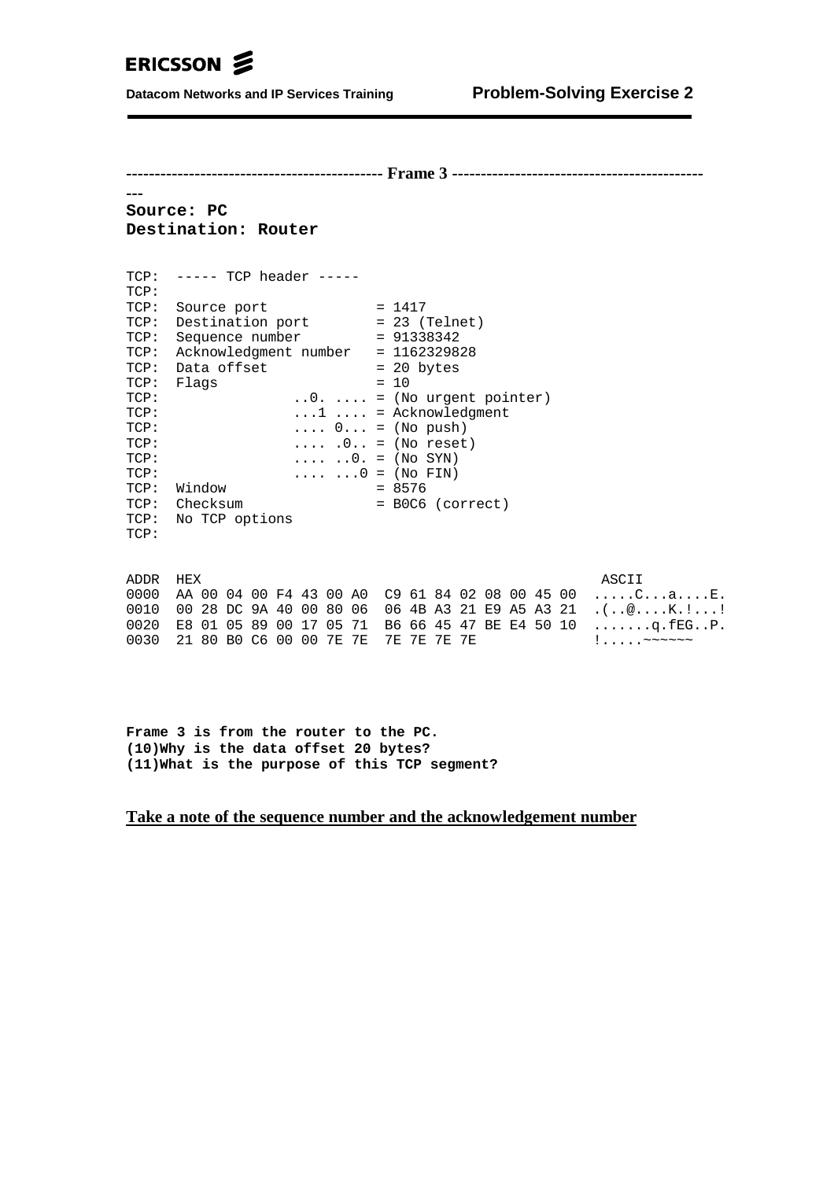--------------------------------------------- **Frame 3** ---------------------------------------------

**Source: PC**
**Destination: Router**

```
TCP:  ----- TCP header -----
TCP:
TCP:  Source port             = 1417
TCP:  Destination port        = 23 (Telnet)
TCP:  Sequence number         = 91338342
TCP:  Acknowledgment number   = 1162329828
TCP:  Data offset             = 20 bytes
TCP:  Flags                   = 10
TCP:              ..0. .... = (No urgent pointer)
TCP:              ...1 .... = Acknowledgment
TCP:              .... 0... = (No push)
TCP:              .... .0.. = (No reset)
TCP:              .... ..0. = (No SYN)
TCP:              .... ...0 = (No FIN)
TCP:  Window                  = 8576
TCP:  Checksum                = B0C6 (correct)
TCP:  No TCP options
TCP:
```

```
ADDR  HEX                                              ASCII
0000  AA 00 04 00 F4 43 00 A0  C9 61 84 02 08 00 45 00  .....C...a....E.
0010  00 28 DC 9A 40 00 80 06  06 4B A3 21 E9 A5 A3 21  .(..@....K.!...!
0020  E8 01 05 89 00 17 05 71  B6 66 45 47 BE E4 50 10  .......q.fEG..P.
0030  21 80 B0 C6 00 00 7E 7E  7E 7E 7E 7E              !.....~~~~~~
```

**Frame 3 is from the router to the PC.**
**(10)Why is the data offset 20 bytes?**
**(11)What is the purpose of this TCP segment?**

**<u>Take a note of the sequence number and the acknowledgement number</u>**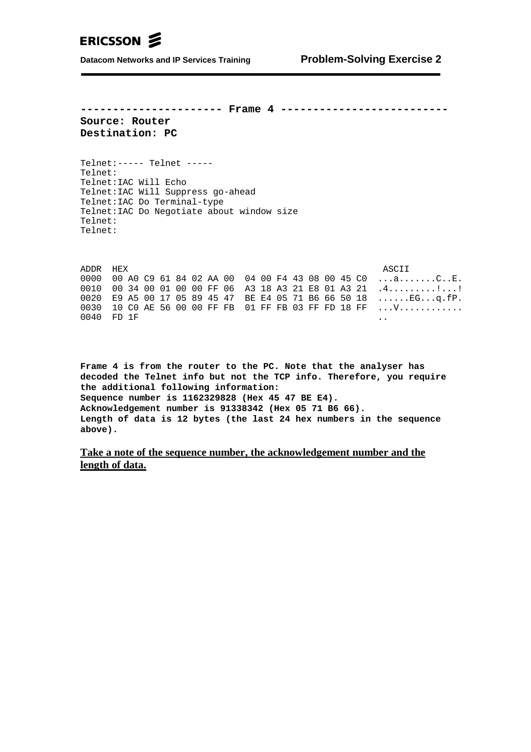**--------------------- Frame 4 -------------------------**

**Source: Router**

**Destination: PC**

```
Telnet:----- Telnet -----
Telnet:
Telnet:IAC Will Echo
Telnet:IAC Will Suppress go-ahead
Telnet:IAC Do Terminal-type
Telnet:IAC Do Negotiate about window size
Telnet:
Telnet:
```

```
ADDR  HEX                                              ASCII
0000  00 A0 C9 61 84 02 AA 00  04 00 F4 43 08 00 45 C0  ...a.......C..E.
0010  00 34 00 01 00 00 FF 06  A3 18 A3 21 E8 01 A3 21  .4.........!...!
0020  E9 A5 00 17 05 89 45 47  BE E4 05 71 B6 66 50 18  ......EG...q.fP.
0030  10 C0 AE 56 00 00 FF FB  01 FF FB 03 FF FD 18 FF  ...V............
0040  FD 1F                                             ..
```

**Frame 4 is from the router to the PC. Note that the analyser has decoded the Telnet info but not the TCP info. Therefore, you require the additional following information:**
**Sequence number is 1162329828 (Hex 45 47 BE E4).**
**Acknowledgement number is 91338342 (Hex 05 71 B6 66).**
**Length of data is 12 bytes (the last 24 hex numbers in the sequence above).**

**<u>Take a note of the sequence number, the acknowledgement number and the length of data.</u>**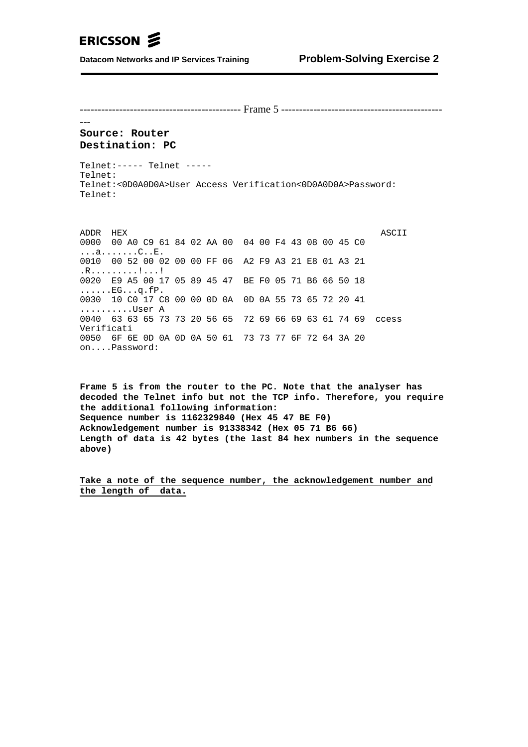--------------------------------------------- Frame 5 ---------------------------------------------

**Source: Router**
**Destination: PC**

```
Telnet:----- Telnet -----
Telnet:
Telnet:<0D0A0D0A>User Access Verification<0D0A0D0A>Password:
Telnet:
```

```
ADDR  HEX                                                 ASCII
0000  00 A0 C9 61 84 02 AA 00  04 00 F4 43 08 00 45 C0
...a.......C..E.
0010  00 52 00 02 00 00 FF 06  A2 F9 A3 21 E8 01 A3 21
.R.........!...!
0020  E9 A5 00 17 05 89 45 47  BE F0 05 71 B6 66 50 18
......EG...q.fP.
0030  10 C0 17 C8 00 00 0D 0A  0D 0A 55 73 65 72 20 41
..........User A
0040  63 63 65 73 73 20 56 65  72 69 66 69 63 61 74 69  ccess
Verificati
0050  6F 6E 0D 0A 0D 0A 50 61  73 73 77 6F 72 64 3A 20
on....Password:
```

**Frame 5 is from the router to the PC. Note that the analyser has decoded the Telnet info but not the TCP info. Therefore, you require the additional following information:**
**Sequence number is 1162329840 (Hex 45 47 BE F0)**
**Acknowledgement number is 91338342 (Hex 05 71 B6 66)**
**Length of data is 42 bytes (the last 84 hex numbers in the sequence above)**

<u>**Take a note of the sequence number, the acknowledgement number and the length of data.**</u>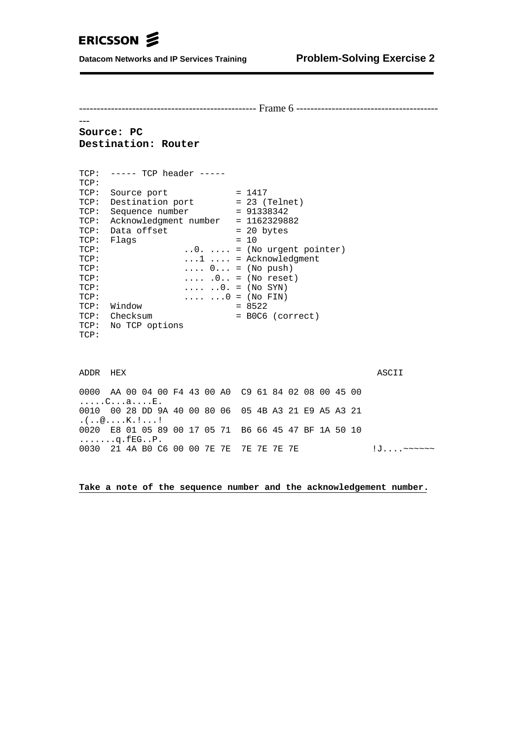------------------------------------------------- Frame 6 ---------------------------------------
---

**Source: PC**
**Destination: Router**

```
TCP:  ----- TCP header -----
TCP:
TCP:  Source port             = 1417
TCP:  Destination port        = 23 (Telnet)
TCP:  Sequence number         = 91338342
TCP:  Acknowledgment number   = 1162329882
TCP:  Data offset             = 20 bytes
TCP:  Flags                   = 10
TCP:               ..0. .... = (No urgent pointer)
TCP:               ...1 .... = Acknowledgment
TCP:               .... 0... = (No push)
TCP:               .... .0.. = (No reset)
TCP:               .... ..0. = (No SYN)
TCP:               .... ...0 = (No FIN)
TCP:  Window                  = 8522
TCP:  Checksum                = B0C6 (correct)
TCP:  No TCP options
TCP:
```

```
ADDR  HEX                                                  ASCII

0000  AA 00 04 00 F4 43 00 A0  C9 61 84 02 08 00 45 00
.....C...a....E.
0010  00 28 DD 9A 40 00 80 06  05 4B A3 21 E9 A5 A3 21
.(..@....K.!...!
0020  E8 01 05 89 00 17 05 71  B6 66 45 47 BF 1A 50 10
.......q.fEG..P.
0030  21 4A B0 C6 00 00 7E 7E  7E 7E 7E 7E              !J....~~~~~~
```

**Take a note of the sequence number and the acknowledgement number.**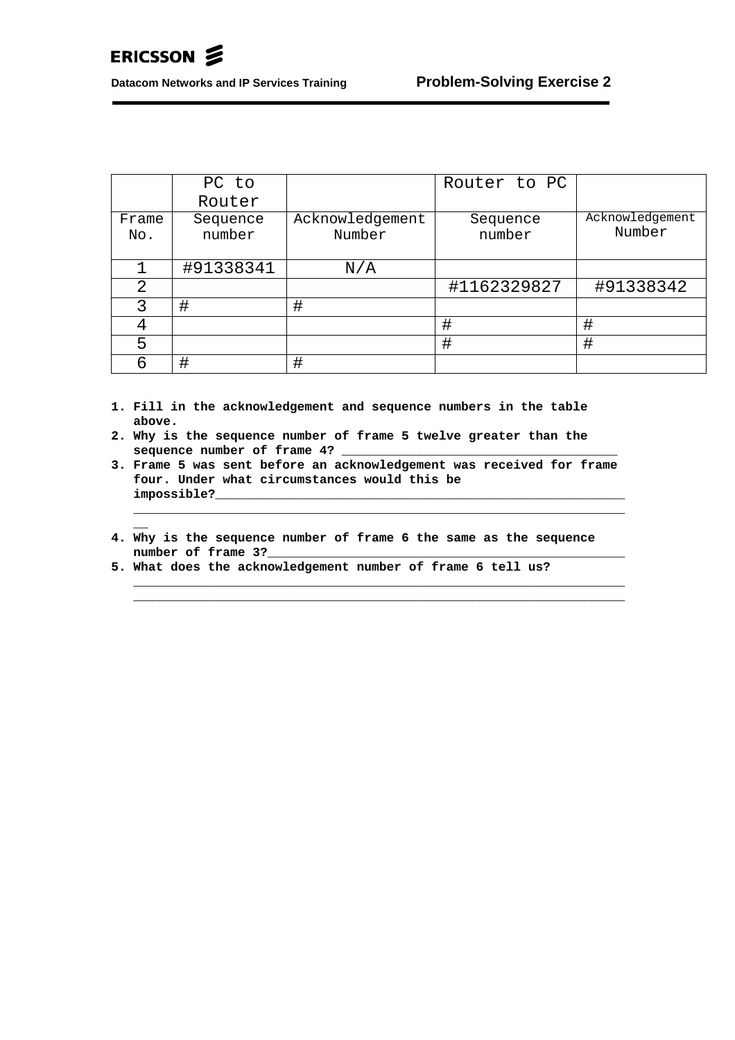| | PC to Router | | Router to PC | |
|---|---|---|---|---|
| Frame No. | Sequence number | Acknowledgement Number | Sequence number | Acknowledgement Number |
| 1 | #91338341 | N/A | | |
| 2 | | | #1162329827 | #91338342 |
| 3 | # | # | | |
| 4 | | | # | # |
| 5 | | | # | # |
| 6 | # | # | | |

1. **Fill in the acknowledgement and sequence numbers in the table above.**
2. **Why is the sequence number of frame 5 twelve greater than the sequence number of frame 4?** ____________________________________
3. **Frame 5 was sent before an acknowledgement was received for frame four. Under what circumstances would this be impossible?**________________________________________________________ __________________________________________________________________
4. **Why is the sequence number of frame 6 the same as the sequence number of frame 3?**________________________________________________
5. **What does the acknowledgement number of frame 6 tell us?** __________________________________________________________________ __________________________________________________________________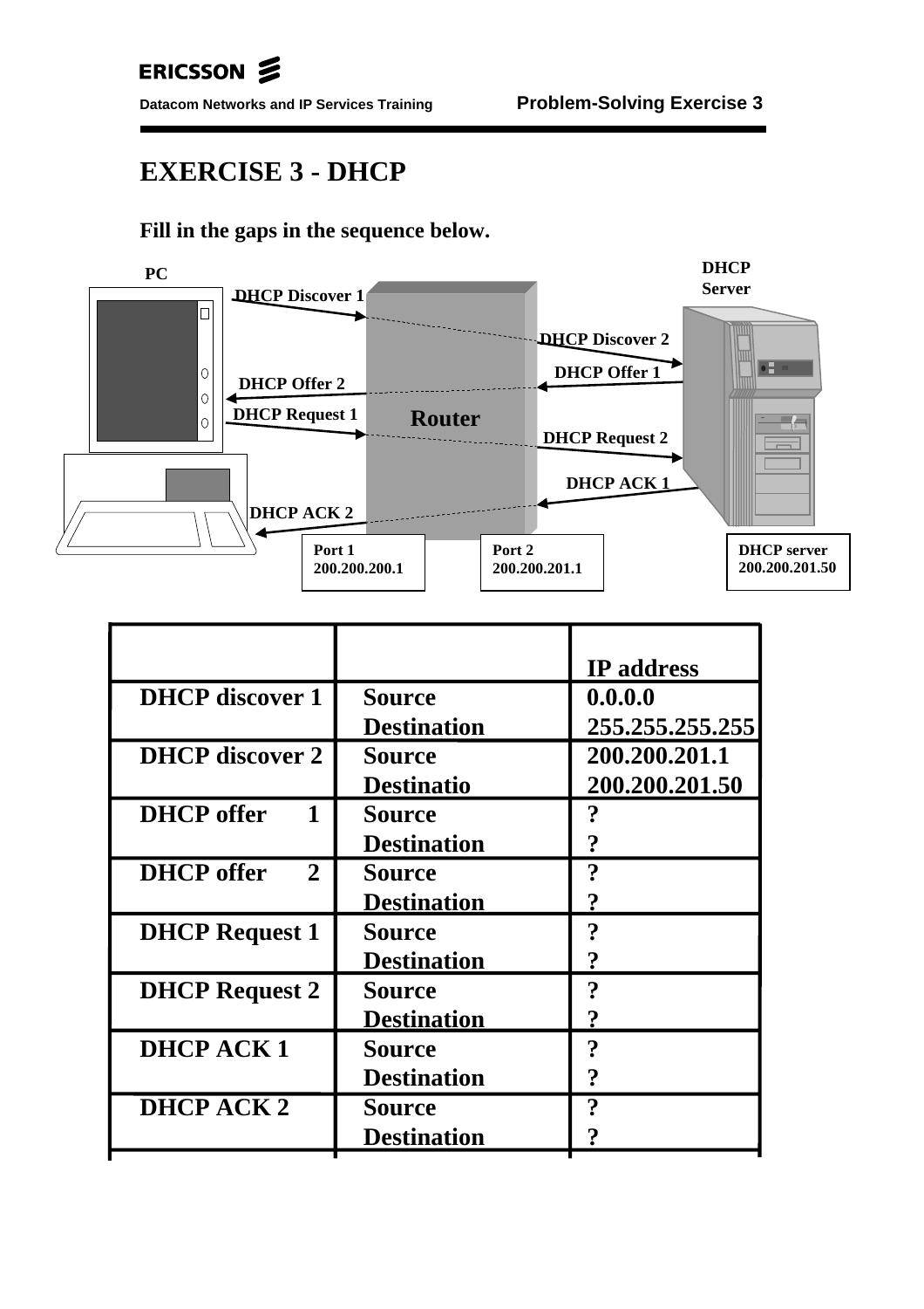# EXERCISE 3 - DHCP

**Fill in the gaps in the sequence below.**

PC

DHCP Server

DHCP Discover 1

DHCP Discover 2

DHCP Offer 1

DHCP Offer 2

DHCP Request 1

Router

DHCP Request 2

DHCP ACK 1

DHCP ACK 2

Port 1
200.200.200.1

Port 2
200.200.201.1

DHCP server
200.200.201.50

| | | IP address |
|---|---|---|
| **DHCP discover 1** | **Source** | **0.0.0.0** |
| | **Destination** | **255.255.255.255** |
| **DHCP discover 2** | **Source** | **200.200.201.1** |
| | **Destinatio** | **200.200.201.50** |
| **DHCP offer 1** | **Source** | **?** |
| | **Destination** | **?** |
| **DHCP offer 2** | **Source** | **?** |
| | **Destination** | **?** |
| **DHCP Request 1** | **Source** | **?** |
| | **Destination** | **?** |
| **DHCP Request 2** | **Source** | **?** |
| | **Destination** | **?** |
| **DHCP ACK 1** | **Source** | **?** |
| | **Destination** | **?** |
| **DHCP ACK 2** | **Source** | **?** |
| | **Destination** | **?** |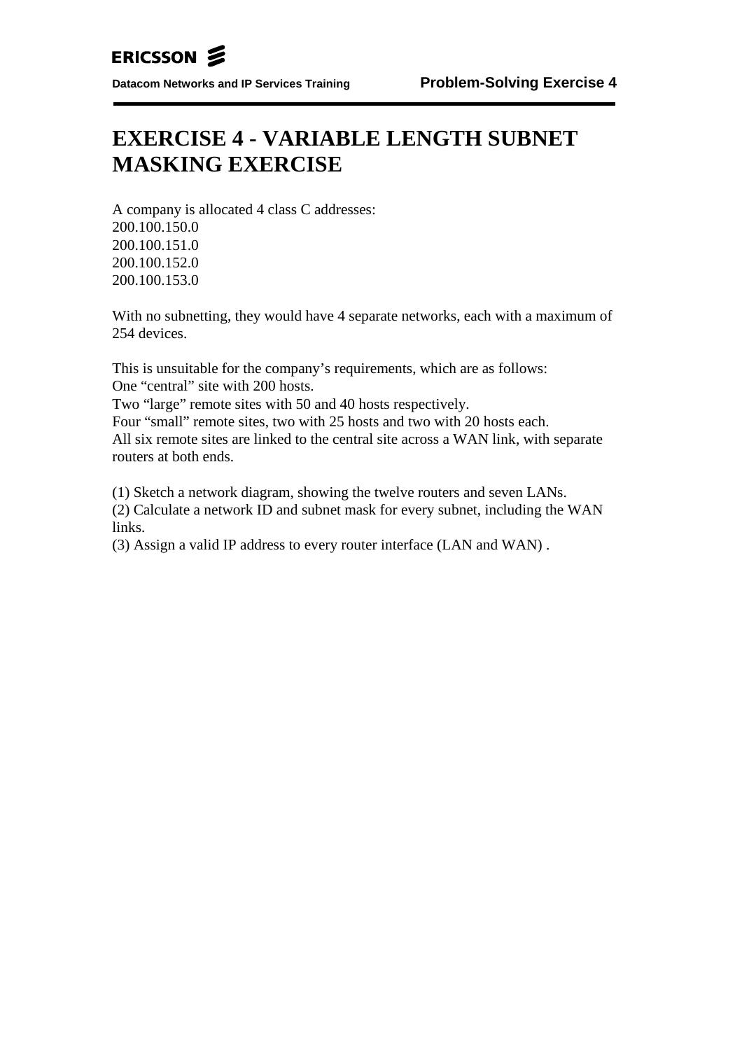# EXERCISE 4 - VARIABLE LENGTH SUBNET MASKING EXERCISE

A company is allocated 4 class C addresses:
200.100.150.0
200.100.151.0
200.100.152.0
200.100.153.0

With no subnetting, they would have 4 separate networks, each with a maximum of 254 devices.

This is unsuitable for the company's requirements, which are as follows:
One "central" site with 200 hosts.
Two "large" remote sites with 50 and 40 hosts respectively.
Four "small" remote sites, two with 25 hosts and two with 20 hosts each.
All six remote sites are linked to the central site across a WAN link, with separate routers at both ends.

(1) Sketch a network diagram, showing the twelve routers and seven LANs.
(2) Calculate a network ID and subnet mask for every subnet, including the WAN links.
(3) Assign a valid IP address to every router interface (LAN and WAN) .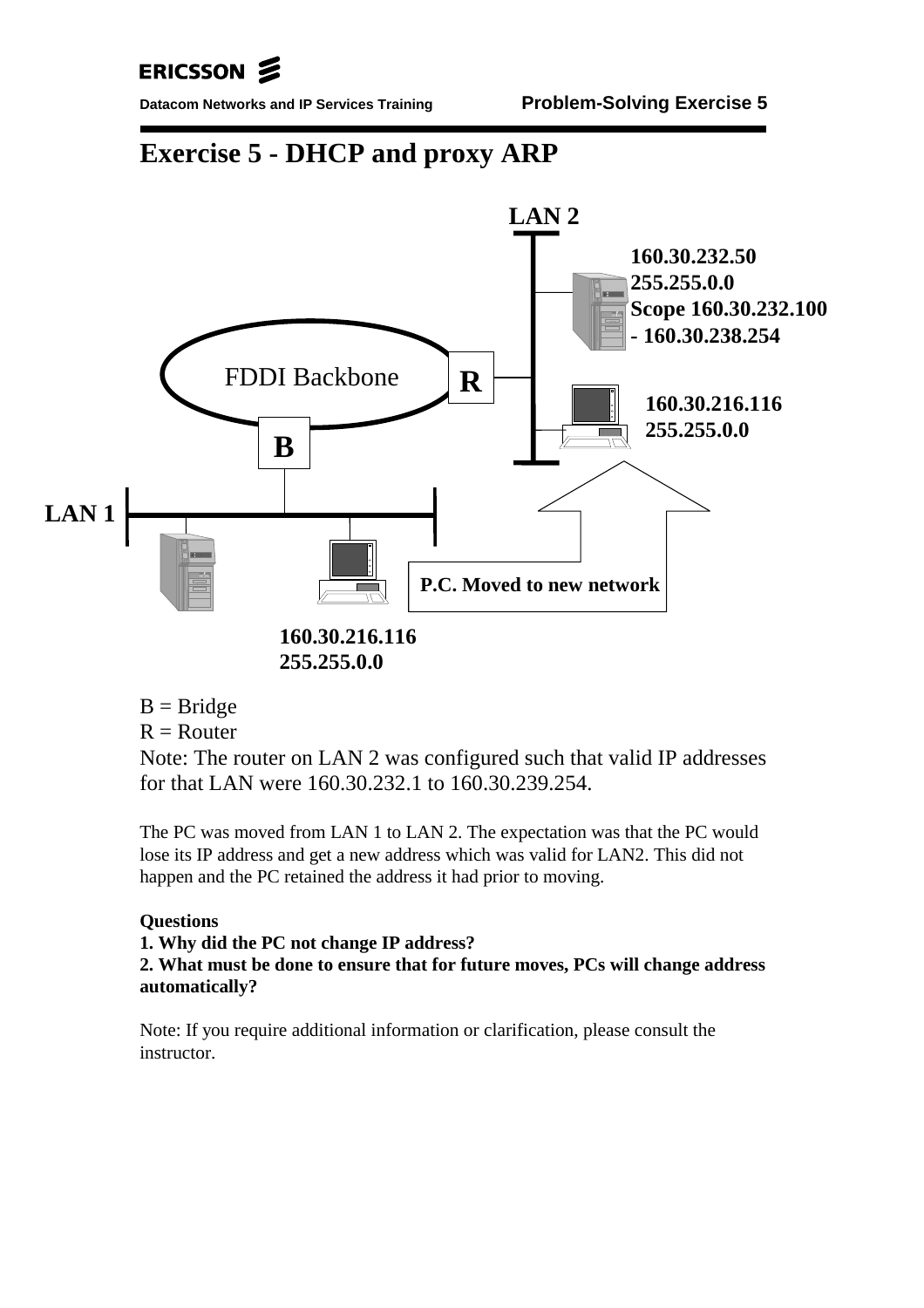# Exercise 5 - DHCP and proxy ARP

LAN 2

160.30.232.50
255.255.0.0
Scope 160.30.232.100
- 160.30.238.254

FDDI Backbone

R

160.30.216.116
255.255.0.0

B

LAN 1

P.C. Moved to new network

160.30.216.116
255.255.0.0

B = Bridge
R = Router
Note: The router on LAN 2 was configured such that valid IP addresses for that LAN were 160.30.232.1 to 160.30.239.254.

The PC was moved from LAN 1 to LAN 2. The expectation was that the PC would lose its IP address and get a new address which was valid for LAN2. This did not happen and the PC retained the address it had prior to moving.

**Questions**
**1. Why did the PC not change IP address?**
**2. What must be done to ensure that for future moves, PCs will change address automatically?**

Note: If you require additional information or clarification, please consult the instructor.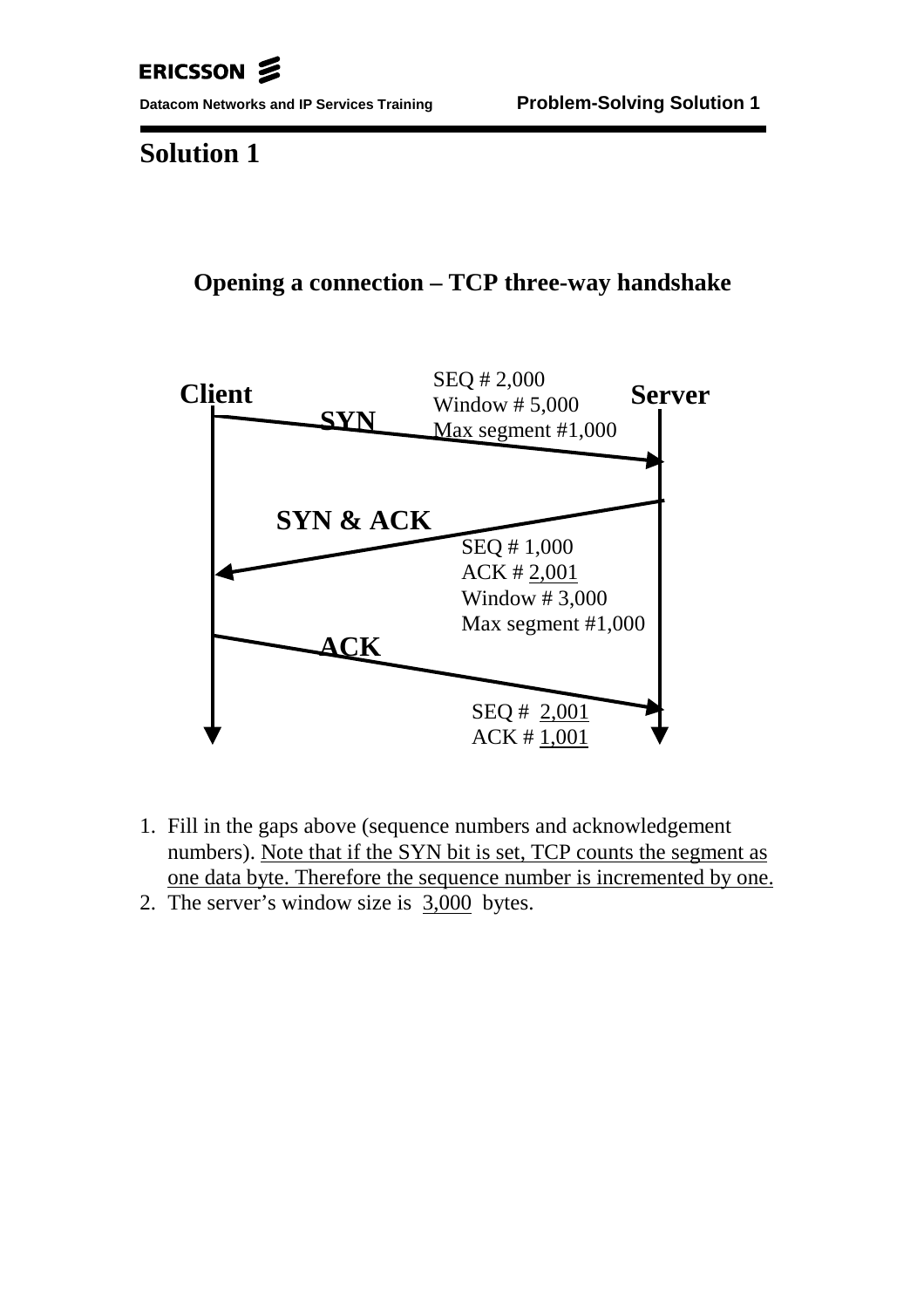# Solution 1

## Opening a connection – TCP three-way handshake

**Client** — **Server**

**SYN** (Client → Server)

SEQ # 2,000
Window # 5,000
Max segment #1,000

**SYN & ACK** (Server → Client)

SEQ # 1,000
ACK # 2,001
Window # 3,000
Max segment #1,000

**ACK** (Client → Server)

SEQ # 2,001
ACK # 1,001

1. Fill in the gaps above (sequence numbers and acknowledgement numbers). Note that if the SYN bit is set, TCP counts the segment as one data byte. Therefore the sequence number is incremented by one.
2. The server's window size is 3,000 bytes.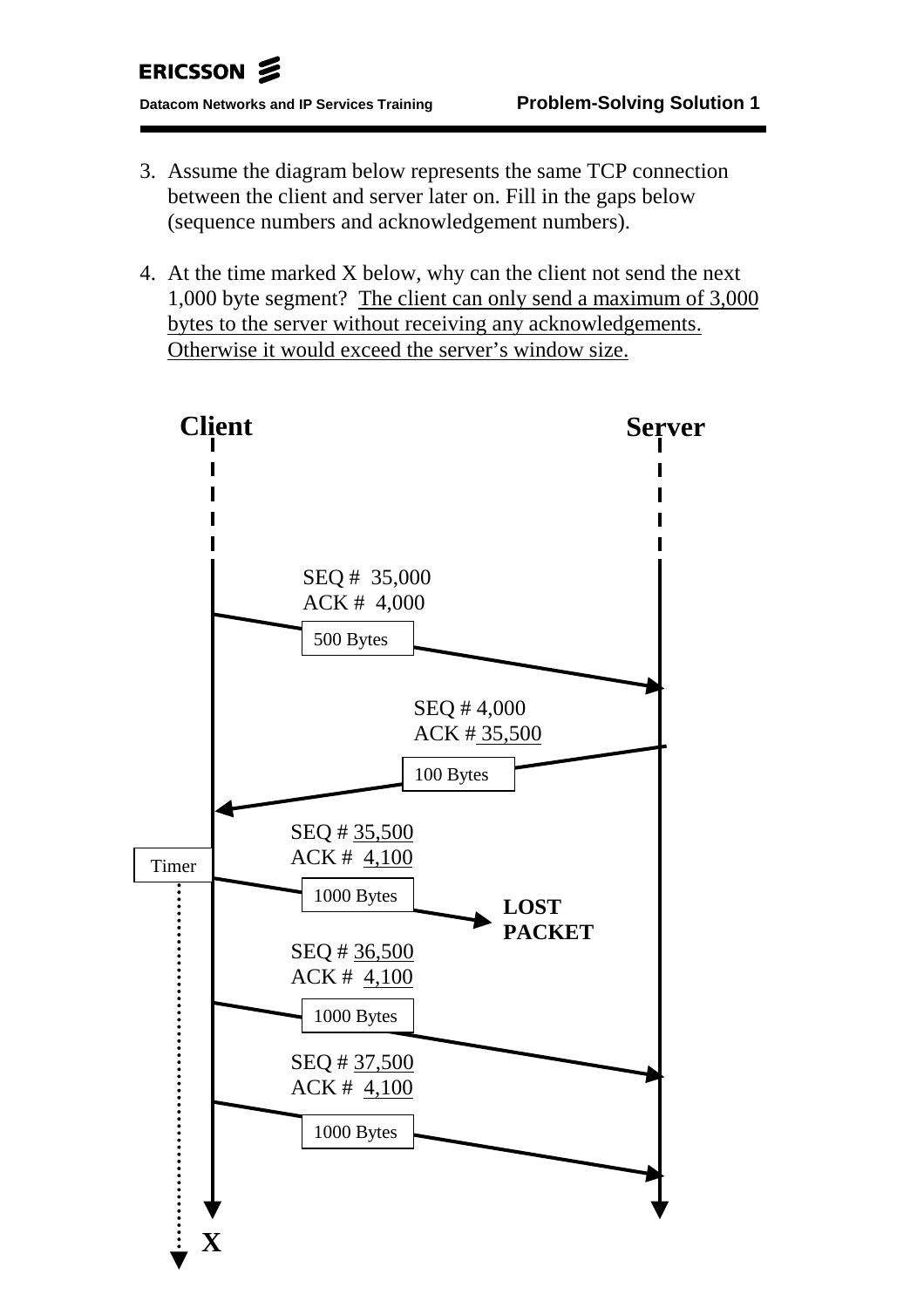3. Assume the diagram below represents the same TCP connection between the client and server later on. Fill in the gaps below (sequence numbers and acknowledgement numbers).

4. At the time marked X below, why can the client not send the next 1,000 byte segment? The client can only send a maximum of 3,000 bytes to the server without receiving any acknowledgements. Otherwise it would exceed the server's window size.

**Client** **Server**

SEQ # 35,000
ACK # 4,000
500 Bytes

SEQ # 4,000
ACK # 35,500
100 Bytes

SEQ # 35,500
ACK # 4,100
Timer
1000 Bytes
**LOST PACKET**

SEQ # 36,500
ACK # 4,100
1000 Bytes

SEQ # 37,500
ACK # 4,100
1000 Bytes

**X**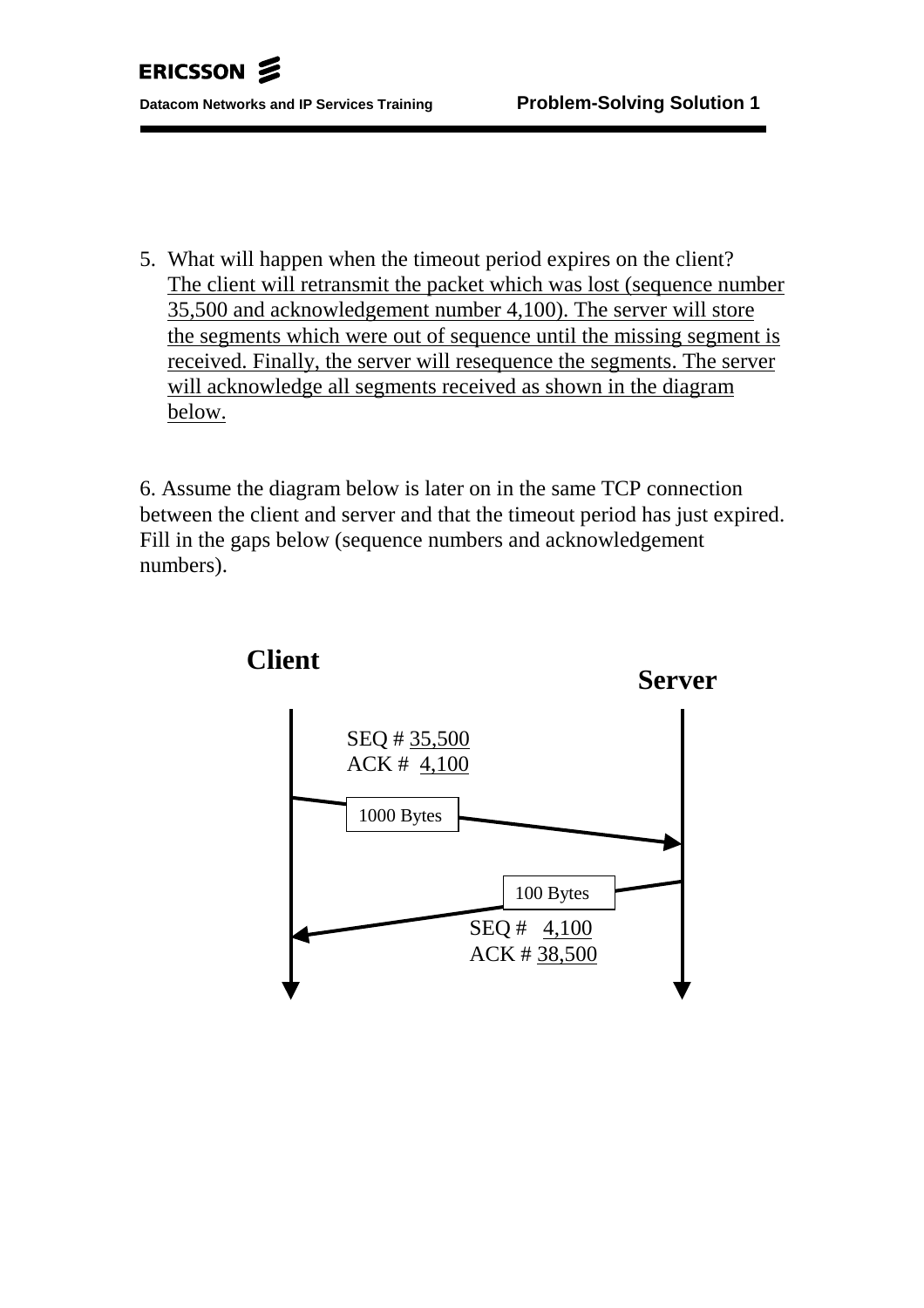5. What will happen when the timeout period expires on the client?
   The client will retransmit the packet which was lost (sequence number 35,500 and acknowledgement number 4,100). The server will store the segments which were out of sequence until the missing segment is received. Finally, the server will resequence the segments. The server will acknowledge all segments received as shown in the diagram below.

6. Assume the diagram below is later on in the same TCP connection between the client and server and that the timeout period has just expired. Fill in the gaps below (sequence numbers and acknowledgement numbers).

**Client** **Server**

SEQ # 35,500
ACK # 4,100

1000 Bytes

100 Bytes

SEQ # 4,100
ACK # 38,500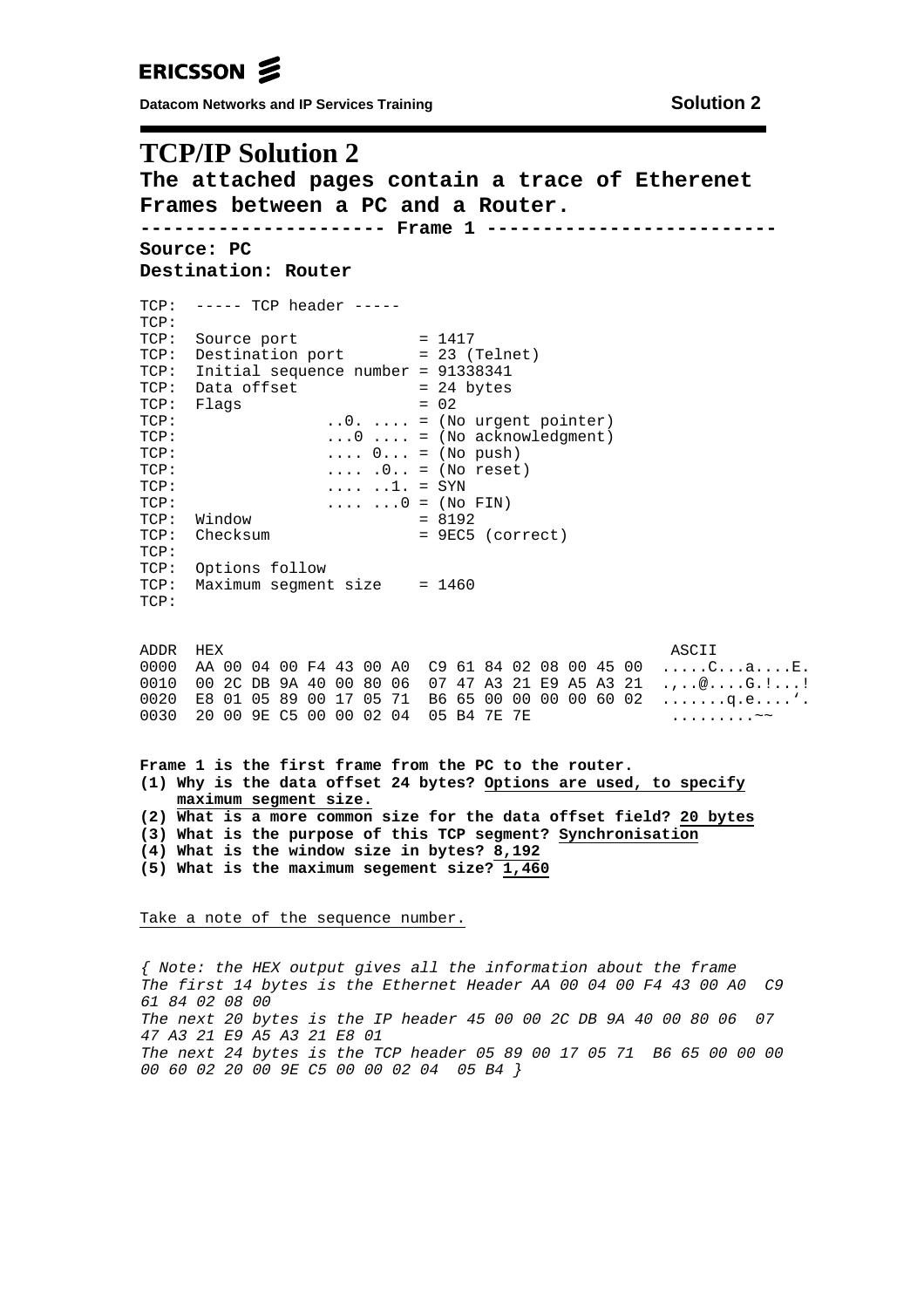# TCP/IP Solution 2

**The attached pages contain a trace of Etherenet Frames between a PC and a Router.**

**--------------------- Frame 1 -------------------------**

**Source: PC**

**Destination: Router**

```
TCP:  ----- TCP header -----
TCP:
TCP:  Source port             = 1417
TCP:  Destination port        = 23 (Telnet)
TCP:  Initial sequence number = 91338341
TCP:  Data offset             = 24 bytes
TCP:  Flags                   = 02
TCP:                ..0. .... = (No urgent pointer)
TCP:                ...0 .... = (No acknowledgment)
TCP:                .... 0... = (No push)
TCP:                .... .0.. = (No reset)
TCP:                .... ..1. = SYN
TCP:                .... ...0 = (No FIN)
TCP:  Window                  = 8192
TCP:  Checksum                = 9EC5 (correct)
TCP:
TCP:  Options follow
TCP:  Maximum segment size    = 1460
TCP:

ADDR  HEX                                              ASCII
0000  AA 00 04 00 F4 43 00 A0  C9 61 84 02 08 00 45 00  .....C...a....E.
0010  00 2C DB 9A 40 00 80 06  07 47 A3 21 E9 A5 A3 21  .,..@....G.!...!
0020  E8 01 05 89 00 17 05 71  B6 65 00 00 00 00 60 02  .......q.e....'.
0030  20 00 9E C5 00 00 02 04  05 B4 7E 7E              .........~~
```

**Frame 1 is the first frame from the PC to the router.**

**(1) Why is the data offset 24 bytes? Options are used, to specify maximum segment size.**

**(2) What is a more common size for the data offset field? 20 bytes**

**(3) What is the purpose of this TCP segment? Synchronisation**

**(4) What is the window size in bytes? 8,192**

**(5) What is the maximum segement size? 1,460**

Take a note of the sequence number.

*{ Note: the HEX output gives all the information about the frame*
*The first 14 bytes is the Ethernet Header AA 00 04 00 F4 43 00 A0  C9 61 84 02 08 00*
*The next 20 bytes is the IP header 45 00 00 2C DB 9A 40 00 80 06  07 47 A3 21 E9 A5 A3 21 E8 01*
*The next 24 bytes is the TCP header 05 89 00 17 05 71  B6 65 00 00 00 00 60 02 20 00 9E C5 00 00 02 04  05 B4 }*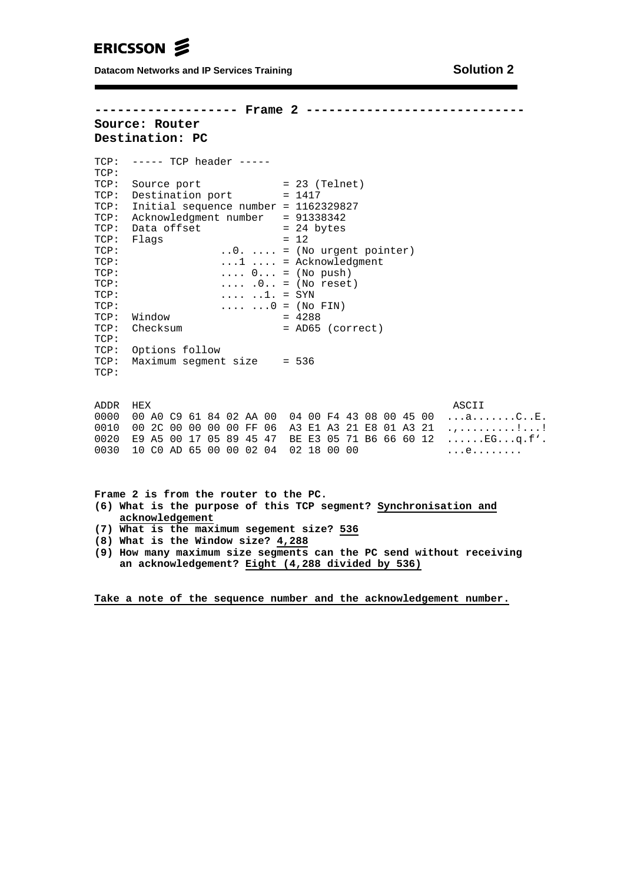**------------------ Frame 2 ----------------------------**

**Source: Router**

**Destination: PC**

```
TCP:  ----- TCP header -----
TCP:
TCP:  Source port             = 23 (Telnet)
TCP:  Destination port        = 1417
TCP:  Initial sequence number = 1162329827
TCP:  Acknowledgment number   = 91338342
TCP:  Data offset             = 24 bytes
TCP:  Flags                   = 12
TCP:               ..0. .... = (No urgent pointer)
TCP:               ...1 .... = Acknowledgment
TCP:               .... 0... = (No push)
TCP:               .... .0.. = (No reset)
TCP:               .... ..1. = SYN
TCP:               .... ...0 = (No FIN)
TCP:  Window                  = 4288
TCP:  Checksum                = AD65 (correct)
TCP:
TCP:  Options follow
TCP:  Maximum segment size    = 536
TCP:

ADDR  HEX                                              ASCII
0000  00 A0 C9 61 84 02 AA 00  04 00 F4 43 08 00 45 00  ...a.......C..E.
0010  00 2C 00 00 00 00 FF 06  A3 E1 A3 21 E8 01 A3 21  .,.........!...!
0020  E9 A5 00 17 05 89 45 47  BE E3 05 71 B6 66 60 12  ......EG...q.f'.
0030  10 C0 AD 65 00 00 02 04  02 18 00 00              ...e........
```

**Frame 2 is from the router to the PC.**

**(6) What is the purpose of this TCP segment? <u>Synchronisation and acknowledgement</u>**

**(7) What is the maximum segement size? <u>536</u>**

**(8) What is the Window size? <u>4,288</u>**

**(9) How many maximum size segments can the PC send without receiving an acknowledgement? <u>Eight (4,288 divided by 536)</u>**

**<u>Take a note of the sequence number and the acknowledgement number.</u>**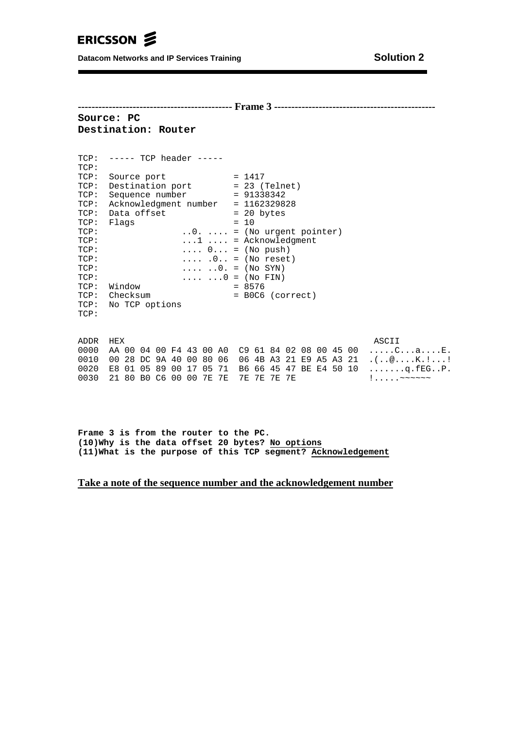---------------------------------------------- **Frame 3** ----------------------------------------------

**Source: PC**
**Destination: Router**

```
TCP:  ----- TCP header -----
TCP:
TCP:  Source port            = 1417
TCP:  Destination port       = 23 (Telnet)
TCP:  Sequence number        = 91338342
TCP:  Acknowledgment number  = 1162329828
TCP:  Data offset            = 20 bytes
TCP:  Flags                  = 10
TCP:              ..0. .... = (No urgent pointer)
TCP:              ...1 .... = Acknowledgment
TCP:              .... 0... = (No push)
TCP:              .... .0.. = (No reset)
TCP:              .... ..0. = (No SYN)
TCP:              .... ...0 = (No FIN)
TCP:  Window                 = 8576
TCP:  Checksum               = B0C6 (correct)
TCP:  No TCP options
TCP:
```

```
ADDR  HEX                                               ASCII
0000  AA 00 04 00 F4 43 00 A0  C9 61 84 02 08 00 45 00  .....C...a....E.
0010  00 28 DC 9A 40 00 80 06  06 4B A3 21 E9 A5 A3 21  .(..@....K.!...!
0020  E8 01 05 89 00 17 05 71  B6 66 45 47 BE E4 50 10  .......q.fEG..P.
0030  21 80 B0 C6 00 00 7E 7E  7E 7E 7E 7E              !.....~~~~~~
```

**Frame 3 is from the router to the PC.**
**(10)Why is the data offset 20 bytes?** **No options**
**(11)What is the purpose of this TCP segment?** **Acknowledgement**

**Take a note of the sequence number and the acknowledgement number**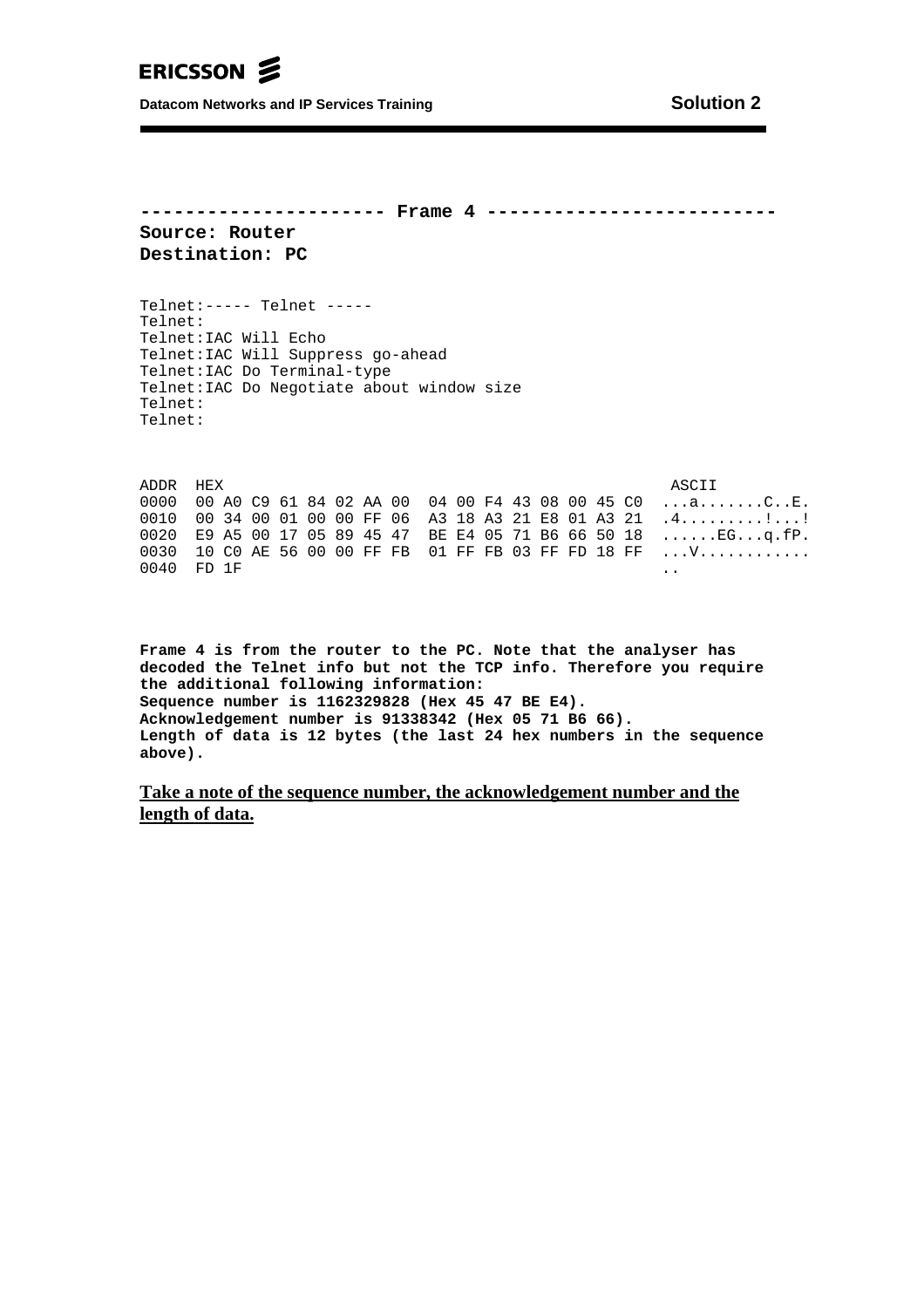**--------------------- Frame 4 -------------------------**

**Source: Router**

**Destination: PC**

```
Telnet:----- Telnet -----
Telnet:
Telnet:IAC Will Echo
Telnet:IAC Will Suppress go-ahead
Telnet:IAC Do Terminal-type
Telnet:IAC Do Negotiate about window size
Telnet:
Telnet:
```

```
ADDR  HEX                                                ASCII
0000  00 A0 C9 61 84 02 AA 00  04 00 F4 43 08 00 45 C0  ...a.......C..E.
0010  00 34 00 01 00 00 FF 06  A3 18 A3 21 E8 01 A3 21  .4.........!...!
0020  E9 A5 00 17 05 89 45 47  BE E4 05 71 B6 66 50 18  ......EG...q.fP.
0030  10 C0 AE 56 00 00 FF FB  01 FF FB 03 FF FD 18 FF  ...V............
0040  FD 1F                                             ..
```

**Frame 4 is from the router to the PC. Note that the analyser has decoded the Telnet info but not the TCP info. Therefore you require the additional following information:**
**Sequence number is 1162329828 (Hex 45 47 BE E4).**
**Acknowledgement number is 91338342 (Hex 05 71 B6 66).**
**Length of data is 12 bytes (the last 24 hex numbers in the sequence above).**

**Take a note of the sequence number, the acknowledgement number and the length of data.**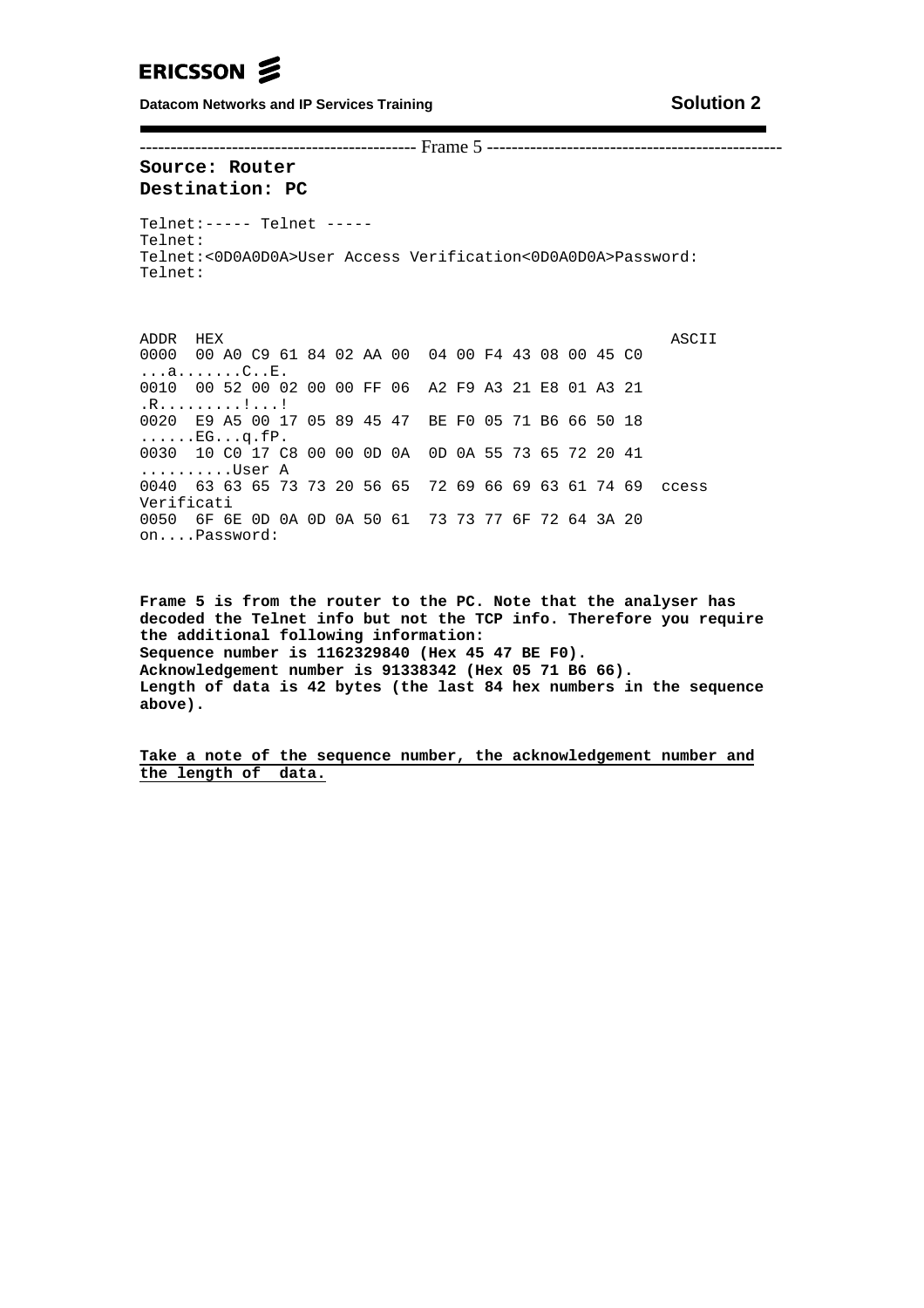---------------------------------------------- Frame 5 -----------------------------------------------

**Source: Router**
**Destination: PC**

```
Telnet:----- Telnet -----
Telnet:
Telnet:<0D0A0D0A>User Access Verification<0D0A0D0A>Password:
Telnet:


ADDR  HEX                                                ASCII
0000  00 A0 C9 61 84 02 AA 00  04 00 F4 43 08 00 45 C0  ...a.......C..E.
0010  00 52 00 02 00 00 FF 06  A2 F9 A3 21 E8 01 A3 21  .R.........!...!
0020  E9 A5 00 17 05 89 45 47  BE F0 05 71 B6 66 50 18  ......EG...q.fP.
0030  10 C0 17 C8 00 00 0D 0A  0D 0A 55 73 65 72 20 41  ..........User A
0040  63 63 65 73 73 20 56 65  72 69 66 69 63 61 74 69  ccess Verificati
0050  6F 6E 0D 0A 0D 0A 50 61  73 73 77 6F 72 64 3A 20  on....Password:
```

**Frame 5 is from the router to the PC. Note that the analyser has decoded the Telnet info but not the TCP info. Therefore you require the additional following information:**
**Sequence number is 1162329840 (Hex 45 47 BE F0).**
**Acknowledgement number is 91338342 (Hex 05 71 B6 66).**
**Length of data is 42 bytes (the last 84 hex numbers in the sequence above).**

<u>**Take a note of the sequence number, the acknowledgement number and the length of data.**</u>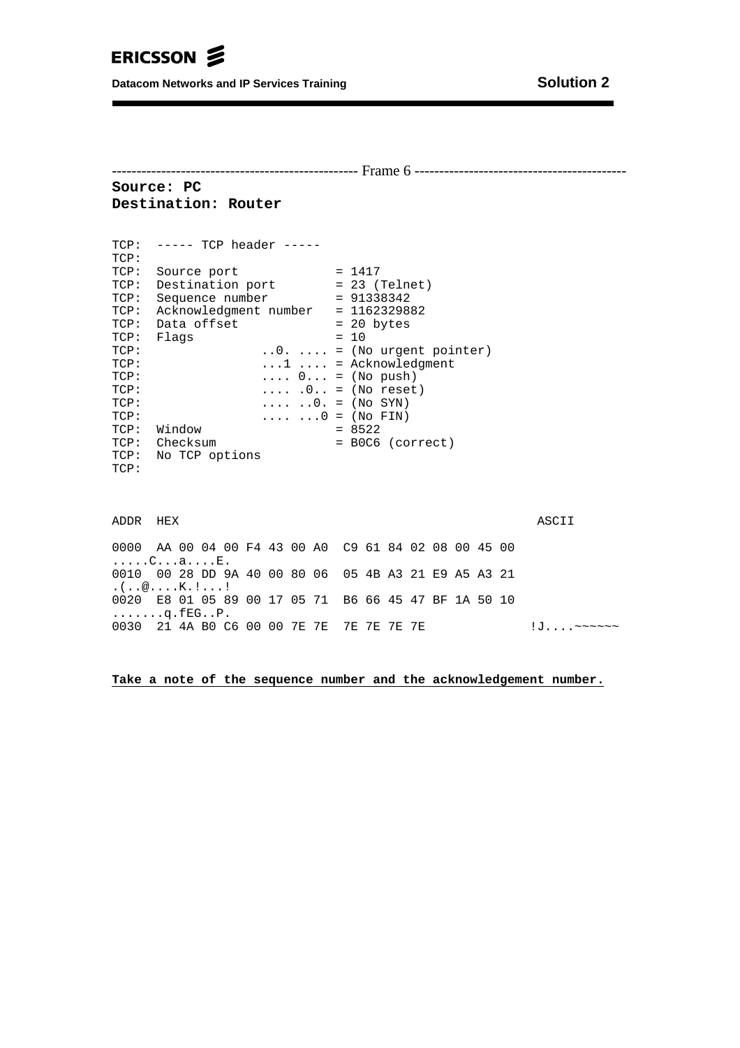------------------------------------------------- Frame 6 ------------------------------------------

**Source: PC**
**Destination: Router**

```
TCP:  ----- TCP header -----
TCP:
TCP:  Source port             = 1417
TCP:  Destination port        = 23 (Telnet)
TCP:  Sequence number         = 91338342
TCP:  Acknowledgment number   = 1162329882
TCP:  Data offset             = 20 bytes
TCP:  Flags                   = 10
TCP:              ..0. .... = (No urgent pointer)
TCP:              ...1 .... = Acknowledgment
TCP:              .... 0... = (No push)
TCP:              .... .0.. = (No reset)
TCP:              .... ..0. = (No SYN)
TCP:              .... ...0 = (No FIN)
TCP:  Window                  = 8522
TCP:  Checksum                = B0C6 (correct)
TCP:  No TCP options
TCP:
```

```
ADDR  HEX                                              ASCII

0000  AA 00 04 00 F4 43 00 A0  C9 61 84 02 08 00 45 00
.....C...a....E.
0010  00 28 DD 9A 40 00 80 06  05 4B A3 21 E9 A5 A3 21
.(..@....K.!...!
0020  E8 01 05 89 00 17 05 71  B6 66 45 47 BF 1A 50 10
.......q.fEG..P.
0030  21 4A B0 C6 00 00 7E 7E  7E 7E 7E 7E              !J....~~~~~~
```

**Take a note of the sequence number and the acknowledgement number.**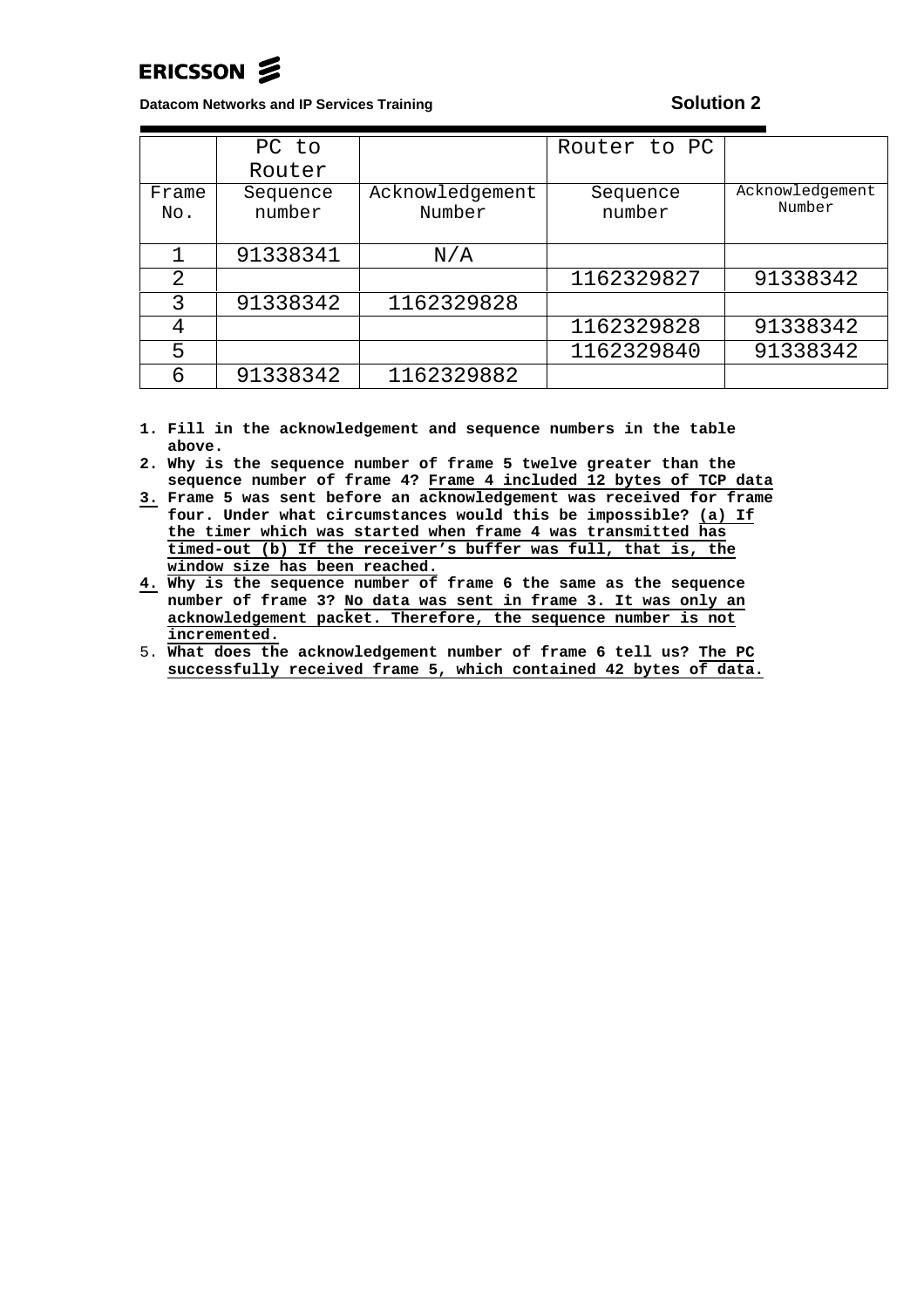## Solution 2

| | PC to Router | | Router to PC | |
|---|---|---|---|---|
| Frame No. | Sequence number | Acknowledgement Number | Sequence number | Acknowledgement Number |
| 1 | 91338341 | N/A | | |
| 2 | | | 1162329827 | 91338342 |
| 3 | 91338342 | 1162329828 | | |
| 4 | | | 1162329828 | 91338342 |
| 5 | | | 1162329840 | 91338342 |
| 6 | 91338342 | 1162329882 | | |

1. **Fill in the acknowledgement and sequence numbers in the table above.**
2. **Why is the sequence number of frame 5 twelve greater than the sequence number of frame 4?** **Frame 4 included 12 bytes of TCP data**
3. **Frame 5 was sent before an acknowledgement was received for frame four. Under what circumstances would this be impossible?** **(a) If the timer which was started when frame 4 was transmitted has timed-out (b) If the receiver's buffer was full, that is, the window size has been reached.**
4. **Why is the sequence number of frame 6 the same as the sequence number of frame 3?** **No data was sent in frame 3. It was only an acknowledgement packet. Therefore, the sequence number is not incremented.**
5. **What does the acknowledgement number of frame 6 tell us?** **The PC successfully received frame 5, which contained 42 bytes of data.**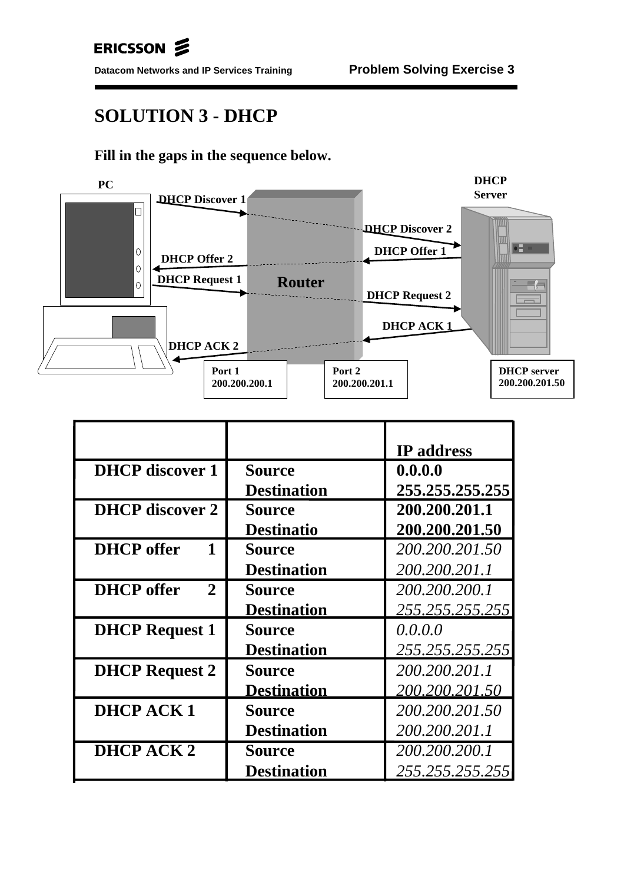# SOLUTION 3 - DHCP

**Fill in the gaps in the sequence below.**

PC

DHCP Server

DHCP Discover 1

DHCP Discover 2

DHCP Offer 1

DHCP Offer 2

DHCP Request 1

Router

DHCP Request 2

DHCP ACK 1

DHCP ACK 2

Port 1
200.200.200.1

Port 2
200.200.201.1

DHCP server
200.200.201.50

| | | IP address |
|---|---|---|
| **DHCP discover 1** | **Source** | **0.0.0.0** |
| | **Destination** | **255.255.255.255** |
| **DHCP discover 2** | **Source** | **200.200.201.1** |
| | **Destinatio** | **200.200.201.50** |
| **DHCP offer 1** | **Source** | *200.200.201.50* |
| | **Destination** | *200.200.201.1* |
| **DHCP offer 2** | **Source** | *200.200.200.1* |
| | **Destination** | *255.255.255.255* |
| **DHCP Request 1** | **Source** | *0.0.0.0* |
| | **Destination** | *255.255.255.255* |
| **DHCP Request 2** | **Source** | *200.200.201.1* |
| | **Destination** | *200.200.201.50* |
| **DHCP ACK 1** | **Source** | *200.200.201.50* |
| | **Destination** | *200.200.201.1* |
| **DHCP ACK 2** | **Source** | *200.200.200.1* |
| | **Destination** | *255.255.255.255* |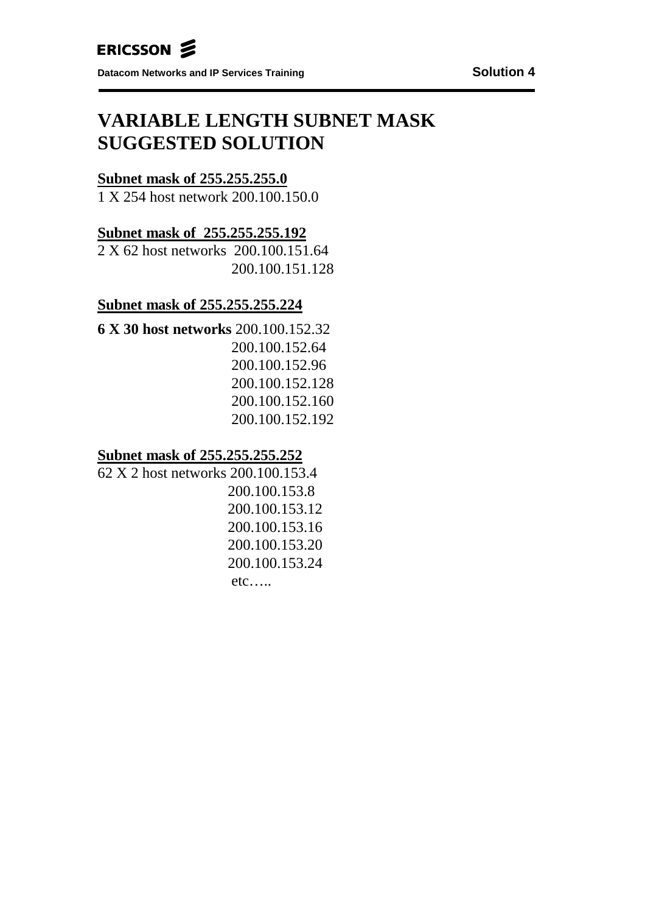// VARIABLE LENGTH SUBNET MASK SUGGESTED SOLUTION

# VARIABLE LENGTH SUBNET MASK SUGGESTED SOLUTION

**Subnet mask of 255.255.255.0**

1 X 254 host network 200.100.150.0

**Subnet mask of 255.255.255.192**

2 X 62 host networks 200.100.151.64
200.100.151.128

**Subnet mask of 255.255.255.224**

**6 X 30 host networks** 200.100.152.32
200.100.152.64
200.100.152.96
200.100.152.128
200.100.152.160
200.100.152.192

**Subnet mask of 255.255.255.252**

62 X 2 host networks 200.100.153.4
200.100.153.8
200.100.153.12
200.100.153.16
200.100.153.20
200.100.153.24
etc…..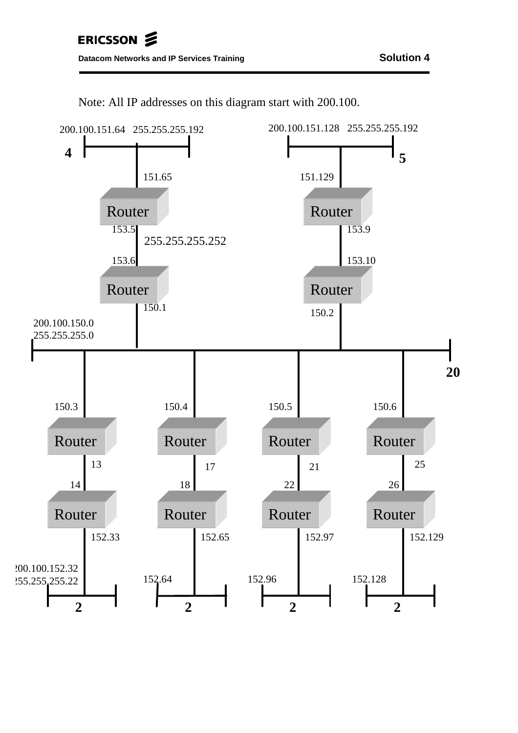Note: All IP addresses on this diagram start with 200.100.

200.100.151.64 255.255.255.192

4

151.65

Router

153.5

255.255.255.252

153.6

Router

150.1

200.100.151.128 255.255.255.192

5

151.129

Router

153.9

153.10

Router

150.2

200.100.150.0
255.255.255.0

20

150.3

Router

13

14

Router

152.33

200.100.152.32
255.255.255.22

2

150.4

Router

17

18

Router

152.65

152.64

2

150.5

Router

21

22

Router

152.97

152.96

2

150.6

Router

25

26

Router

152.129

152.128

2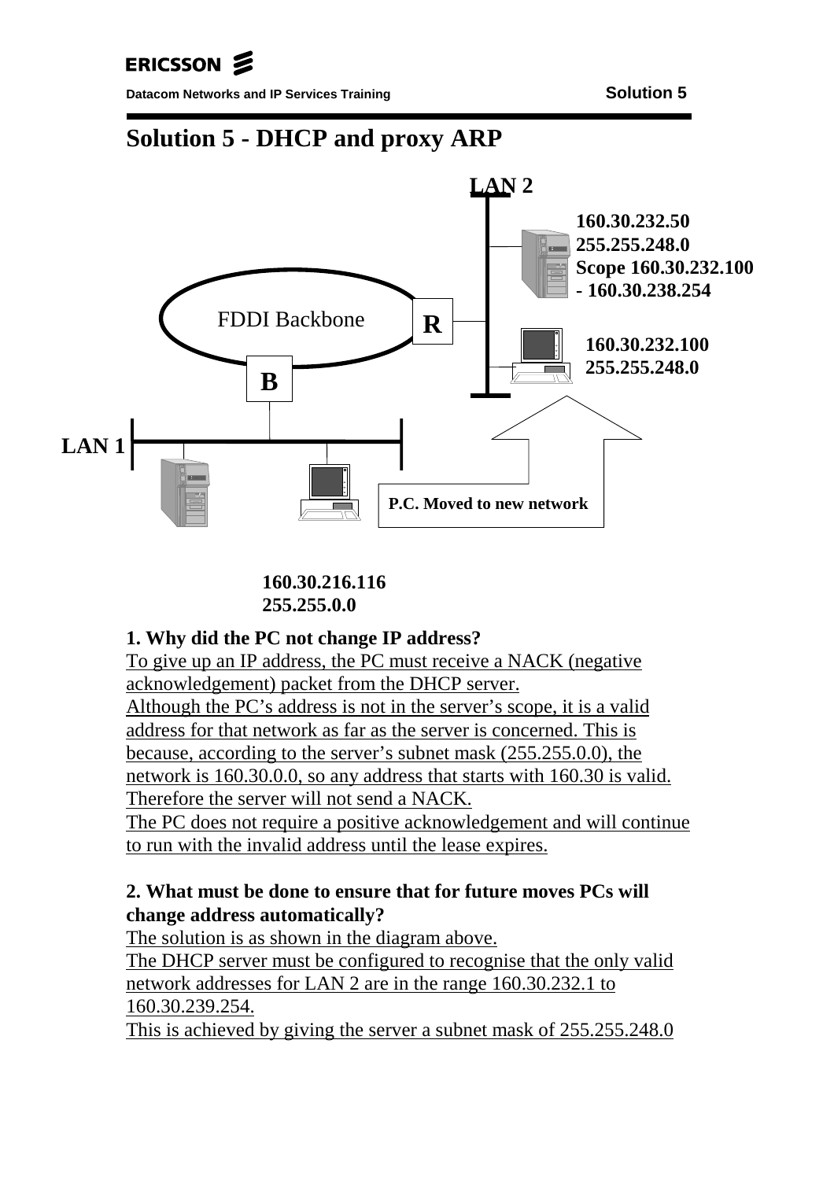# Solution 5 - DHCP and proxy ARP

LAN 2

160.30.232.50
255.255.248.0
Scope 160.30.232.100
- 160.30.238.254

FDDI Backbone

R

160.30.232.100
255.255.248.0

B

LAN 1

P.C. Moved to new network

160.30.216.116
255.255.0.0

**1. Why did the PC not change IP address?**

To give up an IP address, the PC must receive a NACK (negative acknowledgement) packet from the DHCP server.
Although the PC's address is not in the server's scope, it is a valid address for that network as far as the server is concerned. This is because, according to the server's subnet mask (255.255.0.0), the network is 160.30.0.0, so any address that starts with 160.30 is valid. Therefore the server will not send a NACK.
The PC does not require a positive acknowledgement and will continue to run with the invalid address until the lease expires.

**2. What must be done to ensure that for future moves PCs will change address automatically?**

The solution is as shown in the diagram above.
The DHCP server must be configured to recognise that the only valid network addresses for LAN 2 are in the range 160.30.232.1 to 160.30.239.254.
This is achieved by giving the server a subnet mask of 255.255.248.0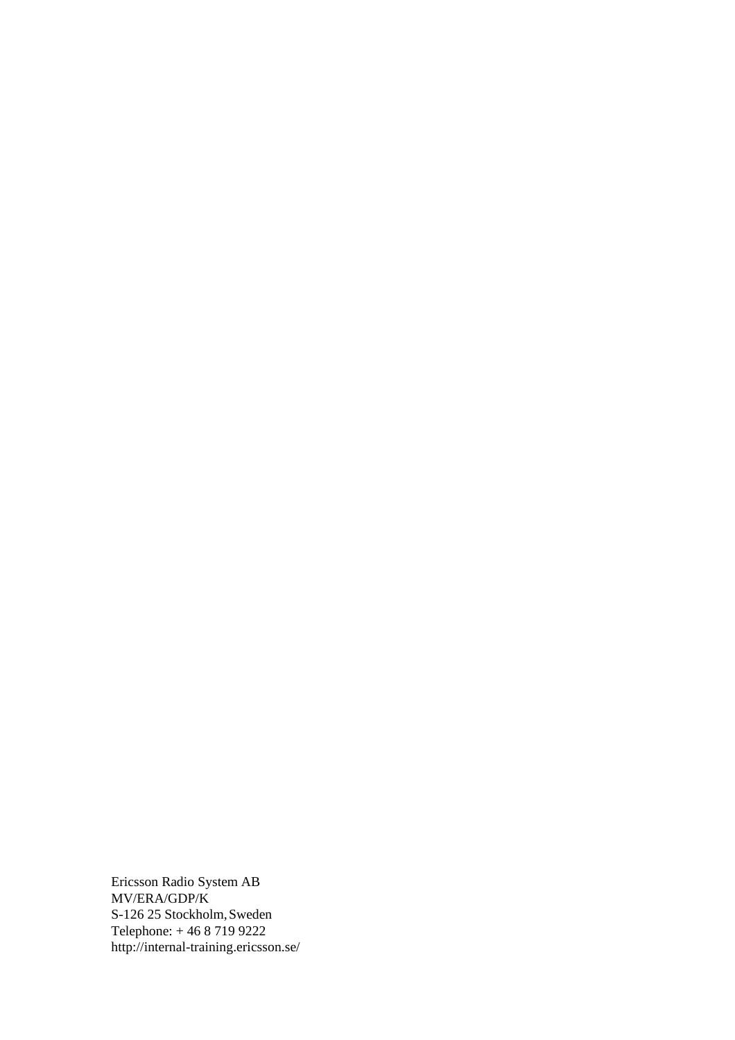Ericsson Radio System AB
MV/ERA/GDP/K
S-126 25 Stockholm, Sweden
Telephone: + 46 8 719 9222
http://internal-training.ericsson.se/